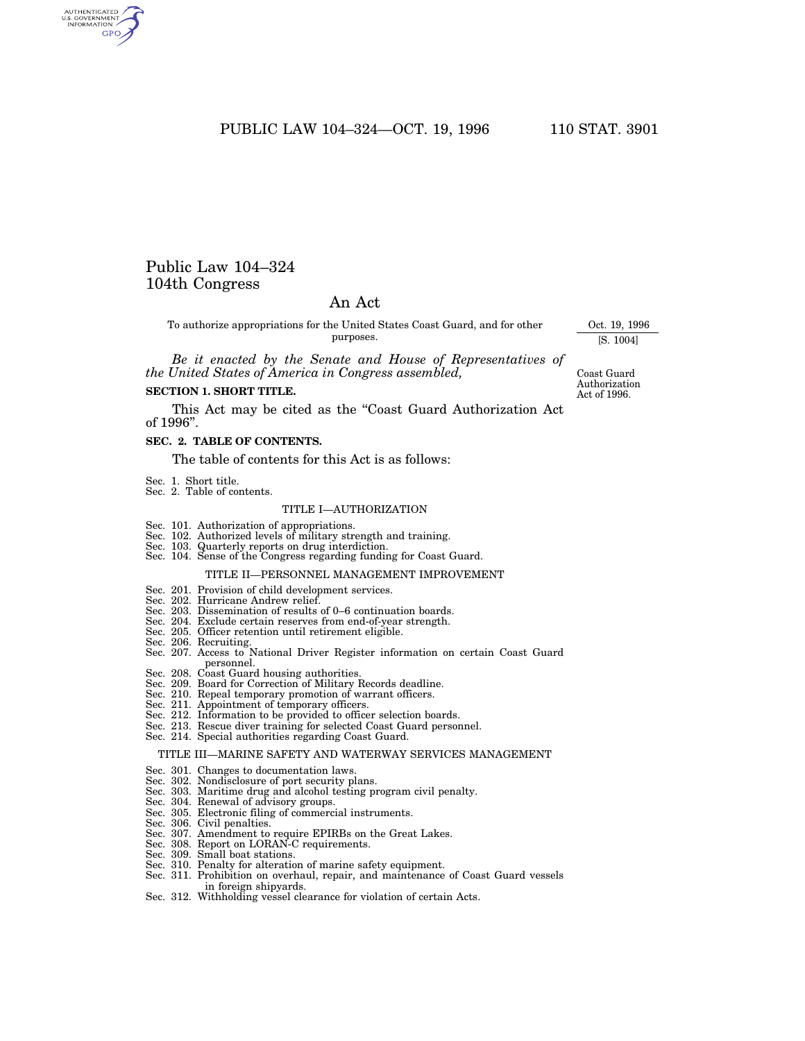# Public Law 104–324
## 104th Congress

## An Act

To authorize appropriations for the United States Coast Guard, and for other purposes.

Oct. 19, 1996

[S. 1004]

*Be it enacted by the Senate and House of Representatives of the United States of America in Congress assembled,*

Coast Guard Authorization Act of 1996.

### SECTION 1. SHORT TITLE.

This Act may be cited as the "Coast Guard Authorization Act of 1996".

### SEC. 2. TABLE OF CONTENTS.

The table of contents for this Act is as follows:

Sec. 1. Short title.
Sec. 2. Table of contents.

TITLE I—AUTHORIZATION

Sec. 101. Authorization of appropriations.
Sec. 102. Authorized levels of military strength and training.
Sec. 103. Quarterly reports on drug interdiction.
Sec. 104. Sense of the Congress regarding funding for Coast Guard.

TITLE II—PERSONNEL MANAGEMENT IMPROVEMENT

Sec. 201. Provision of child development services.
Sec. 202. Hurricane Andrew relief.
Sec. 203. Dissemination of results of 0–6 continuation boards.
Sec. 204. Exclude certain reserves from end-of-year strength.
Sec. 205. Officer retention until retirement eligible.
Sec. 206. Recruiting.
Sec. 207. Access to National Driver Register information on certain Coast Guard personnel.
Sec. 208. Coast Guard housing authorities.
Sec. 209. Board for Correction of Military Records deadline.
Sec. 210. Repeal temporary promotion of warrant officers.
Sec. 211. Appointment of temporary officers.
Sec. 212. Information to be provided to officer selection boards.
Sec. 213. Rescue diver training for selected Coast Guard personnel.
Sec. 214. Special authorities regarding Coast Guard.

TITLE III—MARINE SAFETY AND WATERWAY SERVICES MANAGEMENT

Sec. 301. Changes to documentation laws.
Sec. 302. Nondisclosure of port security plans.
Sec. 303. Maritime drug and alcohol testing program civil penalty.
Sec. 304. Renewal of advisory groups.
Sec. 305. Electronic filing of commercial instruments.
Sec. 306. Civil penalties.
Sec. 307. Amendment to require EPIRBs on the Great Lakes.
Sec. 308. Report on LORAN-C requirements.
Sec. 309. Small boat stations.
Sec. 310. Penalty for alteration of marine safety equipment.
Sec. 311. Prohibition on overhaul, repair, and maintenance of Coast Guard vessels in foreign shipyards.
Sec. 312. Withholding vessel clearance for violation of certain Acts.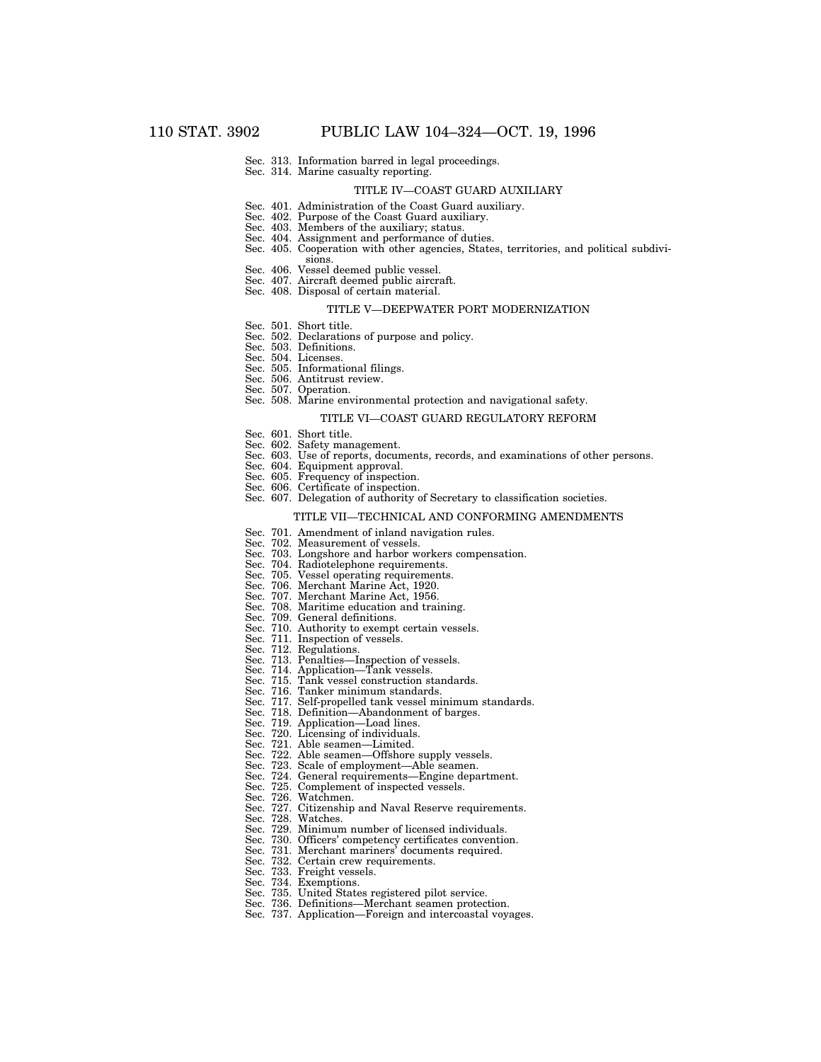Sec. 313. Information barred in legal proceedings.
Sec. 314. Marine casualty reporting.

### TITLE IV—COAST GUARD AUXILIARY

Sec. 401. Administration of the Coast Guard auxiliary.
Sec. 402. Purpose of the Coast Guard auxiliary.
Sec. 403. Members of the auxiliary; status.
Sec. 404. Assignment and performance of duties.
Sec. 405. Cooperation with other agencies, States, territories, and political subdivisions.
Sec. 406. Vessel deemed public vessel.
Sec. 407. Aircraft deemed public aircraft.
Sec. 408. Disposal of certain material.

### TITLE V—DEEPWATER PORT MODERNIZATION

Sec. 501. Short title.
Sec. 502. Declarations of purpose and policy.
Sec. 503. Definitions.
Sec. 504. Licenses.
Sec. 505. Informational filings.
Sec. 506. Antitrust review.
Sec. 507. Operation.
Sec. 508. Marine environmental protection and navigational safety.

### TITLE VI—COAST GUARD REGULATORY REFORM

Sec. 601. Short title.
Sec. 602. Safety management.
Sec. 603. Use of reports, documents, records, and examinations of other persons.
Sec. 604. Equipment approval.
Sec. 605. Frequency of inspection.
Sec. 606. Certificate of inspection.
Sec. 607. Delegation of authority of Secretary to classification societies.

### TITLE VII—TECHNICAL AND CONFORMING AMENDMENTS

Sec. 701. Amendment of inland navigation rules.
Sec. 702. Measurement of vessels.
Sec. 703. Longshore and harbor workers compensation.
Sec. 704. Radiotelephone requirements.
Sec. 705. Vessel operating requirements.
Sec. 706. Merchant Marine Act, 1920.
Sec. 707. Merchant Marine Act, 1956.
Sec. 708. Maritime education and training.
Sec. 709. General definitions.
Sec. 710. Authority to exempt certain vessels.
Sec. 711. Inspection of vessels.
Sec. 712. Regulations.
Sec. 713. Penalties—Inspection of vessels.
Sec. 714. Application—Tank vessels.
Sec. 715. Tank vessel construction standards.
Sec. 716. Tanker minimum standards.
Sec. 717. Self-propelled tank vessel minimum standards.
Sec. 718. Definition—Abandonment of barges.
Sec. 719. Application—Load lines.
Sec. 720. Licensing of individuals.
Sec. 721. Able seamen—Limited.
Sec. 722. Able seamen—Offshore supply vessels.
Sec. 723. Scale of employment—Able seamen.
Sec. 724. General requirements—Engine department.
Sec. 725. Complement of inspected vessels.
Sec. 726. Watchmen.
Sec. 727. Citizenship and Naval Reserve requirements.
Sec. 728. Watches.
Sec. 729. Minimum number of licensed individuals.
Sec. 730. Officers' competency certificates convention.
Sec. 731. Merchant mariners' documents required.
Sec. 732. Certain crew requirements.
Sec. 733. Freight vessels.
Sec. 734. Exemptions.
Sec. 735. United States registered pilot service.
Sec. 736. Definitions—Merchant seamen protection.
Sec. 737. Application—Foreign and intercoastal voyages.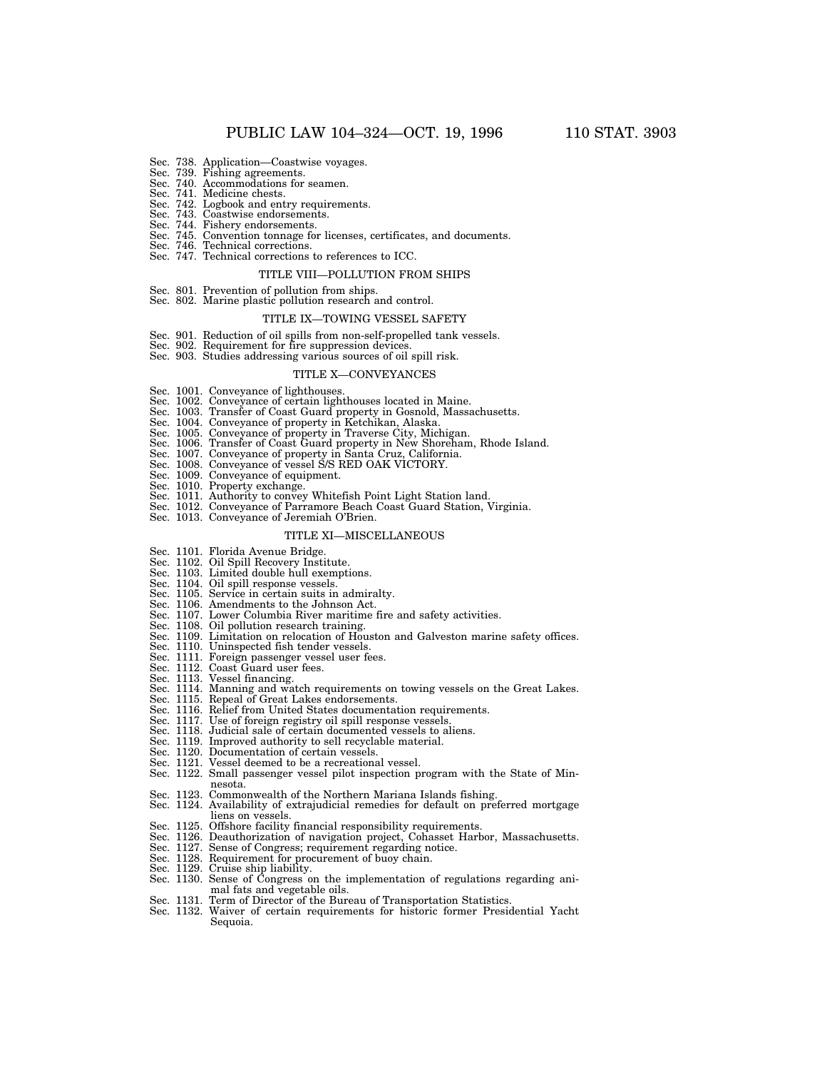Sec. 738. Application—Coastwise voyages.
Sec. 739. Fishing agreements.
Sec. 740. Accommodations for seamen.
Sec. 741. Medicine chests.
Sec. 742. Logbook and entry requirements.
Sec. 743. Coastwise endorsements.
Sec. 744. Fishery endorsements.
Sec. 745. Convention tonnage for licenses, certificates, and documents.
Sec. 746. Technical corrections.
Sec. 747. Technical corrections to references to ICC.

TITLE VIII—POLLUTION FROM SHIPS

Sec. 801. Prevention of pollution from ships.
Sec. 802. Marine plastic pollution research and control.

TITLE IX—TOWING VESSEL SAFETY

Sec. 901. Reduction of oil spills from non-self-propelled tank vessels.
Sec. 902. Requirement for fire suppression devices.
Sec. 903. Studies addressing various sources of oil spill risk.

TITLE X—CONVEYANCES

Sec. 1001. Conveyance of lighthouses.
Sec. 1002. Conveyance of certain lighthouses located in Maine.
Sec. 1003. Transfer of Coast Guard property in Gosnold, Massachusetts.
Sec. 1004. Conveyance of property in Ketchikan, Alaska.
Sec. 1005. Conveyance of property in Traverse City, Michigan.
Sec. 1006. Transfer of Coast Guard property in New Shoreham, Rhode Island.
Sec. 1007. Conveyance of property in Santa Cruz, California.
Sec. 1008. Conveyance of vessel S/S RED OAK VICTORY.
Sec. 1009. Conveyance of equipment.
Sec. 1010. Property exchange.
Sec. 1011. Authority to convey Whitefish Point Light Station land.
Sec. 1012. Conveyance of Parramore Beach Coast Guard Station, Virginia.
Sec. 1013. Conveyance of Jeremiah O'Brien.

TITLE XI—MISCELLANEOUS

Sec. 1101. Florida Avenue Bridge.
Sec. 1102. Oil Spill Recovery Institute.
Sec. 1103. Limited double hull exemptions.
Sec. 1104. Oil spill response vessels.
Sec. 1105. Service in certain suits in admiralty.
Sec. 1106. Amendments to the Johnson Act.
Sec. 1107. Lower Columbia River maritime fire and safety activities.
Sec. 1108. Oil pollution research training.
Sec. 1109. Limitation on relocation of Houston and Galveston marine safety offices.
Sec. 1110. Uninspected fish tender vessels.
Sec. 1111. Foreign passenger vessel user fees.
Sec. 1112. Coast Guard user fees.
Sec. 1113. Vessel financing.
Sec. 1114. Manning and watch requirements on towing vessels on the Great Lakes.
Sec. 1115. Repeal of Great Lakes endorsements.
Sec. 1116. Relief from United States documentation requirements.
Sec. 1117. Use of foreign registry oil spill response vessels.
Sec. 1118. Judicial sale of certain documented vessels to aliens.
Sec. 1119. Improved authority to sell recyclable material.
Sec. 1120. Documentation of certain vessels.
Sec. 1121. Vessel deemed to be a recreational vessel.
Sec. 1122. Small passenger vessel pilot inspection program with the State of Minnesota.
Sec. 1123. Commonwealth of the Northern Mariana Islands fishing.
Sec. 1124. Availability of extrajudicial remedies for default on preferred mortgage liens on vessels.
Sec. 1125. Offshore facility financial responsibility requirements.
Sec. 1126. Deauthorization of navigation project, Cohasset Harbor, Massachusetts.
Sec. 1127. Sense of Congress; requirement regarding notice.
Sec. 1128. Requirement for procurement of buoy chain.
Sec. 1129. Cruise ship liability.
Sec. 1130. Sense of Congress on the implementation of regulations regarding animal fats and vegetable oils.
Sec. 1131. Term of Director of the Bureau of Transportation Statistics.
Sec. 1132. Waiver of certain requirements for historic former Presidential Yacht Sequoia.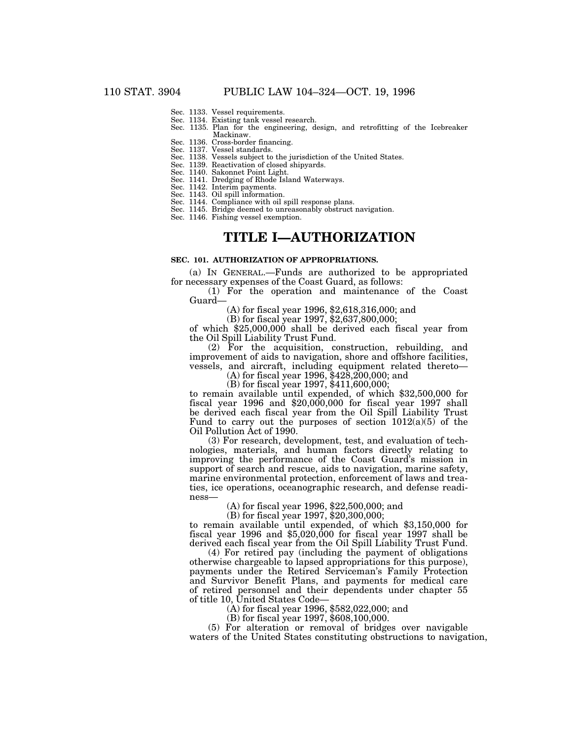Sec. 1133. Vessel requirements.
Sec. 1134. Existing tank vessel research.
Sec. 1135. Plan for the engineering, design, and retrofitting of the Icebreaker Mackinaw.
Sec. 1136. Cross-border financing.
Sec. 1137. Vessel standards.
Sec. 1138. Vessels subject to the jurisdiction of the United States.
Sec. 1139. Reactivation of closed shipyards.
Sec. 1140. Sakonnet Point Light.
Sec. 1141. Dredging of Rhode Island Waterways.
Sec. 1142. Interim payments.
Sec. 1143. Oil spill information.
Sec. 1144. Compliance with oil spill response plans.
Sec. 1145. Bridge deemed to unreasonably obstruct navigation.
Sec. 1146. Fishing vessel exemption.

# TITLE I—AUTHORIZATION

**SEC. 101. AUTHORIZATION OF APPROPRIATIONS.**

(a) IN GENERAL.—Funds are authorized to be appropriated for necessary expenses of the Coast Guard, as follows:

(1) For the operation and maintenance of the Coast Guard—

(A) for fiscal year 1996, $2,618,316,000; and

(B) for fiscal year 1997, $2,637,800,000;

of which $25,000,000 shall be derived each fiscal year from the Oil Spill Liability Trust Fund.

(2) For the acquisition, construction, rebuilding, and improvement of aids to navigation, shore and offshore facilities, vessels, and aircraft, including equipment related thereto—

(A) for fiscal year 1996, $428,200,000; and

(B) for fiscal year 1997, $411,600,000;

to remain available until expended, of which $32,500,000 for fiscal year 1996 and $20,000,000 for fiscal year 1997 shall be derived each fiscal year from the Oil Spill Liability Trust Fund to carry out the purposes of section 1012(a)(5) of the Oil Pollution Act of 1990.

(3) For research, development, test, and evaluation of technologies, materials, and human factors directly relating to improving the performance of the Coast Guard's mission in support of search and rescue, aids to navigation, marine safety, marine environmental protection, enforcement of laws and treaties, ice operations, oceanographic research, and defense readiness—

(A) for fiscal year 1996, $22,500,000; and

(B) for fiscal year 1997, $20,300,000;

to remain available until expended, of which $3,150,000 for fiscal year 1996 and $5,020,000 for fiscal year 1997 shall be derived each fiscal year from the Oil Spill Liability Trust Fund.

(4) For retired pay (including the payment of obligations otherwise chargeable to lapsed appropriations for this purpose), payments under the Retired Serviceman's Family Protection and Survivor Benefit Plans, and payments for medical care of retired personnel and their dependents under chapter 55 of title 10, United States Code—

(A) for fiscal year 1996, $582,022,000; and

(B) for fiscal year 1997, $608,100,000.

(5) For alteration or removal of bridges over navigable waters of the United States constituting obstructions to navigation,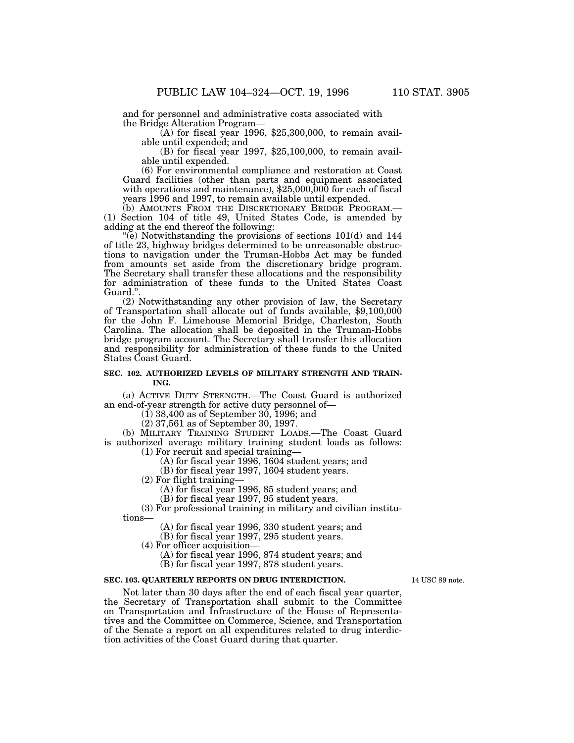and for personnel and administrative costs associated with the Bridge Alteration Program—

(A) for fiscal year 1996, $25,300,000, to remain available until expended; and

(B) for fiscal year 1997, $25,100,000, to remain available until expended.

(6) For environmental compliance and restoration at Coast Guard facilities (other than parts and equipment associated with operations and maintenance), $25,000,000 for each of fiscal years 1996 and 1997, to remain available until expended.

(b) AMOUNTS FROM THE DISCRETIONARY BRIDGE PROGRAM.—(1) Section 104 of title 49, United States Code, is amended by adding at the end thereof the following:

"(e) Notwithstanding the provisions of sections 101(d) and 144 of title 23, highway bridges determined to be unreasonable obstructions to navigation under the Truman-Hobbs Act may be funded from amounts set aside from the discretionary bridge program. The Secretary shall transfer these allocations and the responsibility for administration of these funds to the United States Coast Guard.".

(2) Notwithstanding any other provision of law, the Secretary of Transportation shall allocate out of funds available, $9,100,000 for the John F. Limehouse Memorial Bridge, Charleston, South Carolina. The allocation shall be deposited in the Truman-Hobbs bridge program account. The Secretary shall transfer this allocation and responsibility for administration of these funds to the United States Coast Guard.

**SEC. 102. AUTHORIZED LEVELS OF MILITARY STRENGTH AND TRAINING.**

(a) ACTIVE DUTY STRENGTH.—The Coast Guard is authorized an end-of-year strength for active duty personnel of—

(1) 38,400 as of September 30, 1996; and

(2) 37,561 as of September 30, 1997.

(b) MILITARY TRAINING STUDENT LOADS.—The Coast Guard is authorized average military training student loads as follows:

(1) For recruit and special training—

(A) for fiscal year 1996, 1604 student years; and

(B) for fiscal year 1997, 1604 student years.

(2) For flight training—

(A) for fiscal year 1996, 85 student years; and

(B) for fiscal year 1997, 95 student years.

(3) For professional training in military and civilian institutions—

(A) for fiscal year 1996, 330 student years; and

(B) for fiscal year 1997, 295 student years.

(4) For officer acquisition—

(A) for fiscal year 1996, 874 student years; and

(B) for fiscal year 1997, 878 student years.

**SEC. 103. QUARTERLY REPORTS ON DRUG INTERDICTION.**

14 USC 89 note.

Not later than 30 days after the end of each fiscal year quarter, the Secretary of Transportation shall submit to the Committee on Transportation and Infrastructure of the House of Representatives and the Committee on Commerce, Science, and Transportation of the Senate a report on all expenditures related to drug interdiction activities of the Coast Guard during that quarter.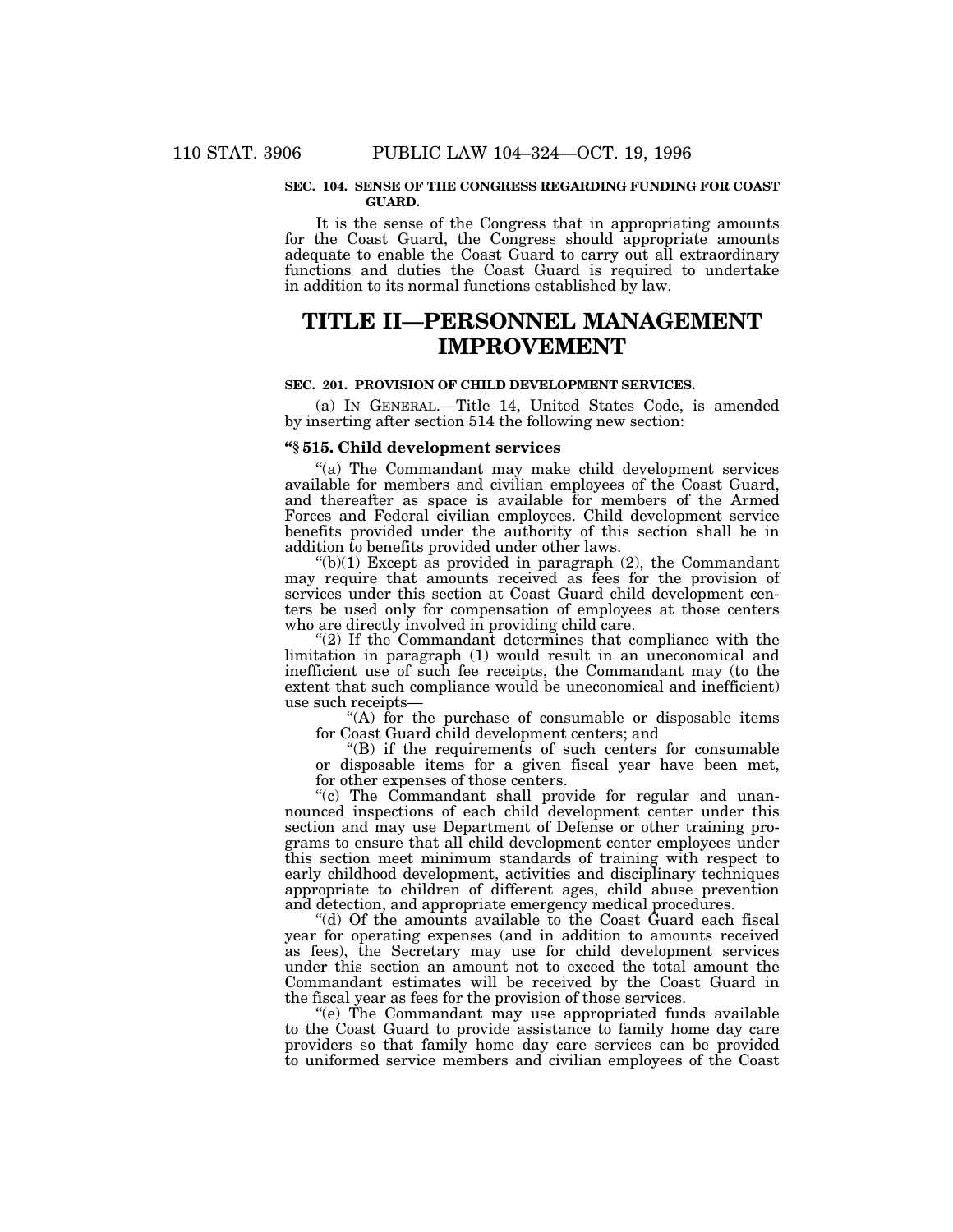**SEC. 104. SENSE OF THE CONGRESS REGARDING FUNDING FOR COAST GUARD.**

It is the sense of the Congress that in appropriating amounts for the Coast Guard, the Congress should appropriate amounts adequate to enable the Coast Guard to carry out all extraordinary functions and duties the Coast Guard is required to undertake in addition to its normal functions established by law.

# TITLE II—PERSONNEL MANAGEMENT IMPROVEMENT

**SEC. 201. PROVISION OF CHILD DEVELOPMENT SERVICES.**

(a) IN GENERAL.—Title 14, United States Code, is amended by inserting after section 514 the following new section:

**"§ 515. Child development services**

"(a) The Commandant may make child development services available for members and civilian employees of the Coast Guard, and thereafter as space is available for members of the Armed Forces and Federal civilian employees. Child development service benefits provided under the authority of this section shall be in addition to benefits provided under other laws.

"(b)(1) Except as provided in paragraph (2), the Commandant may require that amounts received as fees for the provision of services under this section at Coast Guard child development centers be used only for compensation of employees at those centers who are directly involved in providing child care.

"(2) If the Commandant determines that compliance with the limitation in paragraph (1) would result in an uneconomical and inefficient use of such fee receipts, the Commandant may (to the extent that such compliance would be uneconomical and inefficient) use such receipts—

"(A) for the purchase of consumable or disposable items for Coast Guard child development centers; and

"(B) if the requirements of such centers for consumable or disposable items for a given fiscal year have been met, for other expenses of those centers.

"(c) The Commandant shall provide for regular and unannounced inspections of each child development center under this section and may use Department of Defense or other training programs to ensure that all child development center employees under this section meet minimum standards of training with respect to early childhood development, activities and disciplinary techniques appropriate to children of different ages, child abuse prevention and detection, and appropriate emergency medical procedures.

"(d) Of the amounts available to the Coast Guard each fiscal year for operating expenses (and in addition to amounts received as fees), the Secretary may use for child development services under this section an amount not to exceed the total amount the Commandant estimates will be received by the Coast Guard in the fiscal year as fees for the provision of those services.

"(e) The Commandant may use appropriated funds available to the Coast Guard to provide assistance to family home day care providers so that family home day care services can be provided to uniformed service members and civilian employees of the Coast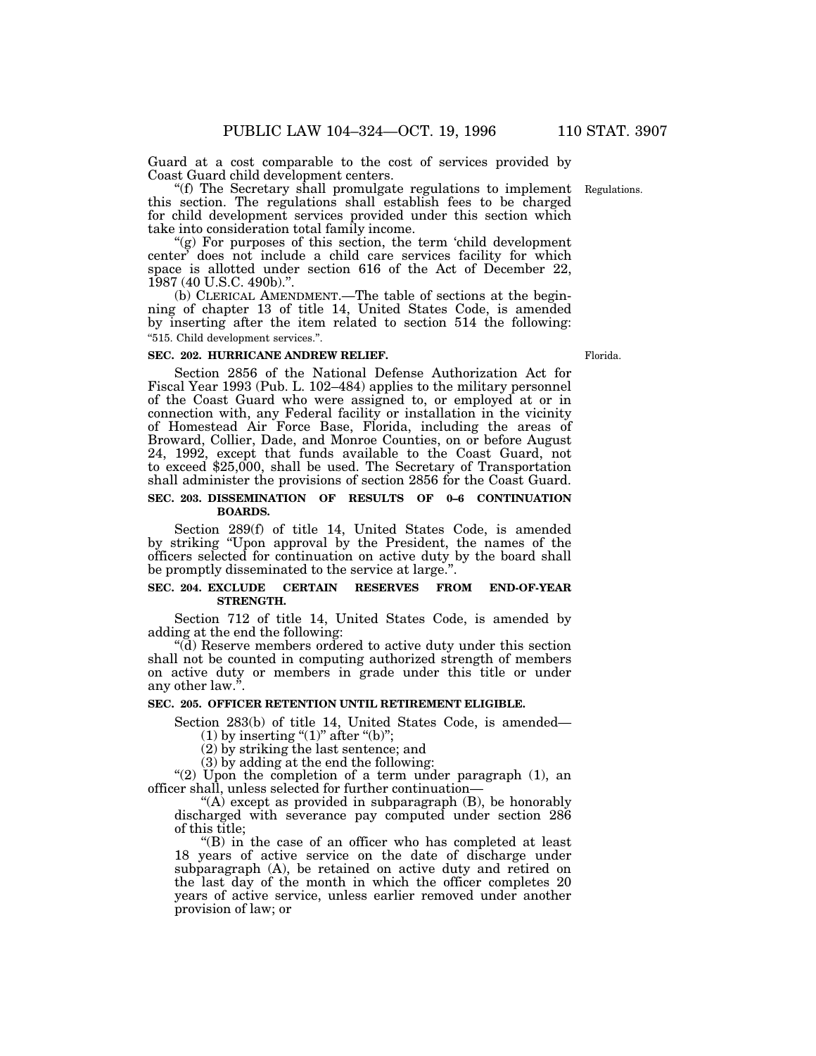Guard at a cost comparable to the cost of services provided by Coast Guard child development centers.

"(f) The Secretary shall promulgate regulations to implement this section. The regulations shall establish fees to be charged for child development services provided under this section which take into consideration total family income.

Regulations.

"(g) For purposes of this section, the term 'child development center' does not include a child care services facility for which space is allotted under section 616 of the Act of December 22, 1987 (40 U.S.C. 490b).".

(b) CLERICAL AMENDMENT.—The table of sections at the beginning of chapter 13 of title 14, United States Code, is amended by inserting after the item related to section 514 the following:

"515. Child development services.".

**SEC. 202. HURRICANE ANDREW RELIEF.**

Florida.

Section 2856 of the National Defense Authorization Act for Fiscal Year 1993 (Pub. L. 102–484) applies to the military personnel of the Coast Guard who were assigned to, or employed at or in connection with, any Federal facility or installation in the vicinity of Homestead Air Force Base, Florida, including the areas of Broward, Collier, Dade, and Monroe Counties, on or before August 24, 1992, except that funds available to the Coast Guard, not to exceed $25,000, shall be used. The Secretary of Transportation shall administer the provisions of section 2856 for the Coast Guard.

**SEC. 203. DISSEMINATION OF RESULTS OF 0–6 CONTINUATION BOARDS.**

Section 289(f) of title 14, United States Code, is amended by striking "Upon approval by the President, the names of the officers selected for continuation on active duty by the board shall be promptly disseminated to the service at large.".

**SEC. 204. EXCLUDE CERTAIN RESERVES FROM END-OF-YEAR STRENGTH.**

Section 712 of title 14, United States Code, is amended by adding at the end the following:

"(d) Reserve members ordered to active duty under this section shall not be counted in computing authorized strength of members on active duty or members in grade under this title or under any other law.".

**SEC. 205. OFFICER RETENTION UNTIL RETIREMENT ELIGIBLE.**

Section 283(b) of title 14, United States Code, is amended—

(1) by inserting "(1)" after "(b)";

(2) by striking the last sentence; and

(3) by adding at the end the following:

"(2) Upon the completion of a term under paragraph (1), an officer shall, unless selected for further continuation—

"(A) except as provided in subparagraph (B), be honorably discharged with severance pay computed under section 286 of this title;

"(B) in the case of an officer who has completed at least 18 years of active service on the date of discharge under subparagraph (A), be retained on active duty and retired on the last day of the month in which the officer completes 20 years of active service, unless earlier removed under another provision of law; or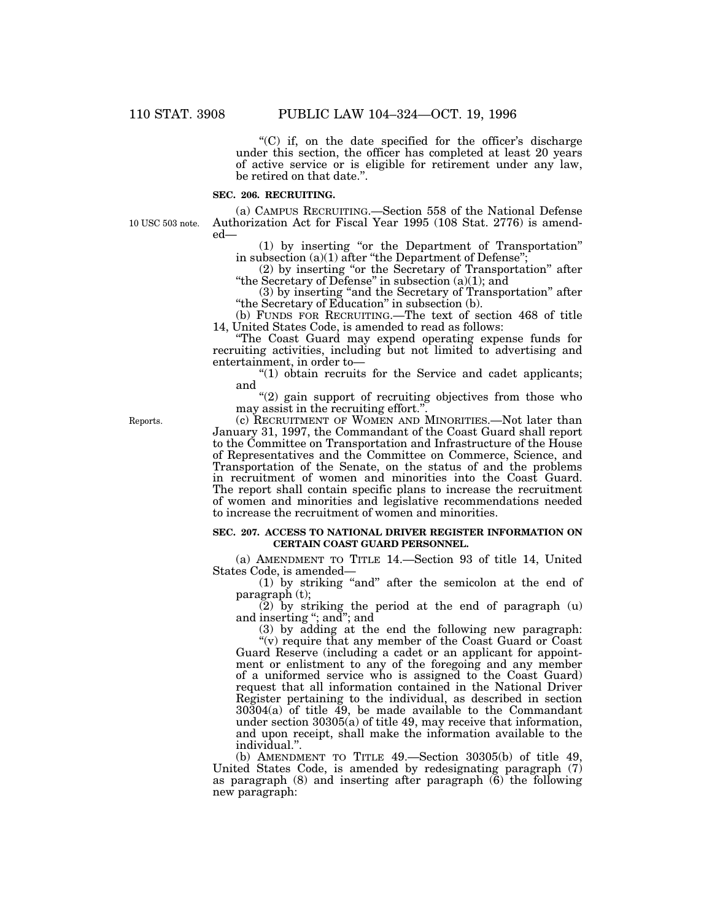"(C) if, on the date specified for the officer's discharge under this section, the officer has completed at least 20 years of active service or is eligible for retirement under any law, be retired on that date.".

**SEC. 206. RECRUITING.**

10 USC 503 note.

(a) CAMPUS RECRUITING.—Section 558 of the National Defense Authorization Act for Fiscal Year 1995 (108 Stat. 2776) is amended—

(1) by inserting "or the Department of Transportation" in subsection (a)(1) after "the Department of Defense";

(2) by inserting "or the Secretary of Transportation" after "the Secretary of Defense" in subsection (a)(1); and

(3) by inserting "and the Secretary of Transportation" after "the Secretary of Education" in subsection (b).

(b) FUNDS FOR RECRUITING.—The text of section 468 of title 14, United States Code, is amended to read as follows:

"The Coast Guard may expend operating expense funds for recruiting activities, including but not limited to advertising and entertainment, in order to—

"(1) obtain recruits for the Service and cadet applicants; and

"(2) gain support of recruiting objectives from those who may assist in the recruiting effort.".

Reports.

(c) RECRUITMENT OF WOMEN AND MINORITIES.—Not later than January 31, 1997, the Commandant of the Coast Guard shall report to the Committee on Transportation and Infrastructure of the House of Representatives and the Committee on Commerce, Science, and Transportation of the Senate, on the status of and the problems in recruitment of women and minorities into the Coast Guard. The report shall contain specific plans to increase the recruitment of women and minorities and legislative recommendations needed to increase the recruitment of women and minorities.

**SEC. 207. ACCESS TO NATIONAL DRIVER REGISTER INFORMATION ON CERTAIN COAST GUARD PERSONNEL.**

(a) AMENDMENT TO TITLE 14.—Section 93 of title 14, United States Code, is amended—

(1) by striking "and" after the semicolon at the end of paragraph (t);

(2) by striking the period at the end of paragraph (u) and inserting "; and"; and

(3) by adding at the end the following new paragraph:

"(v) require that any member of the Coast Guard or Coast Guard Reserve (including a cadet or an applicant for appointment or enlistment to any of the foregoing and any member of a uniformed service who is assigned to the Coast Guard) request that all information contained in the National Driver Register pertaining to the individual, as described in section 30304(a) of title 49, be made available to the Commandant under section 30305(a) of title 49, may receive that information, and upon receipt, shall make the information available to the individual.".

(b) AMENDMENT TO TITLE 49.—Section 30305(b) of title 49, United States Code, is amended by redesignating paragraph (7) as paragraph (8) and inserting after paragraph (6) the following new paragraph: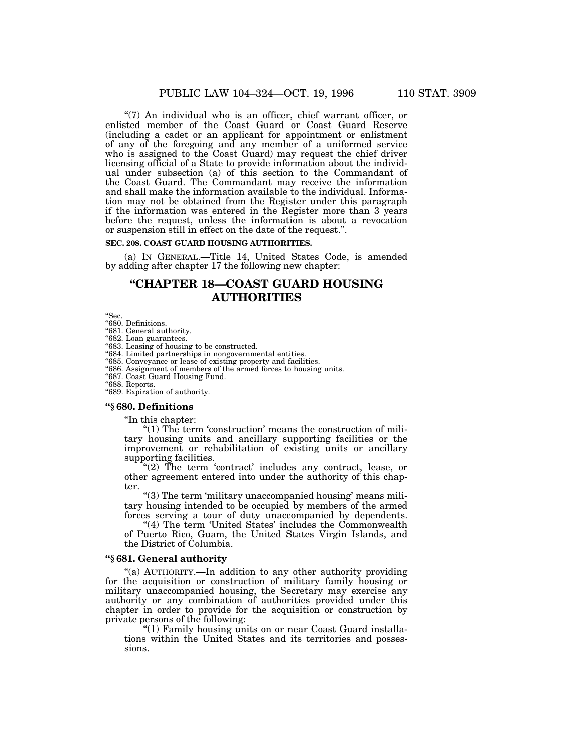"(7) An individual who is an officer, chief warrant officer, or enlisted member of the Coast Guard or Coast Guard Reserve (including a cadet or an applicant for appointment or enlistment of any of the foregoing and any member of a uniformed service who is assigned to the Coast Guard) may request the chief driver licensing official of a State to provide information about the individual under subsection (a) of this section to the Commandant of the Coast Guard. The Commandant may receive the information and shall make the information available to the individual. Information may not be obtained from the Register under this paragraph if the information was entered in the Register more than 3 years before the request, unless the information is about a revocation or suspension still in effect on the date of the request.".

**SEC. 208. COAST GUARD HOUSING AUTHORITIES.**

(a) IN GENERAL.—Title 14, United States Code, is amended by adding after chapter 17 the following new chapter:

# "CHAPTER 18—COAST GUARD HOUSING AUTHORITIES

"Sec.
"680. Definitions.
"681. General authority.
"682. Loan guarantees.
"683. Leasing of housing to be constructed.
"684. Limited partnerships in nongovernmental entities.
"685. Conveyance or lease of existing property and facilities.
"686. Assignment of members of the armed forces to housing units.
"687. Coast Guard Housing Fund.
"688. Reports.
"689. Expiration of authority.

### "§ 680. Definitions

"In this chapter:

"(1) The term 'construction' means the construction of military housing units and ancillary supporting facilities or the improvement or rehabilitation of existing units or ancillary supporting facilities.

"(2) The term 'contract' includes any contract, lease, or other agreement entered into under the authority of this chapter.

"(3) The term 'military unaccompanied housing' means military housing intended to be occupied by members of the armed forces serving a tour of duty unaccompanied by dependents.

"(4) The term 'United States' includes the Commonwealth of Puerto Rico, Guam, the United States Virgin Islands, and the District of Columbia.

### "§ 681. General authority

"(a) AUTHORITY.—In addition to any other authority providing for the acquisition or construction of military family housing or military unaccompanied housing, the Secretary may exercise any authority or any combination of authorities provided under this chapter in order to provide for the acquisition or construction by private persons of the following:

"(1) Family housing units on or near Coast Guard installations within the United States and its territories and possessions.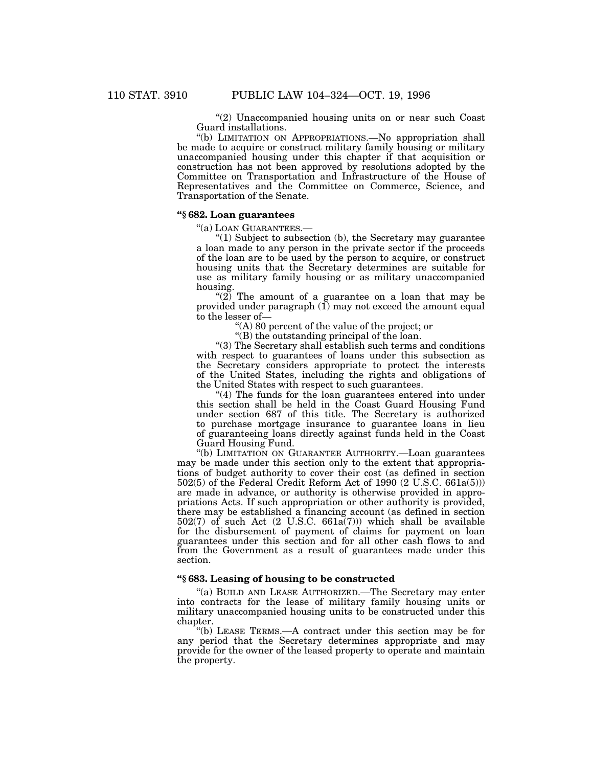"(2) Unaccompanied housing units on or near such Coast Guard installations.

"(b) LIMITATION ON APPROPRIATIONS.—No appropriation shall be made to acquire or construct military family housing or military unaccompanied housing under this chapter if that acquisition or construction has not been approved by resolutions adopted by the Committee on Transportation and Infrastructure of the House of Representatives and the Committee on Commerce, Science, and Transportation of the Senate.

### "§ 682. Loan guarantees

"(a) LOAN GUARANTEES.—

"(1) Subject to subsection (b), the Secretary may guarantee a loan made to any person in the private sector if the proceeds of the loan are to be used by the person to acquire, or construct housing units that the Secretary determines are suitable for use as military family housing or as military unaccompanied housing.

"(2) The amount of a guarantee on a loan that may be provided under paragraph (1) may not exceed the amount equal to the lesser of—

"(A) 80 percent of the value of the project; or

"(B) the outstanding principal of the loan.

"(3) The Secretary shall establish such terms and conditions with respect to guarantees of loans under this subsection as the Secretary considers appropriate to protect the interests of the United States, including the rights and obligations of the United States with respect to such guarantees.

"(4) The funds for the loan guarantees entered into under this section shall be held in the Coast Guard Housing Fund under section 687 of this title. The Secretary is authorized to purchase mortgage insurance to guarantee loans in lieu of guaranteeing loans directly against funds held in the Coast Guard Housing Fund.

"(b) LIMITATION ON GUARANTEE AUTHORITY.—Loan guarantees may be made under this section only to the extent that appropriations of budget authority to cover their cost (as defined in section 502(5) of the Federal Credit Reform Act of 1990 (2 U.S.C. 661a(5))) are made in advance, or authority is otherwise provided in appropriations Acts. If such appropriation or other authority is provided, there may be established a financing account (as defined in section 502(7) of such Act (2 U.S.C. 661a(7))) which shall be available for the disbursement of payment of claims for payment on loan guarantees under this section and for all other cash flows to and from the Government as a result of guarantees made under this section.

### "§ 683. Leasing of housing to be constructed

"(a) BUILD AND LEASE AUTHORIZED.—The Secretary may enter into contracts for the lease of military family housing units or military unaccompanied housing units to be constructed under this chapter.

"(b) LEASE TERMS.—A contract under this section may be for any period that the Secretary determines appropriate and may provide for the owner of the leased property to operate and maintain the property.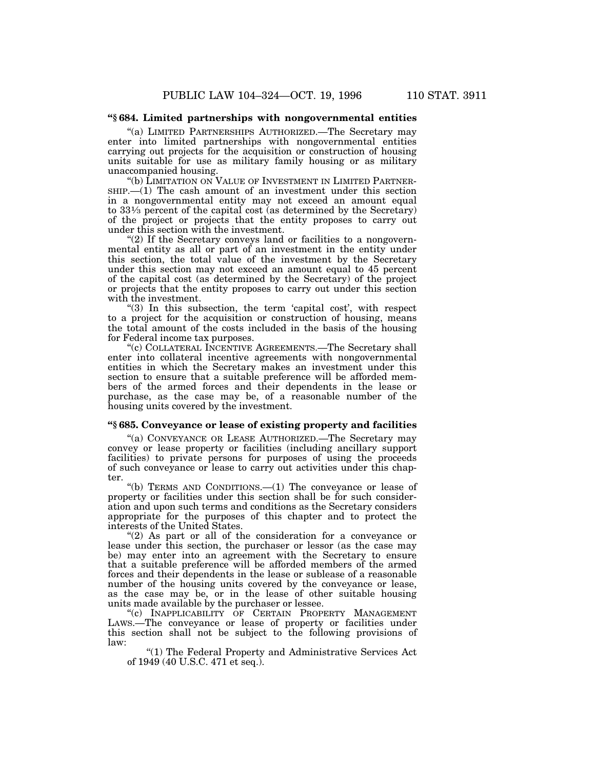**"§ 684. Limited partnerships with nongovernmental entities**

"(a) LIMITED PARTNERSHIPS AUTHORIZED.—The Secretary may enter into limited partnerships with nongovernmental entities carrying out projects for the acquisition or construction of housing units suitable for use as military family housing or as military unaccompanied housing.

"(b) LIMITATION ON VALUE OF INVESTMENT IN LIMITED PARTNERSHIP.—(1) The cash amount of an investment under this section in a nongovernmental entity may not exceed an amount equal to 33⅓ percent of the capital cost (as determined by the Secretary) of the project or projects that the entity proposes to carry out under this section with the investment.

"(2) If the Secretary conveys land or facilities to a nongovernmental entity as all or part of an investment in the entity under this section, the total value of the investment by the Secretary under this section may not exceed an amount equal to 45 percent of the capital cost (as determined by the Secretary) of the project or projects that the entity proposes to carry out under this section with the investment.

"(3) In this subsection, the term 'capital cost', with respect to a project for the acquisition or construction of housing, means the total amount of the costs included in the basis of the housing for Federal income tax purposes.

"(c) COLLATERAL INCENTIVE AGREEMENTS.—The Secretary shall enter into collateral incentive agreements with nongovernmental entities in which the Secretary makes an investment under this section to ensure that a suitable preference will be afforded members of the armed forces and their dependents in the lease or purchase, as the case may be, of a reasonable number of the housing units covered by the investment.

**"§ 685. Conveyance or lease of existing property and facilities**

"(a) CONVEYANCE OR LEASE AUTHORIZED.—The Secretary may convey or lease property or facilities (including ancillary support facilities) to private persons for purposes of using the proceeds of such conveyance or lease to carry out activities under this chapter.

"(b) TERMS AND CONDITIONS.—(1) The conveyance or lease of property or facilities under this section shall be for such consideration and upon such terms and conditions as the Secretary considers appropriate for the purposes of this chapter and to protect the interests of the United States.

"(2) As part or all of the consideration for a conveyance or lease under this section, the purchaser or lessor (as the case may be) may enter into an agreement with the Secretary to ensure that a suitable preference will be afforded members of the armed forces and their dependents in the lease or sublease of a reasonable number of the housing units covered by the conveyance or lease, as the case may be, or in the lease of other suitable housing units made available by the purchaser or lessee.

"(c) INAPPLICABILITY OF CERTAIN PROPERTY MANAGEMENT LAWS.—The conveyance or lease of property or facilities under this section shall not be subject to the following provisions of law:

"(1) The Federal Property and Administrative Services Act of 1949 (40 U.S.C. 471 et seq.).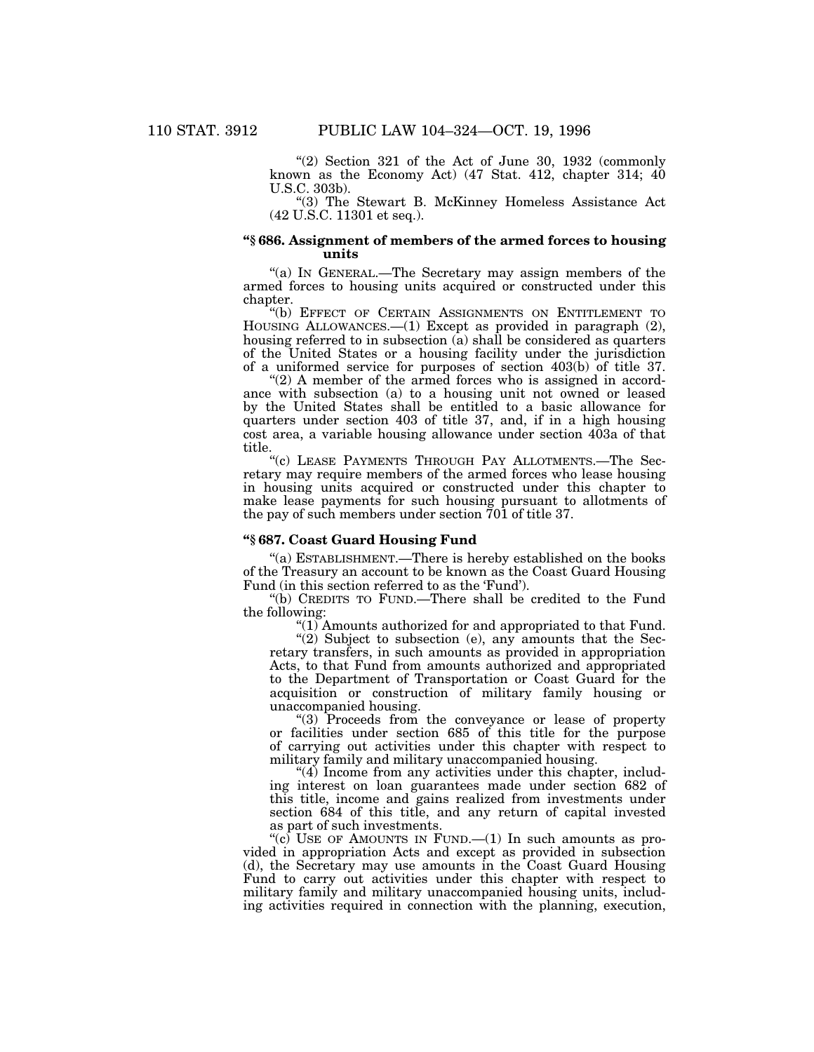"(2) Section 321 of the Act of June 30, 1932 (commonly known as the Economy Act) (47 Stat. 412, chapter 314; 40 U.S.C. 303b).

"(3) The Stewart B. McKinney Homeless Assistance Act (42 U.S.C. 11301 et seq.).

**"§ 686. Assignment of members of the armed forces to housing units**

"(a) IN GENERAL.—The Secretary may assign members of the armed forces to housing units acquired or constructed under this chapter.

"(b) EFFECT OF CERTAIN ASSIGNMENTS ON ENTITLEMENT TO HOUSING ALLOWANCES.—(1) Except as provided in paragraph (2), housing referred to in subsection (a) shall be considered as quarters of the United States or a housing facility under the jurisdiction of a uniformed service for purposes of section 403(b) of title 37.

"(2) A member of the armed forces who is assigned in accordance with subsection (a) to a housing unit not owned or leased by the United States shall be entitled to a basic allowance for quarters under section 403 of title 37, and, if in a high housing cost area, a variable housing allowance under section 403a of that title.

"(c) LEASE PAYMENTS THROUGH PAY ALLOTMENTS.—The Secretary may require members of the armed forces who lease housing in housing units acquired or constructed under this chapter to make lease payments for such housing pursuant to allotments of the pay of such members under section 701 of title 37.

**"§ 687. Coast Guard Housing Fund**

"(a) ESTABLISHMENT.—There is hereby established on the books of the Treasury an account to be known as the Coast Guard Housing Fund (in this section referred to as the 'Fund').

"(b) CREDITS TO FUND.—There shall be credited to the Fund the following:

"(1) Amounts authorized for and appropriated to that Fund.

"(2) Subject to subsection (e), any amounts that the Secretary transfers, in such amounts as provided in appropriation Acts, to that Fund from amounts authorized and appropriated to the Department of Transportation or Coast Guard for the acquisition or construction of military family housing or unaccompanied housing.

"(3) Proceeds from the conveyance or lease of property or facilities under section 685 of this title for the purpose of carrying out activities under this chapter with respect to military family and military unaccompanied housing.

"(4) Income from any activities under this chapter, including interest on loan guarantees made under section 682 of this title, income and gains realized from investments under section 684 of this title, and any return of capital invested as part of such investments.

"(c) USE OF AMOUNTS IN FUND.—(1) In such amounts as provided in appropriation Acts and except as provided in subsection (d), the Secretary may use amounts in the Coast Guard Housing Fund to carry out activities under this chapter with respect to military family and military unaccompanied housing units, including activities required in connection with the planning, execution,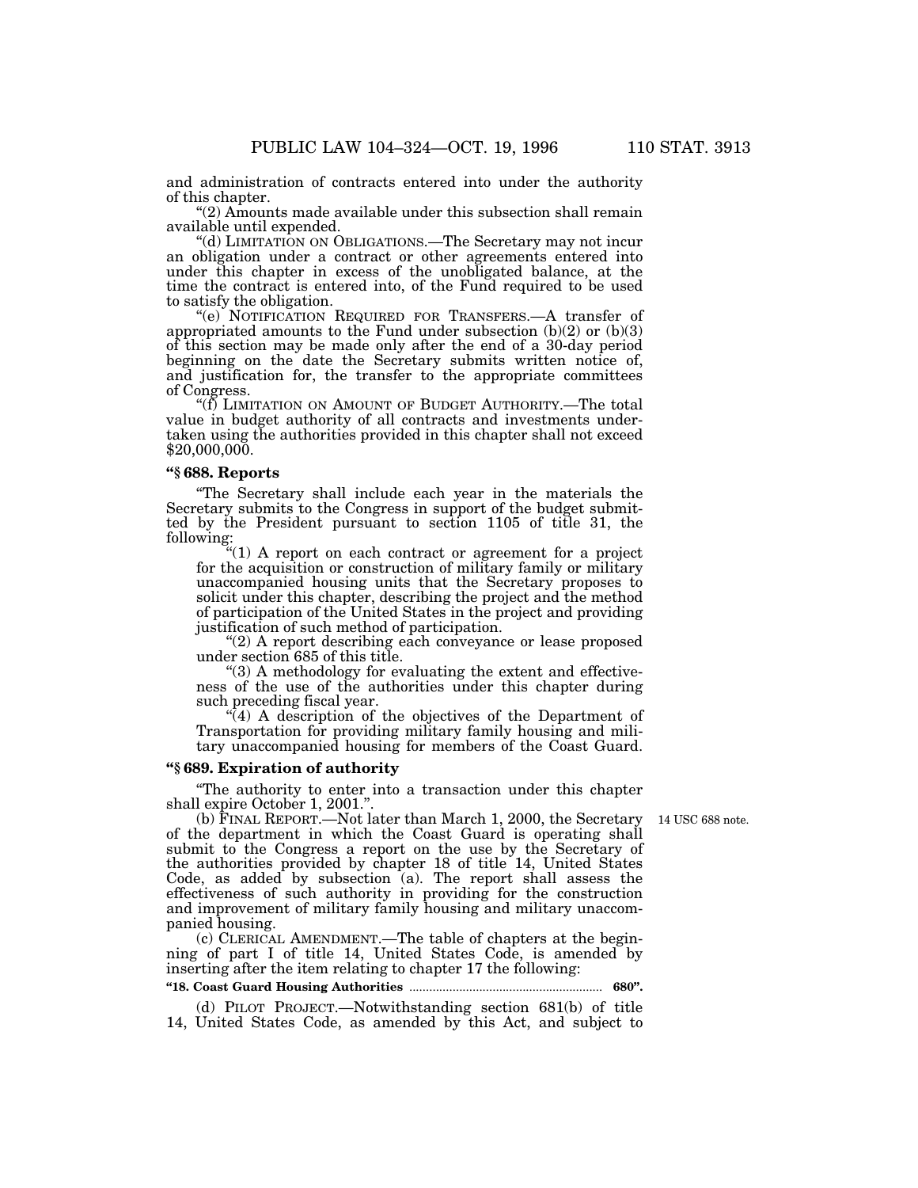and administration of contracts entered into under the authority of this chapter.

"(2) Amounts made available under this subsection shall remain available until expended.

"(d) LIMITATION ON OBLIGATIONS.—The Secretary may not incur an obligation under a contract or other agreements entered into under this chapter in excess of the unobligated balance, at the time the contract is entered into, of the Fund required to be used to satisfy the obligation.

"(e) NOTIFICATION REQUIRED FOR TRANSFERS.—A transfer of appropriated amounts to the Fund under subsection (b)(2) or (b)(3) of this section may be made only after the end of a 30-day period beginning on the date the Secretary submits written notice of, and justification for, the transfer to the appropriate committees of Congress.

"(f) LIMITATION ON AMOUNT OF BUDGET AUTHORITY.—The total value in budget authority of all contracts and investments undertaken using the authorities provided in this chapter shall not exceed $20,000,000.

**"§ 688. Reports**

"The Secretary shall include each year in the materials the Secretary submits to the Congress in support of the budget submitted by the President pursuant to section 1105 of title 31, the following:

"(1) A report on each contract or agreement for a project for the acquisition or construction of military family or military unaccompanied housing units that the Secretary proposes to solicit under this chapter, describing the project and the method of participation of the United States in the project and providing justification of such method of participation.

"(2) A report describing each conveyance or lease proposed under section 685 of this title.

"(3) A methodology for evaluating the extent and effectiveness of the use of the authorities under this chapter during such preceding fiscal year.

"(4) A description of the objectives of the Department of Transportation for providing military family housing and military unaccompanied housing for members of the Coast Guard.

**"§ 689. Expiration of authority**

"The authority to enter into a transaction under this chapter shall expire October 1, 2001.".

(b) FINAL REPORT.—Not later than March 1, 2000, the Secretary of the department in which the Coast Guard is operating shall submit to the Congress a report on the use by the Secretary of the authorities provided by chapter 18 of title 14, United States Code, as added by subsection (a). The report shall assess the effectiveness of such authority in providing for the construction and improvement of military family housing and military unaccompanied housing.

14 USC 688 note.

(c) CLERICAL AMENDMENT.—The table of chapters at the beginning of part I of title 14, United States Code, is amended by inserting after the item relating to chapter 17 the following:

**"18. Coast Guard Housing Authorities ........................................................ 680".**

(d) PILOT PROJECT.—Notwithstanding section 681(b) of title 14, United States Code, as amended by this Act, and subject to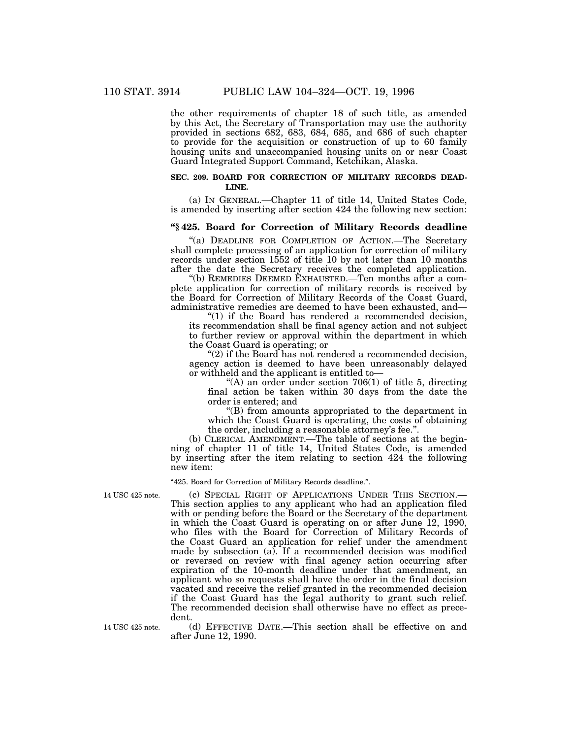the other requirements of chapter 18 of such title, as amended by this Act, the Secretary of Transportation may use the authority provided in sections 682, 683, 684, 685, and 686 of such chapter to provide for the acquisition or construction of up to 60 family housing units and unaccompanied housing units on or near Coast Guard Integrated Support Command, Ketchikan, Alaska.

**SEC. 209. BOARD FOR CORRECTION OF MILITARY RECORDS DEADLINE.**

(a) IN GENERAL.—Chapter 11 of title 14, United States Code, is amended by inserting after section 424 the following new section:

**"§ 425. Board for Correction of Military Records deadline**

"(a) DEADLINE FOR COMPLETION OF ACTION.—The Secretary shall complete processing of an application for correction of military records under section 1552 of title 10 by not later than 10 months after the date the Secretary receives the completed application.

"(b) REMEDIES DEEMED EXHAUSTED.—Ten months after a complete application for correction of military records is received by the Board for Correction of Military Records of the Coast Guard, administrative remedies are deemed to have been exhausted, and—

"(1) if the Board has rendered a recommended decision, its recommendation shall be final agency action and not subject to further review or approval within the department in which the Coast Guard is operating; or

"(2) if the Board has not rendered a recommended decision, agency action is deemed to have been unreasonably delayed or withheld and the applicant is entitled to—

"(A) an order under section 706(1) of title 5, directing final action be taken within 30 days from the date the order is entered; and

"(B) from amounts appropriated to the department in which the Coast Guard is operating, the costs of obtaining the order, including a reasonable attorney's fee.".

(b) CLERICAL AMENDMENT.—The table of sections at the beginning of chapter 11 of title 14, United States Code, is amended by inserting after the item relating to section 424 the following new item:

"425. Board for Correction of Military Records deadline.".

14 USC 425 note.

(c) SPECIAL RIGHT OF APPLICATIONS UNDER THIS SECTION.—This section applies to any applicant who had an application filed with or pending before the Board or the Secretary of the department in which the Coast Guard is operating on or after June 12, 1990, who files with the Board for Correction of Military Records of the Coast Guard an application for relief under the amendment made by subsection (a). If a recommended decision was modified or reversed on review with final agency action occurring after expiration of the 10-month deadline under that amendment, an applicant who so requests shall have the order in the final decision vacated and receive the relief granted in the recommended decision if the Coast Guard has the legal authority to grant such relief. The recommended decision shall otherwise have no effect as precedent.

14 USC 425 note.

(d) EFFECTIVE DATE.—This section shall be effective on and after June 12, 1990.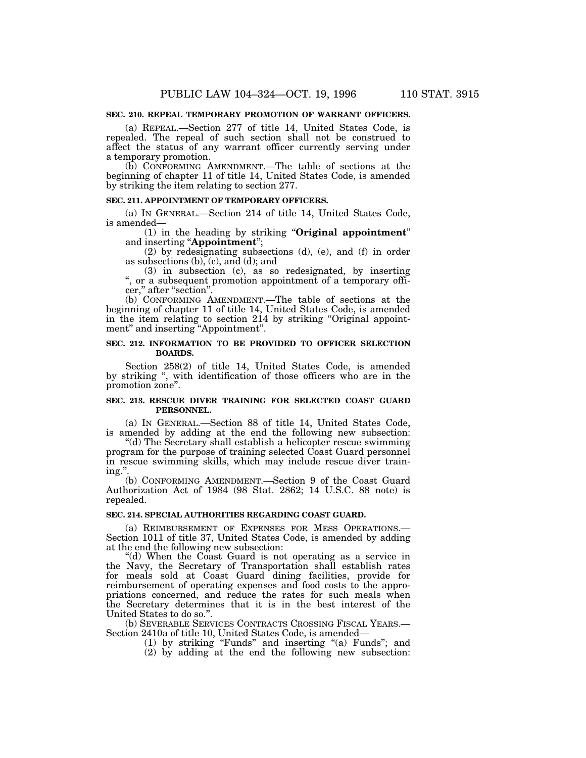**SEC. 210. REPEAL TEMPORARY PROMOTION OF WARRANT OFFICERS.**

(a) REPEAL.—Section 277 of title 14, United States Code, is repealed. The repeal of such section shall not be construed to affect the status of any warrant officer currently serving under a temporary promotion.

(b) CONFORMING AMENDMENT.—The table of sections at the beginning of chapter 11 of title 14, United States Code, is amended by striking the item relating to section 277.

**SEC. 211. APPOINTMENT OF TEMPORARY OFFICERS.**

(a) IN GENERAL.—Section 214 of title 14, United States Code, is amended—

(1) in the heading by striking "**Original appointment**" and inserting "**Appointment**";

(2) by redesignating subsections (d), (e), and (f) in order as subsections (b), (c), and (d); and

(3) in subsection (c), as so redesignated, by inserting ", or a subsequent promotion appointment of a temporary officer," after "section".

(b) CONFORMING AMENDMENT.—The table of sections at the beginning of chapter 11 of title 14, United States Code, is amended in the item relating to section 214 by striking "Original appointment" and inserting "Appointment".

**SEC. 212. INFORMATION TO BE PROVIDED TO OFFICER SELECTION BOARDS.**

Section 258(2) of title 14, United States Code, is amended by striking ", with identification of those officers who are in the promotion zone".

**SEC. 213. RESCUE DIVER TRAINING FOR SELECTED COAST GUARD PERSONNEL.**

(a) IN GENERAL.—Section 88 of title 14, United States Code, is amended by adding at the end the following new subsection:

"(d) The Secretary shall establish a helicopter rescue swimming program for the purpose of training selected Coast Guard personnel in rescue swimming skills, which may include rescue diver training.".

(b) CONFORMING AMENDMENT.—Section 9 of the Coast Guard Authorization Act of 1984 (98 Stat. 2862; 14 U.S.C. 88 note) is repealed.

**SEC. 214. SPECIAL AUTHORITIES REGARDING COAST GUARD.**

(a) REIMBURSEMENT OF EXPENSES FOR MESS OPERATIONS.—Section 1011 of title 37, United States Code, is amended by adding at the end the following new subsection:

"(d) When the Coast Guard is not operating as a service in the Navy, the Secretary of Transportation shall establish rates for meals sold at Coast Guard dining facilities, provide for reimbursement of operating expenses and food costs to the appropriations concerned, and reduce the rates for such meals when the Secretary determines that it is in the best interest of the United States to do so.".

(b) SEVERABLE SERVICES CONTRACTS CROSSING FISCAL YEARS.—Section 2410a of title 10, United States Code, is amended—

(1) by striking "Funds" and inserting "(a) Funds"; and

(2) by adding at the end the following new subsection: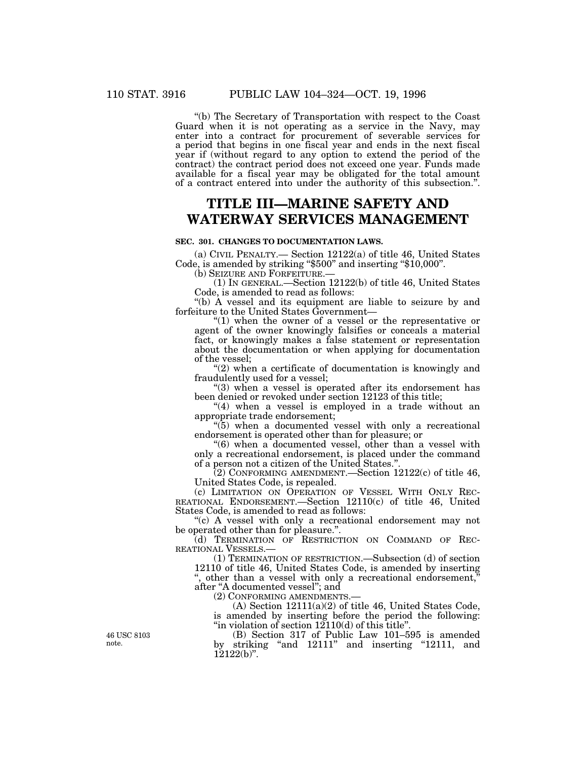"(b) The Secretary of Transportation with respect to the Coast Guard when it is not operating as a service in the Navy, may enter into a contract for procurement of severable services for a period that begins in one fiscal year and ends in the next fiscal year if (without regard to any option to extend the period of the contract) the contract period does not exceed one year. Funds made available for a fiscal year may be obligated for the total amount of a contract entered into under the authority of this subsection.".

# TITLE III—MARINE SAFETY AND WATERWAY SERVICES MANAGEMENT

### SEC. 301. CHANGES TO DOCUMENTATION LAWS.

(a) CIVIL PENALTY.— Section 12122(a) of title 46, United States Code, is amended by striking "$500" and inserting "$10,000".

(b) SEIZURE AND FORFEITURE.—

(1) IN GENERAL.—Section 12122(b) of title 46, United States Code, is amended to read as follows:

"(b) A vessel and its equipment are liable to seizure by and forfeiture to the United States Government—

"(1) when the owner of a vessel or the representative or agent of the owner knowingly falsifies or conceals a material fact, or knowingly makes a false statement or representation about the documentation or when applying for documentation of the vessel;

"(2) when a certificate of documentation is knowingly and fraudulently used for a vessel;

"(3) when a vessel is operated after its endorsement has been denied or revoked under section 12123 of this title;

"(4) when a vessel is employed in a trade without an appropriate trade endorsement;

"(5) when a documented vessel with only a recreational endorsement is operated other than for pleasure; or

"(6) when a documented vessel, other than a vessel with only a recreational endorsement, is placed under the command of a person not a citizen of the United States.".

(2) CONFORMING AMENDMENT.—Section 12122(c) of title 46, United States Code, is repealed.

(c) LIMITATION ON OPERATION OF VESSEL WITH ONLY RECREATIONAL ENDORSEMENT.—Section 12110(c) of title 46, United States Code, is amended to read as follows:

"(c) A vessel with only a recreational endorsement may not be operated other than for pleasure.".

(d) TERMINATION OF RESTRICTION ON COMMAND OF RECREATIONAL VESSELS.—

(1) TERMINATION OF RESTRICTION.—Subsection (d) of section 12110 of title 46, United States Code, is amended by inserting ", other than a vessel with only a recreational endorsement," after "A documented vessel"; and

(2) CONFORMING AMENDMENTS.—

(A) Section 12111(a)(2) of title 46, United States Code, is amended by inserting before the period the following: "in violation of section 12110(d) of this title".

46 USC 8103 note.

(B) Section 317 of Public Law 101–595 is amended by striking "and 12111" and inserting "12111, and 12122(b)".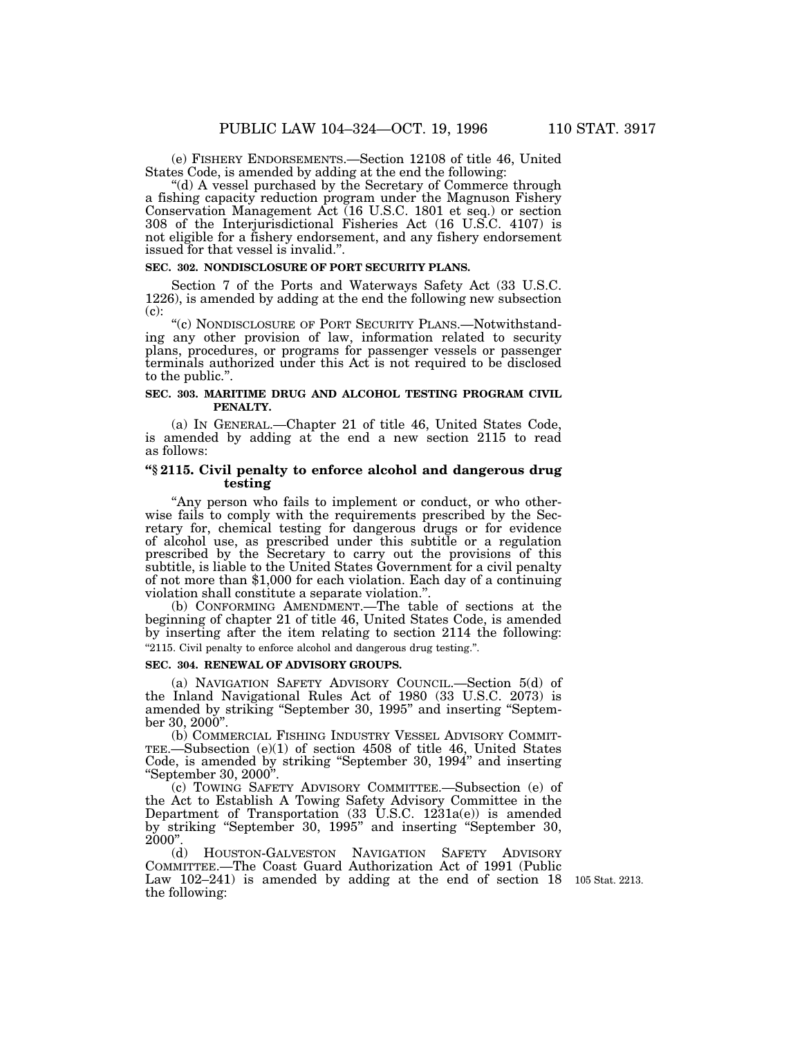(e) FISHERY ENDORSEMENTS.—Section 12108 of title 46, United States Code, is amended by adding at the end the following:

"(d) A vessel purchased by the Secretary of Commerce through a fishing capacity reduction program under the Magnuson Fishery Conservation Management Act (16 U.S.C. 1801 et seq.) or section 308 of the Interjurisdictional Fisheries Act (16 U.S.C. 4107) is not eligible for a fishery endorsement, and any fishery endorsement issued for that vessel is invalid.".

**SEC. 302. NONDISCLOSURE OF PORT SECURITY PLANS.**

Section 7 of the Ports and Waterways Safety Act (33 U.S.C. 1226), is amended by adding at the end the following new subsection (c):

"(c) NONDISCLOSURE OF PORT SECURITY PLANS.—Notwithstanding any other provision of law, information related to security plans, procedures, or programs for passenger vessels or passenger terminals authorized under this Act is not required to be disclosed to the public.".

**SEC. 303. MARITIME DRUG AND ALCOHOL TESTING PROGRAM CIVIL PENALTY.**

(a) IN GENERAL.—Chapter 21 of title 46, United States Code, is amended by adding at the end a new section 2115 to read as follows:

**"§ 2115. Civil penalty to enforce alcohol and dangerous drug testing**

"Any person who fails to implement or conduct, or who otherwise fails to comply with the requirements prescribed by the Secretary for, chemical testing for dangerous drugs or for evidence of alcohol use, as prescribed under this subtitle or a regulation prescribed by the Secretary to carry out the provisions of this subtitle, is liable to the United States Government for a civil penalty of not more than $1,000 for each violation. Each day of a continuing violation shall constitute a separate violation.".

(b) CONFORMING AMENDMENT.—The table of sections at the beginning of chapter 21 of title 46, United States Code, is amended by inserting after the item relating to section 2114 the following:

"2115. Civil penalty to enforce alcohol and dangerous drug testing.".

**SEC. 304. RENEWAL OF ADVISORY GROUPS.**

(a) NAVIGATION SAFETY ADVISORY COUNCIL.—Section 5(d) of the Inland Navigational Rules Act of 1980 (33 U.S.C. 2073) is amended by striking "September 30, 1995" and inserting "September 30, 2000".

(b) COMMERCIAL FISHING INDUSTRY VESSEL ADVISORY COMMITTEE.—Subsection (e)(1) of section 4508 of title 46, United States Code, is amended by striking "September 30, 1994" and inserting "September 30, 2000".

(c) TOWING SAFETY ADVISORY COMMITTEE.—Subsection (e) of the Act to Establish A Towing Safety Advisory Committee in the Department of Transportation (33 U.S.C. 1231a(e)) is amended by striking "September 30, 1995" and inserting "September 30, 2000".

(d) HOUSTON-GALVESTON NAVIGATION SAFETY ADVISORY COMMITTEE.—The Coast Guard Authorization Act of 1991 (Public Law 102–241) is amended by adding at the end of section 18 the following:

105 Stat. 2213.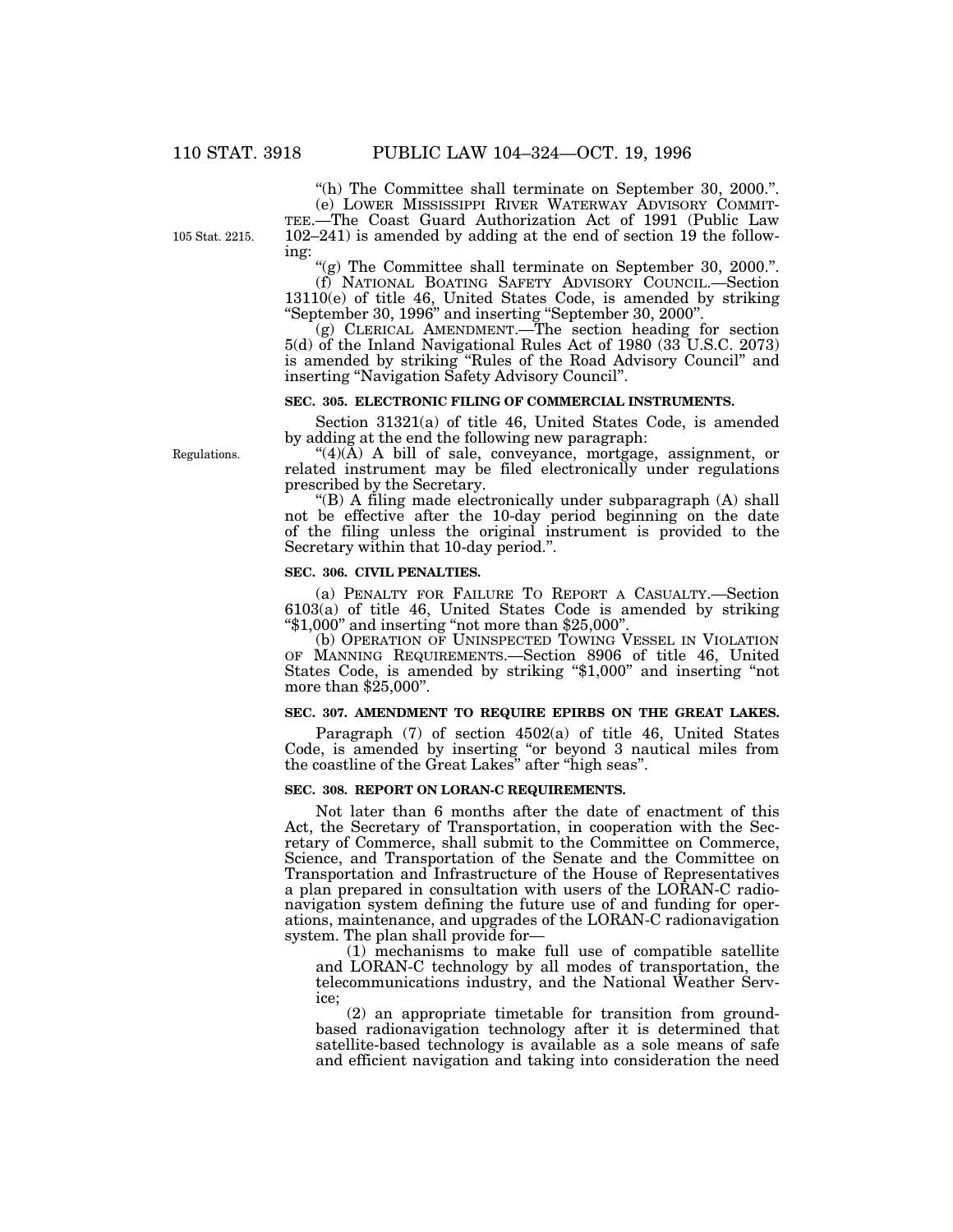"(h) The Committee shall terminate on September 30, 2000.".

(e) LOWER MISSISSIPPI RIVER WATERWAY ADVISORY COMMITTEE.—The Coast Guard Authorization Act of 1991 (Public Law 102–241) is amended by adding at the end of section 19 the following:

105 Stat. 2215.

"(g) The Committee shall terminate on September 30, 2000.".

(f) NATIONAL BOATING SAFETY ADVISORY COUNCIL.—Section 13110(e) of title 46, United States Code, is amended by striking "September 30, 1996" and inserting "September 30, 2000".

(g) CLERICAL AMENDMENT.—The section heading for section 5(d) of the Inland Navigational Rules Act of 1980 (33 U.S.C. 2073) is amended by striking "Rules of the Road Advisory Council" and inserting "Navigation Safety Advisory Council".

**SEC. 305. ELECTRONIC FILING OF COMMERCIAL INSTRUMENTS.**

Section 31321(a) of title 46, United States Code, is amended by adding at the end the following new paragraph:

Regulations.

"(4)(A) A bill of sale, conveyance, mortgage, assignment, or related instrument may be filed electronically under regulations prescribed by the Secretary.

"(B) A filing made electronically under subparagraph (A) shall not be effective after the 10-day period beginning on the date of the filing unless the original instrument is provided to the Secretary within that 10-day period.".

**SEC. 306. CIVIL PENALTIES.**

(a) PENALTY FOR FAILURE TO REPORT A CASUALTY.—Section 6103(a) of title 46, United States Code is amended by striking "$1,000" and inserting "not more than $25,000".

(b) OPERATION OF UNINSPECTED TOWING VESSEL IN VIOLATION OF MANNING REQUIREMENTS.—Section 8906 of title 46, United States Code, is amended by striking "$1,000" and inserting "not more than $25,000".

**SEC. 307. AMENDMENT TO REQUIRE EPIRBS ON THE GREAT LAKES.**

Paragraph (7) of section 4502(a) of title 46, United States Code, is amended by inserting "or beyond 3 nautical miles from the coastline of the Great Lakes" after "high seas".

**SEC. 308. REPORT ON LORAN-C REQUIREMENTS.**

Not later than 6 months after the date of enactment of this Act, the Secretary of Transportation, in cooperation with the Secretary of Commerce, shall submit to the Committee on Commerce, Science, and Transportation of the Senate and the Committee on Transportation and Infrastructure of the House of Representatives a plan prepared in consultation with users of the LORAN-C radionavigation system defining the future use of and funding for operations, maintenance, and upgrades of the LORAN-C radionavigation system. The plan shall provide for—

(1) mechanisms to make full use of compatible satellite and LORAN-C technology by all modes of transportation, the telecommunications industry, and the National Weather Service;

(2) an appropriate timetable for transition from ground-based radionavigation technology after it is determined that satellite-based technology is available as a sole means of safe and efficient navigation and taking into consideration the need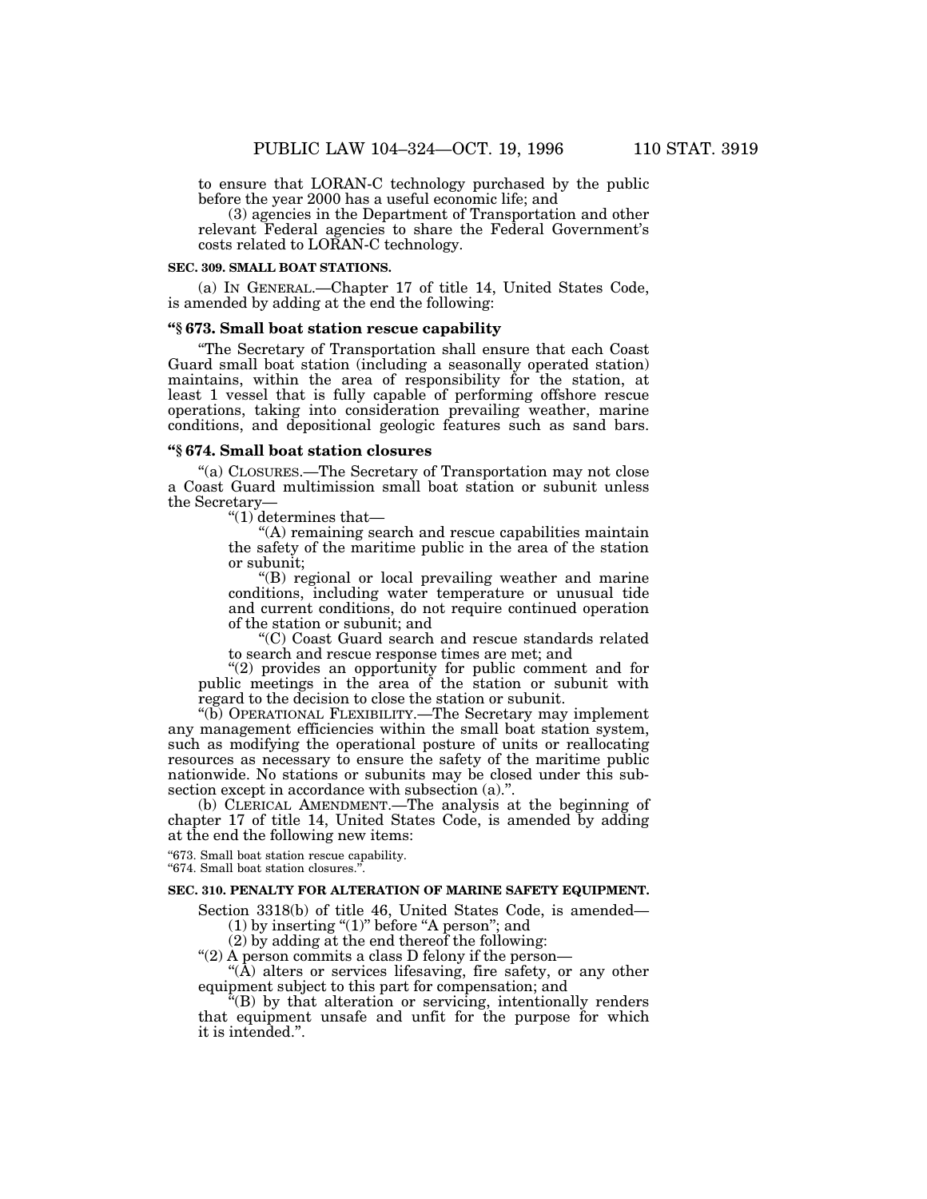to ensure that LORAN-C technology purchased by the public before the year 2000 has a useful economic life; and

(3) agencies in the Department of Transportation and other relevant Federal agencies to share the Federal Government's costs related to LORAN-C technology.

**SEC. 309. SMALL BOAT STATIONS.**

(a) IN GENERAL.—Chapter 17 of title 14, United States Code, is amended by adding at the end the following:

**"§ 673. Small boat station rescue capability**

"The Secretary of Transportation shall ensure that each Coast Guard small boat station (including a seasonally operated station) maintains, within the area of responsibility for the station, at least 1 vessel that is fully capable of performing offshore rescue operations, taking into consideration prevailing weather, marine conditions, and depositional geologic features such as sand bars.

**"§ 674. Small boat station closures**

"(a) CLOSURES.—The Secretary of Transportation may not close a Coast Guard multimission small boat station or subunit unless the Secretary—

"(1) determines that—

"(A) remaining search and rescue capabilities maintain the safety of the maritime public in the area of the station or subunit;

"(B) regional or local prevailing weather and marine conditions, including water temperature or unusual tide and current conditions, do not require continued operation of the station or subunit; and

"(C) Coast Guard search and rescue standards related to search and rescue response times are met; and

"(2) provides an opportunity for public comment and for public meetings in the area of the station or subunit with regard to the decision to close the station or subunit.

"(b) OPERATIONAL FLEXIBILITY.—The Secretary may implement any management efficiencies within the small boat station system, such as modifying the operational posture of units or reallocating resources as necessary to ensure the safety of the maritime public nationwide. No stations or subunits may be closed under this subsection except in accordance with subsection (a).".

(b) CLERICAL AMENDMENT.—The analysis at the beginning of chapter 17 of title 14, United States Code, is amended by adding at the end the following new items:

"673. Small boat station rescue capability.
"674. Small boat station closures.".

**SEC. 310. PENALTY FOR ALTERATION OF MARINE SAFETY EQUIPMENT.**

Section 3318(b) of title 46, United States Code, is amended—

(1) by inserting "(1)" before "A person"; and

(2) by adding at the end thereof the following:

"(2) A person commits a class D felony if the person—

"(A) alters or services lifesaving, fire safety, or any other equipment subject to this part for compensation; and

"(B) by that alteration or servicing, intentionally renders that equipment unsafe and unfit for the purpose for which it is intended.".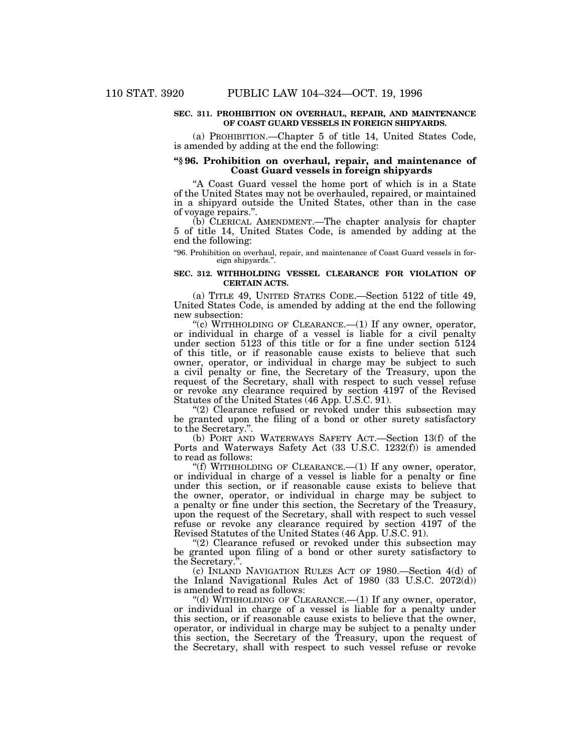**SEC. 311. PROHIBITION ON OVERHAUL, REPAIR, AND MAINTENANCE OF COAST GUARD VESSELS IN FOREIGN SHIPYARDS.**

(a) PROHIBITION.—Chapter 5 of title 14, United States Code, is amended by adding at the end the following:

**"§ 96. Prohibition on overhaul, repair, and maintenance of Coast Guard vessels in foreign shipyards**

"A Coast Guard vessel the home port of which is in a State of the United States may not be overhauled, repaired, or maintained in a shipyard outside the United States, other than in the case of voyage repairs.".

(b) CLERICAL AMENDMENT.—The chapter analysis for chapter 5 of title 14, United States Code, is amended by adding at the end the following:

"96. Prohibition on overhaul, repair, and maintenance of Coast Guard vessels in foreign shipyards.".

**SEC. 312. WITHHOLDING VESSEL CLEARANCE FOR VIOLATION OF CERTAIN ACTS.**

(a) TITLE 49, UNITED STATES CODE.—Section 5122 of title 49, United States Code, is amended by adding at the end the following new subsection:

"(c) WITHHOLDING OF CLEARANCE.—(1) If any owner, operator, or individual in charge of a vessel is liable for a civil penalty under section 5123 of this title or for a fine under section 5124 of this title, or if reasonable cause exists to believe that such owner, operator, or individual in charge may be subject to such a civil penalty or fine, the Secretary of the Treasury, upon the request of the Secretary, shall with respect to such vessel refuse or revoke any clearance required by section 4197 of the Revised Statutes of the United States (46 App. U.S.C. 91).

"(2) Clearance refused or revoked under this subsection may be granted upon the filing of a bond or other surety satisfactory to the Secretary.".

(b) PORT AND WATERWAYS SAFETY ACT.—Section 13(f) of the Ports and Waterways Safety Act (33 U.S.C. 1232(f)) is amended to read as follows:

"(f) WITHHOLDING OF CLEARANCE.—(1) If any owner, operator, or individual in charge of a vessel is liable for a penalty or fine under this section, or if reasonable cause exists to believe that the owner, operator, or individual in charge may be subject to a penalty or fine under this section, the Secretary of the Treasury, upon the request of the Secretary, shall with respect to such vessel refuse or revoke any clearance required by section 4197 of the Revised Statutes of the United States (46 App. U.S.C. 91).

"(2) Clearance refused or revoked under this subsection may be granted upon filing of a bond or other surety satisfactory to the Secretary.".

(c) INLAND NAVIGATION RULES ACT OF 1980.—Section 4(d) of the Inland Navigational Rules Act of 1980 (33 U.S.C. 2072(d)) is amended to read as follows:

"(d) WITHHOLDING OF CLEARANCE.—(1) If any owner, operator, or individual in charge of a vessel is liable for a penalty under this section, or if reasonable cause exists to believe that the owner, operator, or individual in charge may be subject to a penalty under this section, the Secretary of the Treasury, upon the request of the Secretary, shall with respect to such vessel refuse or revoke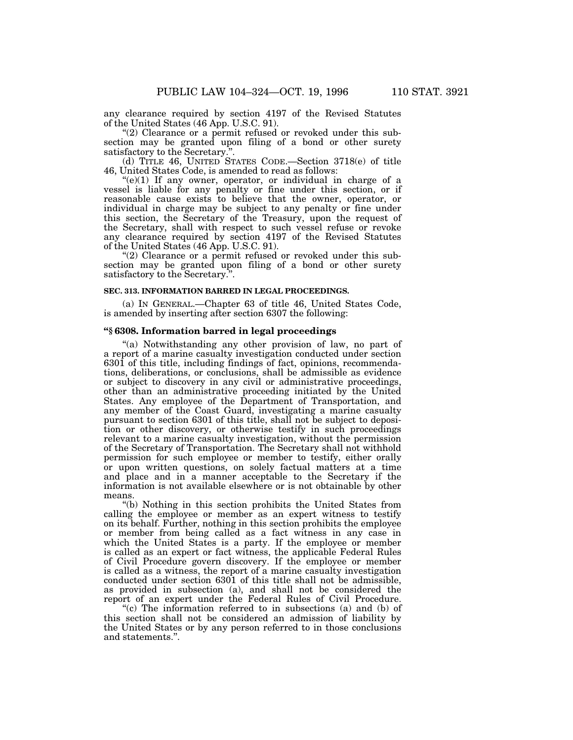any clearance required by section 4197 of the Revised Statutes of the United States (46 App. U.S.C. 91).

"(2) Clearance or a permit refused or revoked under this subsection may be granted upon filing of a bond or other surety satisfactory to the Secretary.".

(d) TITLE 46, UNITED STATES CODE.—Section 3718(e) of title 46, United States Code, is amended to read as follows:

"(e)(1) If any owner, operator, or individual in charge of a vessel is liable for any penalty or fine under this section, or if reasonable cause exists to believe that the owner, operator, or individual in charge may be subject to any penalty or fine under this section, the Secretary of the Treasury, upon the request of the Secretary, shall with respect to such vessel refuse or revoke any clearance required by section 4197 of the Revised Statutes of the United States (46 App. U.S.C. 91).

"(2) Clearance or a permit refused or revoked under this subsection may be granted upon filing of a bond or other surety satisfactory to the Secretary.".

**SEC. 313. INFORMATION BARRED IN LEGAL PROCEEDINGS.**

(a) IN GENERAL.—Chapter 63 of title 46, United States Code, is amended by inserting after section 6307 the following:

**"§ 6308. Information barred in legal proceedings**

"(a) Notwithstanding any other provision of law, no part of a report of a marine casualty investigation conducted under section 6301 of this title, including findings of fact, opinions, recommendations, deliberations, or conclusions, shall be admissible as evidence or subject to discovery in any civil or administrative proceedings, other than an administrative proceeding initiated by the United States. Any employee of the Department of Transportation, and any member of the Coast Guard, investigating a marine casualty pursuant to section 6301 of this title, shall not be subject to deposition or other discovery, or otherwise testify in such proceedings relevant to a marine casualty investigation, without the permission of the Secretary of Transportation. The Secretary shall not withhold permission for such employee or member to testify, either orally or upon written questions, on solely factual matters at a time and place and in a manner acceptable to the Secretary if the information is not available elsewhere or is not obtainable by other means.

"(b) Nothing in this section prohibits the United States from calling the employee or member as an expert witness to testify on its behalf. Further, nothing in this section prohibits the employee or member from being called as a fact witness in any case in which the United States is a party. If the employee or member is called as an expert or fact witness, the applicable Federal Rules of Civil Procedure govern discovery. If the employee or member is called as a witness, the report of a marine casualty investigation conducted under section 6301 of this title shall not be admissible, as provided in subsection (a), and shall not be considered the report of an expert under the Federal Rules of Civil Procedure.

"(c) The information referred to in subsections (a) and (b) of this section shall not be considered an admission of liability by the United States or by any person referred to in those conclusions and statements.".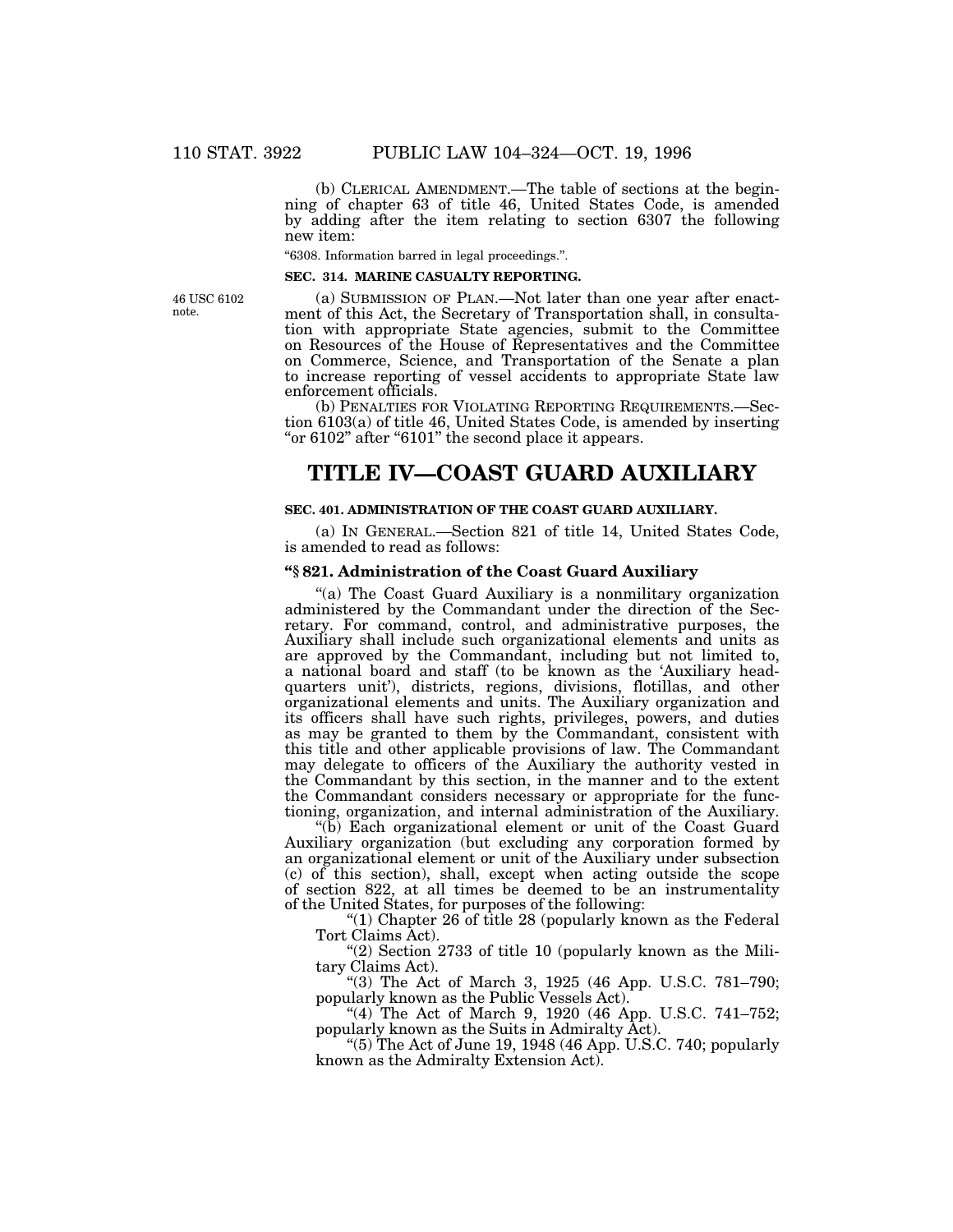(b) CLERICAL AMENDMENT.—The table of sections at the beginning of chapter 63 of title 46, United States Code, is amended by adding after the item relating to section 6307 the following new item:

"6308. Information barred in legal proceedings.".

**SEC. 314. MARINE CASUALTY REPORTING.**

46 USC 6102 note.

(a) SUBMISSION OF PLAN.—Not later than one year after enactment of this Act, the Secretary of Transportation shall, in consultation with appropriate State agencies, submit to the Committee on Resources of the House of Representatives and the Committee on Commerce, Science, and Transportation of the Senate a plan to increase reporting of vessel accidents to appropriate State law enforcement officials.

(b) PENALTIES FOR VIOLATING REPORTING REQUIREMENTS.—Section 6103(a) of title 46, United States Code, is amended by inserting "or 6102" after "6101" the second place it appears.

# TITLE IV—COAST GUARD AUXILIARY

**SEC. 401. ADMINISTRATION OF THE COAST GUARD AUXILIARY.**

(a) IN GENERAL.—Section 821 of title 14, United States Code, is amended to read as follows:

**"§ 821. Administration of the Coast Guard Auxiliary**

"(a) The Coast Guard Auxiliary is a nonmilitary organization administered by the Commandant under the direction of the Secretary. For command, control, and administrative purposes, the Auxiliary shall include such organizational elements and units as are approved by the Commandant, including but not limited to, a national board and staff (to be known as the 'Auxiliary headquarters unit'), districts, regions, divisions, flotillas, and other organizational elements and units. The Auxiliary organization and its officers shall have such rights, privileges, powers, and duties as may be granted to them by the Commandant, consistent with this title and other applicable provisions of law. The Commandant may delegate to officers of the Auxiliary the authority vested in the Commandant by this section, in the manner and to the extent the Commandant considers necessary or appropriate for the functioning, organization, and internal administration of the Auxiliary.

"(b) Each organizational element or unit of the Coast Guard Auxiliary organization (but excluding any corporation formed by an organizational element or unit of the Auxiliary under subsection (c) of this section), shall, except when acting outside the scope of section 822, at all times be deemed to be an instrumentality of the United States, for purposes of the following:

"(1) Chapter 26 of title 28 (popularly known as the Federal Tort Claims Act).

"(2) Section 2733 of title 10 (popularly known as the Military Claims Act).

"(3) The Act of March 3, 1925 (46 App. U.S.C. 781–790; popularly known as the Public Vessels Act).

"(4) The Act of March 9, 1920 (46 App. U.S.C. 741–752; popularly known as the Suits in Admiralty Act).

"(5) The Act of June 19, 1948 (46 App. U.S.C. 740; popularly known as the Admiralty Extension Act).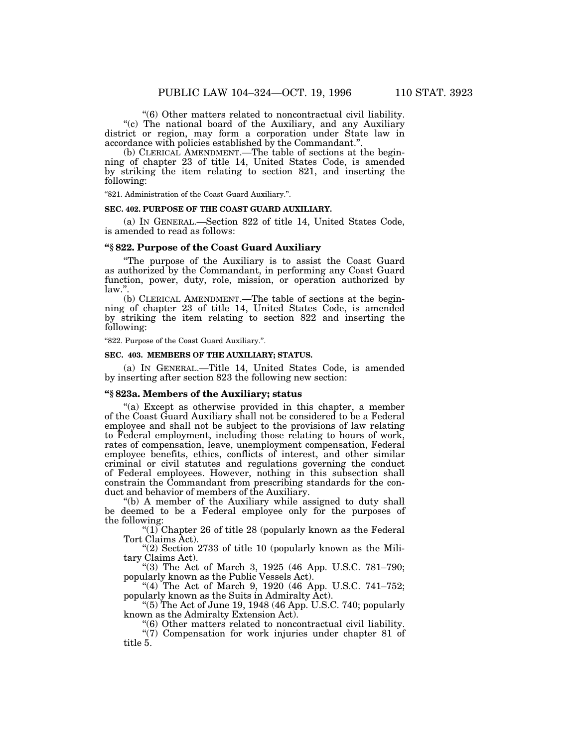"(6) Other matters related to noncontractual civil liability.

"(c) The national board of the Auxiliary, and any Auxiliary district or region, may form a corporation under State law in accordance with policies established by the Commandant.".

(b) CLERICAL AMENDMENT.—The table of sections at the beginning of chapter 23 of title 14, United States Code, is amended by striking the item relating to section 821, and inserting the following:

"821. Administration of the Coast Guard Auxiliary.".

**SEC. 402. PURPOSE OF THE COAST GUARD AUXILIARY.**

(a) IN GENERAL.—Section 822 of title 14, United States Code, is amended to read as follows:

### "§ 822. Purpose of the Coast Guard Auxiliary

"The purpose of the Auxiliary is to assist the Coast Guard as authorized by the Commandant, in performing any Coast Guard function, power, duty, role, mission, or operation authorized by law.".

(b) CLERICAL AMENDMENT.—The table of sections at the beginning of chapter 23 of title 14, United States Code, is amended by striking the item relating to section 822 and inserting the following:

"822. Purpose of the Coast Guard Auxiliary.".

**SEC. 403. MEMBERS OF THE AUXILIARY; STATUS.**

(a) IN GENERAL.—Title 14, United States Code, is amended by inserting after section 823 the following new section:

### "§ 823a. Members of the Auxiliary; status

"(a) Except as otherwise provided in this chapter, a member of the Coast Guard Auxiliary shall not be considered to be a Federal employee and shall not be subject to the provisions of law relating to Federal employment, including those relating to hours of work, rates of compensation, leave, unemployment compensation, Federal employee benefits, ethics, conflicts of interest, and other similar criminal or civil statutes and regulations governing the conduct of Federal employees. However, nothing in this subsection shall constrain the Commandant from prescribing standards for the conduct and behavior of members of the Auxiliary.

"(b) A member of the Auxiliary while assigned to duty shall be deemed to be a Federal employee only for the purposes of the following:

"(1) Chapter 26 of title 28 (popularly known as the Federal Tort Claims Act).

"(2) Section 2733 of title 10 (popularly known as the Military Claims Act).

"(3) The Act of March 3, 1925 (46 App. U.S.C. 781–790; popularly known as the Public Vessels Act).

"(4) The Act of March 9, 1920 (46 App. U.S.C. 741–752; popularly known as the Suits in Admiralty Act).

"(5) The Act of June 19, 1948 (46 App. U.S.C. 740; popularly known as the Admiralty Extension Act).

"(6) Other matters related to noncontractual civil liability.

"(7) Compensation for work injuries under chapter 81 of title 5.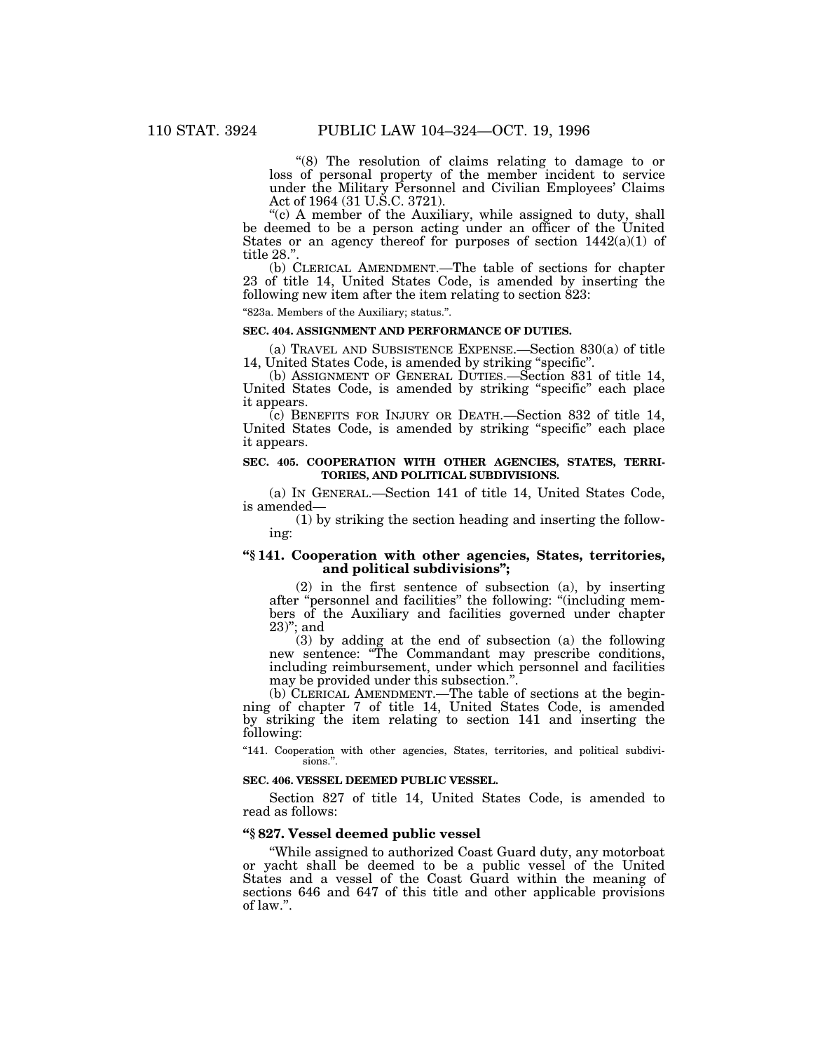"(8) The resolution of claims relating to damage to or loss of personal property of the member incident to service under the Military Personnel and Civilian Employees' Claims Act of 1964 (31 U.S.C. 3721).

"(c) A member of the Auxiliary, while assigned to duty, shall be deemed to be a person acting under an officer of the United States or an agency thereof for purposes of section 1442(a)(1) of title 28.".

(b) CLERICAL AMENDMENT.—The table of sections for chapter 23 of title 14, United States Code, is amended by inserting the following new item after the item relating to section 823:

"823a. Members of the Auxiliary; status.".

**SEC. 404. ASSIGNMENT AND PERFORMANCE OF DUTIES.**

(a) TRAVEL AND SUBSISTENCE EXPENSE.—Section 830(a) of title 14, United States Code, is amended by striking "specific".

(b) ASSIGNMENT OF GENERAL DUTIES.—Section 831 of title 14, United States Code, is amended by striking "specific" each place it appears.

(c) BENEFITS FOR INJURY OR DEATH.—Section 832 of title 14, United States Code, is amended by striking "specific" each place it appears.

**SEC. 405. COOPERATION WITH OTHER AGENCIES, STATES, TERRITORIES, AND POLITICAL SUBDIVISIONS.**

(a) IN GENERAL.—Section 141 of title 14, United States Code, is amended—

(1) by striking the section heading and inserting the following:

**"§ 141. Cooperation with other agencies, States, territories, and political subdivisions";**

(2) in the first sentence of subsection (a), by inserting after "personnel and facilities" the following: "(including members of the Auxiliary and facilities governed under chapter 23)"; and

(3) by adding at the end of subsection (a) the following new sentence: "The Commandant may prescribe conditions, including reimbursement, under which personnel and facilities may be provided under this subsection.".

(b) CLERICAL AMENDMENT.—The table of sections at the beginning of chapter 7 of title 14, United States Code, is amended by striking the item relating to section 141 and inserting the following:

"141. Cooperation with other agencies, States, territories, and political subdivisions.".

**SEC. 406. VESSEL DEEMED PUBLIC VESSEL.**

Section 827 of title 14, United States Code, is amended to read as follows:

**"§ 827. Vessel deemed public vessel**

"While assigned to authorized Coast Guard duty, any motorboat or yacht shall be deemed to be a public vessel of the United States and a vessel of the Coast Guard within the meaning of sections 646 and 647 of this title and other applicable provisions of law.".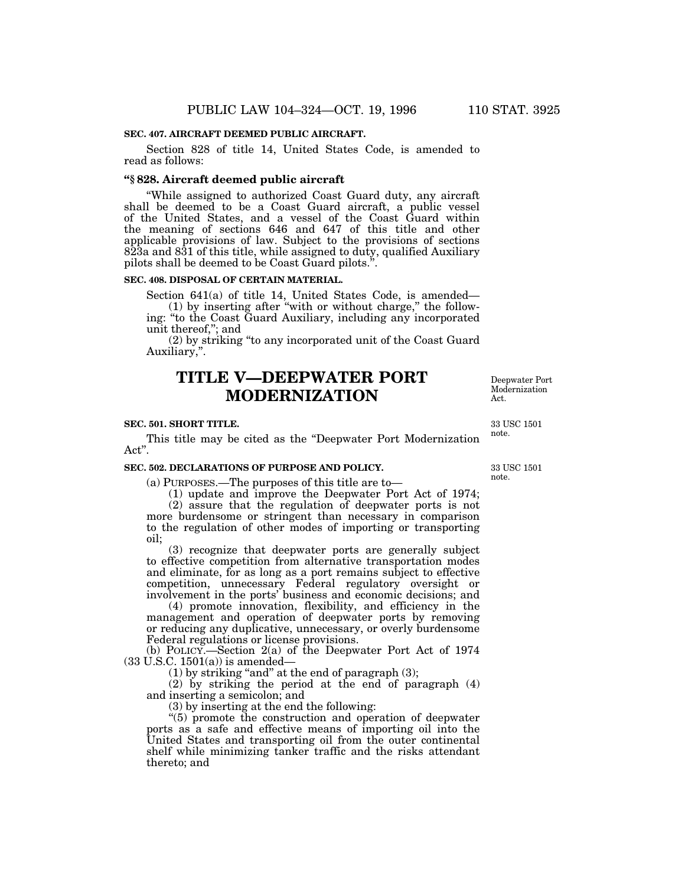**SEC. 407. AIRCRAFT DEEMED PUBLIC AIRCRAFT.**

Section 828 of title 14, United States Code, is amended to read as follows:

**"§ 828. Aircraft deemed public aircraft**

"While assigned to authorized Coast Guard duty, any aircraft shall be deemed to be a Coast Guard aircraft, a public vessel of the United States, and a vessel of the Coast Guard within the meaning of sections 646 and 647 of this title and other applicable provisions of law. Subject to the provisions of sections 823a and 831 of this title, while assigned to duty, qualified Auxiliary pilots shall be deemed to be Coast Guard pilots.".

**SEC. 408. DISPOSAL OF CERTAIN MATERIAL.**

Section 641(a) of title 14, United States Code, is amended—

(1) by inserting after "with or without charge," the following: "to the Coast Guard Auxiliary, including any incorporated unit thereof,"; and

(2) by striking "to any incorporated unit of the Coast Guard Auxiliary,".

# TITLE V—DEEPWATER PORT MODERNIZATION

Deepwater Port Modernization Act.

**SEC. 501. SHORT TITLE.**

33 USC 1501 note.

This title may be cited as the "Deepwater Port Modernization Act".

**SEC. 502. DECLARATIONS OF PURPOSE AND POLICY.**

33 USC 1501 note.

(a) PURPOSES.—The purposes of this title are to—

(1) update and improve the Deepwater Port Act of 1974;

(2) assure that the regulation of deepwater ports is not more burdensome or stringent than necessary in comparison to the regulation of other modes of importing or transporting oil;

(3) recognize that deepwater ports are generally subject to effective competition from alternative transportation modes and eliminate, for as long as a port remains subject to effective competition, unnecessary Federal regulatory oversight or involvement in the ports' business and economic decisions; and

(4) promote innovation, flexibility, and efficiency in the management and operation of deepwater ports by removing or reducing any duplicative, unnecessary, or overly burdensome Federal regulations or license provisions.

(b) POLICY.—Section 2(a) of the Deepwater Port Act of 1974 (33 U.S.C. 1501(a)) is amended—

(1) by striking "and" at the end of paragraph (3);

(2) by striking the period at the end of paragraph (4) and inserting a semicolon; and

(3) by inserting at the end the following:

"(5) promote the construction and operation of deepwater ports as a safe and effective means of importing oil into the United States and transporting oil from the outer continental shelf while minimizing tanker traffic and the risks attendant thereto; and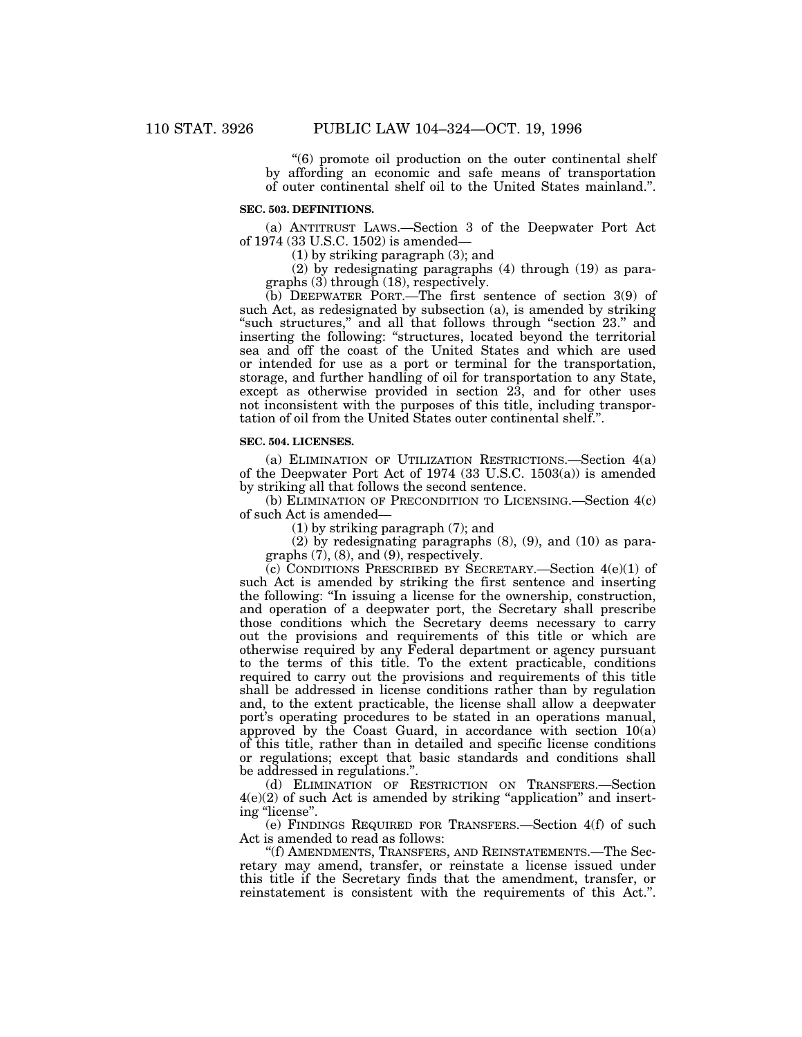"(6) promote oil production on the outer continental shelf by affording an economic and safe means of transportation of outer continental shelf oil to the United States mainland.".

**SEC. 503. DEFINITIONS.**

(a) ANTITRUST LAWS.—Section 3 of the Deepwater Port Act of 1974 (33 U.S.C. 1502) is amended—

(1) by striking paragraph (3); and

(2) by redesignating paragraphs (4) through (19) as paragraphs (3) through (18), respectively.

(b) DEEPWATER PORT.—The first sentence of section 3(9) of such Act, as redesignated by subsection (a), is amended by striking "such structures," and all that follows through "section 23." and inserting the following: "structures, located beyond the territorial sea and off the coast of the United States and which are used or intended for use as a port or terminal for the transportation, storage, and further handling of oil for transportation to any State, except as otherwise provided in section 23, and for other uses not inconsistent with the purposes of this title, including transportation of oil from the United States outer continental shelf.".

**SEC. 504. LICENSES.**

(a) ELIMINATION OF UTILIZATION RESTRICTIONS.—Section 4(a) of the Deepwater Port Act of 1974 (33 U.S.C. 1503(a)) is amended by striking all that follows the second sentence.

(b) ELIMINATION OF PRECONDITION TO LICENSING.—Section 4(c) of such Act is amended—

(1) by striking paragraph (7); and

(2) by redesignating paragraphs (8), (9), and (10) as paragraphs (7), (8), and (9), respectively.

(c) CONDITIONS PRESCRIBED BY SECRETARY.—Section 4(e)(1) of such Act is amended by striking the first sentence and inserting the following: "In issuing a license for the ownership, construction, and operation of a deepwater port, the Secretary shall prescribe those conditions which the Secretary deems necessary to carry out the provisions and requirements of this title or which are otherwise required by any Federal department or agency pursuant to the terms of this title. To the extent practicable, conditions required to carry out the provisions and requirements of this title shall be addressed in license conditions rather than by regulation and, to the extent practicable, the license shall allow a deepwater port's operating procedures to be stated in an operations manual, approved by the Coast Guard, in accordance with section 10(a) of this title, rather than in detailed and specific license conditions or regulations; except that basic standards and conditions shall be addressed in regulations.".

(d) ELIMINATION OF RESTRICTION ON TRANSFERS.—Section 4(e)(2) of such Act is amended by striking "application" and inserting "license".

(e) FINDINGS REQUIRED FOR TRANSFERS.—Section 4(f) of such Act is amended to read as follows:

"(f) AMENDMENTS, TRANSFERS, AND REINSTATEMENTS.—The Secretary may amend, transfer, or reinstate a license issued under this title if the Secretary finds that the amendment, transfer, or reinstatement is consistent with the requirements of this Act.".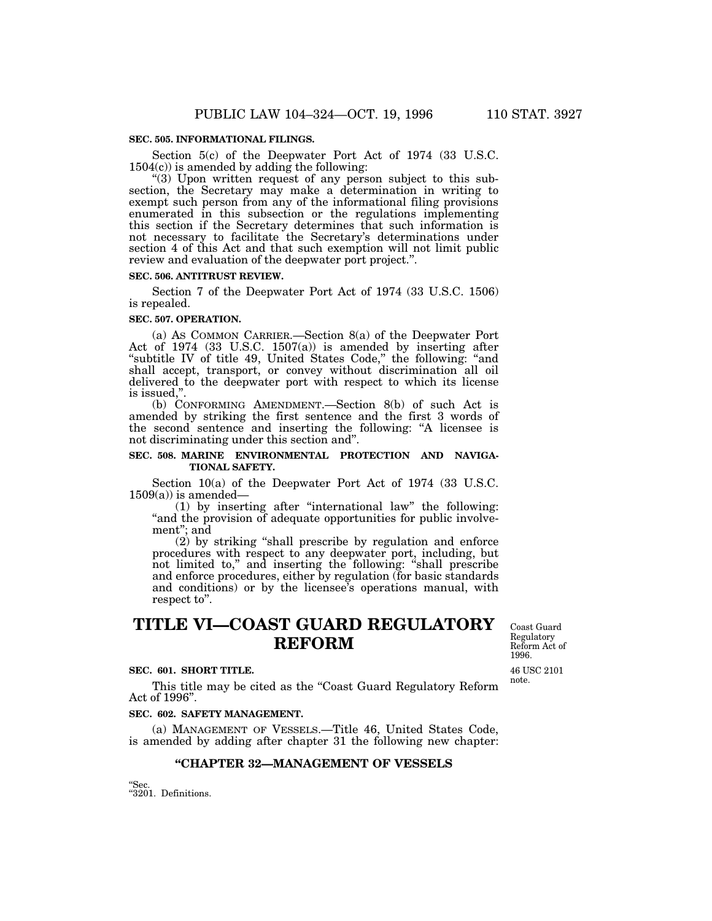**SEC. 505. INFORMATIONAL FILINGS.**

Section 5(c) of the Deepwater Port Act of 1974 (33 U.S.C. 1504(c)) is amended by adding the following:

"(3) Upon written request of any person subject to this subsection, the Secretary may make a determination in writing to exempt such person from any of the informational filing provisions enumerated in this subsection or the regulations implementing this section if the Secretary determines that such information is not necessary to facilitate the Secretary's determinations under section 4 of this Act and that such exemption will not limit public review and evaluation of the deepwater port project.".

**SEC. 506. ANTITRUST REVIEW.**

Section 7 of the Deepwater Port Act of 1974 (33 U.S.C. 1506) is repealed.

**SEC. 507. OPERATION.**

(a) AS COMMON CARRIER.—Section 8(a) of the Deepwater Port Act of 1974 (33 U.S.C. 1507(a)) is amended by inserting after "subtitle IV of title 49, United States Code," the following: "and shall accept, transport, or convey without discrimination all oil delivered to the deepwater port with respect to which its license is issued,".

(b) CONFORMING AMENDMENT.—Section 8(b) of such Act is amended by striking the first sentence and the first 3 words of the second sentence and inserting the following: "A licensee is not discriminating under this section and".

**SEC. 508. MARINE ENVIRONMENTAL PROTECTION AND NAVIGATIONAL SAFETY.**

Section 10(a) of the Deepwater Port Act of 1974 (33 U.S.C. 1509(a)) is amended—

(1) by inserting after "international law" the following: "and the provision of adequate opportunities for public involvement"; and

(2) by striking "shall prescribe by regulation and enforce procedures with respect to any deepwater port, including, but not limited to," and inserting the following: "shall prescribe and enforce procedures, either by regulation (for basic standards and conditions) or by the licensee's operations manual, with respect to".

# TITLE VI—COAST GUARD REGULATORY REFORM

Coast Guard Regulatory Reform Act of 1996.

46 USC 2101 note.

**SEC. 601. SHORT TITLE.**

This title may be cited as the "Coast Guard Regulatory Reform Act of 1996".

**SEC. 602. SAFETY MANAGEMENT.**

(a) MANAGEMENT OF VESSELS.—Title 46, United States Code, is amended by adding after chapter 31 the following new chapter:

## "CHAPTER 32—MANAGEMENT OF VESSELS

"Sec.
"3201. Definitions.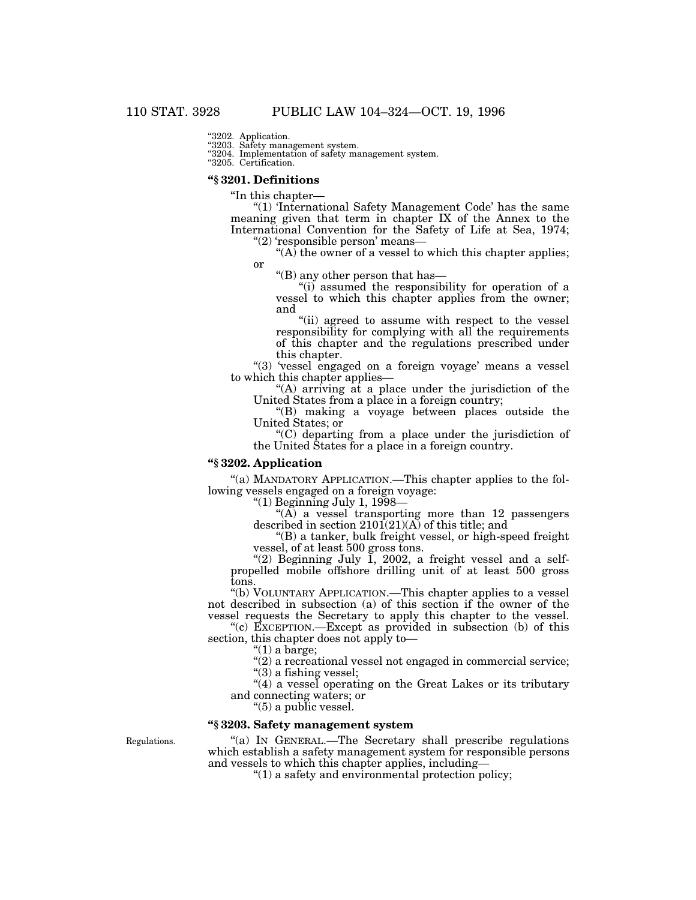"3202. Application.
"3203. Safety management system.
"3204. Implementation of safety management system.
"3205. Certification.

### "§ 3201. Definitions

"In this chapter—

"(1) 'International Safety Management Code' has the same meaning given that term in chapter IX of the Annex to the International Convention for the Safety of Life at Sea, 1974;

"(2) 'responsible person' means—

"(A) the owner of a vessel to which this chapter applies; or

"(B) any other person that has—

"(i) assumed the responsibility for operation of a vessel to which this chapter applies from the owner; and

"(ii) agreed to assume with respect to the vessel responsibility for complying with all the requirements of this chapter and the regulations prescribed under this chapter.

"(3) 'vessel engaged on a foreign voyage' means a vessel to which this chapter applies—

"(A) arriving at a place under the jurisdiction of the United States from a place in a foreign country;

"(B) making a voyage between places outside the United States; or

"(C) departing from a place under the jurisdiction of the United States for a place in a foreign country.

### "§ 3202. Application

"(a) MANDATORY APPLICATION.—This chapter applies to the following vessels engaged on a foreign voyage:

"(1) Beginning July 1, 1998—

"(A) a vessel transporting more than 12 passengers described in section 2101(21)(A) of this title; and

"(B) a tanker, bulk freight vessel, or high-speed freight vessel, of at least 500 gross tons.

"(2) Beginning July 1, 2002, a freight vessel and a self-propelled mobile offshore drilling unit of at least 500 gross tons.

"(b) VOLUNTARY APPLICATION.—This chapter applies to a vessel not described in subsection (a) of this section if the owner of the vessel requests the Secretary to apply this chapter to the vessel.

"(c) EXCEPTION.—Except as provided in subsection (b) of this section, this chapter does not apply to—

"(1) a barge;

"(2) a recreational vessel not engaged in commercial service;

"(3) a fishing vessel;

"(4) a vessel operating on the Great Lakes or its tributary and connecting waters; or

"(5) a public vessel.

### "§ 3203. Safety management system

Regulations.

"(a) IN GENERAL.—The Secretary shall prescribe regulations which establish a safety management system for responsible persons and vessels to which this chapter applies, including—

"(1) a safety and environmental protection policy;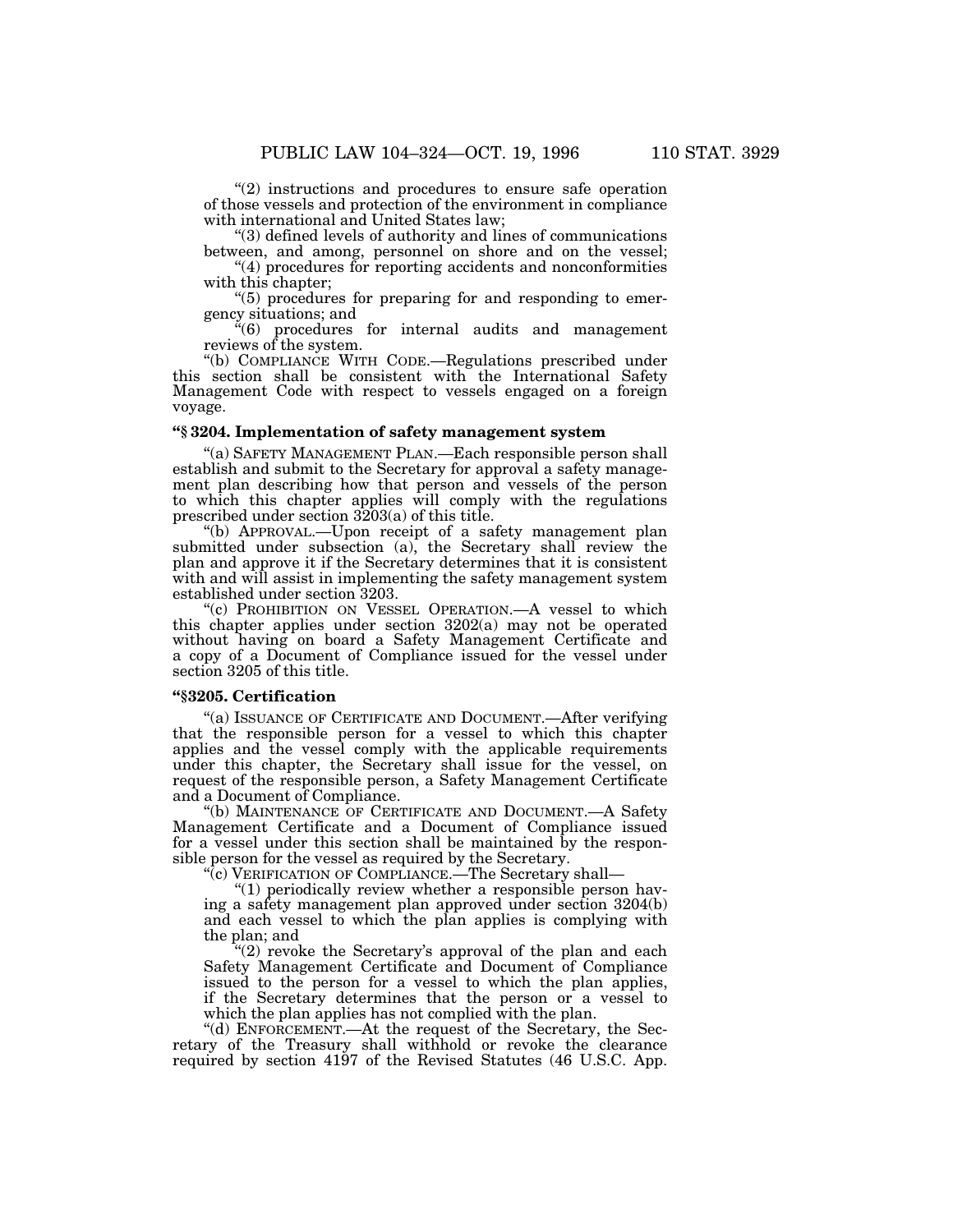"(2) instructions and procedures to ensure safe operation of those vessels and protection of the environment in compliance with international and United States law;

"(3) defined levels of authority and lines of communications between, and among, personnel on shore and on the vessel;

"(4) procedures for reporting accidents and nonconformities with this chapter;

"(5) procedures for preparing for and responding to emergency situations; and

"(6) procedures for internal audits and management reviews of the system.

"(b) COMPLIANCE WITH CODE.—Regulations prescribed under this section shall be consistent with the International Safety Management Code with respect to vessels engaged on a foreign voyage.

### "§ 3204. Implementation of safety management system

"(a) SAFETY MANAGEMENT PLAN.—Each responsible person shall establish and submit to the Secretary for approval a safety management plan describing how that person and vessels of the person to which this chapter applies will comply with the regulations prescribed under section 3203(a) of this title.

"(b) APPROVAL.—Upon receipt of a safety management plan submitted under subsection (a), the Secretary shall review the plan and approve it if the Secretary determines that it is consistent with and will assist in implementing the safety management system established under section 3203.

"(c) PROHIBITION ON VESSEL OPERATION.—A vessel to which this chapter applies under section 3202(a) may not be operated without having on board a Safety Management Certificate and a copy of a Document of Compliance issued for the vessel under section 3205 of this title.

### "§3205. Certification

"(a) ISSUANCE OF CERTIFICATE AND DOCUMENT.—After verifying that the responsible person for a vessel to which this chapter applies and the vessel comply with the applicable requirements under this chapter, the Secretary shall issue for the vessel, on request of the responsible person, a Safety Management Certificate and a Document of Compliance.

"(b) MAINTENANCE OF CERTIFICATE AND DOCUMENT.—A Safety Management Certificate and a Document of Compliance issued for a vessel under this section shall be maintained by the responsible person for the vessel as required by the Secretary.

"(c) VERIFICATION OF COMPLIANCE.—The Secretary shall—

"(1) periodically review whether a responsible person having a safety management plan approved under section 3204(b) and each vessel to which the plan applies is complying with the plan; and

"(2) revoke the Secretary's approval of the plan and each Safety Management Certificate and Document of Compliance issued to the person for a vessel to which the plan applies, if the Secretary determines that the person or a vessel to which the plan applies has not complied with the plan.

"(d) ENFORCEMENT.—At the request of the Secretary, the Secretary of the Treasury shall withhold or revoke the clearance required by section 4197 of the Revised Statutes (46 U.S.C. App.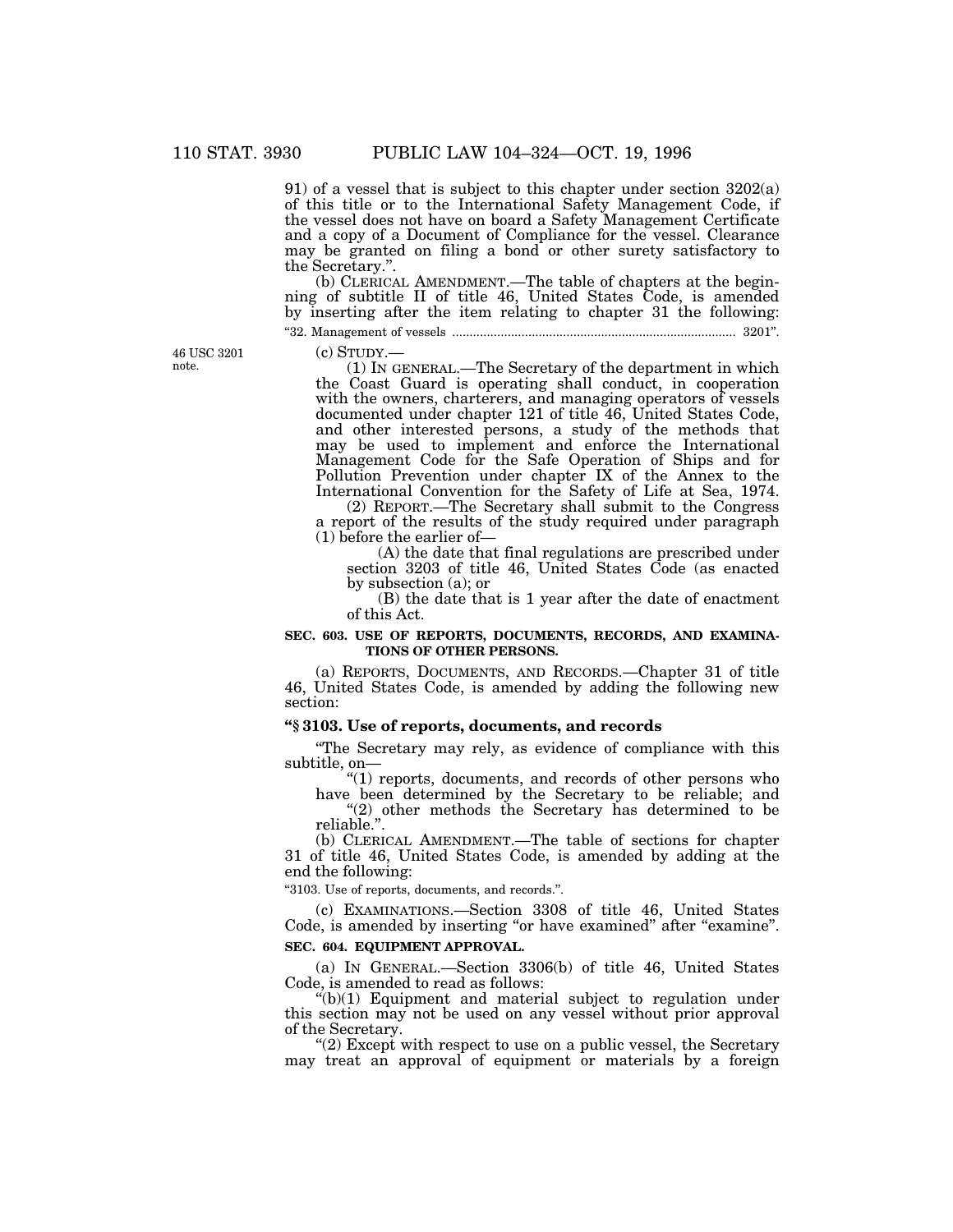91) of a vessel that is subject to this chapter under section 3202(a) of this title or to the International Safety Management Code, if the vessel does not have on board a Safety Management Certificate and a copy of a Document of Compliance for the vessel. Clearance may be granted on filing a bond or other surety satisfactory to the Secretary.".

(b) CLERICAL AMENDMENT.—The table of chapters at the beginning of subtitle II of title 46, United States Code, is amended by inserting after the item relating to chapter 31 the following:

"32. Management of vessels ........................................................................ 3201".

46 USC 3201 note.

(c) STUDY.—

(1) IN GENERAL.—The Secretary of the department in which the Coast Guard is operating shall conduct, in cooperation with the owners, charterers, and managing operators of vessels documented under chapter 121 of title 46, United States Code, and other interested persons, a study of the methods that may be used to implement and enforce the International Management Code for the Safe Operation of Ships and for Pollution Prevention under chapter IX of the Annex to the International Convention for the Safety of Life at Sea, 1974.

(2) REPORT.—The Secretary shall submit to the Congress a report of the results of the study required under paragraph (1) before the earlier of—

(A) the date that final regulations are prescribed under section 3203 of title 46, United States Code (as enacted by subsection (a); or

(B) the date that is 1 year after the date of enactment of this Act.

**SEC. 603. USE OF REPORTS, DOCUMENTS, RECORDS, AND EXAMINATIONS OF OTHER PERSONS.**

(a) REPORTS, DOCUMENTS, AND RECORDS.—Chapter 31 of title 46, United States Code, is amended by adding the following new section:

**"§ 3103. Use of reports, documents, and records**

"The Secretary may rely, as evidence of compliance with this subtitle, on—

"(1) reports, documents, and records of other persons who have been determined by the Secretary to be reliable; and

"(2) other methods the Secretary has determined to be reliable.".

(b) CLERICAL AMENDMENT.—The table of sections for chapter 31 of title 46, United States Code, is amended by adding at the end the following:

"3103. Use of reports, documents, and records.".

(c) EXAMINATIONS.—Section 3308 of title 46, United States Code, is amended by inserting "or have examined" after "examine".

**SEC. 604. EQUIPMENT APPROVAL.**

(a) IN GENERAL.—Section 3306(b) of title 46, United States Code, is amended to read as follows:

"(b)(1) Equipment and material subject to regulation under this section may not be used on any vessel without prior approval of the Secretary.

"(2) Except with respect to use on a public vessel, the Secretary may treat an approval of equipment or materials by a foreign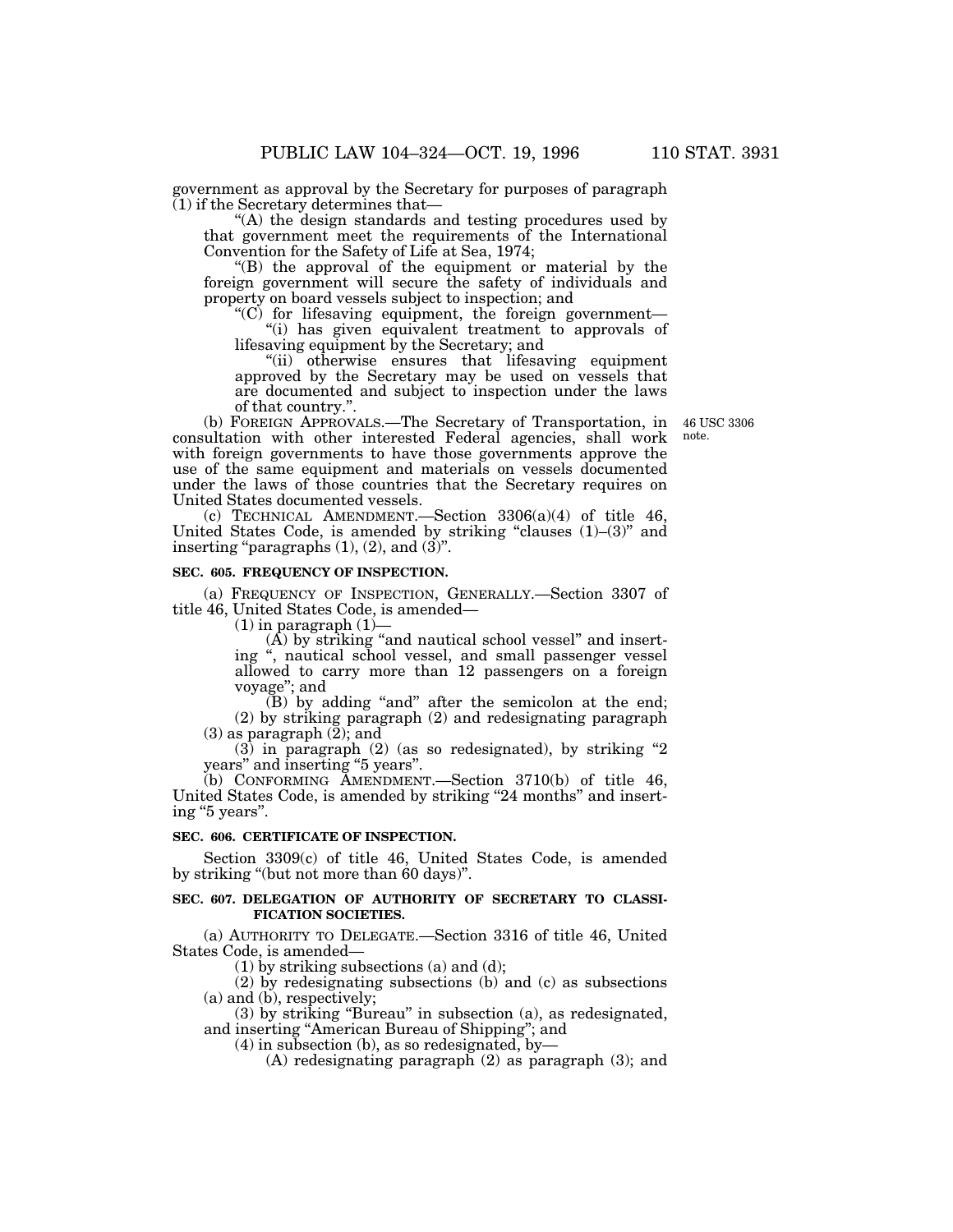government as approval by the Secretary for purposes of paragraph (1) if the Secretary determines that—

"(A) the design standards and testing procedures used by that government meet the requirements of the International Convention for the Safety of Life at Sea, 1974;

"(B) the approval of the equipment or material by the foreign government will secure the safety of individuals and property on board vessels subject to inspection; and

"(C) for lifesaving equipment, the foreign government—

"(i) has given equivalent treatment to approvals of lifesaving equipment by the Secretary; and

"(ii) otherwise ensures that lifesaving equipment approved by the Secretary may be used on vessels that are documented and subject to inspection under the laws of that country.".

(b) FOREIGN APPROVALS.—The Secretary of Transportation, in consultation with other interested Federal agencies, shall work with foreign governments to have those governments approve the use of the same equipment and materials on vessels documented under the laws of those countries that the Secretary requires on United States documented vessels.

46 USC 3306 note.

(c) TECHNICAL AMENDMENT.—Section 3306(a)(4) of title 46, United States Code, is amended by striking "clauses (1)–(3)" and inserting "paragraphs (1), (2), and (3)".

**SEC. 605. FREQUENCY OF INSPECTION.**

(a) FREQUENCY OF INSPECTION, GENERALLY.—Section 3307 of title 46, United States Code, is amended—

(1) in paragraph (1)—

(A) by striking "and nautical school vessel" and inserting ", nautical school vessel, and small passenger vessel allowed to carry more than 12 passengers on a foreign voyage"; and

(B) by adding "and" after the semicolon at the end;

(2) by striking paragraph (2) and redesignating paragraph (3) as paragraph (2); and

(3) in paragraph (2) (as so redesignated), by striking "2 years" and inserting "5 years".

(b) CONFORMING AMENDMENT.—Section 3710(b) of title 46, United States Code, is amended by striking "24 months" and inserting "5 years".

**SEC. 606. CERTIFICATE OF INSPECTION.**

Section 3309(c) of title 46, United States Code, is amended by striking "(but not more than 60 days)".

**SEC. 607. DELEGATION OF AUTHORITY OF SECRETARY TO CLASSIFICATION SOCIETIES.**

(a) AUTHORITY TO DELEGATE.—Section 3316 of title 46, United States Code, is amended—

(1) by striking subsections (a) and (d);

(2) by redesignating subsections (b) and (c) as subsections (a) and (b), respectively;

(3) by striking "Bureau" in subsection (a), as redesignated, and inserting "American Bureau of Shipping"; and

(4) in subsection (b), as so redesignated, by—

(A) redesignating paragraph (2) as paragraph (3); and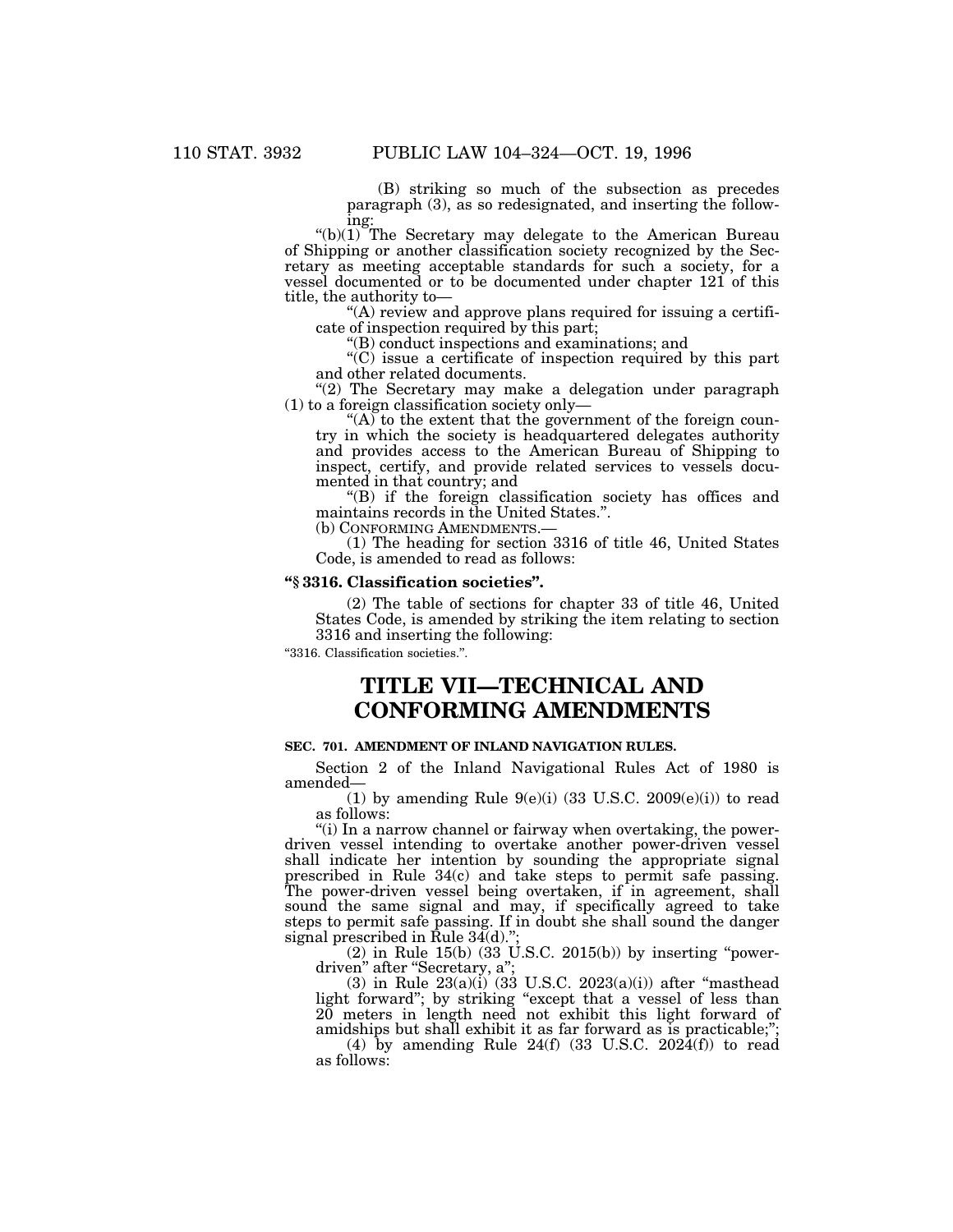(B) striking so much of the subsection as precedes paragraph (3), as so redesignated, and inserting the following:

"(b)(1) The Secretary may delegate to the American Bureau of Shipping or another classification society recognized by the Secretary as meeting acceptable standards for such a society, for a vessel documented or to be documented under chapter 121 of this title, the authority to—

"(A) review and approve plans required for issuing a certificate of inspection required by this part;

"(B) conduct inspections and examinations; and

"(C) issue a certificate of inspection required by this part and other related documents.

"(2) The Secretary may make a delegation under paragraph (1) to a foreign classification society only—

"(A) to the extent that the government of the foreign country in which the society is headquartered delegates authority and provides access to the American Bureau of Shipping to inspect, certify, and provide related services to vessels documented in that country; and

"(B) if the foreign classification society has offices and maintains records in the United States.".

(b) CONFORMING AMENDMENTS.—

(1) The heading for section 3316 of title 46, United States Code, is amended to read as follows:

**"§ 3316. Classification societies".**

(2) The table of sections for chapter 33 of title 46, United States Code, is amended by striking the item relating to section 3316 and inserting the following:

"3316. Classification societies.".

# TITLE VII—TECHNICAL AND CONFORMING AMENDMENTS

### SEC. 701. AMENDMENT OF INLAND NAVIGATION RULES.

Section 2 of the Inland Navigational Rules Act of 1980 is amended—

(1) by amending Rule 9(e)(i) (33 U.S.C. 2009(e)(i)) to read as follows:

"(i) In a narrow channel or fairway when overtaking, the power-driven vessel intending to overtake another power-driven vessel shall indicate her intention by sounding the appropriate signal prescribed in Rule 34(c) and take steps to permit safe passing. The power-driven vessel being overtaken, if in agreement, shall sound the same signal and may, if specifically agreed to take steps to permit safe passing. If in doubt she shall sound the danger signal prescribed in Rule 34(d).";

(2) in Rule 15(b) (33 U.S.C. 2015(b)) by inserting "power-driven" after "Secretary, a";

(3) in Rule 23(a)(i) (33 U.S.C. 2023(a)(i)) after "masthead light forward"; by striking "except that a vessel of less than 20 meters in length need not exhibit this light forward of amidships but shall exhibit it as far forward as is practicable;";

(4) by amending Rule 24(f) (33 U.S.C. 2024(f)) to read as follows: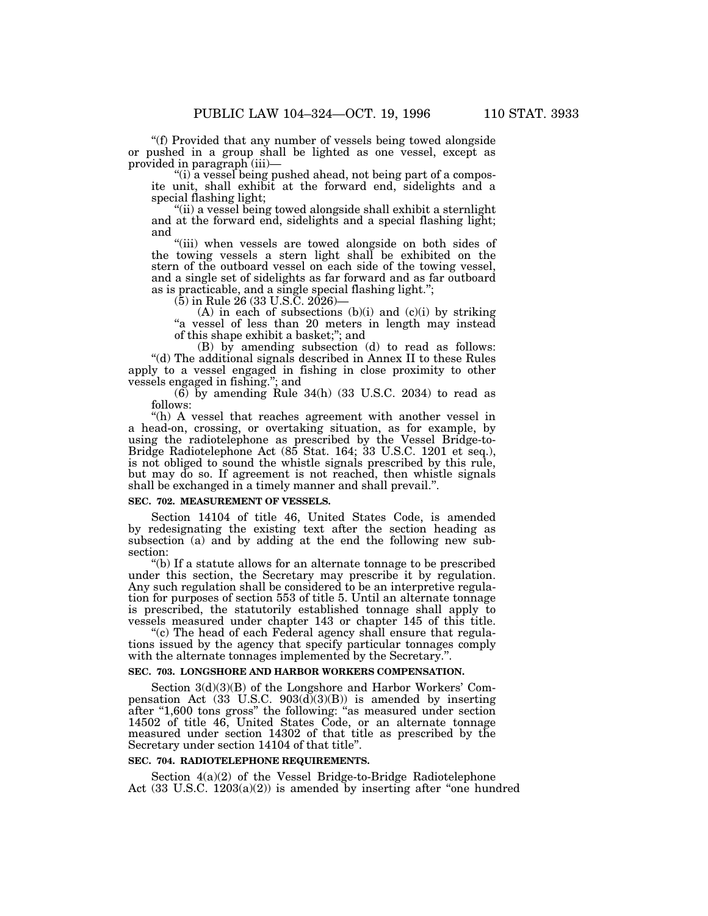"(f) Provided that any number of vessels being towed alongside or pushed in a group shall be lighted as one vessel, except as provided in paragraph (iii)—

"(i) a vessel being pushed ahead, not being part of a composite unit, shall exhibit at the forward end, sidelights and a special flashing light;

"(ii) a vessel being towed alongside shall exhibit a sternlight and at the forward end, sidelights and a special flashing light; and

"(iii) when vessels are towed alongside on both sides of the towing vessels a stern light shall be exhibited on the stern of the outboard vessel on each side of the towing vessel, and a single set of sidelights as far forward and as far outboard as is practicable, and a single special flashing light.";

(5) in Rule 26 (33 U.S.C. 2026)—

(A) in each of subsections (b)(i) and (c)(i) by striking "a vessel of less than 20 meters in length may instead of this shape exhibit a basket;"; and

(B) by amending subsection (d) to read as follows:

"(d) The additional signals described in Annex II to these Rules apply to a vessel engaged in fishing in close proximity to other vessels engaged in fishing."; and

(6) by amending Rule 34(h) (33 U.S.C. 2034) to read as follows:

"(h) A vessel that reaches agreement with another vessel in a head-on, crossing, or overtaking situation, as for example, by using the radiotelephone as prescribed by the Vessel Bridge-to-Bridge Radiotelephone Act (85 Stat. 164; 33 U.S.C. 1201 et seq.), is not obliged to sound the whistle signals prescribed by this rule, but may do so. If agreement is not reached, then whistle signals shall be exchanged in a timely manner and shall prevail.".

**SEC. 702. MEASUREMENT OF VESSELS.**

Section 14104 of title 46, United States Code, is amended by redesignating the existing text after the section heading as subsection (a) and by adding at the end the following new subsection:

"(b) If a statute allows for an alternate tonnage to be prescribed under this section, the Secretary may prescribe it by regulation. Any such regulation shall be considered to be an interpretive regulation for purposes of section 553 of title 5. Until an alternate tonnage is prescribed, the statutorily established tonnage shall apply to vessels measured under chapter 143 or chapter 145 of this title.

"(c) The head of each Federal agency shall ensure that regulations issued by the agency that specify particular tonnages comply with the alternate tonnages implemented by the Secretary.".

**SEC. 703. LONGSHORE AND HARBOR WORKERS COMPENSATION.**

Section 3(d)(3)(B) of the Longshore and Harbor Workers' Compensation Act (33 U.S.C. 903(d)(3)(B)) is amended by inserting after "1,600 tons gross" the following: "as measured under section 14502 of title 46, United States Code, or an alternate tonnage measured under section 14302 of that title as prescribed by the Secretary under section 14104 of that title".

**SEC. 704. RADIOTELEPHONE REQUIREMENTS.**

Section 4(a)(2) of the Vessel Bridge-to-Bridge Radiotelephone Act (33 U.S.C. 1203(a)(2)) is amended by inserting after "one hundred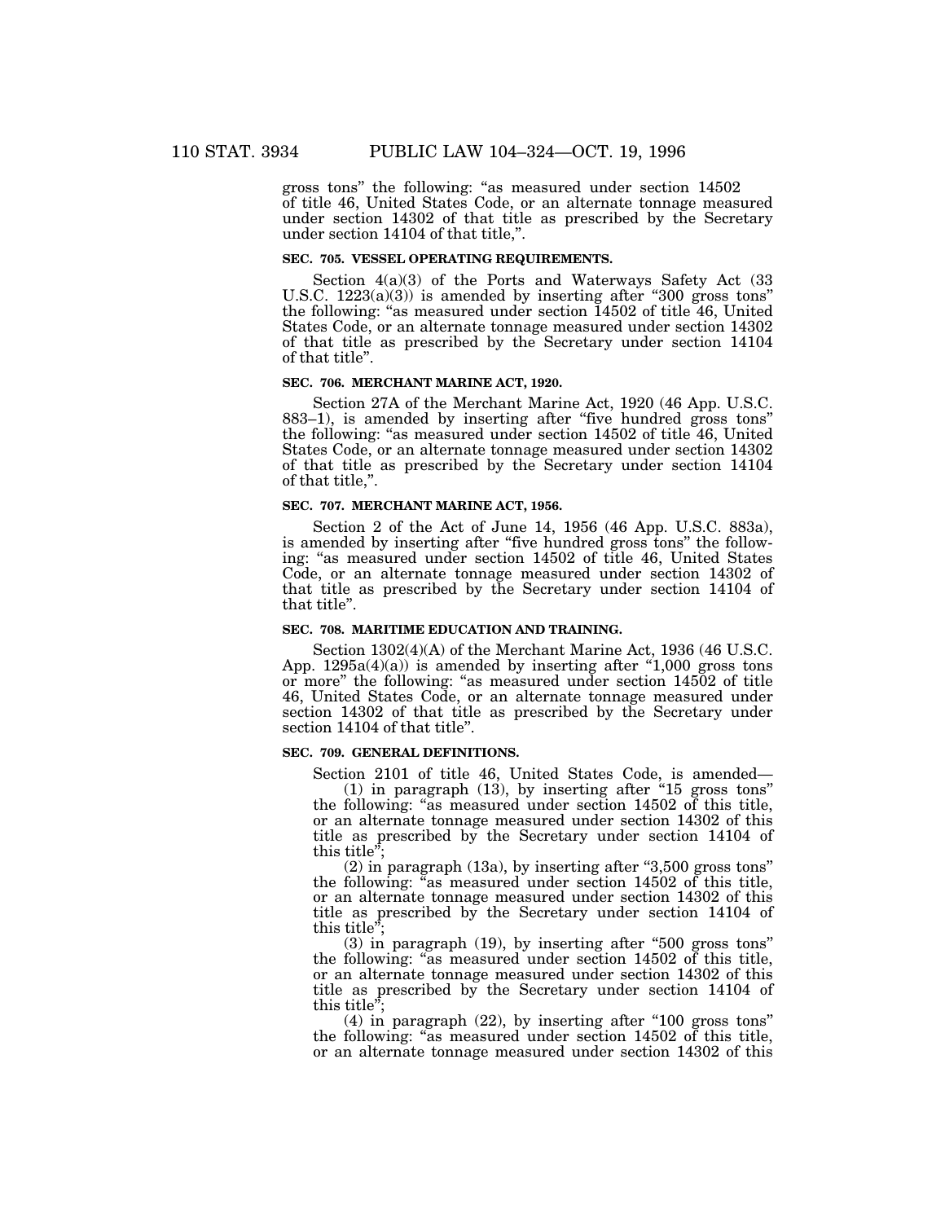gross tons" the following: "as measured under section 14502 of title 46, United States Code, or an alternate tonnage measured under section 14302 of that title as prescribed by the Secretary under section 14104 of that title,".

**SEC. 705. VESSEL OPERATING REQUIREMENTS.**

Section 4(a)(3) of the Ports and Waterways Safety Act (33 U.S.C. 1223(a)(3)) is amended by inserting after "300 gross tons" the following: "as measured under section 14502 of title 46, United States Code, or an alternate tonnage measured under section 14302 of that title as prescribed by the Secretary under section 14104 of that title".

**SEC. 706. MERCHANT MARINE ACT, 1920.**

Section 27A of the Merchant Marine Act, 1920 (46 App. U.S.C. 883–1), is amended by inserting after "five hundred gross tons" the following: "as measured under section 14502 of title 46, United States Code, or an alternate tonnage measured under section 14302 of that title as prescribed by the Secretary under section 14104 of that title,".

**SEC. 707. MERCHANT MARINE ACT, 1956.**

Section 2 of the Act of June 14, 1956 (46 App. U.S.C. 883a), is amended by inserting after "five hundred gross tons" the following: "as measured under section 14502 of title 46, United States Code, or an alternate tonnage measured under section 14302 of that title as prescribed by the Secretary under section 14104 of that title".

**SEC. 708. MARITIME EDUCATION AND TRAINING.**

Section 1302(4)(A) of the Merchant Marine Act, 1936 (46 U.S.C. App. 1295a(4)(a)) is amended by inserting after "1,000 gross tons or more" the following: "as measured under section 14502 of title 46, United States Code, or an alternate tonnage measured under section 14302 of that title as prescribed by the Secretary under section 14104 of that title".

**SEC. 709. GENERAL DEFINITIONS.**

Section 2101 of title 46, United States Code, is amended—

(1) in paragraph (13), by inserting after "15 gross tons" the following: "as measured under section 14502 of this title, or an alternate tonnage measured under section 14302 of this title as prescribed by the Secretary under section 14104 of this title";

(2) in paragraph (13a), by inserting after "3,500 gross tons" the following: "as measured under section 14502 of this title, or an alternate tonnage measured under section 14302 of this title as prescribed by the Secretary under section 14104 of this title";

(3) in paragraph (19), by inserting after "500 gross tons" the following: "as measured under section 14502 of this title, or an alternate tonnage measured under section 14302 of this title as prescribed by the Secretary under section 14104 of this title";

(4) in paragraph (22), by inserting after "100 gross tons" the following: "as measured under section 14502 of this title, or an alternate tonnage measured under section 14302 of this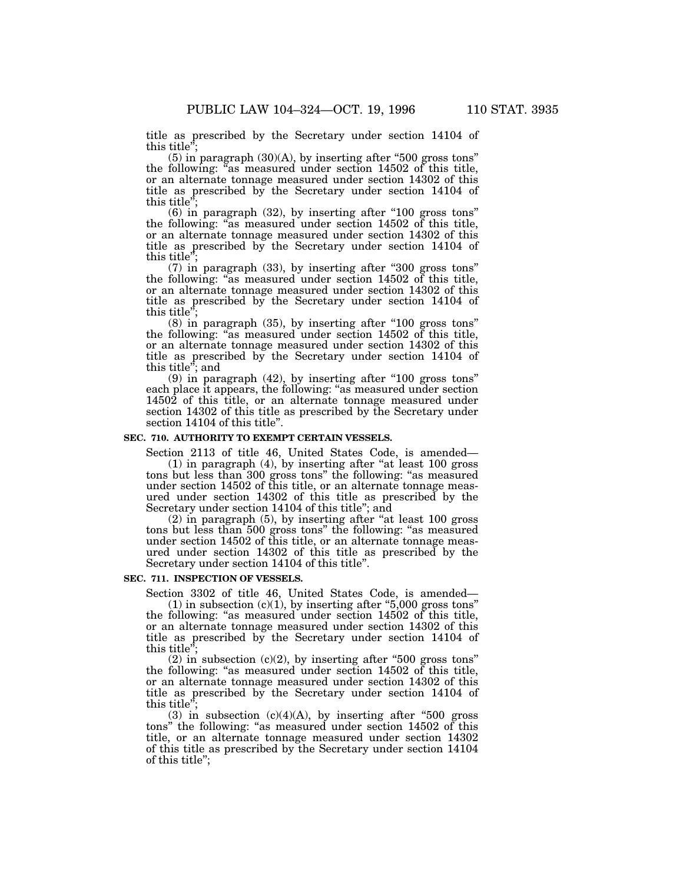title as prescribed by the Secretary under section 14104 of this title";

(5) in paragraph (30)(A), by inserting after "500 gross tons" the following: "as measured under section 14502 of this title, or an alternate tonnage measured under section 14302 of this title as prescribed by the Secretary under section 14104 of this title";

(6) in paragraph (32), by inserting after "100 gross tons" the following: "as measured under section 14502 of this title, or an alternate tonnage measured under section 14302 of this title as prescribed by the Secretary under section 14104 of this title";

(7) in paragraph (33), by inserting after "300 gross tons" the following: "as measured under section 14502 of this title, or an alternate tonnage measured under section 14302 of this title as prescribed by the Secretary under section 14104 of this title";

(8) in paragraph (35), by inserting after "100 gross tons" the following: "as measured under section 14502 of this title, or an alternate tonnage measured under section 14302 of this title as prescribed by the Secretary under section 14104 of this title"; and

(9) in paragraph (42), by inserting after "100 gross tons" each place it appears, the following: "as measured under section 14502 of this title, or an alternate tonnage measured under section 14302 of this title as prescribed by the Secretary under section 14104 of this title".

**SEC. 710. AUTHORITY TO EXEMPT CERTAIN VESSELS.**

Section 2113 of title 46, United States Code, is amended—

(1) in paragraph (4), by inserting after "at least 100 gross tons but less than 300 gross tons" the following: "as measured under section 14502 of this title, or an alternate tonnage measured under section 14302 of this title as prescribed by the Secretary under section 14104 of this title"; and

(2) in paragraph (5), by inserting after "at least 100 gross tons but less than 500 gross tons" the following: "as measured under section 14502 of this title, or an alternate tonnage measured under section 14302 of this title as prescribed by the Secretary under section 14104 of this title".

**SEC. 711. INSPECTION OF VESSELS.**

Section 3302 of title 46, United States Code, is amended—

(1) in subsection (c)(1), by inserting after "5,000 gross tons" the following: "as measured under section 14502 of this title, or an alternate tonnage measured under section 14302 of this title as prescribed by the Secretary under section 14104 of this title";

(2) in subsection (c)(2), by inserting after "500 gross tons" the following: "as measured under section 14502 of this title, or an alternate tonnage measured under section 14302 of this title as prescribed by the Secretary under section 14104 of this title";

(3) in subsection (c)(4)(A), by inserting after "500 gross tons" the following: "as measured under section 14502 of this title, or an alternate tonnage measured under section 14302 of this title as prescribed by the Secretary under section 14104 of this title";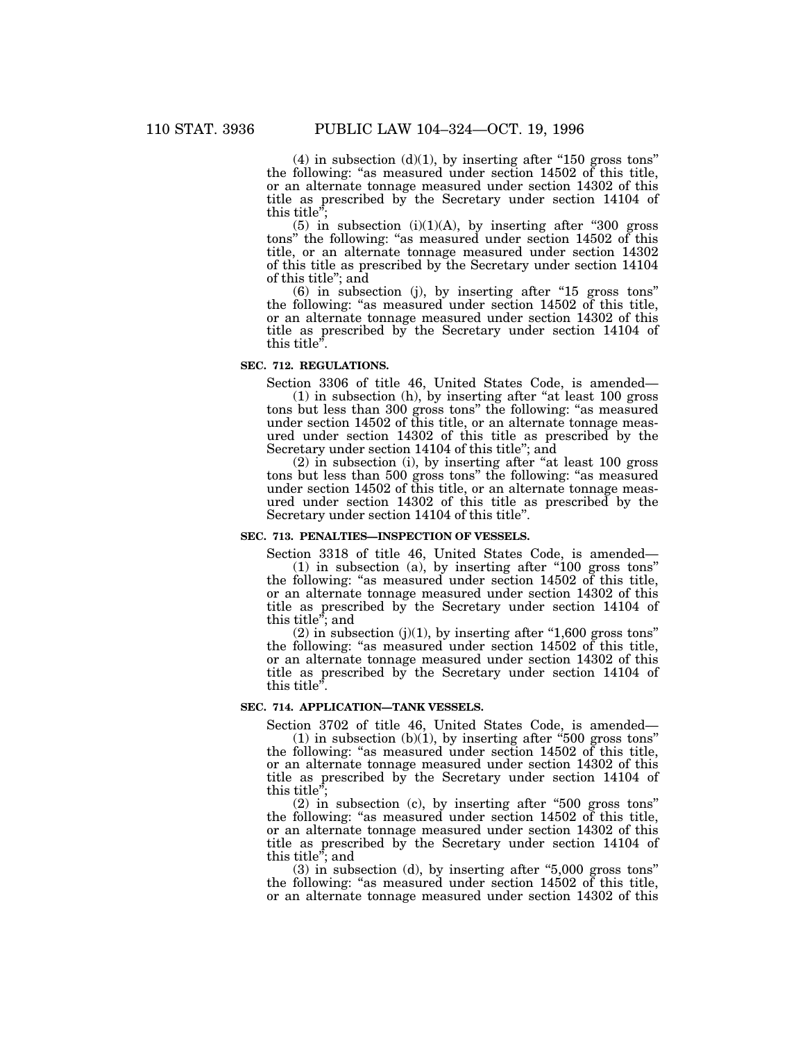(4) in subsection (d)(1), by inserting after "150 gross tons" the following: "as measured under section 14502 of this title, or an alternate tonnage measured under section 14302 of this title as prescribed by the Secretary under section 14104 of this title";

(5) in subsection (i)(1)(A), by inserting after "300 gross tons" the following: "as measured under section 14502 of this title, or an alternate tonnage measured under section 14302 of this title as prescribed by the Secretary under section 14104 of this title"; and

(6) in subsection (j), by inserting after "15 gross tons" the following: "as measured under section 14502 of this title, or an alternate tonnage measured under section 14302 of this title as prescribed by the Secretary under section 14104 of this title".

**SEC. 712. REGULATIONS.**

Section 3306 of title 46, United States Code, is amended—

(1) in subsection (h), by inserting after "at least 100 gross tons but less than 300 gross tons" the following: "as measured under section 14502 of this title, or an alternate tonnage measured under section 14302 of this title as prescribed by the Secretary under section 14104 of this title"; and

(2) in subsection (i), by inserting after "at least 100 gross tons but less than 500 gross tons" the following: "as measured under section 14502 of this title, or an alternate tonnage measured under section 14302 of this title as prescribed by the Secretary under section 14104 of this title".

**SEC. 713. PENALTIES—INSPECTION OF VESSELS.**

Section 3318 of title 46, United States Code, is amended—

(1) in subsection (a), by inserting after "100 gross tons" the following: "as measured under section 14502 of this title, or an alternate tonnage measured under section 14302 of this title as prescribed by the Secretary under section 14104 of this title"; and

(2) in subsection (j)(1), by inserting after "1,600 gross tons" the following: "as measured under section 14502 of this title, or an alternate tonnage measured under section 14302 of this title as prescribed by the Secretary under section 14104 of this title".

**SEC. 714. APPLICATION—TANK VESSELS.**

Section 3702 of title 46, United States Code, is amended—

(1) in subsection (b)(1), by inserting after "500 gross tons" the following: "as measured under section 14502 of this title, or an alternate tonnage measured under section 14302 of this title as prescribed by the Secretary under section 14104 of this title";

(2) in subsection (c), by inserting after "500 gross tons" the following: "as measured under section 14502 of this title, or an alternate tonnage measured under section 14302 of this title as prescribed by the Secretary under section 14104 of this title"; and

(3) in subsection (d), by inserting after "5,000 gross tons" the following: "as measured under section 14502 of this title, or an alternate tonnage measured under section 14302 of this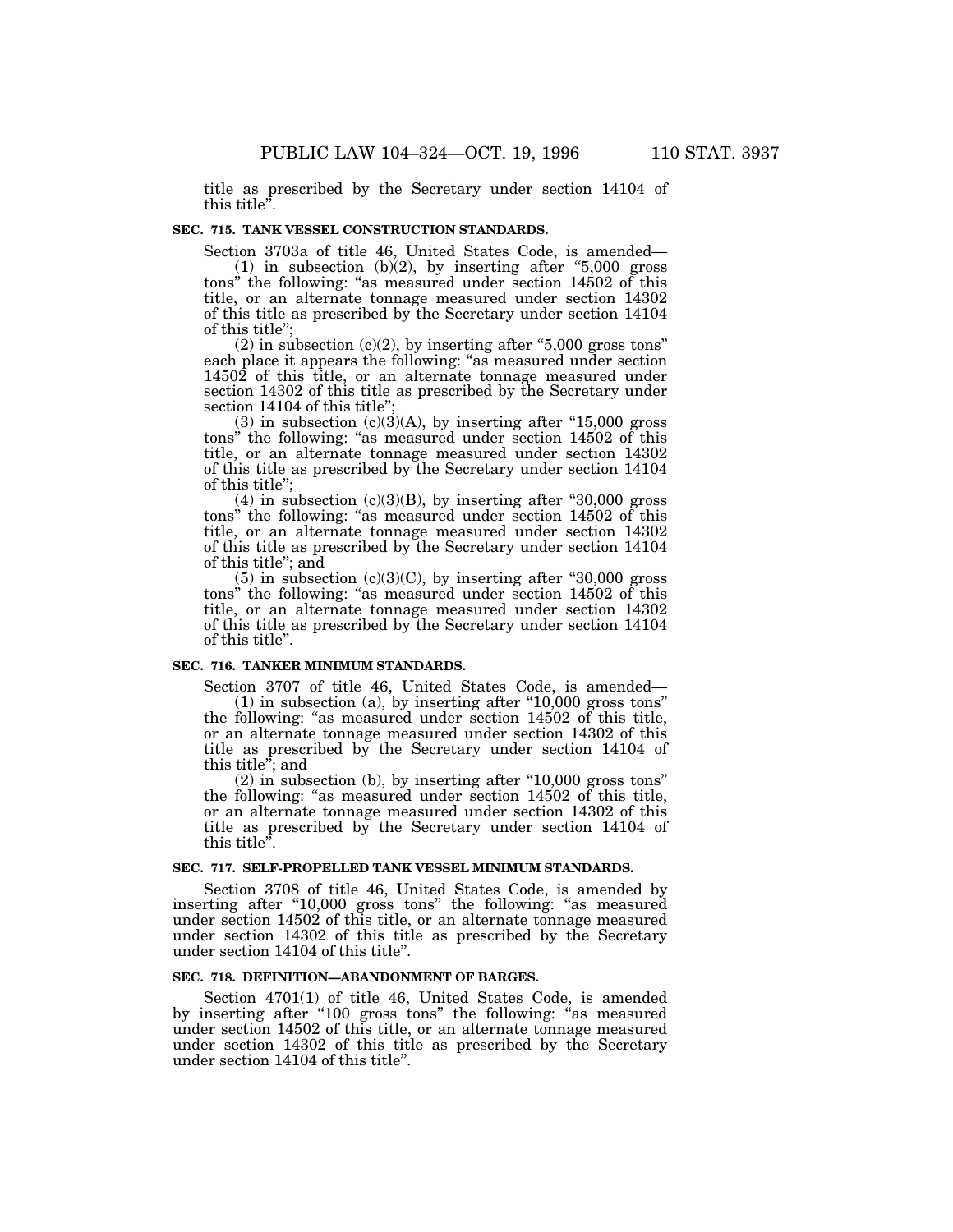title as prescribed by the Secretary under section 14104 of this title".

**SEC. 715. TANK VESSEL CONSTRUCTION STANDARDS.**

Section 3703a of title 46, United States Code, is amended—

(1) in subsection (b)(2), by inserting after "5,000 gross tons" the following: "as measured under section 14502 of this title, or an alternate tonnage measured under section 14302 of this title as prescribed by the Secretary under section 14104 of this title";

(2) in subsection (c)(2), by inserting after "5,000 gross tons" each place it appears the following: "as measured under section 14502 of this title, or an alternate tonnage measured under section 14302 of this title as prescribed by the Secretary under section 14104 of this title";

(3) in subsection (c)(3)(A), by inserting after "15,000 gross tons" the following: "as measured under section 14502 of this title, or an alternate tonnage measured under section 14302 of this title as prescribed by the Secretary under section 14104 of this title";

(4) in subsection (c)(3)(B), by inserting after "30,000 gross tons" the following: "as measured under section 14502 of this title, or an alternate tonnage measured under section 14302 of this title as prescribed by the Secretary under section 14104 of this title"; and

(5) in subsection (c)(3)(C), by inserting after "30,000 gross tons" the following: "as measured under section 14502 of this title, or an alternate tonnage measured under section 14302 of this title as prescribed by the Secretary under section 14104 of this title".

**SEC. 716. TANKER MINIMUM STANDARDS.**

Section 3707 of title 46, United States Code, is amended—

(1) in subsection (a), by inserting after "10,000 gross tons" the following: "as measured under section 14502 of this title, or an alternate tonnage measured under section 14302 of this title as prescribed by the Secretary under section 14104 of this title"; and

(2) in subsection (b), by inserting after "10,000 gross tons" the following: "as measured under section 14502 of this title, or an alternate tonnage measured under section 14302 of this title as prescribed by the Secretary under section 14104 of this title".

**SEC. 717. SELF-PROPELLED TANK VESSEL MINIMUM STANDARDS.**

Section 3708 of title 46, United States Code, is amended by inserting after "10,000 gross tons" the following: "as measured under section 14502 of this title, or an alternate tonnage measured under section 14302 of this title as prescribed by the Secretary under section 14104 of this title".

**SEC. 718. DEFINITION—ABANDONMENT OF BARGES.**

Section 4701(1) of title 46, United States Code, is amended by inserting after "100 gross tons" the following: "as measured under section 14502 of this title, or an alternate tonnage measured under section 14302 of this title as prescribed by the Secretary under section 14104 of this title".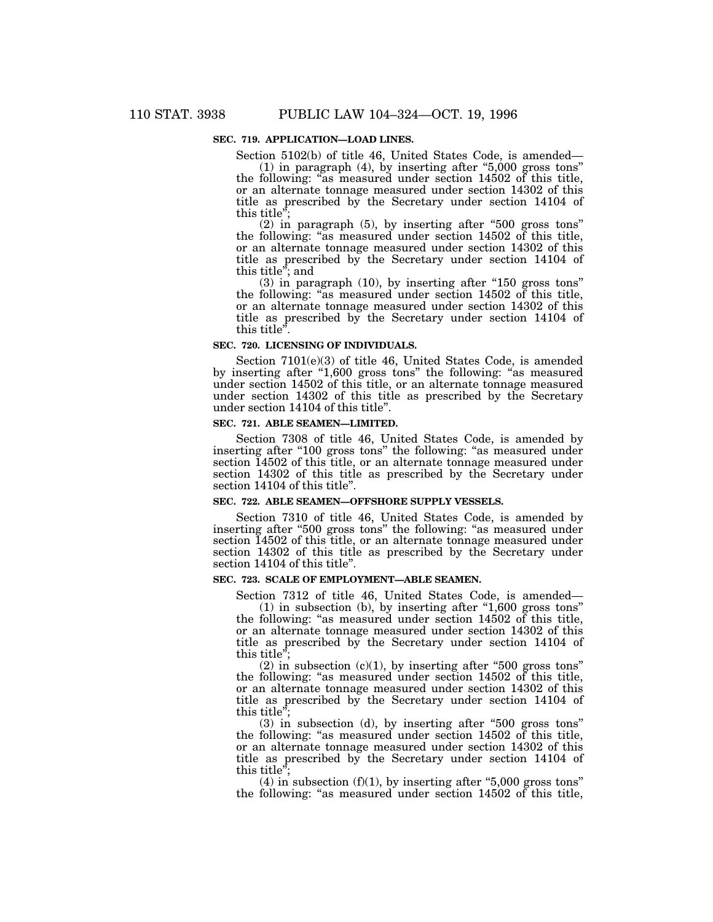**SEC. 719. APPLICATION—LOAD LINES.**

Section 5102(b) of title 46, United States Code, is amended—

(1) in paragraph (4), by inserting after "5,000 gross tons" the following: "as measured under section 14502 of this title, or an alternate tonnage measured under section 14302 of this title as prescribed by the Secretary under section 14104 of this title";

(2) in paragraph (5), by inserting after "500 gross tons" the following: "as measured under section 14502 of this title, or an alternate tonnage measured under section 14302 of this title as prescribed by the Secretary under section 14104 of this title"; and

(3) in paragraph (10), by inserting after "150 gross tons" the following: "as measured under section 14502 of this title, or an alternate tonnage measured under section 14302 of this title as prescribed by the Secretary under section 14104 of this title".

**SEC. 720. LICENSING OF INDIVIDUALS.**

Section 7101(e)(3) of title 46, United States Code, is amended by inserting after "1,600 gross tons" the following: "as measured under section 14502 of this title, or an alternate tonnage measured under section 14302 of this title as prescribed by the Secretary under section 14104 of this title".

**SEC. 721. ABLE SEAMEN—LIMITED.**

Section 7308 of title 46, United States Code, is amended by inserting after "100 gross tons" the following: "as measured under section 14502 of this title, or an alternate tonnage measured under section 14302 of this title as prescribed by the Secretary under section 14104 of this title".

**SEC. 722. ABLE SEAMEN—OFFSHORE SUPPLY VESSELS.**

Section 7310 of title 46, United States Code, is amended by inserting after "500 gross tons" the following: "as measured under section 14502 of this title, or an alternate tonnage measured under section 14302 of this title as prescribed by the Secretary under section 14104 of this title".

**SEC. 723. SCALE OF EMPLOYMENT—ABLE SEAMEN.**

Section 7312 of title 46, United States Code, is amended—

(1) in subsection (b), by inserting after "1,600 gross tons" the following: "as measured under section 14502 of this title, or an alternate tonnage measured under section 14302 of this title as prescribed by the Secretary under section 14104 of this title";

(2) in subsection (c)(1), by inserting after "500 gross tons" the following: "as measured under section 14502 of this title, or an alternate tonnage measured under section 14302 of this title as prescribed by the Secretary under section 14104 of this title";

(3) in subsection (d), by inserting after "500 gross tons" the following: "as measured under section 14502 of this title, or an alternate tonnage measured under section 14302 of this title as prescribed by the Secretary under section 14104 of this title";

(4) in subsection (f)(1), by inserting after "5,000 gross tons" the following: "as measured under section 14502 of this title,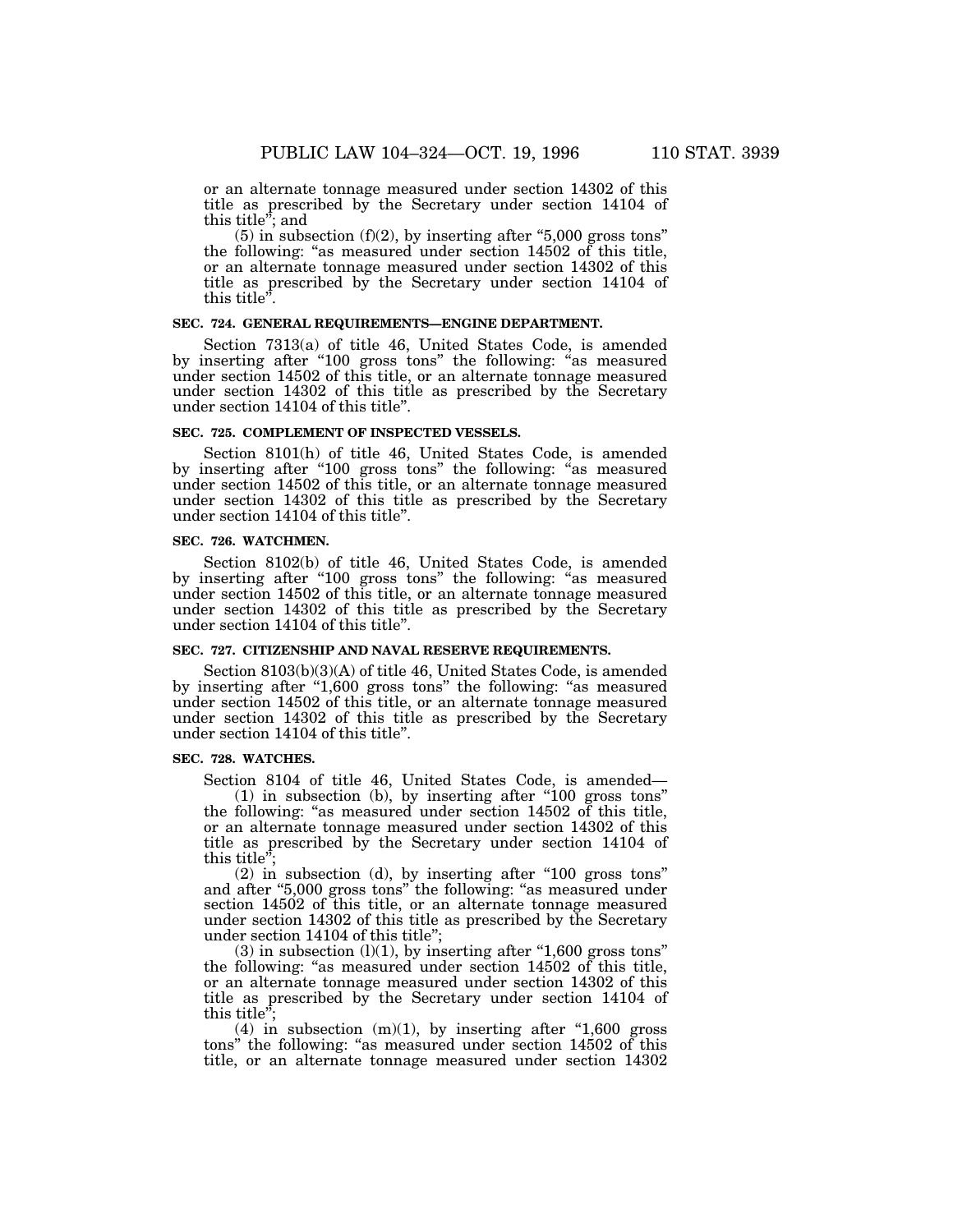or an alternate tonnage measured under section 14302 of this title as prescribed by the Secretary under section 14104 of this title"; and

(5) in subsection (f)(2), by inserting after "5,000 gross tons" the following: "as measured under section 14502 of this title, or an alternate tonnage measured under section 14302 of this title as prescribed by the Secretary under section 14104 of this title".

**SEC. 724. GENERAL REQUIREMENTS—ENGINE DEPARTMENT.**

Section 7313(a) of title 46, United States Code, is amended by inserting after "100 gross tons" the following: "as measured under section 14502 of this title, or an alternate tonnage measured under section 14302 of this title as prescribed by the Secretary under section 14104 of this title".

**SEC. 725. COMPLEMENT OF INSPECTED VESSELS.**

Section 8101(h) of title 46, United States Code, is amended by inserting after "100 gross tons" the following: "as measured under section 14502 of this title, or an alternate tonnage measured under section 14302 of this title as prescribed by the Secretary under section 14104 of this title".

**SEC. 726. WATCHMEN.**

Section 8102(b) of title 46, United States Code, is amended by inserting after "100 gross tons" the following: "as measured under section 14502 of this title, or an alternate tonnage measured under section 14302 of this title as prescribed by the Secretary under section 14104 of this title".

**SEC. 727. CITIZENSHIP AND NAVAL RESERVE REQUIREMENTS.**

Section 8103(b)(3)(A) of title 46, United States Code, is amended by inserting after "1,600 gross tons" the following: "as measured under section 14502 of this title, or an alternate tonnage measured under section 14302 of this title as prescribed by the Secretary under section 14104 of this title".

**SEC. 728. WATCHES.**

Section 8104 of title 46, United States Code, is amended—

(1) in subsection (b), by inserting after "100 gross tons" the following: "as measured under section 14502 of this title, or an alternate tonnage measured under section 14302 of this title as prescribed by the Secretary under section 14104 of this title";

(2) in subsection (d), by inserting after "100 gross tons" and after "5,000 gross tons" the following: "as measured under section 14502 of this title, or an alternate tonnage measured under section 14302 of this title as prescribed by the Secretary under section 14104 of this title";

(3) in subsection (l)(1), by inserting after "1,600 gross tons" the following: "as measured under section 14502 of this title, or an alternate tonnage measured under section 14302 of this title as prescribed by the Secretary under section 14104 of this title";

(4) in subsection (m)(1), by inserting after "1,600 gross tons" the following: "as measured under section 14502 of this title, or an alternate tonnage measured under section 14302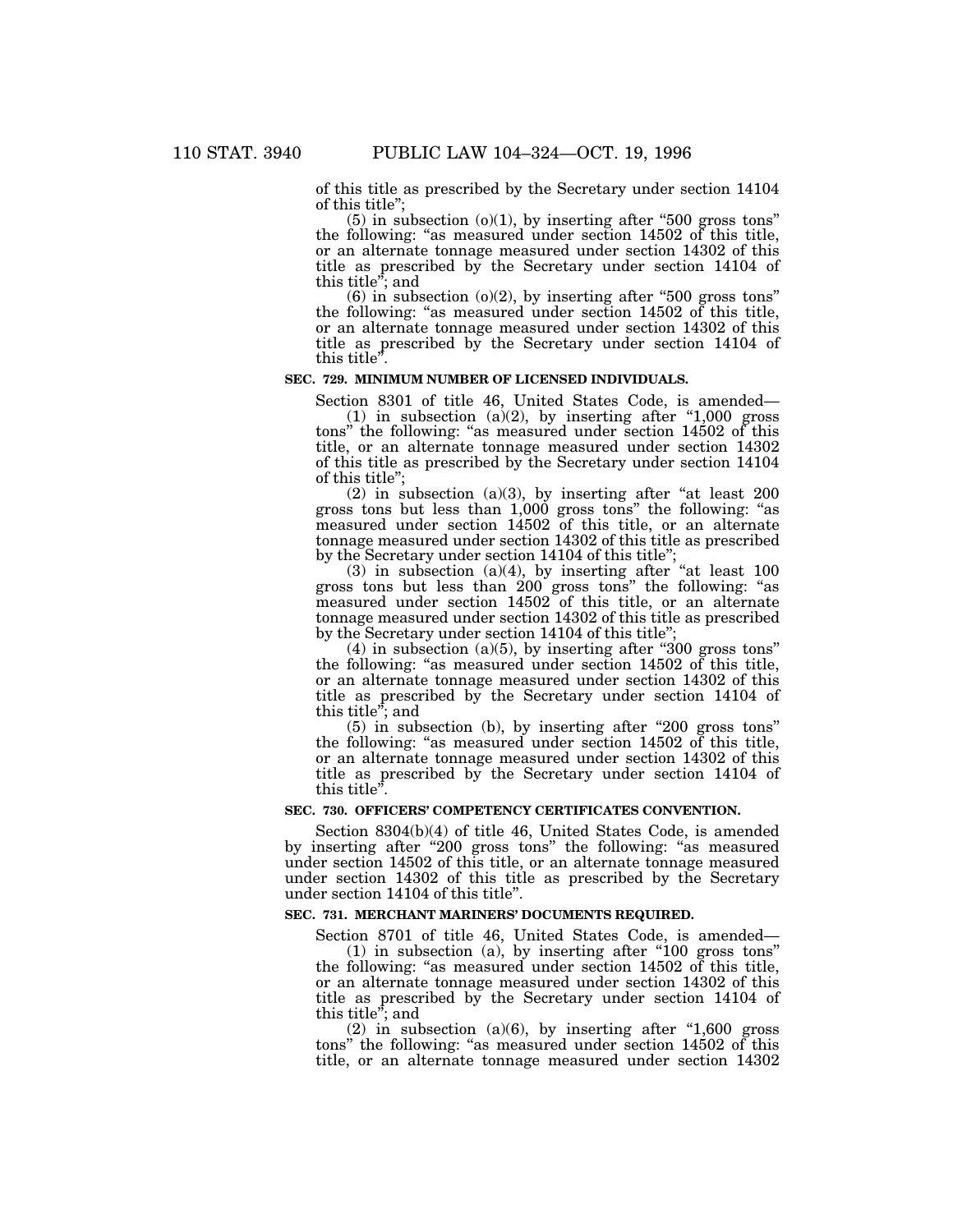of this title as prescribed by the Secretary under section 14104 of this title";

(5) in subsection (o)(1), by inserting after "500 gross tons" the following: "as measured under section 14502 of this title, or an alternate tonnage measured under section 14302 of this title as prescribed by the Secretary under section 14104 of this title"; and

(6) in subsection (o)(2), by inserting after "500 gross tons" the following: "as measured under section 14502 of this title, or an alternate tonnage measured under section 14302 of this title as prescribed by the Secretary under section 14104 of this title".

**SEC. 729. MINIMUM NUMBER OF LICENSED INDIVIDUALS.**

Section 8301 of title 46, United States Code, is amended—

(1) in subsection (a)(2), by inserting after "1,000 gross tons" the following: "as measured under section 14502 of this title, or an alternate tonnage measured under section 14302 of this title as prescribed by the Secretary under section 14104 of this title";

(2) in subsection (a)(3), by inserting after "at least 200 gross tons but less than 1,000 gross tons" the following: "as measured under section 14502 of this title, or an alternate tonnage measured under section 14302 of this title as prescribed by the Secretary under section 14104 of this title";

(3) in subsection (a)(4), by inserting after "at least 100 gross tons but less than 200 gross tons" the following: "as measured under section 14502 of this title, or an alternate tonnage measured under section 14302 of this title as prescribed by the Secretary under section 14104 of this title";

(4) in subsection (a)(5), by inserting after "300 gross tons" the following: "as measured under section 14502 of this title, or an alternate tonnage measured under section 14302 of this title as prescribed by the Secretary under section 14104 of this title"; and

(5) in subsection (b), by inserting after "200 gross tons" the following: "as measured under section 14502 of this title, or an alternate tonnage measured under section 14302 of this title as prescribed by the Secretary under section 14104 of this title".

**SEC. 730. OFFICERS' COMPETENCY CERTIFICATES CONVENTION.**

Section 8304(b)(4) of title 46, United States Code, is amended by inserting after "200 gross tons" the following: "as measured under section 14502 of this title, or an alternate tonnage measured under section 14302 of this title as prescribed by the Secretary under section 14104 of this title".

**SEC. 731. MERCHANT MARINERS' DOCUMENTS REQUIRED.**

Section 8701 of title 46, United States Code, is amended—

(1) in subsection (a), by inserting after "100 gross tons" the following: "as measured under section 14502 of this title, or an alternate tonnage measured under section 14302 of this title as prescribed by the Secretary under section 14104 of this title"; and

(2) in subsection (a)(6), by inserting after "1,600 gross tons" the following: "as measured under section 14502 of this title, or an alternate tonnage measured under section 14302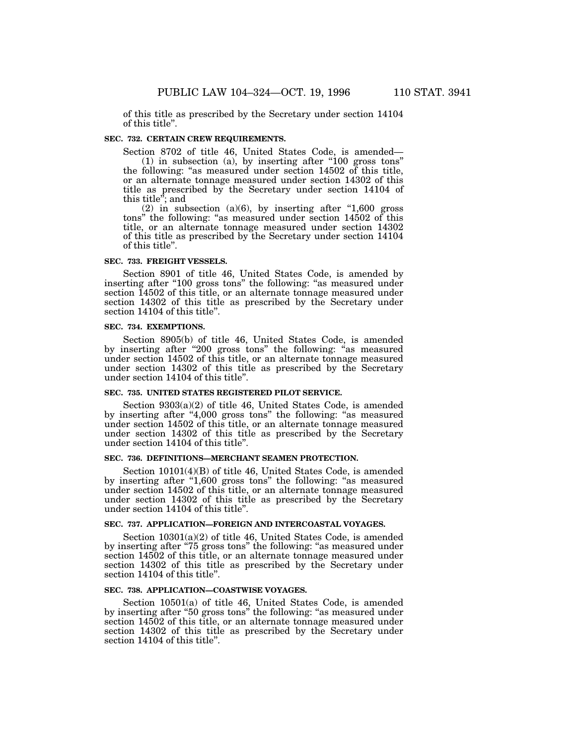of this title as prescribed by the Secretary under section 14104 of this title".

**SEC. 732. CERTAIN CREW REQUIREMENTS.**

Section 8702 of title 46, United States Code, is amended—

(1) in subsection (a), by inserting after "100 gross tons" the following: "as measured under section 14502 of this title, or an alternate tonnage measured under section 14302 of this title as prescribed by the Secretary under section 14104 of this title"; and

(2) in subsection (a)(6), by inserting after "1,600 gross tons" the following: "as measured under section 14502 of this title, or an alternate tonnage measured under section 14302 of this title as prescribed by the Secretary under section 14104 of this title".

**SEC. 733. FREIGHT VESSELS.**

Section 8901 of title 46, United States Code, is amended by inserting after "100 gross tons" the following: "as measured under section 14502 of this title, or an alternate tonnage measured under section 14302 of this title as prescribed by the Secretary under section 14104 of this title".

**SEC. 734. EXEMPTIONS.**

Section 8905(b) of title 46, United States Code, is amended by inserting after "200 gross tons" the following: "as measured under section 14502 of this title, or an alternate tonnage measured under section 14302 of this title as prescribed by the Secretary under section 14104 of this title".

**SEC. 735. UNITED STATES REGISTERED PILOT SERVICE.**

Section 9303(a)(2) of title 46, United States Code, is amended by inserting after "4,000 gross tons" the following: "as measured under section 14502 of this title, or an alternate tonnage measured under section 14302 of this title as prescribed by the Secretary under section 14104 of this title".

**SEC. 736. DEFINITIONS—MERCHANT SEAMEN PROTECTION.**

Section 10101(4)(B) of title 46, United States Code, is amended by inserting after "1,600 gross tons" the following: "as measured under section 14502 of this title, or an alternate tonnage measured under section 14302 of this title as prescribed by the Secretary under section 14104 of this title".

**SEC. 737. APPLICATION—FOREIGN AND INTERCOASTAL VOYAGES.**

Section 10301(a)(2) of title 46, United States Code, is amended by inserting after "75 gross tons" the following: "as measured under section 14502 of this title, or an alternate tonnage measured under section 14302 of this title as prescribed by the Secretary under section 14104 of this title".

**SEC. 738. APPLICATION—COASTWISE VOYAGES.**

Section 10501(a) of title 46, United States Code, is amended by inserting after "50 gross tons" the following: "as measured under section 14502 of this title, or an alternate tonnage measured under section 14302 of this title as prescribed by the Secretary under section 14104 of this title".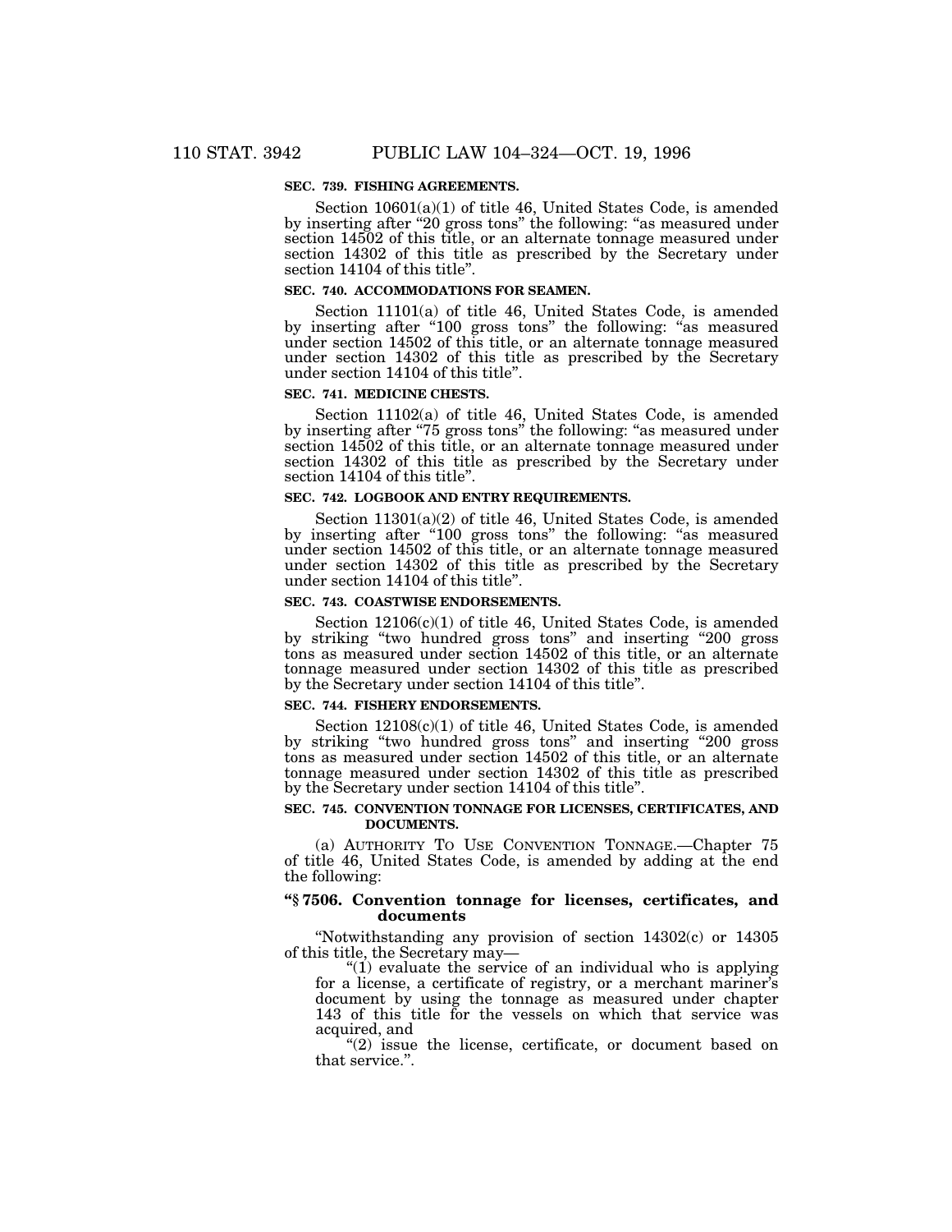**SEC. 739. FISHING AGREEMENTS.**

Section 10601(a)(1) of title 46, United States Code, is amended by inserting after "20 gross tons" the following: "as measured under section 14502 of this title, or an alternate tonnage measured under section 14302 of this title as prescribed by the Secretary under section 14104 of this title".

**SEC. 740. ACCOMMODATIONS FOR SEAMEN.**

Section 11101(a) of title 46, United States Code, is amended by inserting after "100 gross tons" the following: "as measured under section 14502 of this title, or an alternate tonnage measured under section 14302 of this title as prescribed by the Secretary under section 14104 of this title".

**SEC. 741. MEDICINE CHESTS.**

Section 11102(a) of title 46, United States Code, is amended by inserting after "75 gross tons" the following: "as measured under section 14502 of this title, or an alternate tonnage measured under section 14302 of this title as prescribed by the Secretary under section 14104 of this title".

**SEC. 742. LOGBOOK AND ENTRY REQUIREMENTS.**

Section 11301(a)(2) of title 46, United States Code, is amended by inserting after "100 gross tons" the following: "as measured under section 14502 of this title, or an alternate tonnage measured under section 14302 of this title as prescribed by the Secretary under section 14104 of this title".

**SEC. 743. COASTWISE ENDORSEMENTS.**

Section 12106(c)(1) of title 46, United States Code, is amended by striking "two hundred gross tons" and inserting "200 gross tons as measured under section 14502 of this title, or an alternate tonnage measured under section 14302 of this title as prescribed by the Secretary under section 14104 of this title".

**SEC. 744. FISHERY ENDORSEMENTS.**

Section 12108(c)(1) of title 46, United States Code, is amended by striking "two hundred gross tons" and inserting "200 gross tons as measured under section 14502 of this title, or an alternate tonnage measured under section 14302 of this title as prescribed by the Secretary under section 14104 of this title".

**SEC. 745. CONVENTION TONNAGE FOR LICENSES, CERTIFICATES, AND DOCUMENTS.**

(a) AUTHORITY TO USE CONVENTION TONNAGE.—Chapter 75 of title 46, United States Code, is amended by adding at the end the following:

**"§ 7506. Convention tonnage for licenses, certificates, and documents**

"Notwithstanding any provision of section 14302(c) or 14305 of this title, the Secretary may—

"(1) evaluate the service of an individual who is applying for a license, a certificate of registry, or a merchant mariner's document by using the tonnage as measured under chapter 143 of this title for the vessels on which that service was acquired, and

"(2) issue the license, certificate, or document based on that service.".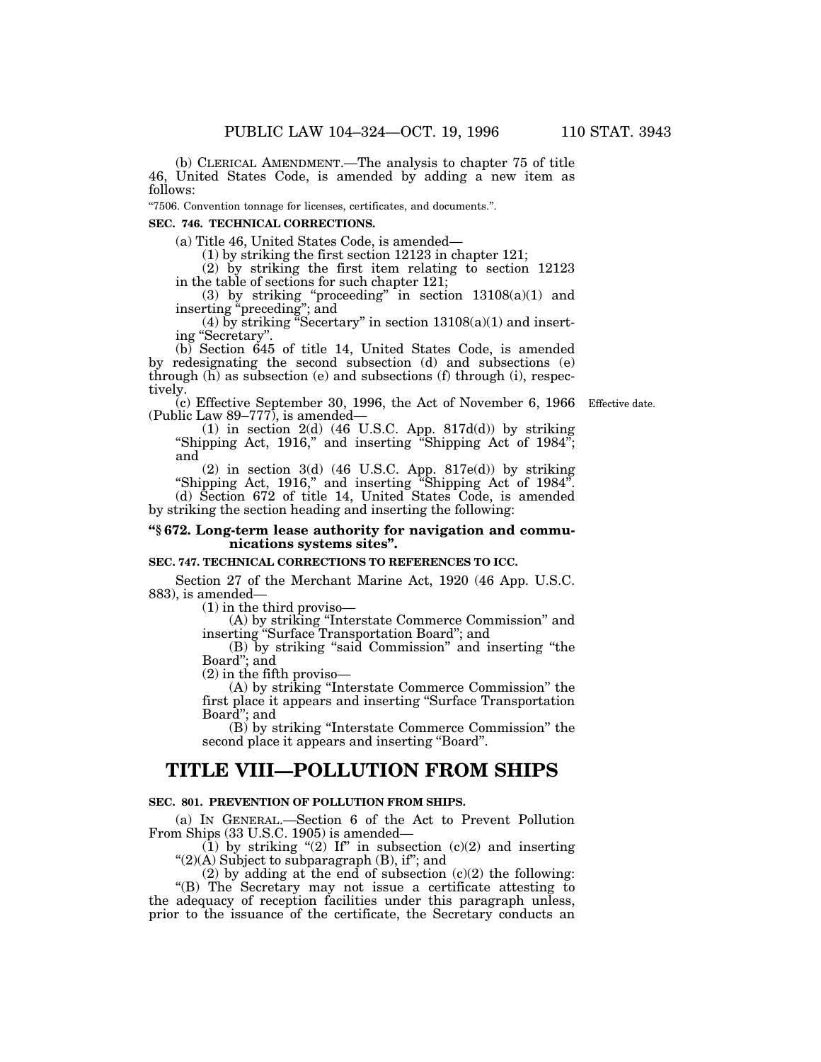(b) CLERICAL AMENDMENT.—The analysis to chapter 75 of title 46, United States Code, is amended by adding a new item as follows:

"7506. Convention tonnage for licenses, certificates, and documents.".

**SEC. 746. TECHNICAL CORRECTIONS.**

(a) Title 46, United States Code, is amended—

(1) by striking the first section 12123 in chapter 121;

(2) by striking the first item relating to section 12123 in the table of sections for such chapter 121;

(3) by striking "proceeding" in section 13108(a)(1) and inserting "preceding"; and

(4) by striking "Secertary" in section 13108(a)(1) and inserting "Secretary".

(b) Section 645 of title 14, United States Code, is amended by redesignating the second subsection (d) and subsections (e) through (h) as subsection (e) and subsections (f) through (i), respectively.

Effective date.

(c) Effective September 30, 1996, the Act of November 6, 1966 (Public Law 89–777), is amended—

(1) in section 2(d) (46 U.S.C. App. 817d(d)) by striking "Shipping Act, 1916," and inserting "Shipping Act of 1984"; and

(2) in section 3(d) (46 U.S.C. App. 817e(d)) by striking "Shipping Act, 1916," and inserting "Shipping Act of 1984".

(d) Section 672 of title 14, United States Code, is amended by striking the section heading and inserting the following:

**"§ 672. Long-term lease authority for navigation and communications systems sites".**

**SEC. 747. TECHNICAL CORRECTIONS TO REFERENCES TO ICC.**

Section 27 of the Merchant Marine Act, 1920 (46 App. U.S.C. 883), is amended—

(1) in the third proviso—

(A) by striking "Interstate Commerce Commission" and inserting "Surface Transportation Board"; and

(B) by striking "said Commission" and inserting "the Board"; and

(2) in the fifth proviso—

(A) by striking "Interstate Commerce Commission" the first place it appears and inserting "Surface Transportation Board"; and

(B) by striking "Interstate Commerce Commission" the second place it appears and inserting "Board".

# TITLE VIII—POLLUTION FROM SHIPS

**SEC. 801. PREVENTION OF POLLUTION FROM SHIPS.**

(a) IN GENERAL.—Section 6 of the Act to Prevent Pollution From Ships (33 U.S.C. 1905) is amended—

(1) by striking "(2) If" in subsection (c)(2) and inserting "(2)(A) Subject to subparagraph (B), if"; and

(2) by adding at the end of subsection (c)(2) the following:

"(B) The Secretary may not issue a certificate attesting to the adequacy of reception facilities under this paragraph unless, prior to the issuance of the certificate, the Secretary conducts an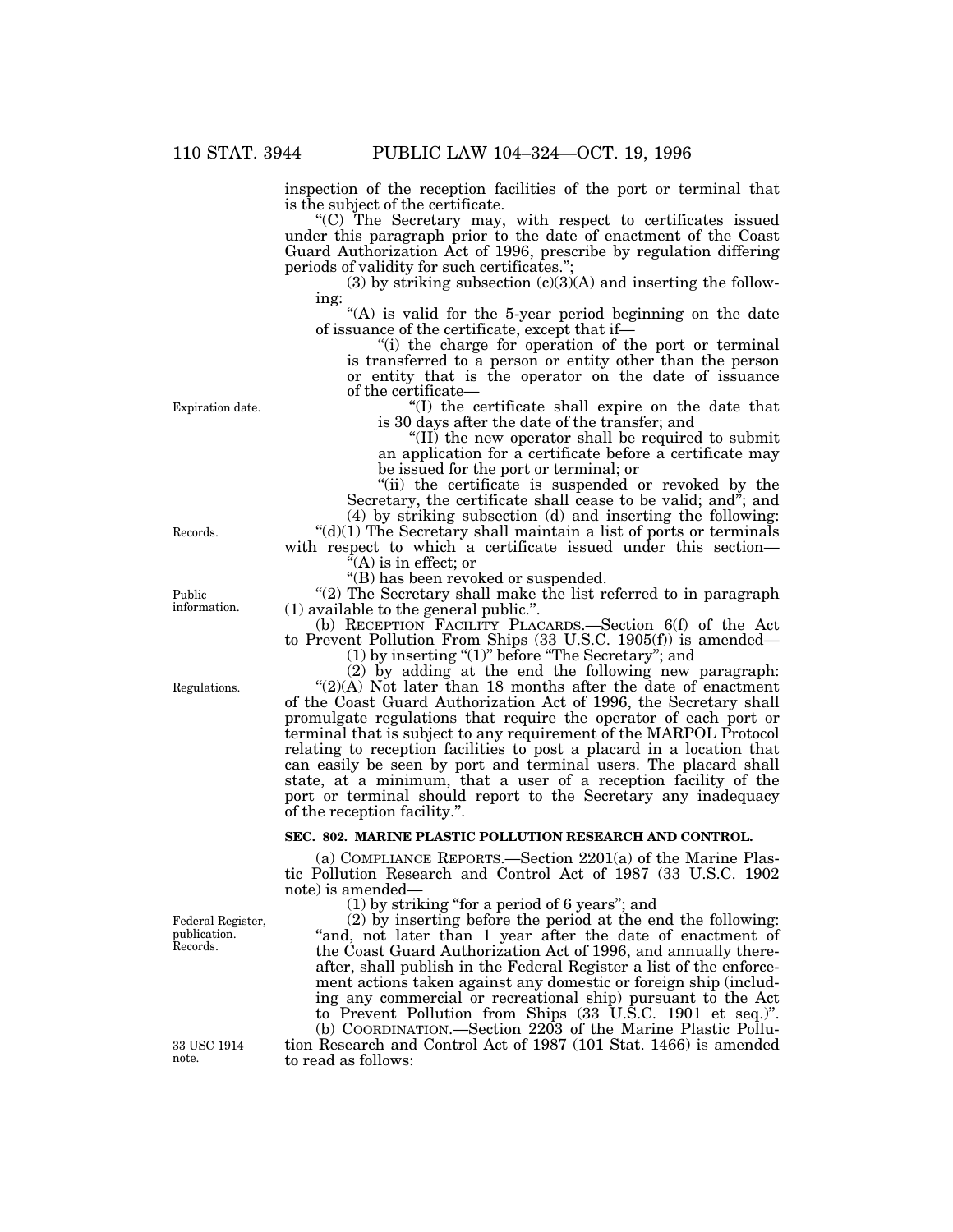inspection of the reception facilities of the port or terminal that is the subject of the certificate.

"(C) The Secretary may, with respect to certificates issued under this paragraph prior to the date of enactment of the Coast Guard Authorization Act of 1996, prescribe by regulation differing periods of validity for such certificates.";

(3) by striking subsection (c)(3)(A) and inserting the following:

"(A) is valid for the 5-year period beginning on the date of issuance of the certificate, except that if—

"(i) the charge for operation of the port or terminal is transferred to a person or entity other than the person or entity that is the operator on the date of issuance of the certificate—

Expiration date.

"(I) the certificate shall expire on the date that is 30 days after the date of the transfer; and

"(II) the new operator shall be required to submit an application for a certificate before a certificate may be issued for the port or terminal; or

"(ii) the certificate is suspended or revoked by the Secretary, the certificate shall cease to be valid; and"; and

(4) by striking subsection (d) and inserting the following:

Records.

"(d)(1) The Secretary shall maintain a list of ports or terminals with respect to which a certificate issued under this section—

"(A) is in effect; or

"(B) has been revoked or suspended.

Public information.

"(2) The Secretary shall make the list referred to in paragraph (1) available to the general public.".

(b) RECEPTION FACILITY PLACARDS.—Section 6(f) of the Act to Prevent Pollution From Ships (33 U.S.C. 1905(f)) is amended—

(1) by inserting "(1)" before "The Secretary"; and

(2) by adding at the end the following new paragraph:

Regulations.

"(2)(A) Not later than 18 months after the date of enactment of the Coast Guard Authorization Act of 1996, the Secretary shall promulgate regulations that require the operator of each port or terminal that is subject to any requirement of the MARPOL Protocol relating to reception facilities to post a placard in a location that can easily be seen by port and terminal users. The placard shall state, at a minimum, that a user of a reception facility of the port or terminal should report to the Secretary any inadequacy of the reception facility.".

**SEC. 802. MARINE PLASTIC POLLUTION RESEARCH AND CONTROL.**

(a) COMPLIANCE REPORTS.—Section 2201(a) of the Marine Plastic Pollution Research and Control Act of 1987 (33 U.S.C. 1902 note) is amended—

(1) by striking "for a period of 6 years"; and

Federal Register, publication. Records.

(2) by inserting before the period at the end the following: "and, not later than 1 year after the date of enactment of the Coast Guard Authorization Act of 1996, and annually thereafter, shall publish in the Federal Register a list of the enforcement actions taken against any domestic or foreign ship (including any commercial or recreational ship) pursuant to the Act to Prevent Pollution from Ships (33 U.S.C. 1901 et seq.)".

33 USC 1914 note.

(b) COORDINATION.—Section 2203 of the Marine Plastic Pollution Research and Control Act of 1987 (101 Stat. 1466) is amended to read as follows: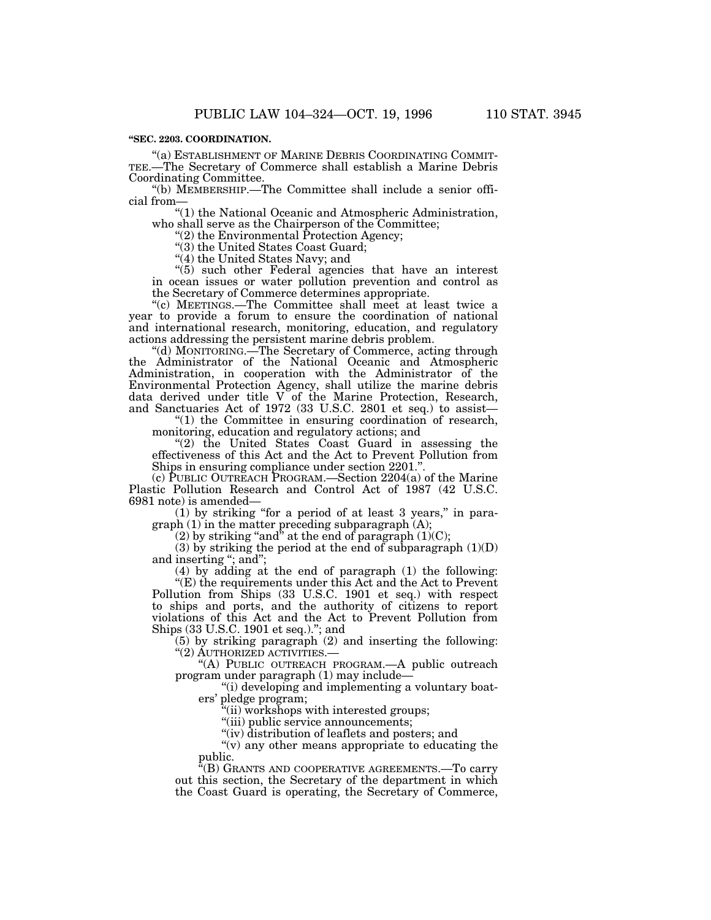**"SEC. 2203. COORDINATION.**

"(a) ESTABLISHMENT OF MARINE DEBRIS COORDINATING COMMITTEE.—The Secretary of Commerce shall establish a Marine Debris Coordinating Committee.

"(b) MEMBERSHIP.—The Committee shall include a senior official from—

"(1) the National Oceanic and Atmospheric Administration, who shall serve as the Chairperson of the Committee;

"(2) the Environmental Protection Agency;

"(3) the United States Coast Guard;

"(4) the United States Navy; and

"(5) such other Federal agencies that have an interest in ocean issues or water pollution prevention and control as the Secretary of Commerce determines appropriate.

"(c) MEETINGS.—The Committee shall meet at least twice a year to provide a forum to ensure the coordination of national and international research, monitoring, education, and regulatory actions addressing the persistent marine debris problem.

"(d) MONITORING.—The Secretary of Commerce, acting through the Administrator of the National Oceanic and Atmospheric Administration, in cooperation with the Administrator of the Environmental Protection Agency, shall utilize the marine debris data derived under title V of the Marine Protection, Research, and Sanctuaries Act of 1972 (33 U.S.C. 2801 et seq.) to assist—

"(1) the Committee in ensuring coordination of research, monitoring, education and regulatory actions; and

"(2) the United States Coast Guard in assessing the effectiveness of this Act and the Act to Prevent Pollution from Ships in ensuring compliance under section 2201.".

(c) PUBLIC OUTREACH PROGRAM.—Section 2204(a) of the Marine Plastic Pollution Research and Control Act of 1987 (42 U.S.C. 6981 note) is amended—

(1) by striking "for a period of at least 3 years," in paragraph (1) in the matter preceding subparagraph (A);

(2) by striking "and" at the end of paragraph (1)(C);

(3) by striking the period at the end of subparagraph (1)(D) and inserting "; and";

(4) by adding at the end of paragraph (1) the following:

"(E) the requirements under this Act and the Act to Prevent Pollution from Ships (33 U.S.C. 1901 et seq.) with respect to ships and ports, and the authority of citizens to report violations of this Act and the Act to Prevent Pollution from Ships (33 U.S.C. 1901 et seq.)."; and

(5) by striking paragraph (2) and inserting the following:

"(2) AUTHORIZED ACTIVITIES.—

"(A) PUBLIC OUTREACH PROGRAM.—A public outreach program under paragraph (1) may include—

"(i) developing and implementing a voluntary boaters' pledge program;

"(ii) workshops with interested groups;

"(iii) public service announcements;

"(iv) distribution of leaflets and posters; and

"(v) any other means appropriate to educating the public.

"(B) GRANTS AND COOPERATIVE AGREEMENTS.—To carry out this section, the Secretary of the department in which the Coast Guard is operating, the Secretary of Commerce,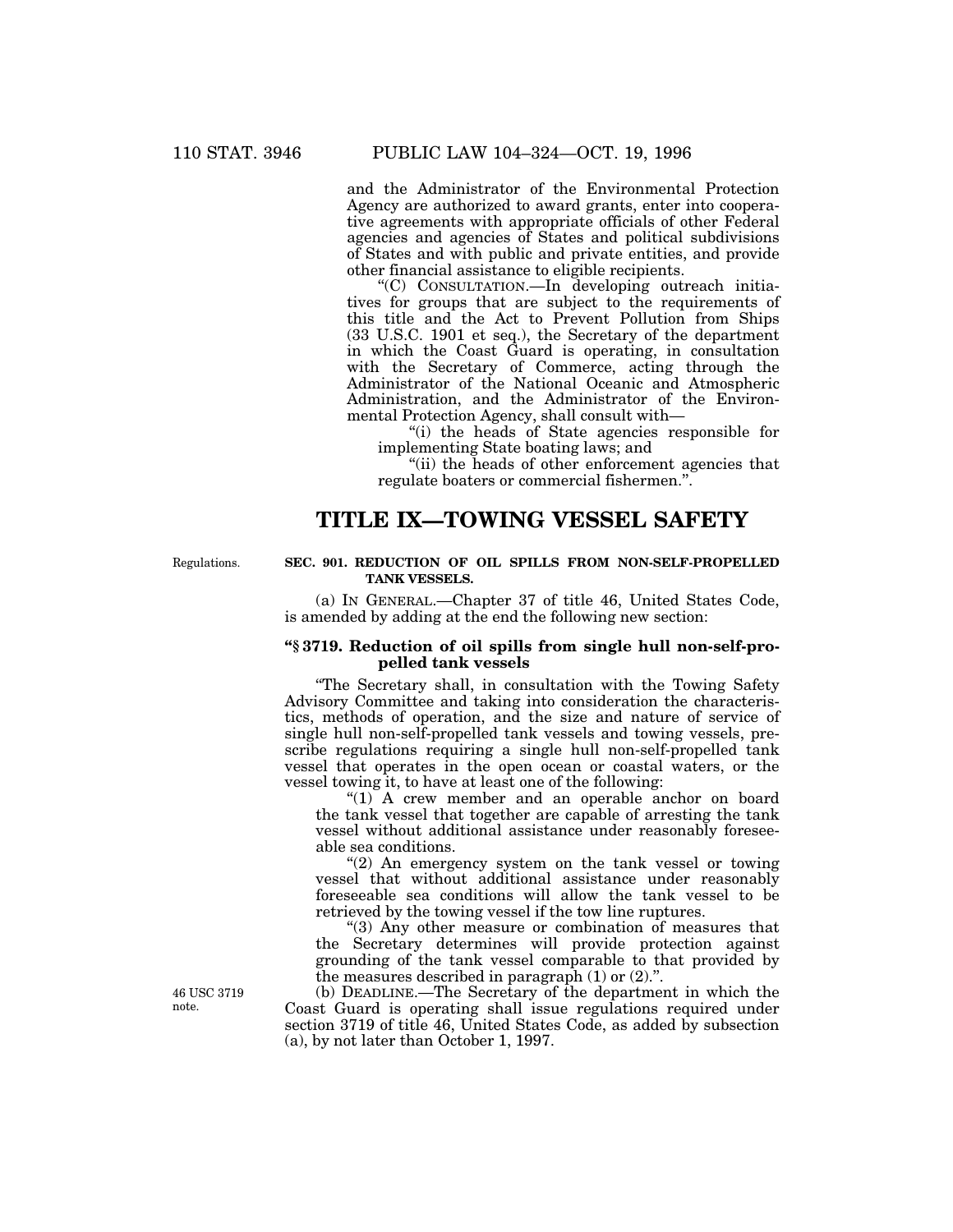and the Administrator of the Environmental Protection Agency are authorized to award grants, enter into cooperative agreements with appropriate officials of other Federal agencies and agencies of States and political subdivisions of States and with public and private entities, and provide other financial assistance to eligible recipients.

"(C) CONSULTATION.—In developing outreach initiatives for groups that are subject to the requirements of this title and the Act to Prevent Pollution from Ships (33 U.S.C. 1901 et seq.), the Secretary of the department in which the Coast Guard is operating, in consultation with the Secretary of Commerce, acting through the Administrator of the National Oceanic and Atmospheric Administration, and the Administrator of the Environmental Protection Agency, shall consult with—

"(i) the heads of State agencies responsible for implementing State boating laws; and

"(ii) the heads of other enforcement agencies that regulate boaters or commercial fishermen.".

# TITLE IX—TOWING VESSEL SAFETY

Regulations.

**SEC. 901. REDUCTION OF OIL SPILLS FROM NON-SELF-PROPELLED TANK VESSELS.**

(a) IN GENERAL.—Chapter 37 of title 46, United States Code, is amended by adding at the end the following new section:

**"§ 3719. Reduction of oil spills from single hull non-self-propelled tank vessels**

"The Secretary shall, in consultation with the Towing Safety Advisory Committee and taking into consideration the characteristics, methods of operation, and the size and nature of service of single hull non-self-propelled tank vessels and towing vessels, prescribe regulations requiring a single hull non-self-propelled tank vessel that operates in the open ocean or coastal waters, or the vessel towing it, to have at least one of the following:

"(1) A crew member and an operable anchor on board the tank vessel that together are capable of arresting the tank vessel without additional assistance under reasonably foreseeable sea conditions.

"(2) An emergency system on the tank vessel or towing vessel that without additional assistance under reasonably foreseeable sea conditions will allow the tank vessel to be retrieved by the towing vessel if the tow line ruptures.

"(3) Any other measure or combination of measures that the Secretary determines will provide protection against grounding of the tank vessel comparable to that provided by the measures described in paragraph (1) or (2).".

46 USC 3719 note.

(b) DEADLINE.—The Secretary of the department in which the Coast Guard is operating shall issue regulations required under section 3719 of title 46, United States Code, as added by subsection (a), by not later than October 1, 1997.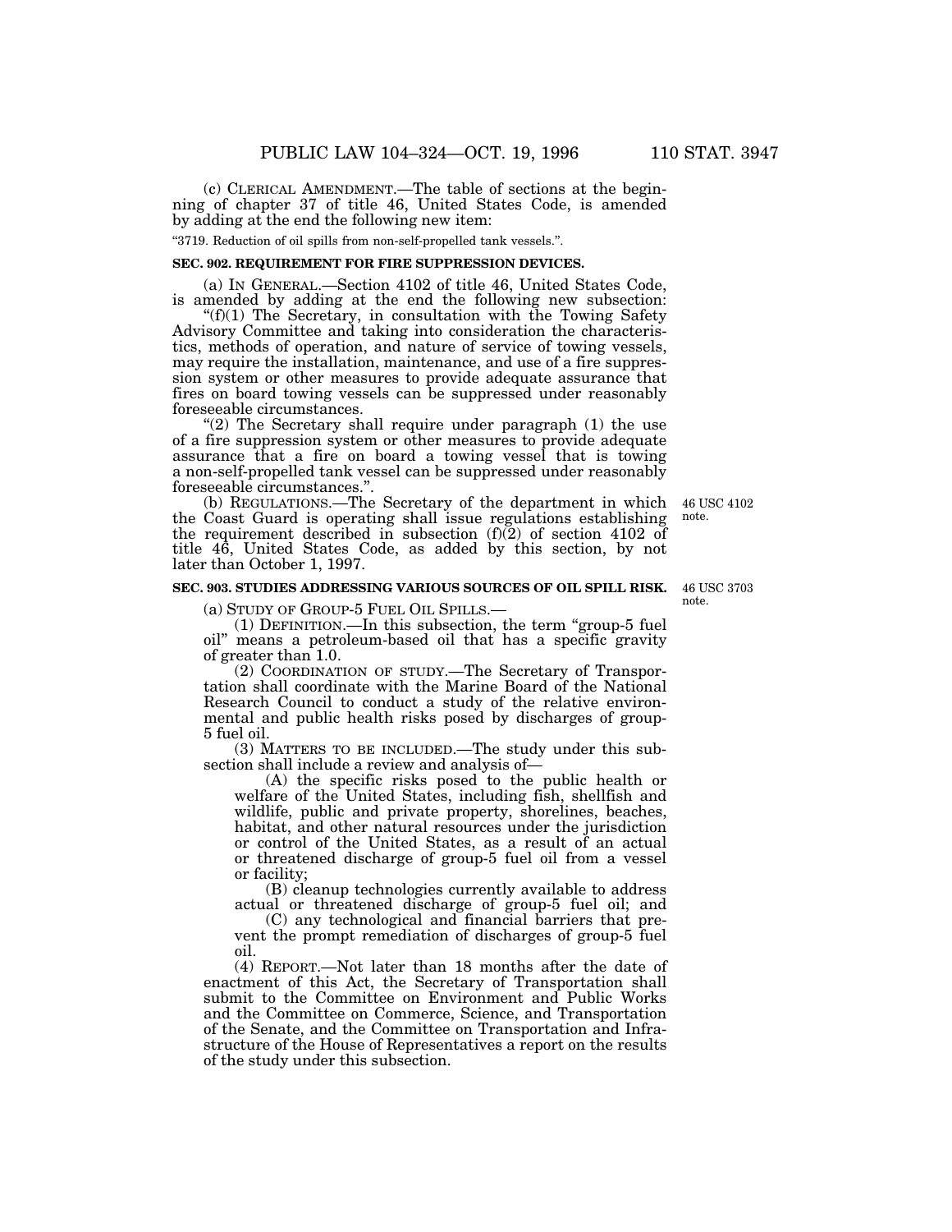(c) CLERICAL AMENDMENT.—The table of sections at the beginning of chapter 37 of title 46, United States Code, is amended by adding at the end the following new item:

"3719. Reduction of oil spills from non-self-propelled tank vessels.".

**SEC. 902. REQUIREMENT FOR FIRE SUPPRESSION DEVICES.**

(a) IN GENERAL.—Section 4102 of title 46, United States Code, is amended by adding at the end the following new subsection:

"(f)(1) The Secretary, in consultation with the Towing Safety Advisory Committee and taking into consideration the characteristics, methods of operation, and nature of service of towing vessels, may require the installation, maintenance, and use of a fire suppression system or other measures to provide adequate assurance that fires on board towing vessels can be suppressed under reasonably foreseeable circumstances.

"(2) The Secretary shall require under paragraph (1) the use of a fire suppression system or other measures to provide adequate assurance that a fire on board a towing vessel that is towing a non-self-propelled tank vessel can be suppressed under reasonably foreseeable circumstances.".

(b) REGULATIONS.—The Secretary of the department in which the Coast Guard is operating shall issue regulations establishing the requirement described in subsection (f)(2) of section 4102 of title 46, United States Code, as added by this section, by not later than October 1, 1997.

46 USC 4102 note.

**SEC. 903. STUDIES ADDRESSING VARIOUS SOURCES OF OIL SPILL RISK.**

46 USC 3703 note.

(a) STUDY OF GROUP-5 FUEL OIL SPILLS.—

(1) DEFINITION.—In this subsection, the term "group-5 fuel oil" means a petroleum-based oil that has a specific gravity of greater than 1.0.

(2) COORDINATION OF STUDY.—The Secretary of Transportation shall coordinate with the Marine Board of the National Research Council to conduct a study of the relative environmental and public health risks posed by discharges of group-5 fuel oil.

(3) MATTERS TO BE INCLUDED.—The study under this subsection shall include a review and analysis of—

(A) the specific risks posed to the public health or welfare of the United States, including fish, shellfish and wildlife, public and private property, shorelines, beaches, habitat, and other natural resources under the jurisdiction or control of the United States, as a result of an actual or threatened discharge of group-5 fuel oil from a vessel or facility;

(B) cleanup technologies currently available to address actual or threatened discharge of group-5 fuel oil; and

(C) any technological and financial barriers that prevent the prompt remediation of discharges of group-5 fuel oil.

(4) REPORT.—Not later than 18 months after the date of enactment of this Act, the Secretary of Transportation shall submit to the Committee on Environment and Public Works and the Committee on Commerce, Science, and Transportation of the Senate, and the Committee on Transportation and Infrastructure of the House of Representatives a report on the results of the study under this subsection.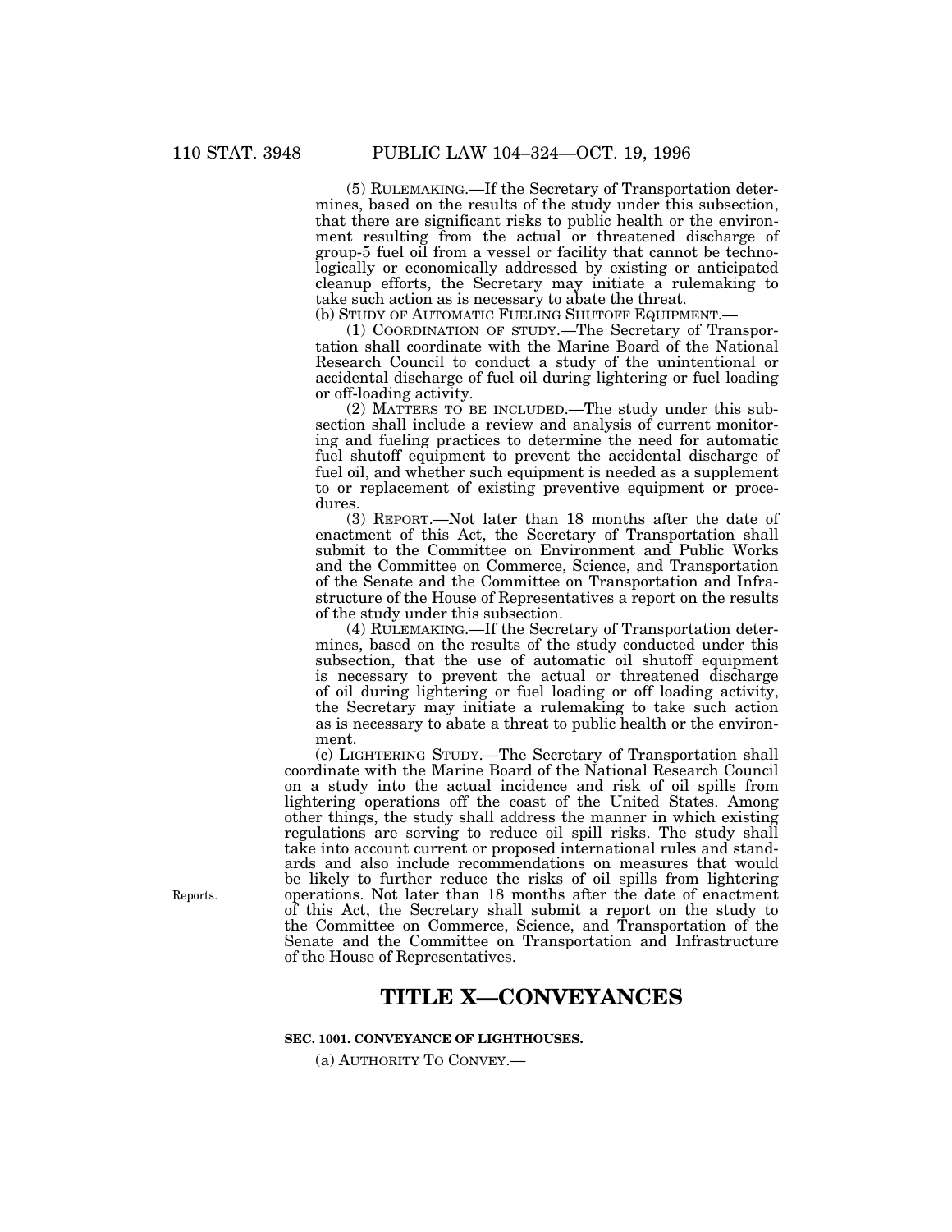(5) RULEMAKING.—If the Secretary of Transportation determines, based on the results of the study under this subsection, that there are significant risks to public health or the environment resulting from the actual or threatened discharge of group-5 fuel oil from a vessel or facility that cannot be technologically or economically addressed by existing or anticipated cleanup efforts, the Secretary may initiate a rulemaking to take such action as is necessary to abate the threat.

(b) STUDY OF AUTOMATIC FUELING SHUTOFF EQUIPMENT.—

(1) COORDINATION OF STUDY.—The Secretary of Transportation shall coordinate with the Marine Board of the National Research Council to conduct a study of the unintentional or accidental discharge of fuel oil during lightering or fuel loading or off-loading activity.

(2) MATTERS TO BE INCLUDED.—The study under this subsection shall include a review and analysis of current monitoring and fueling practices to determine the need for automatic fuel shutoff equipment to prevent the accidental discharge of fuel oil, and whether such equipment is needed as a supplement to or replacement of existing preventive equipment or procedures.

(3) REPORT.—Not later than 18 months after the date of enactment of this Act, the Secretary of Transportation shall submit to the Committee on Environment and Public Works and the Committee on Commerce, Science, and Transportation of the Senate and the Committee on Transportation and Infrastructure of the House of Representatives a report on the results of the study under this subsection.

(4) RULEMAKING.—If the Secretary of Transportation determines, based on the results of the study conducted under this subsection, that the use of automatic oil shutoff equipment is necessary to prevent the actual or threatened discharge of oil during lightering or fuel loading or off loading activity, the Secretary may initiate a rulemaking to take such action as is necessary to abate a threat to public health or the environment.

(c) LIGHTERING STUDY.—The Secretary of Transportation shall coordinate with the Marine Board of the National Research Council on a study into the actual incidence and risk of oil spills from lightering operations off the coast of the United States. Among other things, the study shall address the manner in which existing regulations are serving to reduce oil spill risks. The study shall take into account current or proposed international rules and standards and also include recommendations on measures that would be likely to further reduce the risks of oil spills from lightering operations. Not later than 18 months after the date of enactment of this Act, the Secretary shall submit a report on the study to the Committee on Commerce, Science, and Transportation of the Senate and the Committee on Transportation and Infrastructure of the House of Representatives.

Reports.

# TITLE X—CONVEYANCES

### SEC. 1001. CONVEYANCE OF LIGHTHOUSES.

(a) AUTHORITY TO CONVEY.—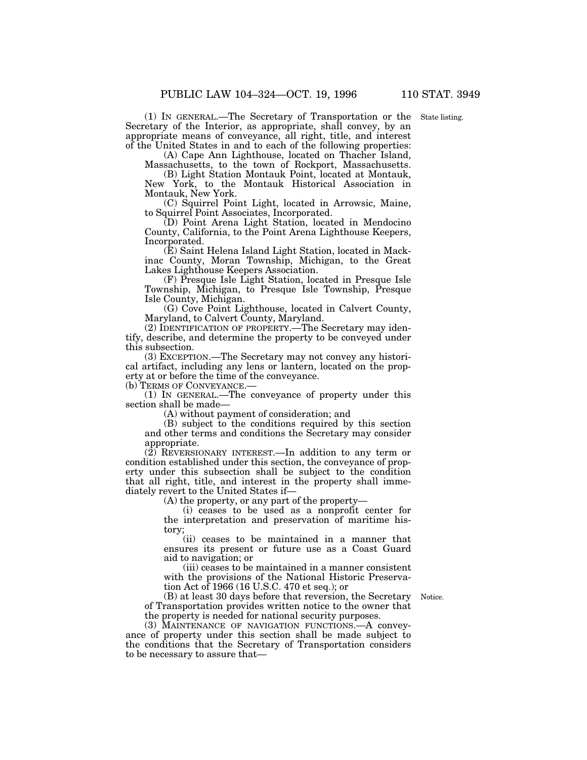(1) IN GENERAL.—The Secretary of Transportation or the Secretary of the Interior, as appropriate, shall convey, by an appropriate means of conveyance, all right, title, and interest of the United States in and to each of the following properties:

State listing.

(A) Cape Ann Lighthouse, located on Thacher Island, Massachusetts, to the town of Rockport, Massachusetts.

(B) Light Station Montauk Point, located at Montauk, New York, to the Montauk Historical Association in Montauk, New York.

(C) Squirrel Point Light, located in Arrowsic, Maine, to Squirrel Point Associates, Incorporated.

(D) Point Arena Light Station, located in Mendocino County, California, to the Point Arena Lighthouse Keepers, Incorporated.

(E) Saint Helena Island Light Station, located in Mackinac County, Moran Township, Michigan, to the Great Lakes Lighthouse Keepers Association.

(F) Presque Isle Light Station, located in Presque Isle Township, Michigan, to Presque Isle Township, Presque Isle County, Michigan.

(G) Cove Point Lighthouse, located in Calvert County, Maryland, to Calvert County, Maryland.

(2) IDENTIFICATION OF PROPERTY.—The Secretary may identify, describe, and determine the property to be conveyed under this subsection.

(3) EXCEPTION.—The Secretary may not convey any historical artifact, including any lens or lantern, located on the property at or before the time of the conveyance.

(b) TERMS OF CONVEYANCE.—

(1) IN GENERAL.—The conveyance of property under this section shall be made—

(A) without payment of consideration; and

(B) subject to the conditions required by this section and other terms and conditions the Secretary may consider appropriate.

(2) REVERSIONARY INTEREST.—In addition to any term or condition established under this section, the conveyance of property under this subsection shall be subject to the condition that all right, title, and interest in the property shall immediately revert to the United States if—

(A) the property, or any part of the property—

(i) ceases to be used as a nonprofit center for the interpretation and preservation of maritime history;

(ii) ceases to be maintained in a manner that ensures its present or future use as a Coast Guard aid to navigation; or

(iii) ceases to be maintained in a manner consistent with the provisions of the National Historic Preservation Act of 1966 (16 U.S.C. 470 et seq.); or

(B) at least 30 days before that reversion, the Secretary of Transportation provides written notice to the owner that the property is needed for national security purposes.

Notice.

(3) MAINTENANCE OF NAVIGATION FUNCTIONS.—A conveyance of property under this section shall be made subject to the conditions that the Secretary of Transportation considers to be necessary to assure that—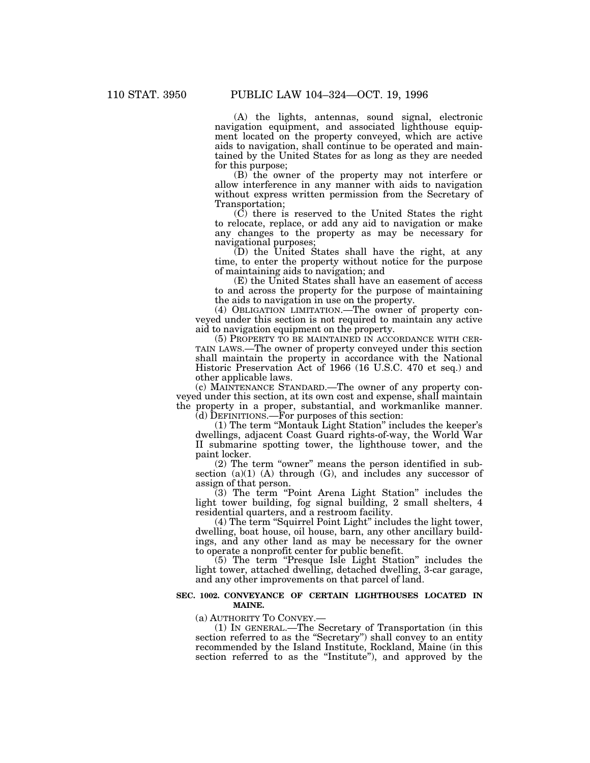(A) the lights, antennas, sound signal, electronic navigation equipment, and associated lighthouse equipment located on the property conveyed, which are active aids to navigation, shall continue to be operated and maintained by the United States for as long as they are needed for this purpose;

(B) the owner of the property may not interfere or allow interference in any manner with aids to navigation without express written permission from the Secretary of Transportation;

(C) there is reserved to the United States the right to relocate, replace, or add any aid to navigation or make any changes to the property as may be necessary for navigational purposes;

(D) the United States shall have the right, at any time, to enter the property without notice for the purpose of maintaining aids to navigation; and

(E) the United States shall have an easement of access to and across the property for the purpose of maintaining the aids to navigation in use on the property.

(4) OBLIGATION LIMITATION.—The owner of property conveyed under this section is not required to maintain any active aid to navigation equipment on the property.

(5) PROPERTY TO BE MAINTAINED IN ACCORDANCE WITH CERTAIN LAWS.—The owner of property conveyed under this section shall maintain the property in accordance with the National Historic Preservation Act of 1966 (16 U.S.C. 470 et seq.) and other applicable laws.

(c) MAINTENANCE STANDARD.—The owner of any property conveyed under this section, at its own cost and expense, shall maintain the property in a proper, substantial, and workmanlike manner.

(d) DEFINITIONS.—For purposes of this section:

(1) The term "Montauk Light Station" includes the keeper's dwellings, adjacent Coast Guard rights-of-way, the World War II submarine spotting tower, the lighthouse tower, and the paint locker.

(2) The term "owner" means the person identified in subsection (a)(1) (A) through (G), and includes any successor of assign of that person.

(3) The term "Point Arena Light Station" includes the light tower building, fog signal building, 2 small shelters, 4 residential quarters, and a restroom facility.

(4) The term "Squirrel Point Light" includes the light tower, dwelling, boat house, oil house, barn, any other ancillary buildings, and any other land as may be necessary for the owner to operate a nonprofit center for public benefit.

(5) The term "Presque Isle Light Station" includes the light tower, attached dwelling, detached dwelling, 3-car garage, and any other improvements on that parcel of land.

**SEC. 1002. CONVEYANCE OF CERTAIN LIGHTHOUSES LOCATED IN MAINE.**

(a) AUTHORITY TO CONVEY.—

(1) IN GENERAL.—The Secretary of Transportation (in this section referred to as the "Secretary") shall convey to an entity recommended by the Island Institute, Rockland, Maine (in this section referred to as the "Institute"), and approved by the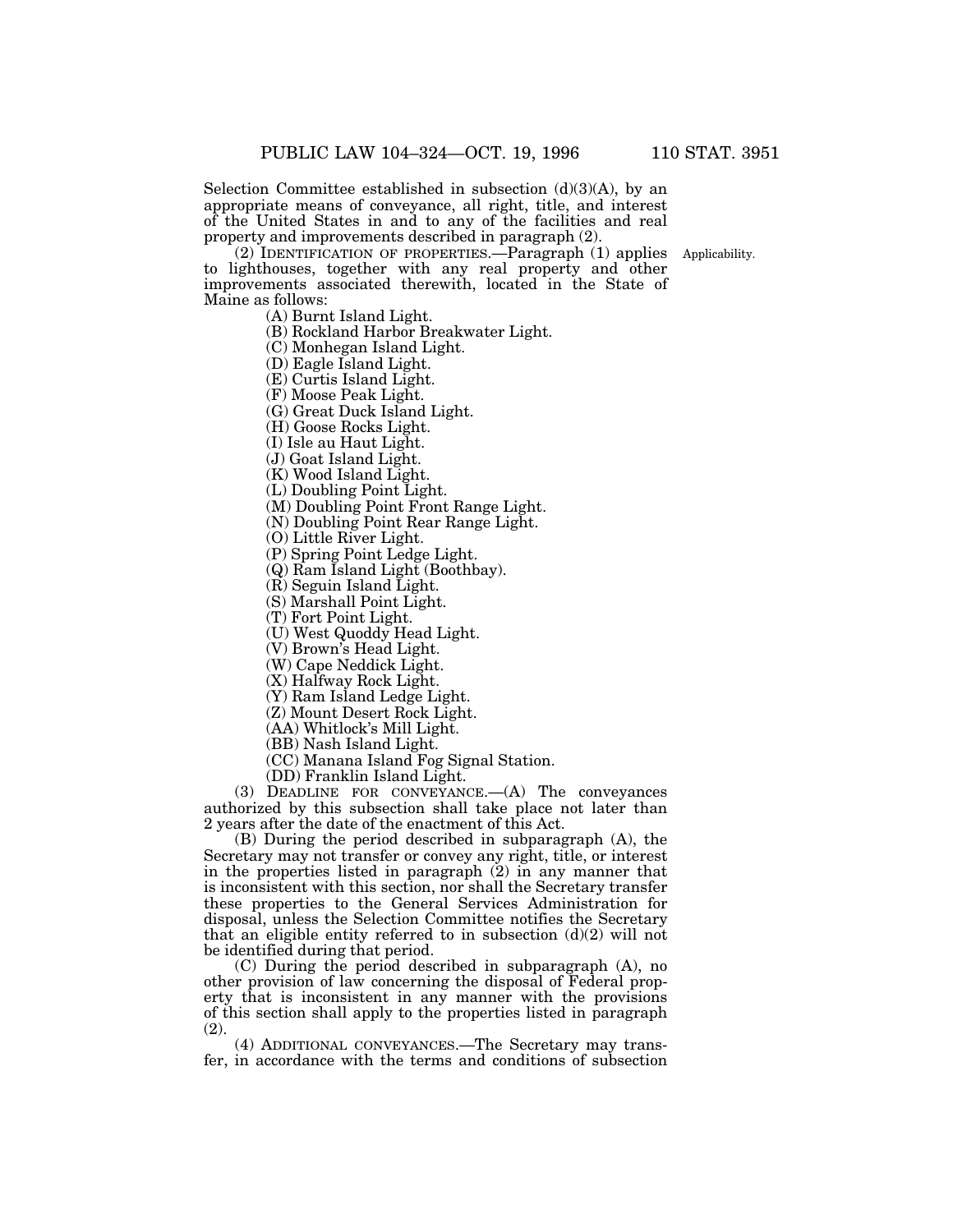Selection Committee established in subsection (d)(3)(A), by an appropriate means of conveyance, all right, title, and interest of the United States in and to any of the facilities and real property and improvements described in paragraph (2).

(2) IDENTIFICATION OF PROPERTIES.—Paragraph (1) applies to lighthouses, together with any real property and other improvements associated therewith, located in the State of Maine as follows:

Applicability.

(A) Burnt Island Light.
(B) Rockland Harbor Breakwater Light.
(C) Monhegan Island Light.
(D) Eagle Island Light.
(E) Curtis Island Light.
(F) Moose Peak Light.
(G) Great Duck Island Light.
(H) Goose Rocks Light.
(I) Isle au Haut Light.
(J) Goat Island Light.
(K) Wood Island Light.
(L) Doubling Point Light.
(M) Doubling Point Front Range Light.
(N) Doubling Point Rear Range Light.
(O) Little River Light.
(P) Spring Point Ledge Light.
(Q) Ram Island Light (Boothbay).
(R) Seguin Island Light.
(S) Marshall Point Light.
(T) Fort Point Light.
(U) West Quoddy Head Light.
(V) Brown's Head Light.
(W) Cape Neddick Light.
(X) Halfway Rock Light.
(Y) Ram Island Ledge Light.
(Z) Mount Desert Rock Light.
(AA) Whitlock's Mill Light.
(BB) Nash Island Light.
(CC) Manana Island Fog Signal Station.
(DD) Franklin Island Light.

(3) DEADLINE FOR CONVEYANCE.—(A) The conveyances authorized by this subsection shall take place not later than 2 years after the date of the enactment of this Act.

(B) During the period described in subparagraph (A), the Secretary may not transfer or convey any right, title, or interest in the properties listed in paragraph (2) in any manner that is inconsistent with this section, nor shall the Secretary transfer these properties to the General Services Administration for disposal, unless the Selection Committee notifies the Secretary that an eligible entity referred to in subsection (d)(2) will not be identified during that period.

(C) During the period described in subparagraph (A), no other provision of law concerning the disposal of Federal property that is inconsistent in any manner with the provisions of this section shall apply to the properties listed in paragraph (2).

(4) ADDITIONAL CONVEYANCES.—The Secretary may transfer, in accordance with the terms and conditions of subsection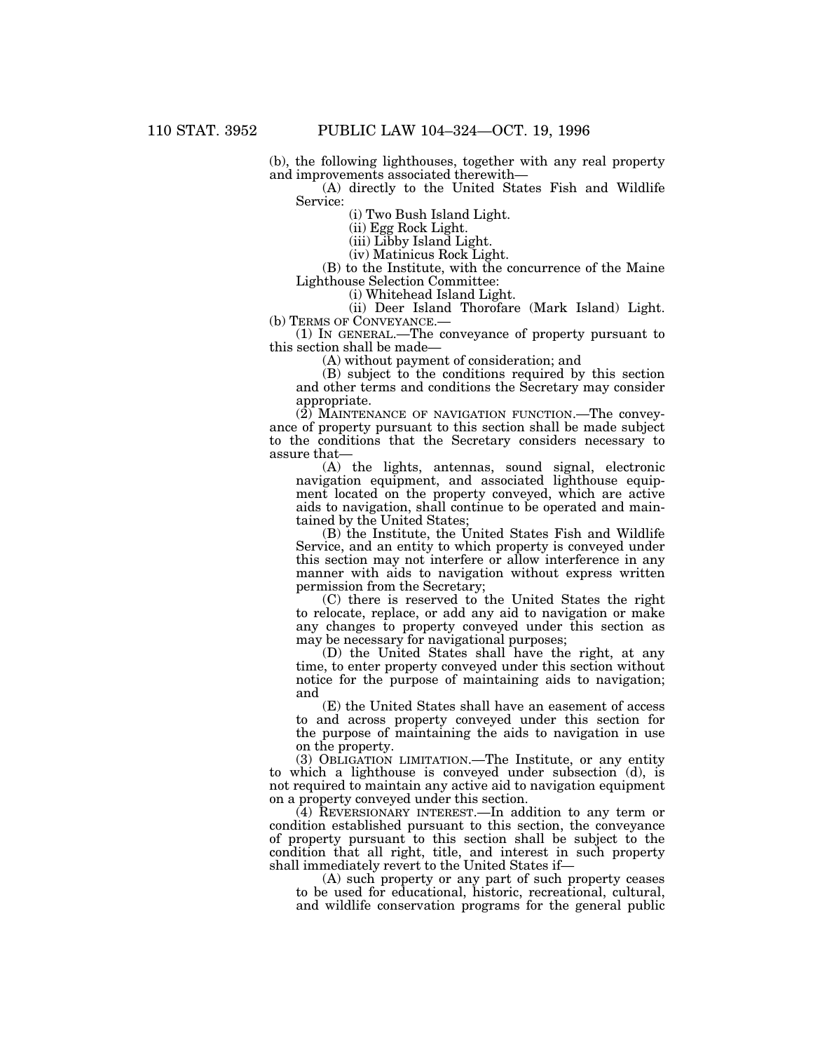(b), the following lighthouses, together with any real property and improvements associated therewith—

(A) directly to the United States Fish and Wildlife Service:

(i) Two Bush Island Light.

(ii) Egg Rock Light.

(iii) Libby Island Light.

(iv) Matinicus Rock Light.

(B) to the Institute, with the concurrence of the Maine Lighthouse Selection Committee:

(i) Whitehead Island Light.

(ii) Deer Island Thorofare (Mark Island) Light.

(b) TERMS OF CONVEYANCE.—

(1) IN GENERAL.—The conveyance of property pursuant to this section shall be made—

(A) without payment of consideration; and

(B) subject to the conditions required by this section and other terms and conditions the Secretary may consider appropriate.

(2) MAINTENANCE OF NAVIGATION FUNCTION.—The conveyance of property pursuant to this section shall be made subject to the conditions that the Secretary considers necessary to assure that—

(A) the lights, antennas, sound signal, electronic navigation equipment, and associated lighthouse equipment located on the property conveyed, which are active aids to navigation, shall continue to be operated and maintained by the United States;

(B) the Institute, the United States Fish and Wildlife Service, and an entity to which property is conveyed under this section may not interfere or allow interference in any manner with aids to navigation without express written permission from the Secretary;

(C) there is reserved to the United States the right to relocate, replace, or add any aid to navigation or make any changes to property conveyed under this section as may be necessary for navigational purposes;

(D) the United States shall have the right, at any time, to enter property conveyed under this section without notice for the purpose of maintaining aids to navigation; and

(E) the United States shall have an easement of access to and across property conveyed under this section for the purpose of maintaining the aids to navigation in use on the property.

(3) OBLIGATION LIMITATION.—The Institute, or any entity to which a lighthouse is conveyed under subsection (d), is not required to maintain any active aid to navigation equipment on a property conveyed under this section.

(4) REVERSIONARY INTEREST.—In addition to any term or condition established pursuant to this section, the conveyance of property pursuant to this section shall be subject to the condition that all right, title, and interest in such property shall immediately revert to the United States if—

(A) such property or any part of such property ceases to be used for educational, historic, recreational, cultural, and wildlife conservation programs for the general public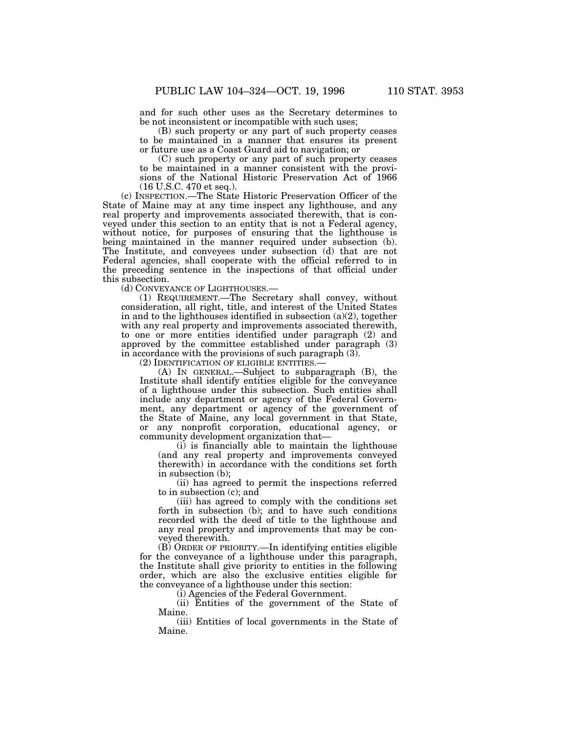and for such other uses as the Secretary determines to be not inconsistent or incompatible with such uses;

(B) such property or any part of such property ceases to be maintained in a manner that ensures its present or future use as a Coast Guard aid to navigation; or

(C) such property or any part of such property ceases to be maintained in a manner consistent with the provisions of the National Historic Preservation Act of 1966 (16 U.S.C. 470 et seq.).

(c) INSPECTION.—The State Historic Preservation Officer of the State of Maine may at any time inspect any lighthouse, and any real property and improvements associated therewith, that is conveyed under this section to an entity that is not a Federal agency, without notice, for purposes of ensuring that the lighthouse is being maintained in the manner required under subsection (b). The Institute, and conveyees under subsection (d) that are not Federal agencies, shall cooperate with the official referred to in the preceding sentence in the inspections of that official under this subsection.

(d) CONVEYANCE OF LIGHTHOUSES.—

(1) REQUIREMENT.—The Secretary shall convey, without consideration, all right, title, and interest of the United States in and to the lighthouses identified in subsection (a)(2), together with any real property and improvements associated therewith, to one or more entities identified under paragraph (2) and approved by the committee established under paragraph (3) in accordance with the provisions of such paragraph (3).

(2) IDENTIFICATION OF ELIGIBLE ENTITIES.—

(A) IN GENERAL.—Subject to subparagraph (B), the Institute shall identify entities eligible for the conveyance of a lighthouse under this subsection. Such entities shall include any department or agency of the Federal Government, any department or agency of the government of the State of Maine, any local government in that State, or any nonprofit corporation, educational agency, or community development organization that—

(i) is financially able to maintain the lighthouse (and any real property and improvements conveyed therewith) in accordance with the conditions set forth in subsection (b);

(ii) has agreed to permit the inspections referred to in subsection (c); and

(iii) has agreed to comply with the conditions set forth in subsection (b); and to have such conditions recorded with the deed of title to the lighthouse and any real property and improvements that may be conveyed therewith.

(B) ORDER OF PRIORITY.—In identifying entities eligible for the conveyance of a lighthouse under this paragraph, the Institute shall give priority to entities in the following order, which are also the exclusive entities eligible for the conveyance of a lighthouse under this section:

(i) Agencies of the Federal Government.

(ii) Entities of the government of the State of Maine.

(iii) Entities of local governments in the State of Maine.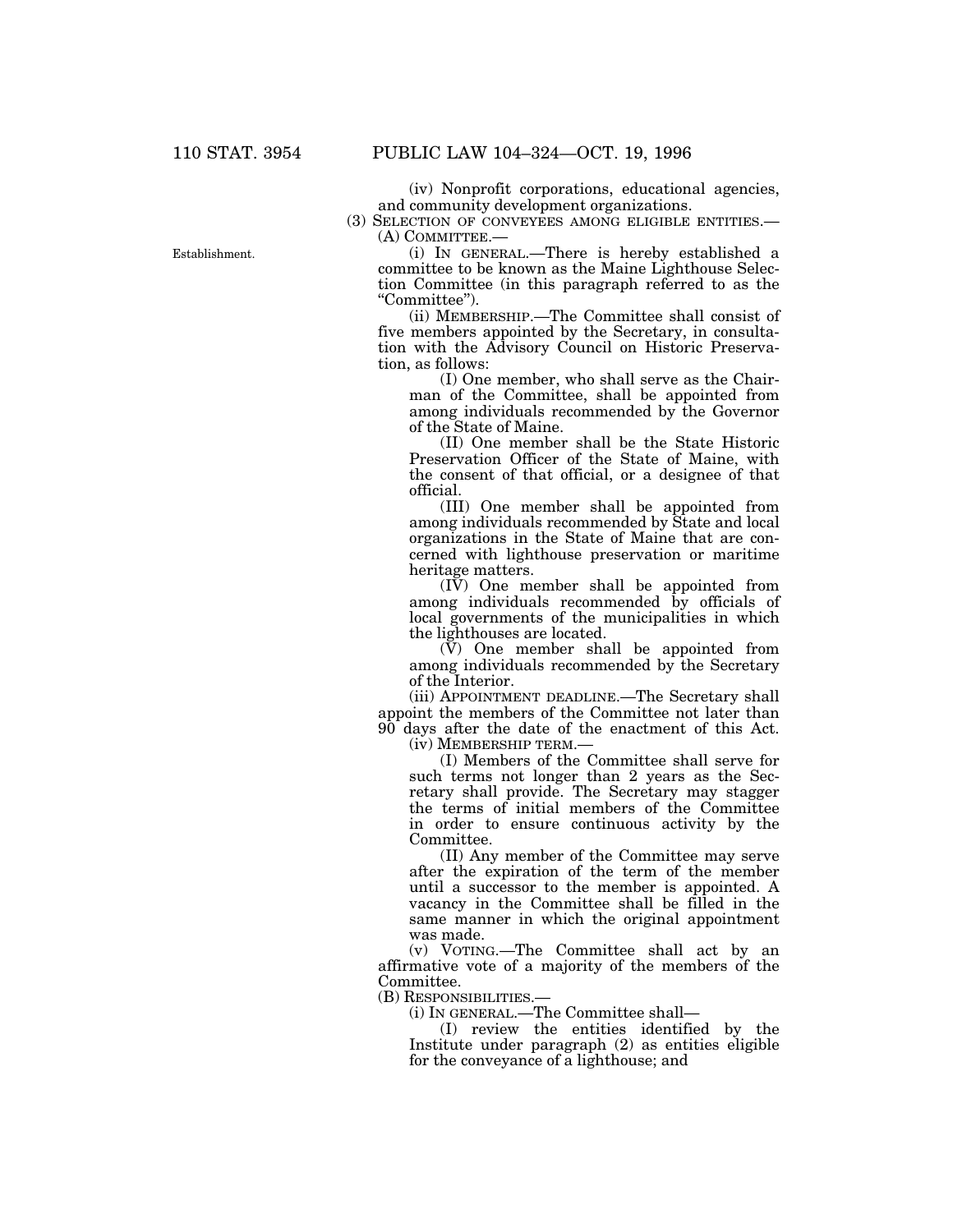(iv) Nonprofit corporations, educational agencies, and community development organizations.

(3) SELECTION OF CONVEYEES AMONG ELIGIBLE ENTITIES.—

(A) COMMITTEE.—

Establishment.

(i) IN GENERAL.—There is hereby established a committee to be known as the Maine Lighthouse Selection Committee (in this paragraph referred to as the "Committee").

(ii) MEMBERSHIP.—The Committee shall consist of five members appointed by the Secretary, in consultation with the Advisory Council on Historic Preservation, as follows:

(I) One member, who shall serve as the Chairman of the Committee, shall be appointed from among individuals recommended by the Governor of the State of Maine.

(II) One member shall be the State Historic Preservation Officer of the State of Maine, with the consent of that official, or a designee of that official.

(III) One member shall be appointed from among individuals recommended by State and local organizations in the State of Maine that are concerned with lighthouse preservation or maritime heritage matters.

(IV) One member shall be appointed from among individuals recommended by officials of local governments of the municipalities in which the lighthouses are located.

(V) One member shall be appointed from among individuals recommended by the Secretary of the Interior.

(iii) APPOINTMENT DEADLINE.—The Secretary shall appoint the members of the Committee not later than 90 days after the date of the enactment of this Act.

(iv) MEMBERSHIP TERM.—

(I) Members of the Committee shall serve for such terms not longer than 2 years as the Secretary shall provide. The Secretary may stagger the terms of initial members of the Committee in order to ensure continuous activity by the Committee.

(II) Any member of the Committee may serve after the expiration of the term of the member until a successor to the member is appointed. A vacancy in the Committee shall be filled in the same manner in which the original appointment was made.

(v) VOTING.—The Committee shall act by an affirmative vote of a majority of the members of the Committee.

(B) RESPONSIBILITIES.—

(i) IN GENERAL.—The Committee shall—

(I) review the entities identified by the Institute under paragraph (2) as entities eligible for the conveyance of a lighthouse; and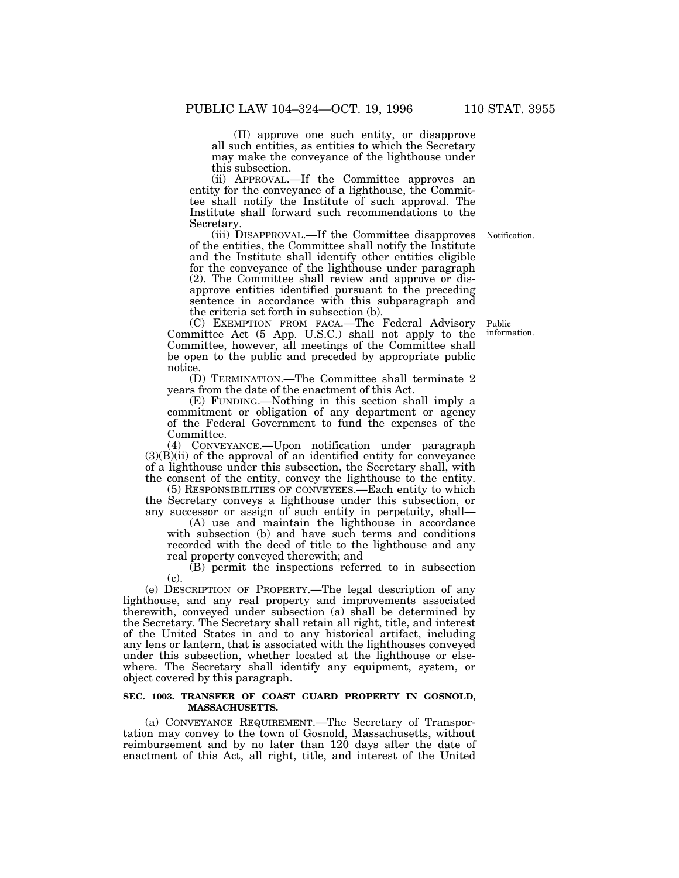(II) approve one such entity, or disapprove all such entities, as entities to which the Secretary may make the conveyance of the lighthouse under this subsection.

(ii) APPROVAL.—If the Committee approves an entity for the conveyance of a lighthouse, the Committee shall notify the Institute of such approval. The Institute shall forward such recommendations to the Secretary.

Notification.

(iii) DISAPPROVAL.—If the Committee disapproves of the entities, the Committee shall notify the Institute and the Institute shall identify other entities eligible for the conveyance of the lighthouse under paragraph (2). The Committee shall review and approve or disapprove entities identified pursuant to the preceding sentence in accordance with this subparagraph and the criteria set forth in subsection (b).

Public information.

(C) EXEMPTION FROM FACA.—The Federal Advisory Committee Act (5 App. U.S.C.) shall not apply to the Committee, however, all meetings of the Committee shall be open to the public and preceded by appropriate public notice.

(D) TERMINATION.—The Committee shall terminate 2 years from the date of the enactment of this Act.

(E) FUNDING.—Nothing in this section shall imply a commitment or obligation of any department or agency of the Federal Government to fund the expenses of the Committee.

(4) CONVEYANCE.—Upon notification under paragraph (3)(B)(ii) of the approval of an identified entity for conveyance of a lighthouse under this subsection, the Secretary shall, with the consent of the entity, convey the lighthouse to the entity.

(5) RESPONSIBILITIES OF CONVEYEES.—Each entity to which the Secretary conveys a lighthouse under this subsection, or any successor or assign of such entity in perpetuity, shall—

(A) use and maintain the lighthouse in accordance with subsection (b) and have such terms and conditions recorded with the deed of title to the lighthouse and any real property conveyed therewith; and

(B) permit the inspections referred to in subsection (c).

(e) DESCRIPTION OF PROPERTY.—The legal description of any lighthouse, and any real property and improvements associated therewith, conveyed under subsection (a) shall be determined by the Secretary. The Secretary shall retain all right, title, and interest of the United States in and to any historical artifact, including any lens or lantern, that is associated with the lighthouses conveyed under this subsection, whether located at the lighthouse or elsewhere. The Secretary shall identify any equipment, system, or object covered by this paragraph.

**SEC. 1003. TRANSFER OF COAST GUARD PROPERTY IN GOSNOLD, MASSACHUSETTS.**

(a) CONVEYANCE REQUIREMENT.—The Secretary of Transportation may convey to the town of Gosnold, Massachusetts, without reimbursement and by no later than 120 days after the date of enactment of this Act, all right, title, and interest of the United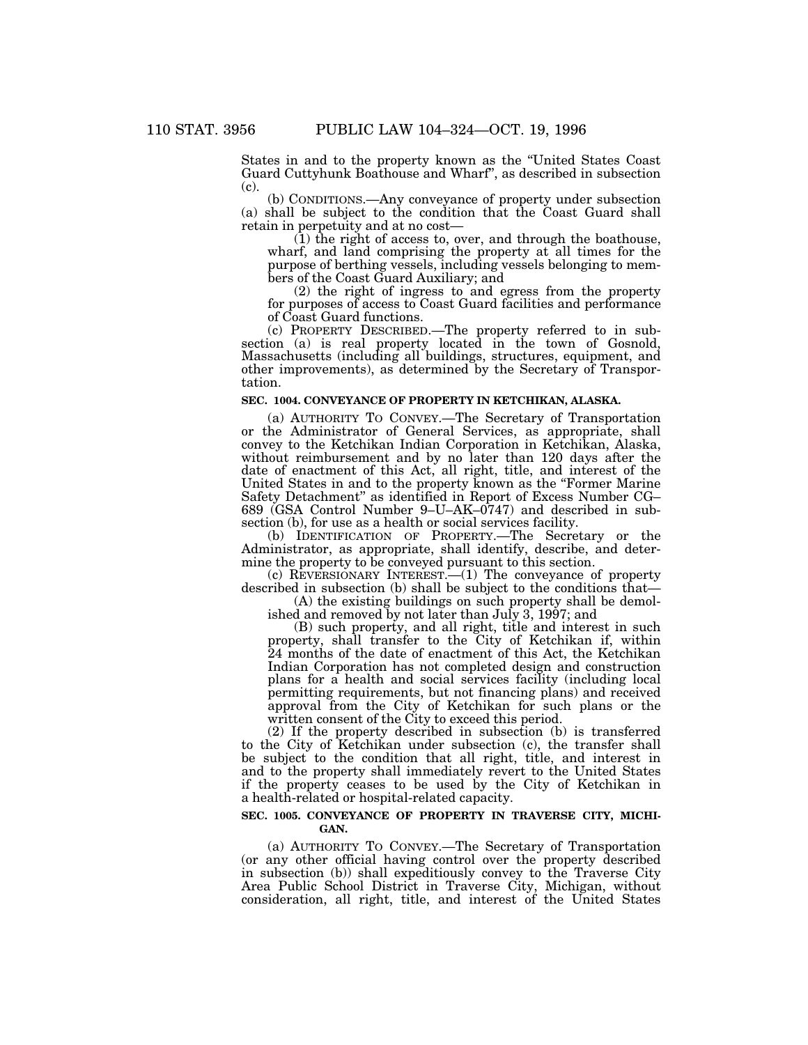States in and to the property known as the "United States Coast Guard Cuttyhunk Boathouse and Wharf", as described in subsection (c).

(b) CONDITIONS.—Any conveyance of property under subsection (a) shall be subject to the condition that the Coast Guard shall retain in perpetuity and at no cost—

(1) the right of access to, over, and through the boathouse, wharf, and land comprising the property at all times for the purpose of berthing vessels, including vessels belonging to members of the Coast Guard Auxiliary; and

(2) the right of ingress to and egress from the property for purposes of access to Coast Guard facilities and performance of Coast Guard functions.

(c) PROPERTY DESCRIBED.—The property referred to in subsection (a) is real property located in the town of Gosnold, Massachusetts (including all buildings, structures, equipment, and other improvements), as determined by the Secretary of Transportation.

**SEC. 1004. CONVEYANCE OF PROPERTY IN KETCHIKAN, ALASKA.**

(a) AUTHORITY TO CONVEY.—The Secretary of Transportation or the Administrator of General Services, as appropriate, shall convey to the Ketchikan Indian Corporation in Ketchikan, Alaska, without reimbursement and by no later than 120 days after the date of enactment of this Act, all right, title, and interest of the United States in and to the property known as the "Former Marine Safety Detachment" as identified in Report of Excess Number CG–689 (GSA Control Number 9–U–AK–0747) and described in subsection (b), for use as a health or social services facility.

(b) IDENTIFICATION OF PROPERTY.—The Secretary or the Administrator, as appropriate, shall identify, describe, and determine the property to be conveyed pursuant to this section.

(c) REVERSIONARY INTEREST.—(1) The conveyance of property described in subsection (b) shall be subject to the conditions that—

(A) the existing buildings on such property shall be demolished and removed by not later than July 3, 1997; and

(B) such property, and all right, title and interest in such property, shall transfer to the City of Ketchikan if, within 24 months of the date of enactment of this Act, the Ketchikan Indian Corporation has not completed design and construction plans for a health and social services facility (including local permitting requirements, but not financing plans) and received approval from the City of Ketchikan for such plans or the written consent of the City to exceed this period.

(2) If the property described in subsection (b) is transferred to the City of Ketchikan under subsection (c), the transfer shall be subject to the condition that all right, title, and interest in and to the property shall immediately revert to the United States if the property ceases to be used by the City of Ketchikan in a health-related or hospital-related capacity.

**SEC. 1005. CONVEYANCE OF PROPERTY IN TRAVERSE CITY, MICHIGAN.**

(a) AUTHORITY TO CONVEY.—The Secretary of Transportation (or any other official having control over the property described in subsection (b)) shall expeditiously convey to the Traverse City Area Public School District in Traverse City, Michigan, without consideration, all right, title, and interest of the United States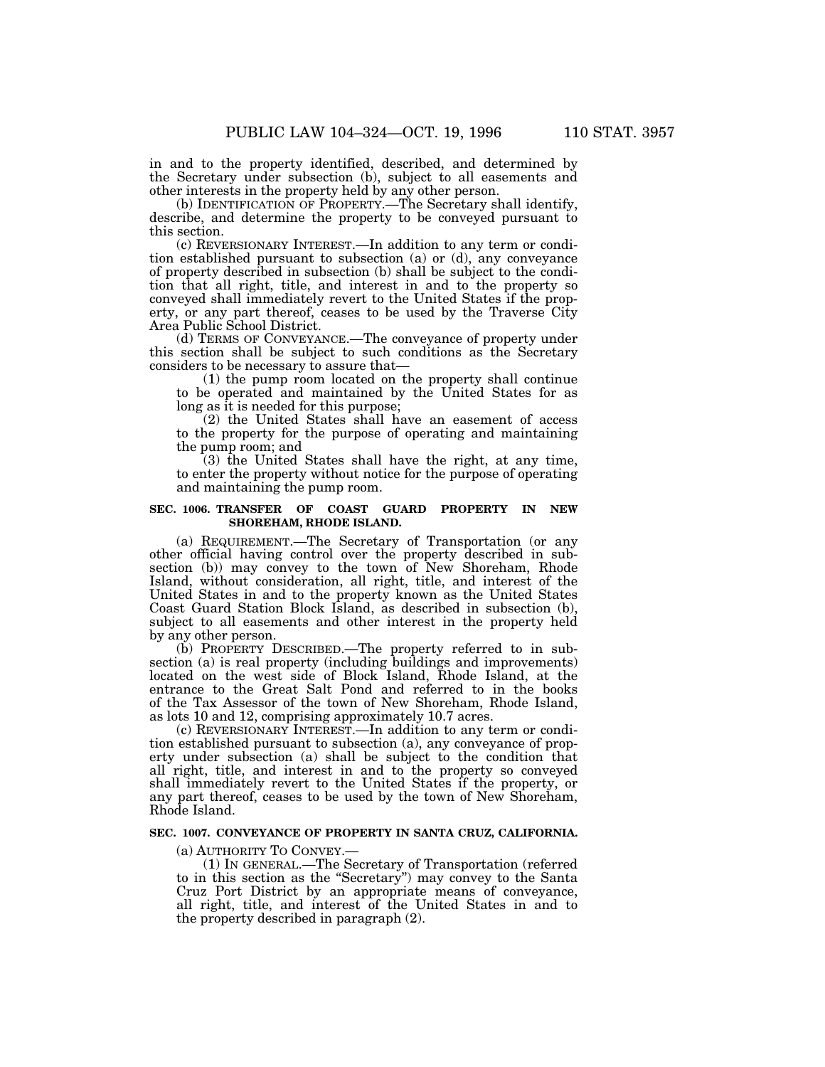in and to the property identified, described, and determined by the Secretary under subsection (b), subject to all easements and other interests in the property held by any other person.

(b) IDENTIFICATION OF PROPERTY.—The Secretary shall identify, describe, and determine the property to be conveyed pursuant to this section.

(c) REVERSIONARY INTEREST.—In addition to any term or condition established pursuant to subsection (a) or (d), any conveyance of property described in subsection (b) shall be subject to the condition that all right, title, and interest in and to the property so conveyed shall immediately revert to the United States if the property, or any part thereof, ceases to be used by the Traverse City Area Public School District.

(d) TERMS OF CONVEYANCE.—The conveyance of property under this section shall be subject to such conditions as the Secretary considers to be necessary to assure that—

(1) the pump room located on the property shall continue to be operated and maintained by the United States for as long as it is needed for this purpose;

(2) the United States shall have an easement of access to the property for the purpose of operating and maintaining the pump room; and

(3) the United States shall have the right, at any time, to enter the property without notice for the purpose of operating and maintaining the pump room.

**SEC. 1006. TRANSFER OF COAST GUARD PROPERTY IN NEW SHOREHAM, RHODE ISLAND.**

(a) REQUIREMENT.—The Secretary of Transportation (or any other official having control over the property described in subsection (b)) may convey to the town of New Shoreham, Rhode Island, without consideration, all right, title, and interest of the United States in and to the property known as the United States Coast Guard Station Block Island, as described in subsection (b), subject to all easements and other interest in the property held by any other person.

(b) PROPERTY DESCRIBED.—The property referred to in subsection (a) is real property (including buildings and improvements) located on the west side of Block Island, Rhode Island, at the entrance to the Great Salt Pond and referred to in the books of the Tax Assessor of the town of New Shoreham, Rhode Island, as lots 10 and 12, comprising approximately 10.7 acres.

(c) REVERSIONARY INTEREST.—In addition to any term or condition established pursuant to subsection (a), any conveyance of property under subsection (a) shall be subject to the condition that all right, title, and interest in and to the property so conveyed shall immediately revert to the United States if the property, or any part thereof, ceases to be used by the town of New Shoreham, Rhode Island.

**SEC. 1007. CONVEYANCE OF PROPERTY IN SANTA CRUZ, CALIFORNIA.**

(a) AUTHORITY TO CONVEY.—

(1) IN GENERAL.—The Secretary of Transportation (referred to in this section as the "Secretary") may convey to the Santa Cruz Port District by an appropriate means of conveyance, all right, title, and interest of the United States in and to the property described in paragraph (2).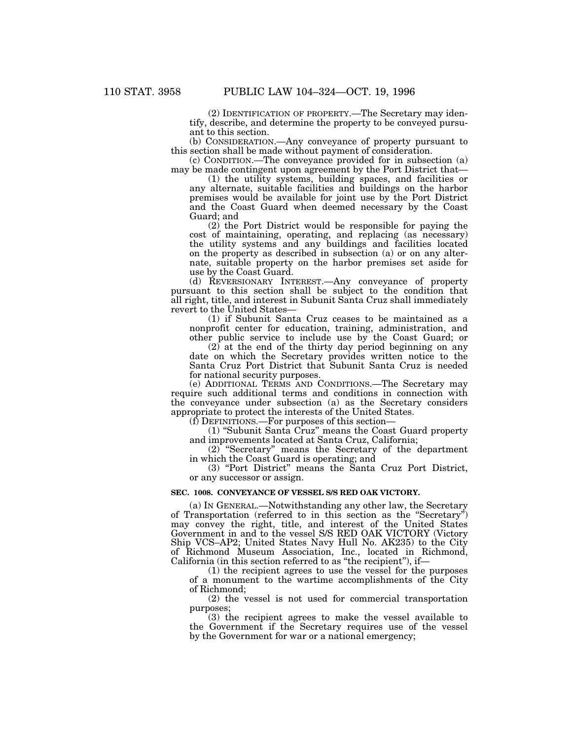(2) IDENTIFICATION OF PROPERTY.—The Secretary may identify, describe, and determine the property to be conveyed pursuant to this section.

(b) CONSIDERATION.—Any conveyance of property pursuant to this section shall be made without payment of consideration.

(c) CONDITION.—The conveyance provided for in subsection (a) may be made contingent upon agreement by the Port District that—

(1) the utility systems, building spaces, and facilities or any alternate, suitable facilities and buildings on the harbor premises would be available for joint use by the Port District and the Coast Guard when deemed necessary by the Coast Guard; and

(2) the Port District would be responsible for paying the cost of maintaining, operating, and replacing (as necessary) the utility systems and any buildings and facilities located on the property as described in subsection (a) or on any alternate, suitable property on the harbor premises set aside for use by the Coast Guard.

(d) REVERSIONARY INTEREST.—Any conveyance of property pursuant to this section shall be subject to the condition that all right, title, and interest in Subunit Santa Cruz shall immediately revert to the United States—

(1) if Subunit Santa Cruz ceases to be maintained as a nonprofit center for education, training, administration, and other public service to include use by the Coast Guard; or

(2) at the end of the thirty day period beginning on any date on which the Secretary provides written notice to the Santa Cruz Port District that Subunit Santa Cruz is needed for national security purposes.

(e) ADDITIONAL TERMS AND CONDITIONS.—The Secretary may require such additional terms and conditions in connection with the conveyance under subsection (a) as the Secretary considers appropriate to protect the interests of the United States.

(f) DEFINITIONS.—For purposes of this section—

(1) "Subunit Santa Cruz" means the Coast Guard property and improvements located at Santa Cruz, California;

(2) "Secretary" means the Secretary of the department in which the Coast Guard is operating; and

(3) "Port District" means the Santa Cruz Port District, or any successor or assign.

**SEC. 1008. CONVEYANCE OF VESSEL S/S RED OAK VICTORY.**

(a) IN GENERAL.—Notwithstanding any other law, the Secretary of Transportation (referred to in this section as the "Secretary") may convey the right, title, and interest of the United States Government in and to the vessel S/S RED OAK VICTORY (Victory Ship VCS–AP2; United States Navy Hull No. AK235) to the City of Richmond Museum Association, Inc., located in Richmond, California (in this section referred to as "the recipient"), if—

(1) the recipient agrees to use the vessel for the purposes of a monument to the wartime accomplishments of the City of Richmond;

(2) the vessel is not used for commercial transportation purposes;

(3) the recipient agrees to make the vessel available to the Government if the Secretary requires use of the vessel by the Government for war or a national emergency;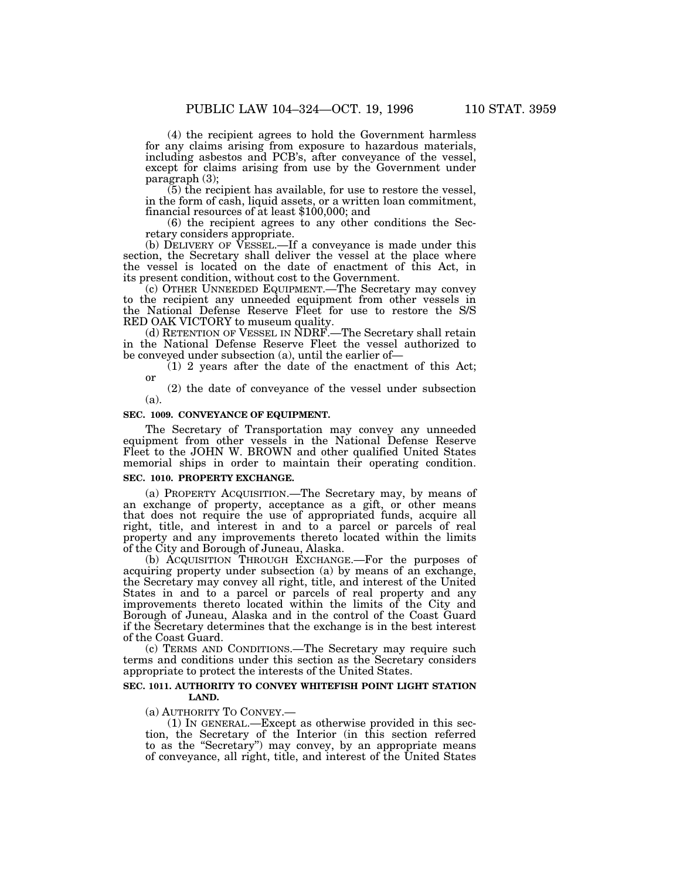(4) the recipient agrees to hold the Government harmless for any claims arising from exposure to hazardous materials, including asbestos and PCB's, after conveyance of the vessel, except for claims arising from use by the Government under paragraph (3);

(5) the recipient has available, for use to restore the vessel, in the form of cash, liquid assets, or a written loan commitment, financial resources of at least $100,000; and

(6) the recipient agrees to any other conditions the Secretary considers appropriate.

(b) DELIVERY OF VESSEL.—If a conveyance is made under this section, the Secretary shall deliver the vessel at the place where the vessel is located on the date of enactment of this Act, in its present condition, without cost to the Government.

(c) OTHER UNNEEDED EQUIPMENT.—The Secretary may convey to the recipient any unneeded equipment from other vessels in the National Defense Reserve Fleet for use to restore the S/S RED OAK VICTORY to museum quality.

(d) RETENTION OF VESSEL IN NDRF.—The Secretary shall retain in the National Defense Reserve Fleet the vessel authorized to be conveyed under subsection (a), until the earlier of—

(1) 2 years after the date of the enactment of this Act; or

(2) the date of conveyance of the vessel under subsection (a).

**SEC. 1009. CONVEYANCE OF EQUIPMENT.**

The Secretary of Transportation may convey any unneeded equipment from other vessels in the National Defense Reserve Fleet to the JOHN W. BROWN and other qualified United States memorial ships in order to maintain their operating condition.

**SEC. 1010. PROPERTY EXCHANGE.**

(a) PROPERTY ACQUISITION.—The Secretary may, by means of an exchange of property, acceptance as a gift, or other means that does not require the use of appropriated funds, acquire all right, title, and interest in and to a parcel or parcels of real property and any improvements thereto located within the limits of the City and Borough of Juneau, Alaska.

(b) ACQUISITION THROUGH EXCHANGE.—For the purposes of acquiring property under subsection (a) by means of an exchange, the Secretary may convey all right, title, and interest of the United States in and to a parcel or parcels of real property and any improvements thereto located within the limits of the City and Borough of Juneau, Alaska and in the control of the Coast Guard if the Secretary determines that the exchange is in the best interest of the Coast Guard.

(c) TERMS AND CONDITIONS.—The Secretary may require such terms and conditions under this section as the Secretary considers appropriate to protect the interests of the United States.

**SEC. 1011. AUTHORITY TO CONVEY WHITEFISH POINT LIGHT STATION LAND.**

(a) AUTHORITY TO CONVEY.—

(1) IN GENERAL.—Except as otherwise provided in this section, the Secretary of the Interior (in this section referred to as the "Secretary") may convey, by an appropriate means of conveyance, all right, title, and interest of the United States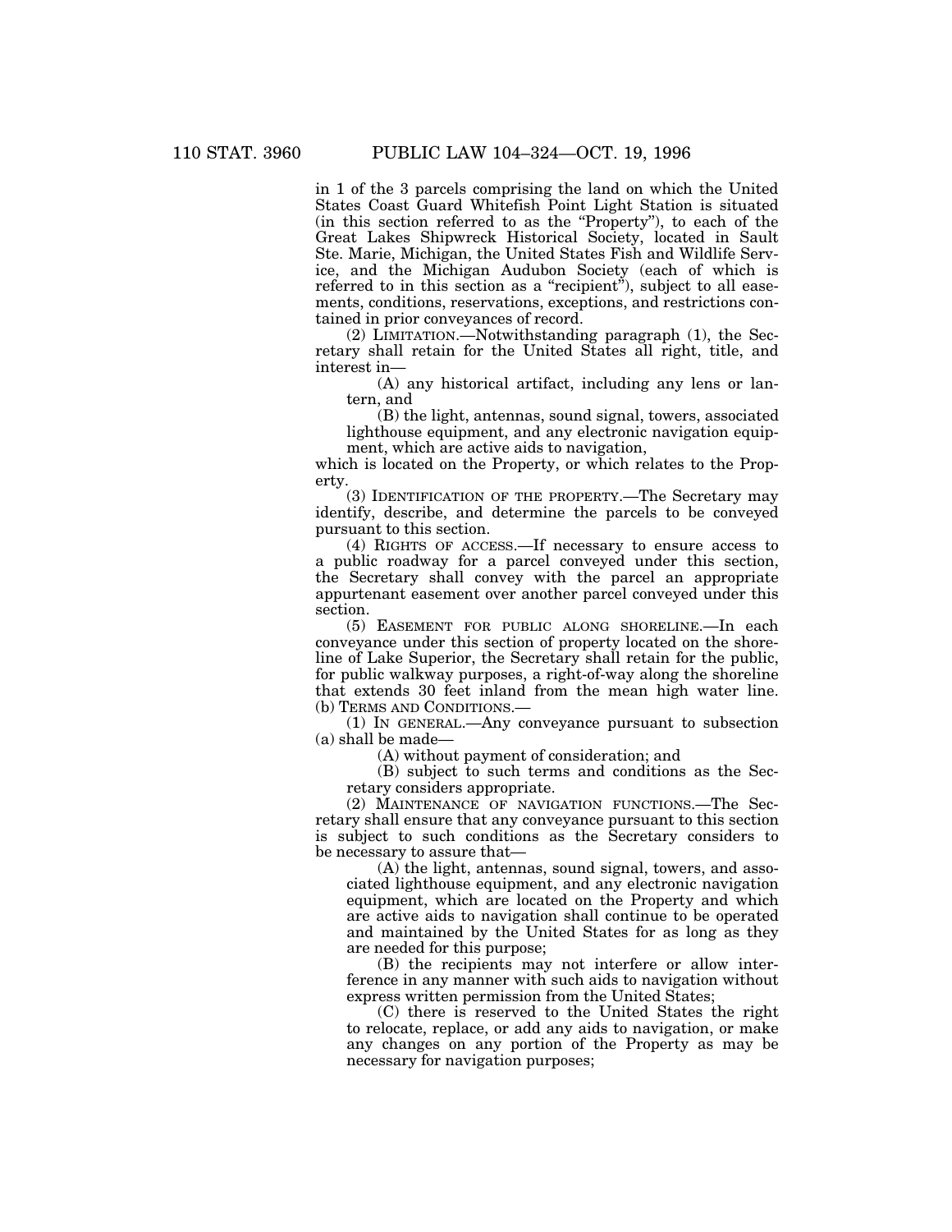in 1 of the 3 parcels comprising the land on which the United States Coast Guard Whitefish Point Light Station is situated (in this section referred to as the "Property"), to each of the Great Lakes Shipwreck Historical Society, located in Sault Ste. Marie, Michigan, the United States Fish and Wildlife Service, and the Michigan Audubon Society (each of which is referred to in this section as a "recipient"), subject to all easements, conditions, reservations, exceptions, and restrictions contained in prior conveyances of record.

(2) LIMITATION.—Notwithstanding paragraph (1), the Secretary shall retain for the United States all right, title, and interest in—

(A) any historical artifact, including any lens or lantern, and

(B) the light, antennas, sound signal, towers, associated lighthouse equipment, and any electronic navigation equipment, which are active aids to navigation,

which is located on the Property, or which relates to the Property.

(3) IDENTIFICATION OF THE PROPERTY.—The Secretary may identify, describe, and determine the parcels to be conveyed pursuant to this section.

(4) RIGHTS OF ACCESS.—If necessary to ensure access to a public roadway for a parcel conveyed under this section, the Secretary shall convey with the parcel an appropriate appurtenant easement over another parcel conveyed under this section.

(5) EASEMENT FOR PUBLIC ALONG SHORELINE.—In each conveyance under this section of property located on the shoreline of Lake Superior, the Secretary shall retain for the public, for public walkway purposes, a right-of-way along the shoreline that extends 30 feet inland from the mean high water line.

(b) TERMS AND CONDITIONS.—

(1) IN GENERAL.—Any conveyance pursuant to subsection (a) shall be made—

(A) without payment of consideration; and

(B) subject to such terms and conditions as the Secretary considers appropriate.

(2) MAINTENANCE OF NAVIGATION FUNCTIONS.—The Secretary shall ensure that any conveyance pursuant to this section is subject to such conditions as the Secretary considers to be necessary to assure that—

(A) the light, antennas, sound signal, towers, and associated lighthouse equipment, and any electronic navigation equipment, which are located on the Property and which are active aids to navigation shall continue to be operated and maintained by the United States for as long as they are needed for this purpose;

(B) the recipients may not interfere or allow interference in any manner with such aids to navigation without express written permission from the United States;

(C) there is reserved to the United States the right to relocate, replace, or add any aids to navigation, or make any changes on any portion of the Property as may be necessary for navigation purposes;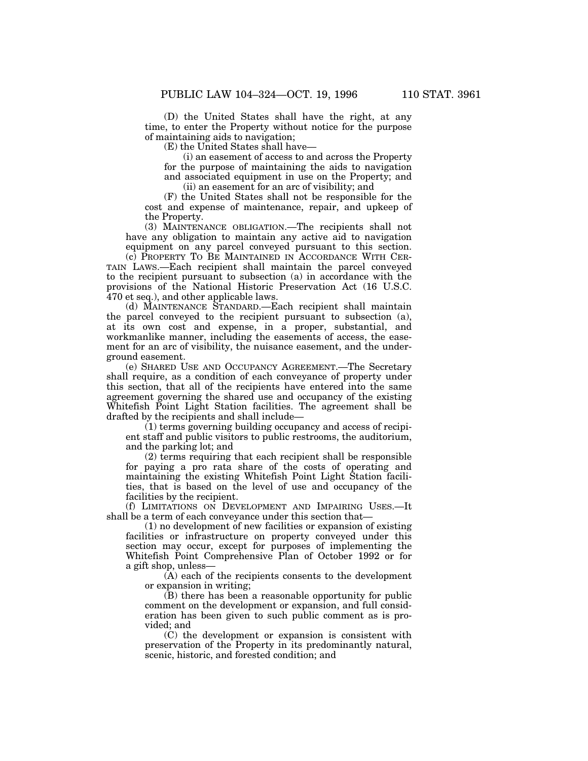(D) the United States shall have the right, at any time, to enter the Property without notice for the purpose of maintaining aids to navigation;

(E) the United States shall have—

(i) an easement of access to and across the Property for the purpose of maintaining the aids to navigation and associated equipment in use on the Property; and

(ii) an easement for an arc of visibility; and

(F) the United States shall not be responsible for the cost and expense of maintenance, repair, and upkeep of the Property.

(3) MAINTENANCE OBLIGATION.—The recipients shall not have any obligation to maintain any active aid to navigation equipment on any parcel conveyed pursuant to this section.

(c) PROPERTY TO BE MAINTAINED IN ACCORDANCE WITH CERTAIN LAWS.—Each recipient shall maintain the parcel conveyed to the recipient pursuant to subsection (a) in accordance with the provisions of the National Historic Preservation Act (16 U.S.C. 470 et seq.), and other applicable laws.

(d) MAINTENANCE STANDARD.—Each recipient shall maintain the parcel conveyed to the recipient pursuant to subsection (a), at its own cost and expense, in a proper, substantial, and workmanlike manner, including the easements of access, the easement for an arc of visibility, the nuisance easement, and the underground easement.

(e) SHARED USE AND OCCUPANCY AGREEMENT.—The Secretary shall require, as a condition of each conveyance of property under this section, that all of the recipients have entered into the same agreement governing the shared use and occupancy of the existing Whitefish Point Light Station facilities. The agreement shall be drafted by the recipients and shall include—

(1) terms governing building occupancy and access of recipient staff and public visitors to public restrooms, the auditorium, and the parking lot; and

(2) terms requiring that each recipient shall be responsible for paying a pro rata share of the costs of operating and maintaining the existing Whitefish Point Light Station facilities, that is based on the level of use and occupancy of the facilities by the recipient.

(f) LIMITATIONS ON DEVELOPMENT AND IMPAIRING USES.—It shall be a term of each conveyance under this section that—

(1) no development of new facilities or expansion of existing facilities or infrastructure on property conveyed under this section may occur, except for purposes of implementing the Whitefish Point Comprehensive Plan of October 1992 or for a gift shop, unless—

(A) each of the recipients consents to the development or expansion in writing;

(B) there has been a reasonable opportunity for public comment on the development or expansion, and full consideration has been given to such public comment as is provided; and

(C) the development or expansion is consistent with preservation of the Property in its predominantly natural, scenic, historic, and forested condition; and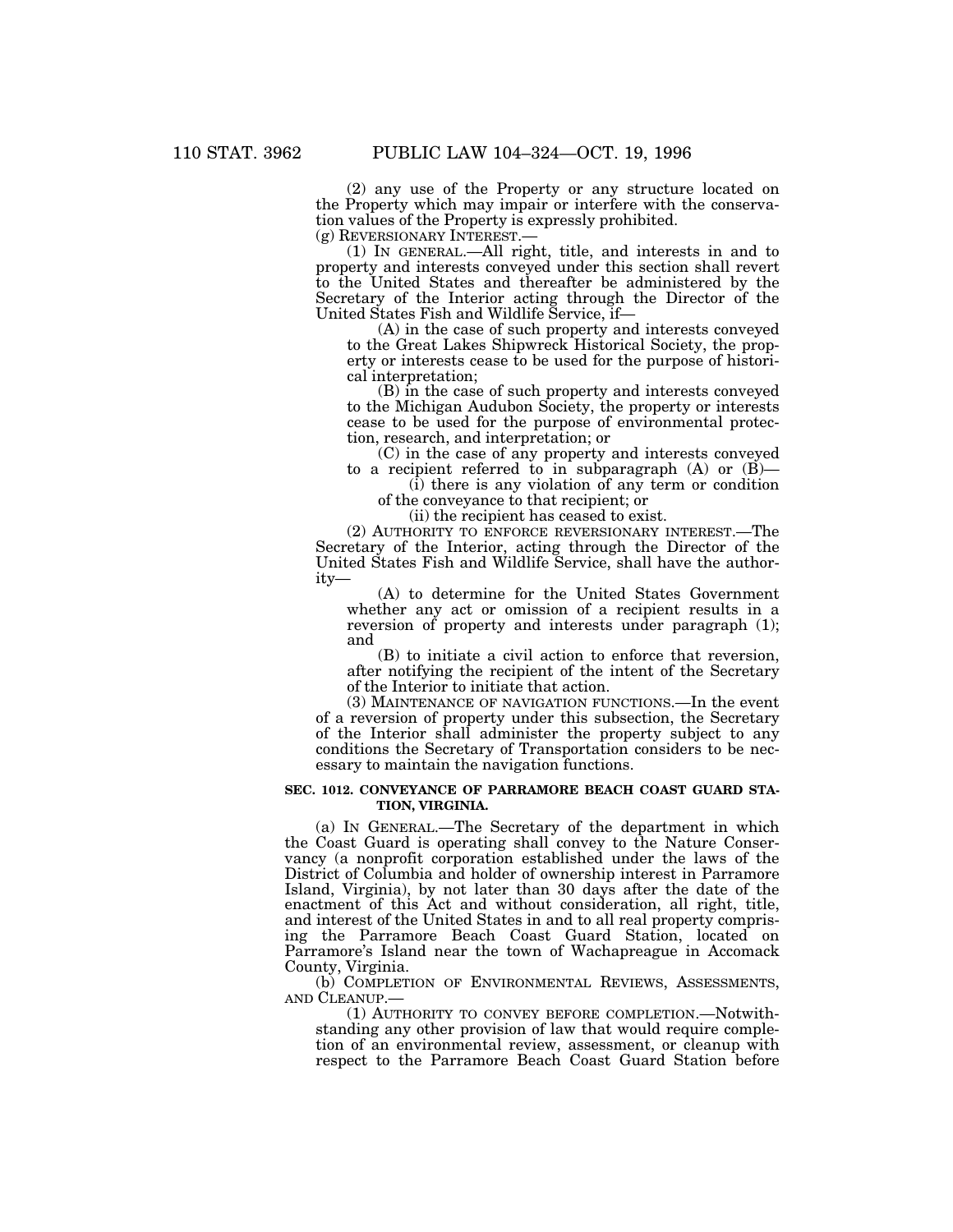(2) any use of the Property or any structure located on the Property which may impair or interfere with the conservation values of the Property is expressly prohibited.

(g) REVERSIONARY INTEREST.—

(1) IN GENERAL.—All right, title, and interests in and to property and interests conveyed under this section shall revert to the United States and thereafter be administered by the Secretary of the Interior acting through the Director of the United States Fish and Wildlife Service, if—

(A) in the case of such property and interests conveyed to the Great Lakes Shipwreck Historical Society, the property or interests cease to be used for the purpose of historical interpretation;

(B) in the case of such property and interests conveyed to the Michigan Audubon Society, the property or interests cease to be used for the purpose of environmental protection, research, and interpretation; or

(C) in the case of any property and interests conveyed to a recipient referred to in subparagraph (A) or (B)—

(i) there is any violation of any term or condition of the conveyance to that recipient; or

(ii) the recipient has ceased to exist.

(2) AUTHORITY TO ENFORCE REVERSIONARY INTEREST.—The Secretary of the Interior, acting through the Director of the United States Fish and Wildlife Service, shall have the authority—

(A) to determine for the United States Government whether any act or omission of a recipient results in a reversion of property and interests under paragraph (1); and

(B) to initiate a civil action to enforce that reversion, after notifying the recipient of the intent of the Secretary of the Interior to initiate that action.

(3) MAINTENANCE OF NAVIGATION FUNCTIONS.—In the event of a reversion of property under this subsection, the Secretary of the Interior shall administer the property subject to any conditions the Secretary of Transportation considers to be necessary to maintain the navigation functions.

**SEC. 1012. CONVEYANCE OF PARRAMORE BEACH COAST GUARD STATION, VIRGINIA.**

(a) IN GENERAL.—The Secretary of the department in which the Coast Guard is operating shall convey to the Nature Conservancy (a nonprofit corporation established under the laws of the District of Columbia and holder of ownership interest in Parramore Island, Virginia), by not later than 30 days after the date of the enactment of this Act and without consideration, all right, title, and interest of the United States in and to all real property comprising the Parramore Beach Coast Guard Station, located on Parramore's Island near the town of Wachapreague in Accomack County, Virginia.

(b) COMPLETION OF ENVIRONMENTAL REVIEWS, ASSESSMENTS, AND CLEANUP.—

(1) AUTHORITY TO CONVEY BEFORE COMPLETION.—Notwithstanding any other provision of law that would require completion of an environmental review, assessment, or cleanup with respect to the Parramore Beach Coast Guard Station before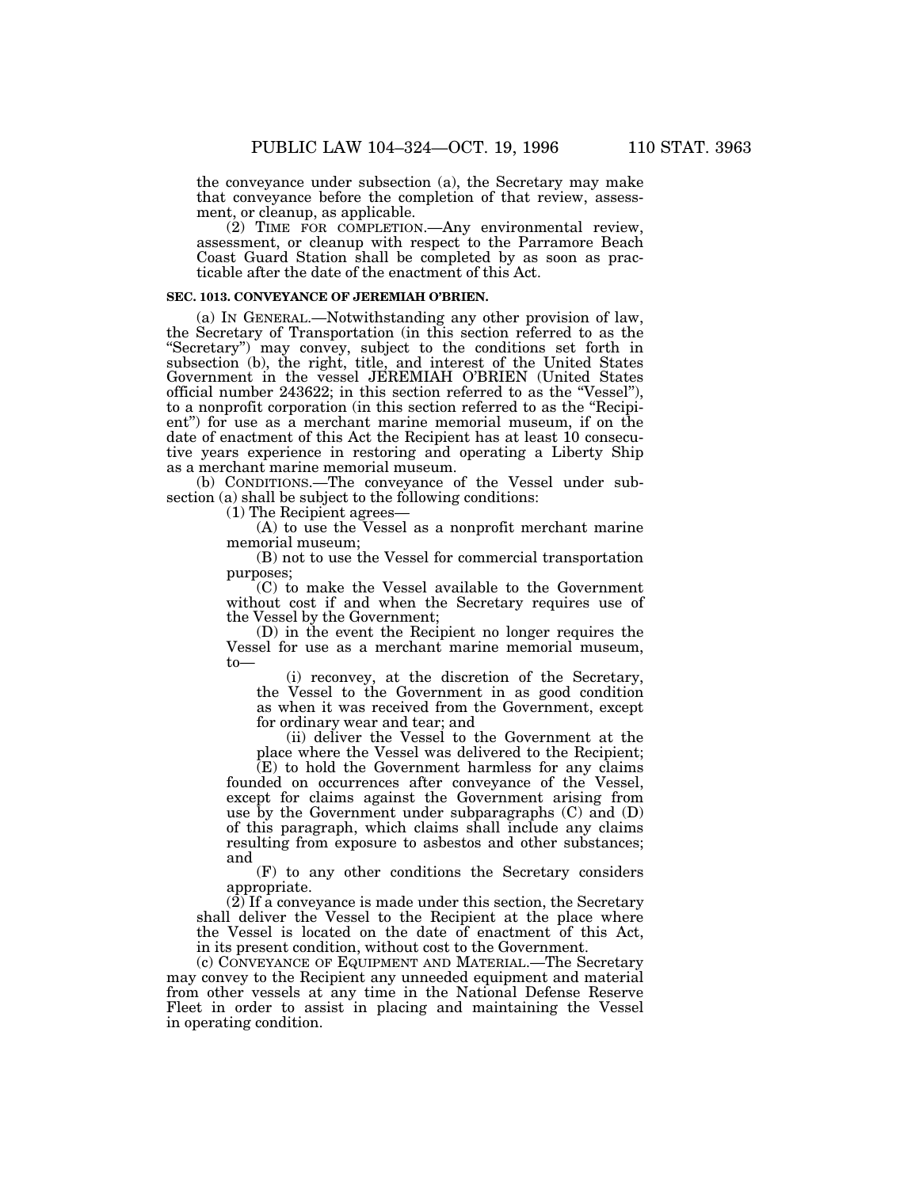the conveyance under subsection (a), the Secretary may make that conveyance before the completion of that review, assessment, or cleanup, as applicable.

(2) TIME FOR COMPLETION.—Any environmental review, assessment, or cleanup with respect to the Parramore Beach Coast Guard Station shall be completed by as soon as practicable after the date of the enactment of this Act.

**SEC. 1013. CONVEYANCE OF JEREMIAH O'BRIEN.**

(a) IN GENERAL.—Notwithstanding any other provision of law, the Secretary of Transportation (in this section referred to as the "Secretary") may convey, subject to the conditions set forth in subsection (b), the right, title, and interest of the United States Government in the vessel JEREMIAH O'BRIEN (United States official number 243622; in this section referred to as the "Vessel"), to a nonprofit corporation (in this section referred to as the "Recipient") for use as a merchant marine memorial museum, if on the date of enactment of this Act the Recipient has at least 10 consecutive years experience in restoring and operating a Liberty Ship as a merchant marine memorial museum.

(b) CONDITIONS.—The conveyance of the Vessel under subsection (a) shall be subject to the following conditions:

(1) The Recipient agrees—

(A) to use the Vessel as a nonprofit merchant marine memorial museum;

(B) not to use the Vessel for commercial transportation purposes;

(C) to make the Vessel available to the Government without cost if and when the Secretary requires use of the Vessel by the Government;

(D) in the event the Recipient no longer requires the Vessel for use as a merchant marine memorial museum, to—

(i) reconvey, at the discretion of the Secretary, the Vessel to the Government in as good condition as when it was received from the Government, except for ordinary wear and tear; and

(ii) deliver the Vessel to the Government at the place where the Vessel was delivered to the Recipient;

(E) to hold the Government harmless for any claims founded on occurrences after conveyance of the Vessel, except for claims against the Government arising from use by the Government under subparagraphs (C) and (D) of this paragraph, which claims shall include any claims resulting from exposure to asbestos and other substances; and

(F) to any other conditions the Secretary considers appropriate.

(2) If a conveyance is made under this section, the Secretary shall deliver the Vessel to the Recipient at the place where the Vessel is located on the date of enactment of this Act, in its present condition, without cost to the Government.

(c) CONVEYANCE OF EQUIPMENT AND MATERIAL.—The Secretary may convey to the Recipient any unneeded equipment and material from other vessels at any time in the National Defense Reserve Fleet in order to assist in placing and maintaining the Vessel in operating condition.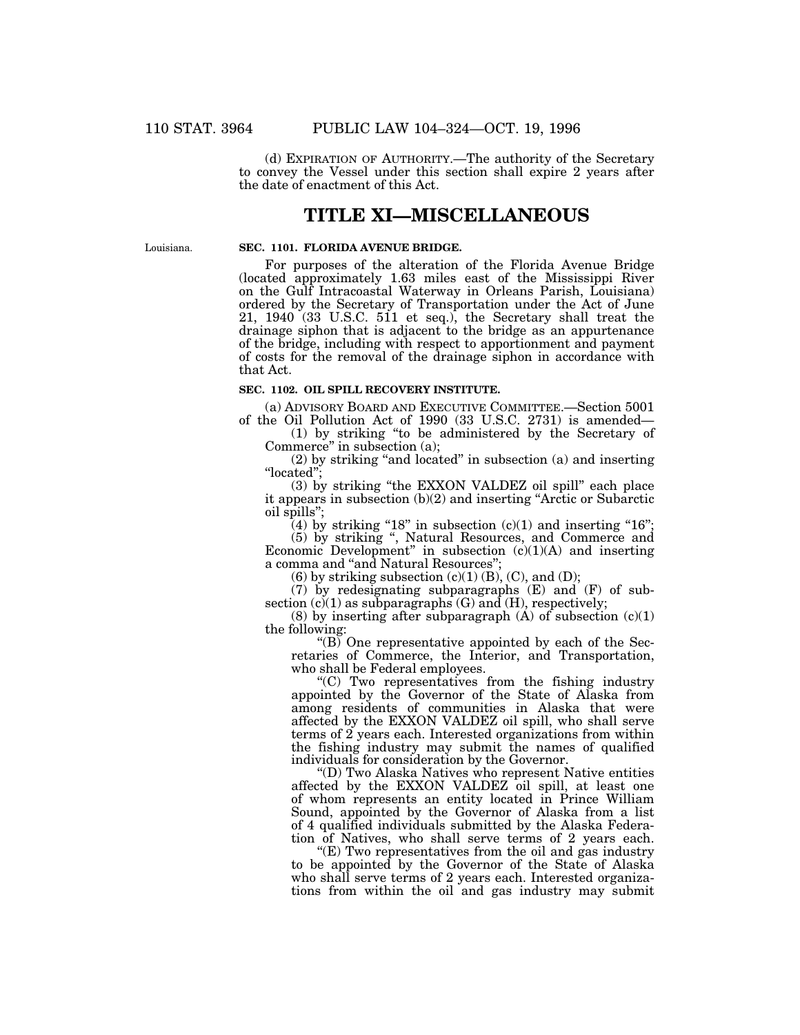(d) EXPIRATION OF AUTHORITY.—The authority of the Secretary to convey the Vessel under this section shall expire 2 years after the date of enactment of this Act.

# TITLE XI—MISCELLANEOUS

Louisiana.

### SEC. 1101. FLORIDA AVENUE BRIDGE.

For purposes of the alteration of the Florida Avenue Bridge (located approximately 1.63 miles east of the Mississippi River on the Gulf Intracoastal Waterway in Orleans Parish, Louisiana) ordered by the Secretary of Transportation under the Act of June 21, 1940 (33 U.S.C. 511 et seq.), the Secretary shall treat the drainage siphon that is adjacent to the bridge as an appurtenance of the bridge, including with respect to apportionment and payment of costs for the removal of the drainage siphon in accordance with that Act.

### SEC. 1102. OIL SPILL RECOVERY INSTITUTE.

(a) ADVISORY BOARD AND EXECUTIVE COMMITTEE.—Section 5001 of the Oil Pollution Act of 1990 (33 U.S.C. 2731) is amended—

(1) by striking "to be administered by the Secretary of Commerce" in subsection (a);

(2) by striking "and located" in subsection (a) and inserting "located";

(3) by striking "the EXXON VALDEZ oil spill" each place it appears in subsection (b)(2) and inserting "Arctic or Subarctic oil spills";

(4) by striking "18" in subsection (c)(1) and inserting "16";

(5) by striking ", Natural Resources, and Commerce and Economic Development" in subsection (c)(1)(A) and inserting a comma and "and Natural Resources";

(6) by striking subsection (c)(1) (B), (C), and (D);

(7) by redesignating subparagraphs (E) and (F) of subsection (c)(1) as subparagraphs (G) and (H), respectively;

(8) by inserting after subparagraph (A) of subsection (c)(1) the following:

"(B) One representative appointed by each of the Secretaries of Commerce, the Interior, and Transportation, who shall be Federal employees.

"(C) Two representatives from the fishing industry appointed by the Governor of the State of Alaska from among residents of communities in Alaska that were affected by the EXXON VALDEZ oil spill, who shall serve terms of 2 years each. Interested organizations from within the fishing industry may submit the names of qualified individuals for consideration by the Governor.

"(D) Two Alaska Natives who represent Native entities affected by the EXXON VALDEZ oil spill, at least one of whom represents an entity located in Prince William Sound, appointed by the Governor of Alaska from a list of 4 qualified individuals submitted by the Alaska Federation of Natives, who shall serve terms of 2 years each.

"(E) Two representatives from the oil and gas industry to be appointed by the Governor of the State of Alaska who shall serve terms of 2 years each. Interested organizations from within the oil and gas industry may submit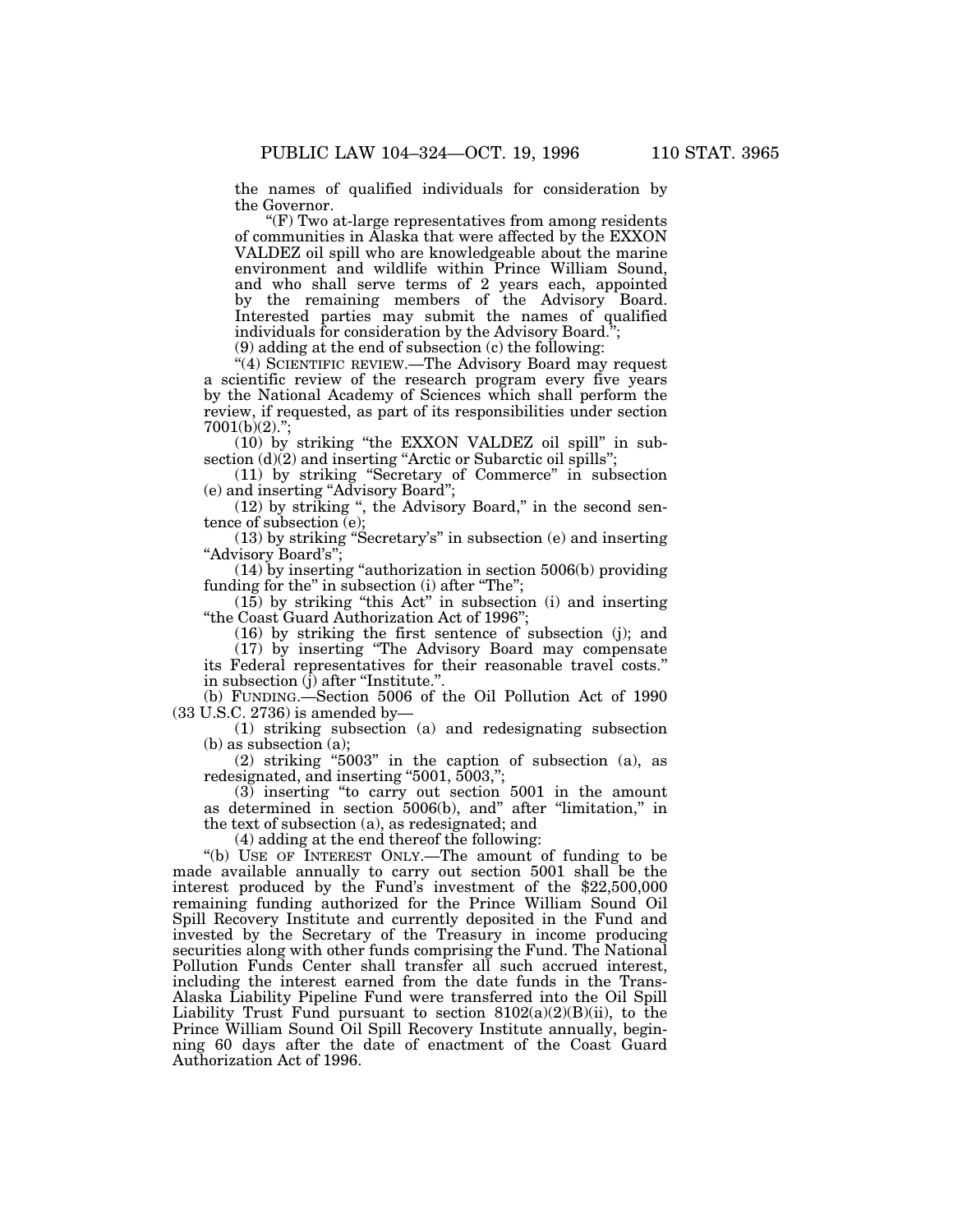the names of qualified individuals for consideration by the Governor.

"(F) Two at-large representatives from among residents of communities in Alaska that were affected by the EXXON VALDEZ oil spill who are knowledgeable about the marine environment and wildlife within Prince William Sound, and who shall serve terms of 2 years each, appointed by the remaining members of the Advisory Board. Interested parties may submit the names of qualified individuals for consideration by the Advisory Board.";

(9) adding at the end of subsection (c) the following:

"(4) SCIENTIFIC REVIEW.—The Advisory Board may request a scientific review of the research program every five years by the National Academy of Sciences which shall perform the review, if requested, as part of its responsibilities under section 7001(b)(2).";

(10) by striking "the EXXON VALDEZ oil spill" in subsection (d)(2) and inserting "Arctic or Subarctic oil spills";

(11) by striking "Secretary of Commerce" in subsection (e) and inserting "Advisory Board";

(12) by striking ", the Advisory Board," in the second sentence of subsection (e);

(13) by striking "Secretary's" in subsection (e) and inserting "Advisory Board's";

(14) by inserting "authorization in section 5006(b) providing funding for the" in subsection (i) after "The";

(15) by striking "this Act" in subsection (i) and inserting "the Coast Guard Authorization Act of 1996";

(16) by striking the first sentence of subsection (j); and

(17) by inserting "The Advisory Board may compensate its Federal representatives for their reasonable travel costs." in subsection (j) after "Institute.".

(b) FUNDING.—Section 5006 of the Oil Pollution Act of 1990 (33 U.S.C. 2736) is amended by—

(1) striking subsection (a) and redesignating subsection (b) as subsection (a);

(2) striking "5003" in the caption of subsection (a), as redesignated, and inserting "5001, 5003,";

(3) inserting "to carry out section 5001 in the amount as determined in section 5006(b), and" after "limitation," in the text of subsection (a), as redesignated; and

(4) adding at the end thereof the following:

"(b) USE OF INTEREST ONLY.—The amount of funding to be made available annually to carry out section 5001 shall be the interest produced by the Fund's investment of the $22,500,000 remaining funding authorized for the Prince William Sound Oil Spill Recovery Institute and currently deposited in the Fund and invested by the Secretary of the Treasury in income producing securities along with other funds comprising the Fund. The National Pollution Funds Center shall transfer all such accrued interest, including the interest earned from the date funds in the Trans-Alaska Liability Pipeline Fund were transferred into the Oil Spill Liability Trust Fund pursuant to section 8102(a)(2)(B)(ii), to the Prince William Sound Oil Spill Recovery Institute annually, beginning 60 days after the date of enactment of the Coast Guard Authorization Act of 1996.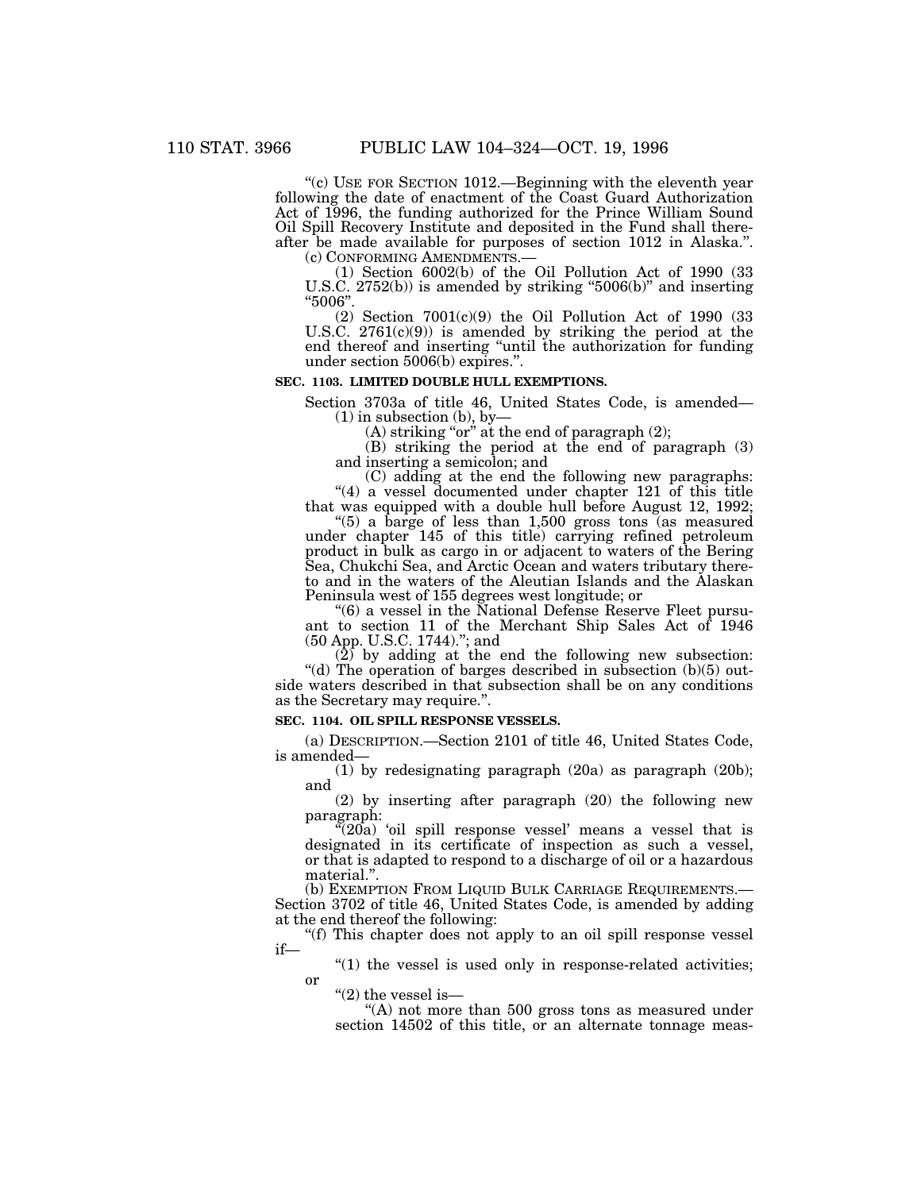"(c) USE FOR SECTION 1012.—Beginning with the eleventh year following the date of enactment of the Coast Guard Authorization Act of 1996, the funding authorized for the Prince William Sound Oil Spill Recovery Institute and deposited in the Fund shall thereafter be made available for purposes of section 1012 in Alaska.".

(c) CONFORMING AMENDMENTS.—

(1) Section 6002(b) of the Oil Pollution Act of 1990 (33 U.S.C. 2752(b)) is amended by striking "5006(b)" and inserting "5006".

(2) Section 7001(c)(9) the Oil Pollution Act of 1990 (33 U.S.C. 2761(c)(9)) is amended by striking the period at the end thereof and inserting "until the authorization for funding under section 5006(b) expires.".

**SEC. 1103. LIMITED DOUBLE HULL EXEMPTIONS.**

Section 3703a of title 46, United States Code, is amended—

(1) in subsection (b), by—

(A) striking "or" at the end of paragraph (2);

(B) striking the period at the end of paragraph (3) and inserting a semicolon; and

(C) adding at the end the following new paragraphs:

"(4) a vessel documented under chapter 121 of this title that was equipped with a double hull before August 12, 1992;

"(5) a barge of less than 1,500 gross tons (as measured under chapter 145 of this title) carrying refined petroleum product in bulk as cargo in or adjacent to waters of the Bering Sea, Chukchi Sea, and Arctic Ocean and waters tributary thereto and in the waters of the Aleutian Islands and the Alaskan Peninsula west of 155 degrees west longitude; or

"(6) a vessel in the National Defense Reserve Fleet pursuant to section 11 of the Merchant Ship Sales Act of 1946 (50 App. U.S.C. 1744)."; and

(2) by adding at the end the following new subsection:

"(d) The operation of barges described in subsection (b)(5) outside waters described in that subsection shall be on any conditions as the Secretary may require.".

**SEC. 1104. OIL SPILL RESPONSE VESSELS.**

(a) DESCRIPTION.—Section 2101 of title 46, United States Code, is amended—

(1) by redesignating paragraph (20a) as paragraph (20b); and

(2) by inserting after paragraph (20) the following new paragraph:

"(20a) 'oil spill response vessel' means a vessel that is designated in its certificate of inspection as such a vessel, or that is adapted to respond to a discharge of oil or a hazardous material.".

(b) EXEMPTION FROM LIQUID BULK CARRIAGE REQUIREMENTS.—Section 3702 of title 46, United States Code, is amended by adding at the end thereof the following:

"(f) This chapter does not apply to an oil spill response vessel if—

"(1) the vessel is used only in response-related activities; or

"(2) the vessel is—

"(A) not more than 500 gross tons as measured under section 14502 of this title, or an alternate tonnage meas-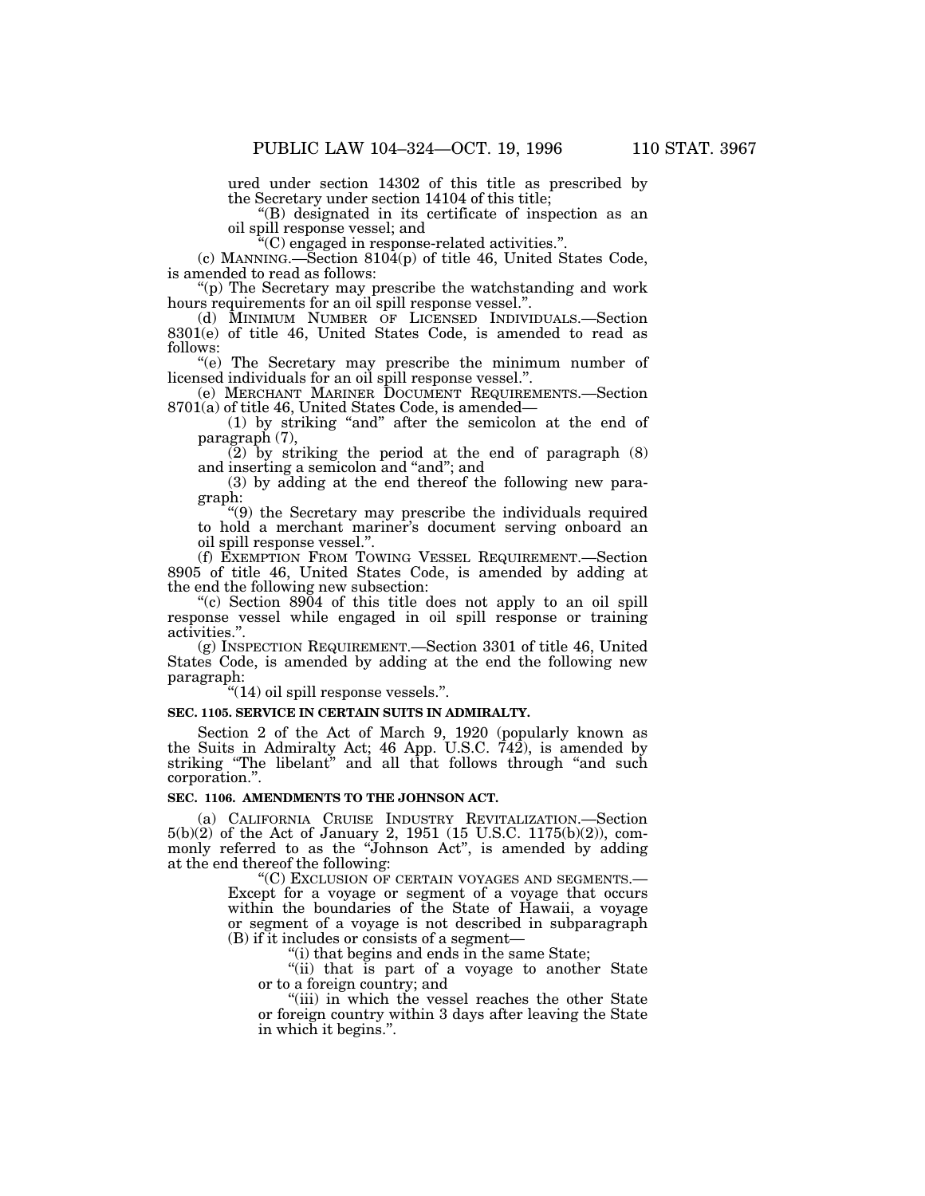ured under section 14302 of this title as prescribed by the Secretary under section 14104 of this title;

"(B) designated in its certificate of inspection as an oil spill response vessel; and

"(C) engaged in response-related activities.".

(c) MANNING.—Section 8104(p) of title 46, United States Code, is amended to read as follows:

"(p) The Secretary may prescribe the watchstanding and work hours requirements for an oil spill response vessel.".

(d) MINIMUM NUMBER OF LICENSED INDIVIDUALS.—Section 8301(e) of title 46, United States Code, is amended to read as follows:

"(e) The Secretary may prescribe the minimum number of licensed individuals for an oil spill response vessel.".

(e) MERCHANT MARINER DOCUMENT REQUIREMENTS.—Section 8701(a) of title 46, United States Code, is amended—

(1) by striking "and" after the semicolon at the end of paragraph (7),

(2) by striking the period at the end of paragraph (8) and inserting a semicolon and "and"; and

(3) by adding at the end thereof the following new paragraph:

"(9) the Secretary may prescribe the individuals required to hold a merchant mariner's document serving onboard an oil spill response vessel.".

(f) EXEMPTION FROM TOWING VESSEL REQUIREMENT.—Section 8905 of title 46, United States Code, is amended by adding at the end the following new subsection:

"(c) Section 8904 of this title does not apply to an oil spill response vessel while engaged in oil spill response or training activities.".

(g) INSPECTION REQUIREMENT.—Section 3301 of title 46, United States Code, is amended by adding at the end the following new paragraph:

"(14) oil spill response vessels.".

**SEC. 1105. SERVICE IN CERTAIN SUITS IN ADMIRALTY.**

Section 2 of the Act of March 9, 1920 (popularly known as the Suits in Admiralty Act; 46 App. U.S.C. 742), is amended by striking "The libelant" and all that follows through "and such corporation.".

**SEC. 1106. AMENDMENTS TO THE JOHNSON ACT.**

(a) CALIFORNIA CRUISE INDUSTRY REVITALIZATION.—Section 5(b)(2) of the Act of January 2, 1951 (15 U.S.C. 1175(b)(2)), commonly referred to as the "Johnson Act", is amended by adding at the end thereof the following:

"(C) EXCLUSION OF CERTAIN VOYAGES AND SEGMENTS.—Except for a voyage or segment of a voyage that occurs within the boundaries of the State of Hawaii, a voyage or segment of a voyage is not described in subparagraph (B) if it includes or consists of a segment—

"(i) that begins and ends in the same State;

"(ii) that is part of a voyage to another State or to a foreign country; and

"(iii) in which the vessel reaches the other State or foreign country within 3 days after leaving the State in which it begins.".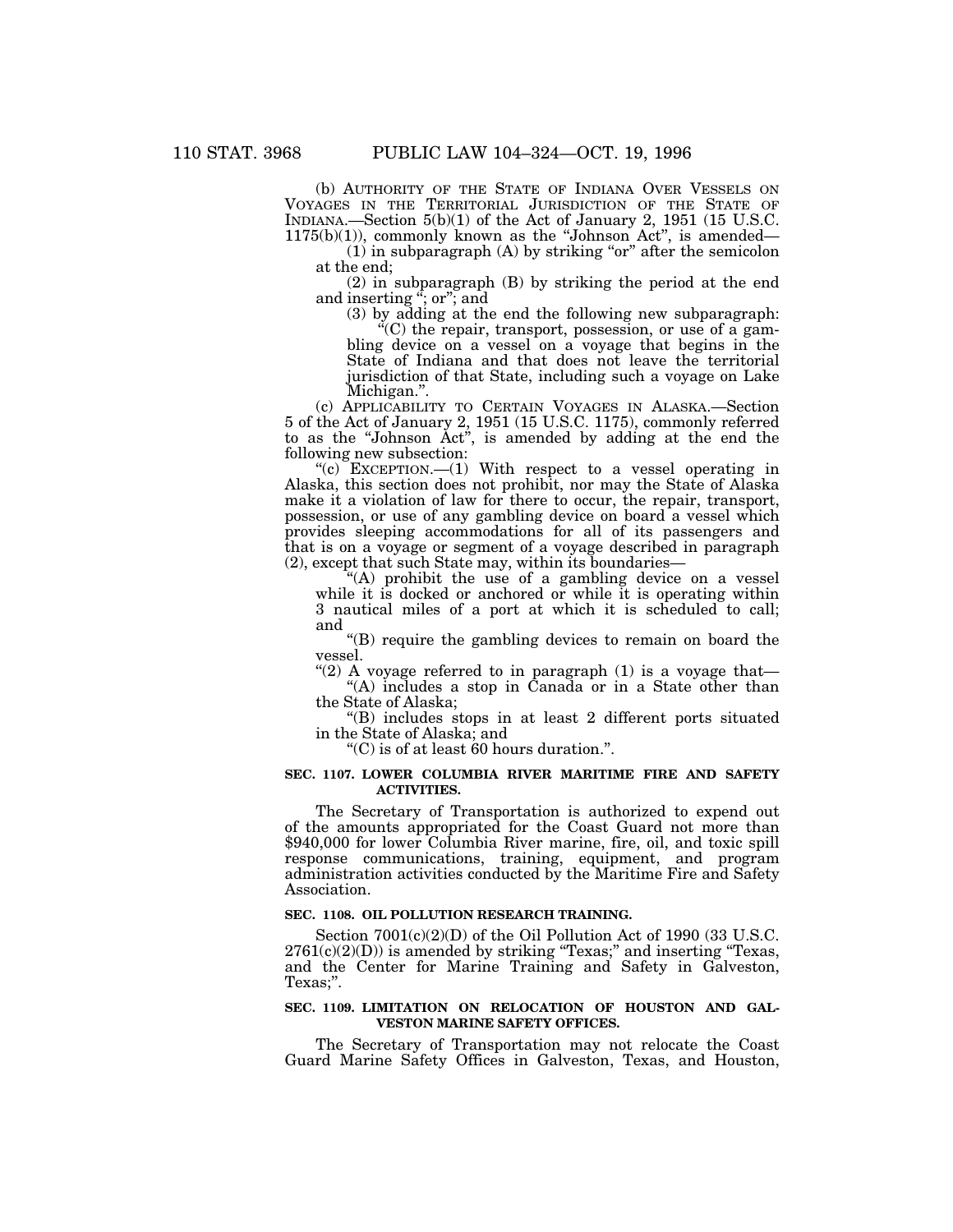(b) AUTHORITY OF THE STATE OF INDIANA OVER VESSELS ON VOYAGES IN THE TERRITORIAL JURISDICTION OF THE STATE OF INDIANA.—Section 5(b)(1) of the Act of January 2, 1951 (15 U.S.C. 1175(b)(1)), commonly known as the "Johnson Act", is amended—

(1) in subparagraph (A) by striking "or" after the semicolon at the end;

(2) in subparagraph (B) by striking the period at the end and inserting "; or"; and

(3) by adding at the end the following new subparagraph:

"(C) the repair, transport, possession, or use of a gambling device on a vessel on a voyage that begins in the State of Indiana and that does not leave the territorial jurisdiction of that State, including such a voyage on Lake Michigan.".

(c) APPLICABILITY TO CERTAIN VOYAGES IN ALASKA.—Section 5 of the Act of January 2, 1951 (15 U.S.C. 1175), commonly referred to as the "Johnson Act", is amended by adding at the end the following new subsection:

"(c) EXCEPTION.—(1) With respect to a vessel operating in Alaska, this section does not prohibit, nor may the State of Alaska make it a violation of law for there to occur, the repair, transport, possession, or use of any gambling device on board a vessel which provides sleeping accommodations for all of its passengers and that is on a voyage or segment of a voyage described in paragraph (2), except that such State may, within its boundaries—

"(A) prohibit the use of a gambling device on a vessel while it is docked or anchored or while it is operating within 3 nautical miles of a port at which it is scheduled to call; and

"(B) require the gambling devices to remain on board the vessel.

"(2) A voyage referred to in paragraph (1) is a voyage that—

"(A) includes a stop in Canada or in a State other than the State of Alaska;

"(B) includes stops in at least 2 different ports situated in the State of Alaska; and

"(C) is of at least 60 hours duration.".

**SEC. 1107. LOWER COLUMBIA RIVER MARITIME FIRE AND SAFETY ACTIVITIES.**

The Secretary of Transportation is authorized to expend out of the amounts appropriated for the Coast Guard not more than $940,000 for lower Columbia River marine, fire, oil, and toxic spill response communications, training, equipment, and program administration activities conducted by the Maritime Fire and Safety Association.

**SEC. 1108. OIL POLLUTION RESEARCH TRAINING.**

Section 7001(c)(2)(D) of the Oil Pollution Act of 1990 (33 U.S.C. 2761(c)(2)(D)) is amended by striking "Texas;" and inserting "Texas, and the Center for Marine Training and Safety in Galveston, Texas;".

**SEC. 1109. LIMITATION ON RELOCATION OF HOUSTON AND GALVESTON MARINE SAFETY OFFICES.**

The Secretary of Transportation may not relocate the Coast Guard Marine Safety Offices in Galveston, Texas, and Houston,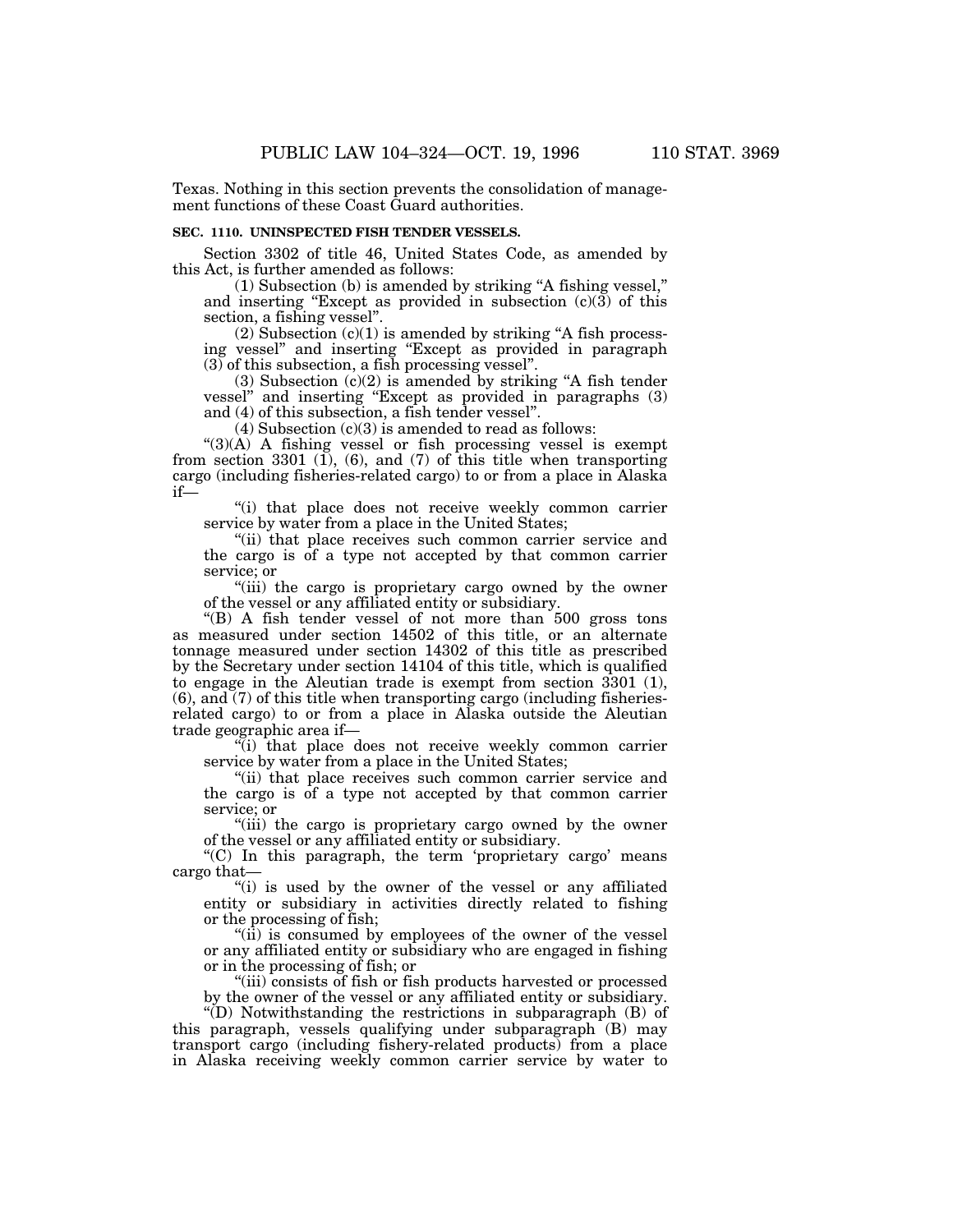Texas. Nothing in this section prevents the consolidation of management functions of these Coast Guard authorities.

**SEC. 1110. UNINSPECTED FISH TENDER VESSELS.**

Section 3302 of title 46, United States Code, as amended by this Act, is further amended as follows:

(1) Subsection (b) is amended by striking "A fishing vessel," and inserting "Except as provided in subsection (c)(3) of this section, a fishing vessel".

(2) Subsection (c)(1) is amended by striking "A fish processing vessel" and inserting "Except as provided in paragraph (3) of this subsection, a fish processing vessel".

(3) Subsection (c)(2) is amended by striking "A fish tender vessel" and inserting "Except as provided in paragraphs (3) and (4) of this subsection, a fish tender vessel".

(4) Subsection (c)(3) is amended to read as follows:

"(3)(A) A fishing vessel or fish processing vessel is exempt from section 3301 (1), (6), and (7) of this title when transporting cargo (including fisheries-related cargo) to or from a place in Alaska if—

"(i) that place does not receive weekly common carrier service by water from a place in the United States;

"(ii) that place receives such common carrier service and the cargo is of a type not accepted by that common carrier service; or

"(iii) the cargo is proprietary cargo owned by the owner of the vessel or any affiliated entity or subsidiary.

"(B) A fish tender vessel of not more than 500 gross tons as measured under section 14502 of this title, or an alternate tonnage measured under section 14302 of this title as prescribed by the Secretary under section 14104 of this title, which is qualified to engage in the Aleutian trade is exempt from section 3301 (1), (6), and (7) of this title when transporting cargo (including fisheries-related cargo) to or from a place in Alaska outside the Aleutian trade geographic area if—

"(i) that place does not receive weekly common carrier service by water from a place in the United States;

"(ii) that place receives such common carrier service and the cargo is of a type not accepted by that common carrier service; or

"(iii) the cargo is proprietary cargo owned by the owner of the vessel or any affiliated entity or subsidiary.

"(C) In this paragraph, the term 'proprietary cargo' means cargo that—

"(i) is used by the owner of the vessel or any affiliated entity or subsidiary in activities directly related to fishing or the processing of fish;

"(ii) is consumed by employees of the owner of the vessel or any affiliated entity or subsidiary who are engaged in fishing or in the processing of fish; or

"(iii) consists of fish or fish products harvested or processed by the owner of the vessel or any affiliated entity or subsidiary.

"(D) Notwithstanding the restrictions in subparagraph (B) of this paragraph, vessels qualifying under subparagraph (B) may transport cargo (including fishery-related products) from a place in Alaska receiving weekly common carrier service by water to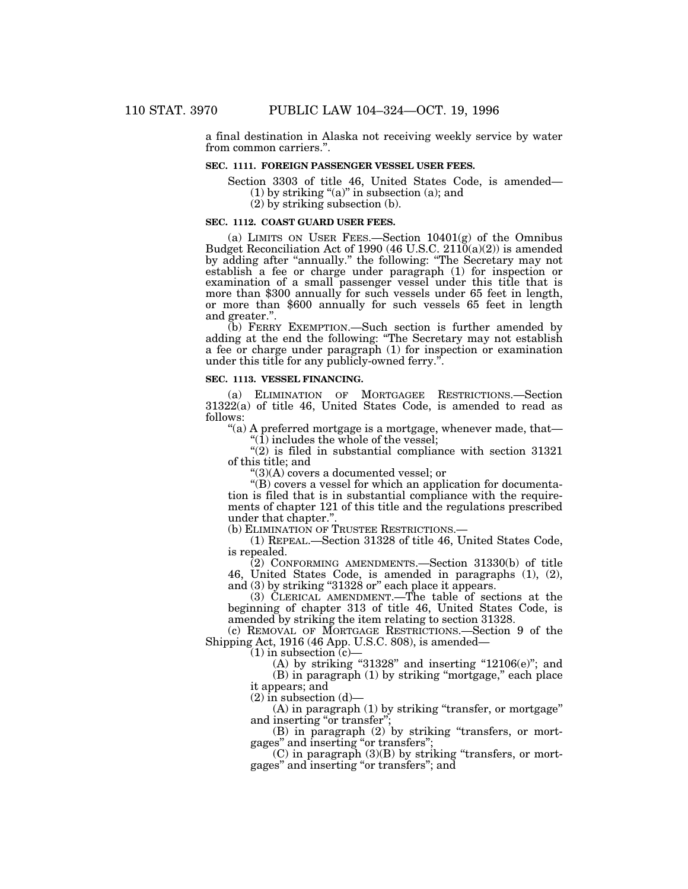a final destination in Alaska not receiving weekly service by water from common carriers.".

**SEC. 1111. FOREIGN PASSENGER VESSEL USER FEES.**

Section 3303 of title 46, United States Code, is amended—

(1) by striking "(a)" in subsection (a); and

(2) by striking subsection (b).

**SEC. 1112. COAST GUARD USER FEES.**

(a) LIMITS ON USER FEES.—Section 10401(g) of the Omnibus Budget Reconciliation Act of 1990 (46 U.S.C. 2110(a)(2)) is amended by adding after "annually." the following: "The Secretary may not establish a fee or charge under paragraph (1) for inspection or examination of a small passenger vessel under this title that is more than $300 annually for such vessels under 65 feet in length, or more than $600 annually for such vessels 65 feet in length and greater.".

(b) FERRY EXEMPTION.—Such section is further amended by adding at the end the following: "The Secretary may not establish a fee or charge under paragraph (1) for inspection or examination under this title for any publicly-owned ferry.".

**SEC. 1113. VESSEL FINANCING.**

(a) ELIMINATION OF MORTGAGEE RESTRICTIONS.—Section 31322(a) of title 46, United States Code, is amended to read as follows:

"(a) A preferred mortgage is a mortgage, whenever made, that—

"(1) includes the whole of the vessel;

"(2) is filed in substantial compliance with section 31321 of this title; and

"(3)(A) covers a documented vessel; or

"(B) covers a vessel for which an application for documentation is filed that is in substantial compliance with the requirements of chapter 121 of this title and the regulations prescribed under that chapter.".

(b) ELIMINATION OF TRUSTEE RESTRICTIONS.—

(1) REPEAL.—Section 31328 of title 46, United States Code, is repealed.

(2) CONFORMING AMENDMENTS.—Section 31330(b) of title 46, United States Code, is amended in paragraphs (1), (2), and (3) by striking "31328 or" each place it appears.

(3) CLERICAL AMENDMENT.—The table of sections at the beginning of chapter 313 of title 46, United States Code, is amended by striking the item relating to section 31328.

(c) REMOVAL OF MORTGAGE RESTRICTIONS.—Section 9 of the Shipping Act, 1916 (46 App. U.S.C. 808), is amended—

(1) in subsection (c)—

(A) by striking "31328" and inserting "12106(e)"; and

(B) in paragraph (1) by striking "mortgage," each place it appears; and

(2) in subsection (d)—

(A) in paragraph (1) by striking "transfer, or mortgage" and inserting "or transfer";

(B) in paragraph (2) by striking "transfers, or mortgages" and inserting "or transfers";

(C) in paragraph (3)(B) by striking "transfers, or mortgages" and inserting "or transfers"; and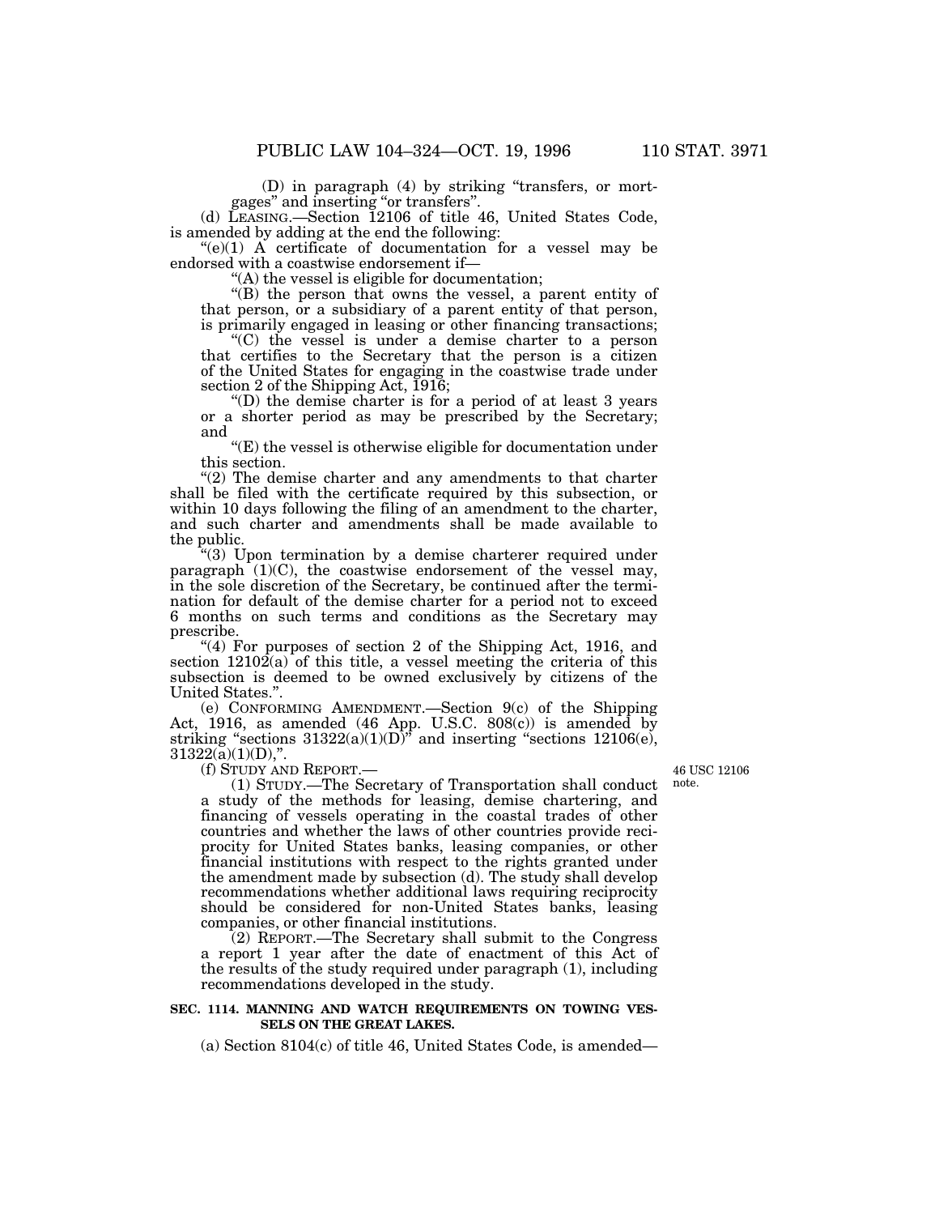(D) in paragraph (4) by striking "transfers, or mortgages" and inserting "or transfers".

(d) LEASING.—Section 12106 of title 46, United States Code, is amended by adding at the end the following:

"(e)(1) A certificate of documentation for a vessel may be endorsed with a coastwise endorsement if—

"(A) the vessel is eligible for documentation;

"(B) the person that owns the vessel, a parent entity of that person, or a subsidiary of a parent entity of that person, is primarily engaged in leasing or other financing transactions;

"(C) the vessel is under a demise charter to a person that certifies to the Secretary that the person is a citizen of the United States for engaging in the coastwise trade under section 2 of the Shipping Act, 1916;

"(D) the demise charter is for a period of at least 3 years or a shorter period as may be prescribed by the Secretary; and

"(E) the vessel is otherwise eligible for documentation under this section.

"(2) The demise charter and any amendments to that charter shall be filed with the certificate required by this subsection, or within 10 days following the filing of an amendment to the charter, and such charter and amendments shall be made available to the public.

"(3) Upon termination by a demise charterer required under paragraph (1)(C), the coastwise endorsement of the vessel may, in the sole discretion of the Secretary, be continued after the termination for default of the demise charter for a period not to exceed 6 months on such terms and conditions as the Secretary may prescribe.

"(4) For purposes of section 2 of the Shipping Act, 1916, and section 12102(a) of this title, a vessel meeting the criteria of this subsection is deemed to be owned exclusively by citizens of the United States.".

(e) CONFORMING AMENDMENT.—Section 9(c) of the Shipping Act, 1916, as amended (46 App. U.S.C. 808(c)) is amended by striking "sections 31322(a)(1)(D)" and inserting "sections 12106(e), 31322(a)(1)(D),".

(f) STUDY AND REPORT.—

46 USC 12106 note.

(1) STUDY.—The Secretary of Transportation shall conduct a study of the methods for leasing, demise chartering, and financing of vessels operating in the coastal trades of other countries and whether the laws of other countries provide reciprocity for United States banks, leasing companies, or other financial institutions with respect to the rights granted under the amendment made by subsection (d). The study shall develop recommendations whether additional laws requiring reciprocity should be considered for non-United States banks, leasing companies, or other financial institutions.

(2) REPORT.—The Secretary shall submit to the Congress a report 1 year after the date of enactment of this Act of the results of the study required under paragraph (1), including recommendations developed in the study.

**SEC. 1114. MANNING AND WATCH REQUIREMENTS ON TOWING VESSELS ON THE GREAT LAKES.**

(a) Section 8104(c) of title 46, United States Code, is amended—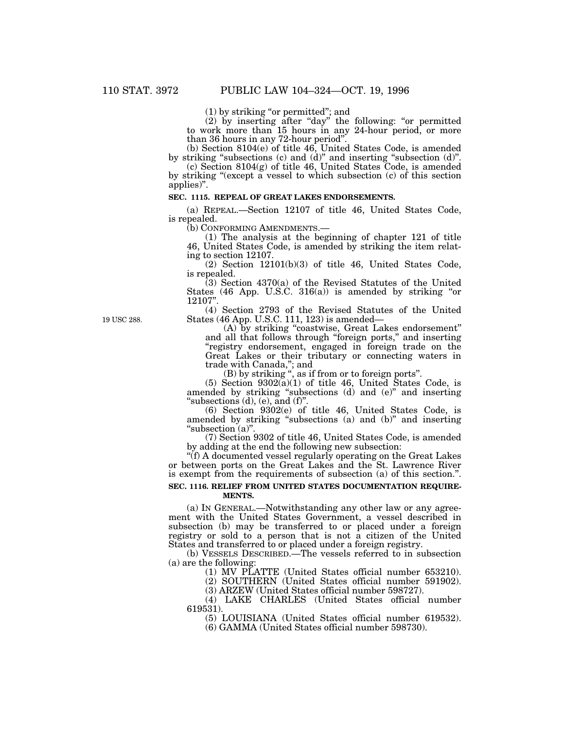(1) by striking "or permitted"; and

(2) by inserting after "day" the following: "or permitted to work more than 15 hours in any 24-hour period, or more than 36 hours in any 72-hour period".

(b) Section 8104(e) of title 46, United States Code, is amended by striking "subsections (c) and (d)" and inserting "subsection (d)".

(c) Section 8104(g) of title 46, United States Code, is amended by striking "(except a vessel to which subsection (c) of this section applies)".

**SEC. 1115. REPEAL OF GREAT LAKES ENDORSEMENTS.**

(a) REPEAL.—Section 12107 of title 46, United States Code, is repealed.

(b) CONFORMING AMENDMENTS.—

(1) The analysis at the beginning of chapter 121 of title 46, United States Code, is amended by striking the item relating to section 12107.

(2) Section 12101(b)(3) of title 46, United States Code, is repealed.

(3) Section 4370(a) of the Revised Statutes of the United States (46 App. U.S.C. 316(a)) is amended by striking "or 12107".

19 USC 288.

(4) Section 2793 of the Revised Statutes of the United States (46 App. U.S.C. 111, 123) is amended—

(A) by striking "coastwise, Great Lakes endorsement" and all that follows through "foreign ports," and inserting "registry endorsement, engaged in foreign trade on the Great Lakes or their tributary or connecting waters in trade with Canada,"; and

(B) by striking ", as if from or to foreign ports".

(5) Section 9302(a)(1) of title 46, United States Code, is amended by striking "subsections (d) and (e)" and inserting "subsections (d), (e), and (f)".

(6) Section 9302(e) of title 46, United States Code, is amended by striking "subsections (a) and (b)" and inserting "subsection (a)".

(7) Section 9302 of title 46, United States Code, is amended by adding at the end the following new subsection:

"(f) A documented vessel regularly operating on the Great Lakes or between ports on the Great Lakes and the St. Lawrence River is exempt from the requirements of subsection (a) of this section.".

**SEC. 1116. RELIEF FROM UNITED STATES DOCUMENTATION REQUIREMENTS.**

(a) IN GENERAL.—Notwithstanding any other law or any agreement with the United States Government, a vessel described in subsection (b) may be transferred to or placed under a foreign registry or sold to a person that is not a citizen of the United States and transferred to or placed under a foreign registry.

(b) VESSELS DESCRIBED.—The vessels referred to in subsection (a) are the following:

(1) MV PLATTE (United States official number 653210).

(2) SOUTHERN (United States official number 591902).

(3) ARZEW (United States official number 598727).

(4) LAKE CHARLES (United States official number 619531).

(5) LOUISIANA (United States official number 619532).

(6) GAMMA (United States official number 598730).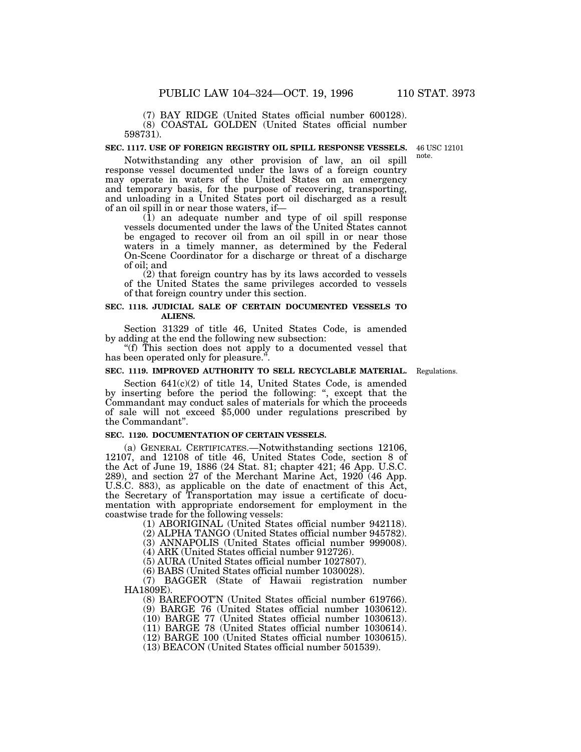(7) BAY RIDGE (United States official number 600128).

(8) COASTAL GOLDEN (United States official number 598731).

**SEC. 1117. USE OF FOREIGN REGISTRY OIL SPILL RESPONSE VESSELS.**

46 USC 12101 note.

Notwithstanding any other provision of law, an oil spill response vessel documented under the laws of a foreign country may operate in waters of the United States on an emergency and temporary basis, for the purpose of recovering, transporting, and unloading in a United States port oil discharged as a result of an oil spill in or near those waters, if—

(1) an adequate number and type of oil spill response vessels documented under the laws of the United States cannot be engaged to recover oil from an oil spill in or near those waters in a timely manner, as determined by the Federal On-Scene Coordinator for a discharge or threat of a discharge of oil; and

(2) that foreign country has by its laws accorded to vessels of the United States the same privileges accorded to vessels of that foreign country under this section.

**SEC. 1118. JUDICIAL SALE OF CERTAIN DOCUMENTED VESSELS TO ALIENS.**

Section 31329 of title 46, United States Code, is amended by adding at the end the following new subsection:

"(f) This section does not apply to a documented vessel that has been operated only for pleasure.".

**SEC. 1119. IMPROVED AUTHORITY TO SELL RECYCLABLE MATERIAL.**

Regulations.

Section 641(c)(2) of title 14, United States Code, is amended by inserting before the period the following: ", except that the Commandant may conduct sales of materials for which the proceeds of sale will not exceed $5,000 under regulations prescribed by the Commandant".

**SEC. 1120. DOCUMENTATION OF CERTAIN VESSELS.**

(a) GENERAL CERTIFICATES.—Notwithstanding sections 12106, 12107, and 12108 of title 46, United States Code, section 8 of the Act of June 19, 1886 (24 Stat. 81; chapter 421; 46 App. U.S.C. 289), and section 27 of the Merchant Marine Act, 1920 (46 App. U.S.C. 883), as applicable on the date of enactment of this Act, the Secretary of Transportation may issue a certificate of documentation with appropriate endorsement for employment in the coastwise trade for the following vessels:

(1) ABORIGINAL (United States official number 942118).

(2) ALPHA TANGO (United States official number 945782).

(3) ANNAPOLIS (United States official number 999008).

(4) ARK (United States official number 912726).

(5) AURA (United States official number 1027807).

(6) BABS (United States official number 1030028).

(7) BAGGER (State of Hawaii registration number HA1809E).

(8) BAREFOOT'N (United States official number 619766).

(9) BARGE 76 (United States official number 1030612).

(10) BARGE 77 (United States official number 1030613).

(11) BARGE 78 (United States official number 1030614).

(12) BARGE 100 (United States official number 1030615).

(13) BEACON (United States official number 501539).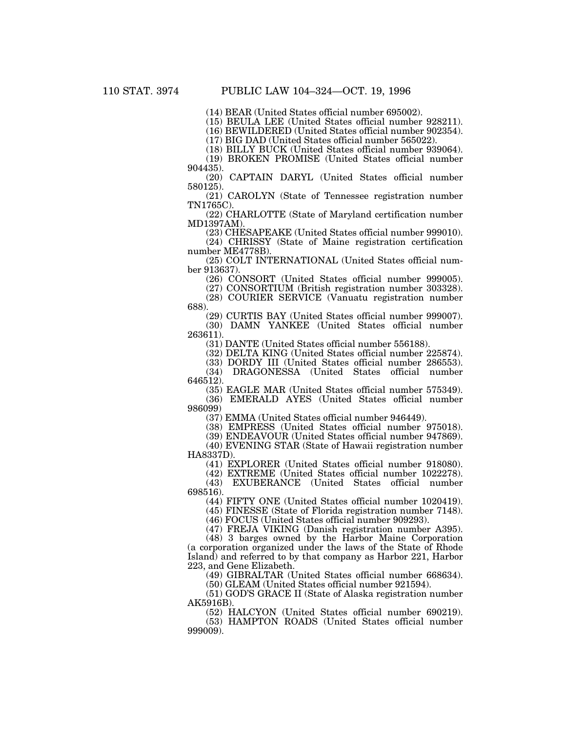(14) BEAR (United States official number 695002).

(15) BEULA LEE (United States official number 928211).

(16) BEWILDERED (United States official number 902354).

(17) BIG DAD (United States official number 565022).

(18) BILLY BUCK (United States official number 939064).

(19) BROKEN PROMISE (United States official number 904435).

(20) CAPTAIN DARYL (United States official number 580125).

(21) CAROLYN (State of Tennessee registration number TN1765C).

(22) CHARLOTTE (State of Maryland certification number MD1397AM).

(23) CHESAPEAKE (United States official number 999010).

(24) CHRISSY (State of Maine registration certification number ME4778B).

(25) COLT INTERNATIONAL (United States official number 913637).

(26) CONSORT (United States official number 999005).

(27) CONSORTIUM (British registration number 303328).

(28) COURIER SERVICE (Vanuatu registration number 688).

(29) CURTIS BAY (United States official number 999007).

(30) DAMN YANKEE (United States official number 263611).

(31) DANTE (United States official number 556188).

(32) DELTA KING (United States official number 225874).

(33) DORDY III (United States official number 286553).

(34) DRAGONESSA (United States official number 646512).

(35) EAGLE MAR (United States official number 575349).

(36) EMERALD AYES (United States official number 986099)

(37) EMMA (United States official number 946449).

(38) EMPRESS (United States official number 975018).

(39) ENDEAVOUR (United States official number 947869).

(40) EVENING STAR (State of Hawaii registration number HA8337D).

(41) EXPLORER (United States official number 918080).

(42) EXTREME (United States official number 1022278).

(43) EXUBERANCE (United States official number 698516).

(44) FIFTY ONE (United States official number 1020419).

(45) FINESSE (State of Florida registration number 7148).

(46) FOCUS (United States official number 909293).

(47) FREJA VIKING (Danish registration number A395).

(48) 3 barges owned by the Harbor Maine Corporation (a corporation organized under the laws of the State of Rhode Island) and referred to by that company as Harbor 221, Harbor 223, and Gene Elizabeth.

(49) GIBRALTAR (United States official number 668634).

(50) GLEAM (United States official number 921594).

(51) GOD'S GRACE II (State of Alaska registration number AK5916B).

(52) HALCYON (United States official number 690219).

(53) HAMPTON ROADS (United States official number 999009).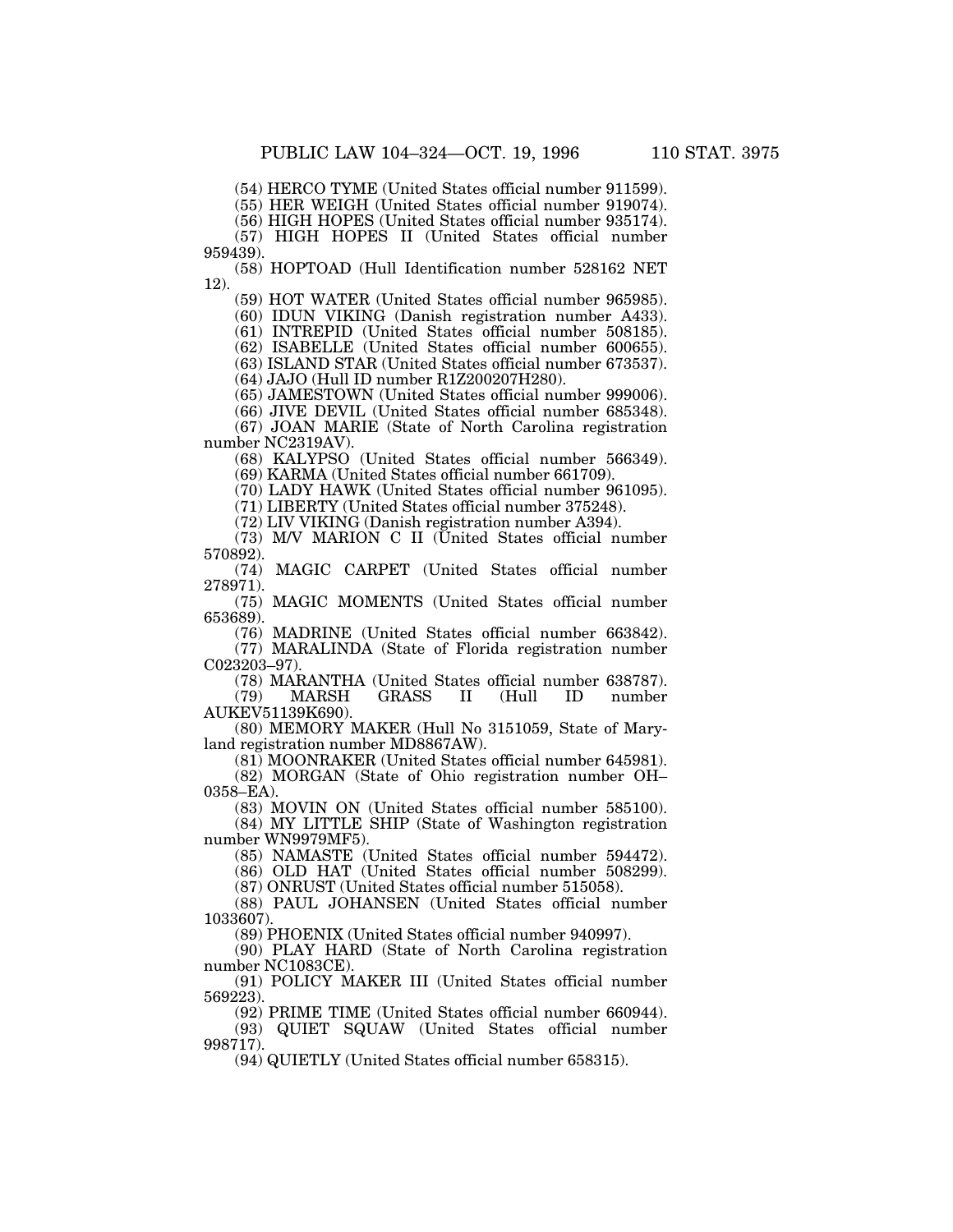(54) HERCO TYME (United States official number 911599).

(55) HER WEIGH (United States official number 919074).

(56) HIGH HOPES (United States official number 935174).

(57) HIGH HOPES II (United States official number 959439).

(58) HOPTOAD (Hull Identification number 528162 NET 12).

(59) HOT WATER (United States official number 965985).

(60) IDUN VIKING (Danish registration number A433).

(61) INTREPID (United States official number 508185).

(62) ISABELLE (United States official number 600655).

(63) ISLAND STAR (United States official number 673537).

(64) JAJO (Hull ID number R1Z200207H280).

(65) JAMESTOWN (United States official number 999006).

(66) JIVE DEVIL (United States official number 685348).

(67) JOAN MARIE (State of North Carolina registration number NC2319AV).

(68) KALYPSO (United States official number 566349).

(69) KARMA (United States official number 661709).

(70) LADY HAWK (United States official number 961095).

(71) LIBERTY (United States official number 375248).

(72) LIV VIKING (Danish registration number A394).

(73) M/V MARION C II (United States official number 570892).

(74) MAGIC CARPET (United States official number 278971).

(75) MAGIC MOMENTS (United States official number 653689).

(76) MADRINE (United States official number 663842).

(77) MARALINDA (State of Florida registration number C023203–97).

(78) MARANTHA (United States official number 638787).

(79) MARSH GRASS II (Hull ID number AUKEV51139K690).

(80) MEMORY MAKER (Hull No 3151059, State of Maryland registration number MD8867AW).

(81) MOONRAKER (United States official number 645981).

(82) MORGAN (State of Ohio registration number OH–0358–EA).

(83) MOVIN ON (United States official number 585100).

(84) MY LITTLE SHIP (State of Washington registration number WN9979MF5).

(85) NAMASTE (United States official number 594472).

(86) OLD HAT (United States official number 508299).

(87) ONRUST (United States official number 515058).

(88) PAUL JOHANSEN (United States official number 1033607).

(89) PHOENIX (United States official number 940997).

(90) PLAY HARD (State of North Carolina registration number NC1083CE).

(91) POLICY MAKER III (United States official number 569223).

(92) PRIME TIME (United States official number 660944).

(93) QUIET SQUAW (United States official number 998717).

(94) QUIETLY (United States official number 658315).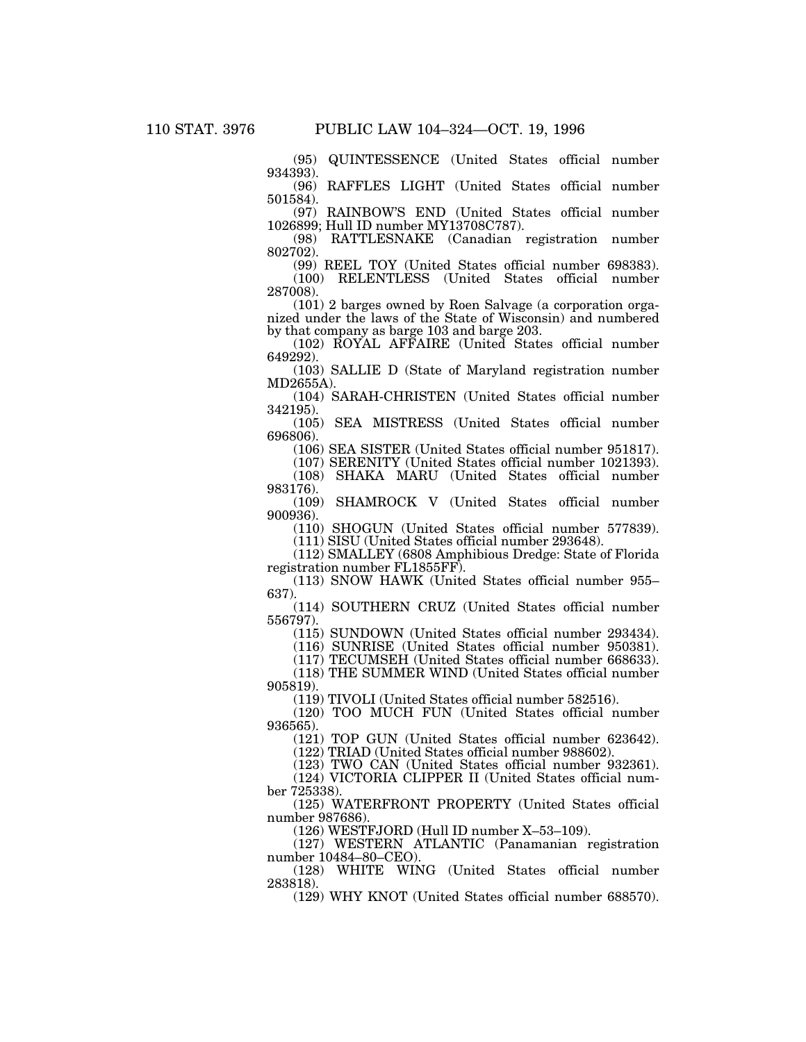(95) QUINTESSENCE (United States official number 934393).

(96) RAFFLES LIGHT (United States official number 501584).

(97) RAINBOW'S END (United States official number 1026899; Hull ID number MY13708C787).

(98) RATTLESNAKE (Canadian registration number 802702).

(99) REEL TOY (United States official number 698383).

(100) RELENTLESS (United States official number 287008).

(101) 2 barges owned by Roen Salvage (a corporation organized under the laws of the State of Wisconsin) and numbered by that company as barge 103 and barge 203.

(102) ROYAL AFFAIRE (United States official number 649292).

(103) SALLIE D (State of Maryland registration number MD2655A).

(104) SARAH-CHRISTEN (United States official number 342195).

(105) SEA MISTRESS (United States official number 696806).

(106) SEA SISTER (United States official number 951817).

(107) SERENITY (United States official number 1021393).

(108) SHAKA MARU (United States official number 983176).

(109) SHAMROCK V (United States official number 900936).

(110) SHOGUN (United States official number 577839).

(111) SISU (United States official number 293648).

(112) SMALLEY (6808 Amphibious Dredge: State of Florida registration number FL1855FF).

(113) SNOW HAWK (United States official number 955–637).

(114) SOUTHERN CRUZ (United States official number 556797).

(115) SUNDOWN (United States official number 293434).

(116) SUNRISE (United States official number 950381).

(117) TECUMSEH (United States official number 668633).

(118) THE SUMMER WIND (United States official number 905819).

(119) TIVOLI (United States official number 582516).

(120) TOO MUCH FUN (United States official number 936565).

(121) TOP GUN (United States official number 623642).

(122) TRIAD (United States official number 988602).

(123) TWO CAN (United States official number 932361).

(124) VICTORIA CLIPPER II (United States official number 725338).

(125) WATERFRONT PROPERTY (United States official number 987686).

(126) WESTFJORD (Hull ID number X–53–109).

(127) WESTERN ATLANTIC (Panamanian registration number 10484–80–CEO).

(128) WHITE WING (United States official number 283818).

(129) WHY KNOT (United States official number 688570).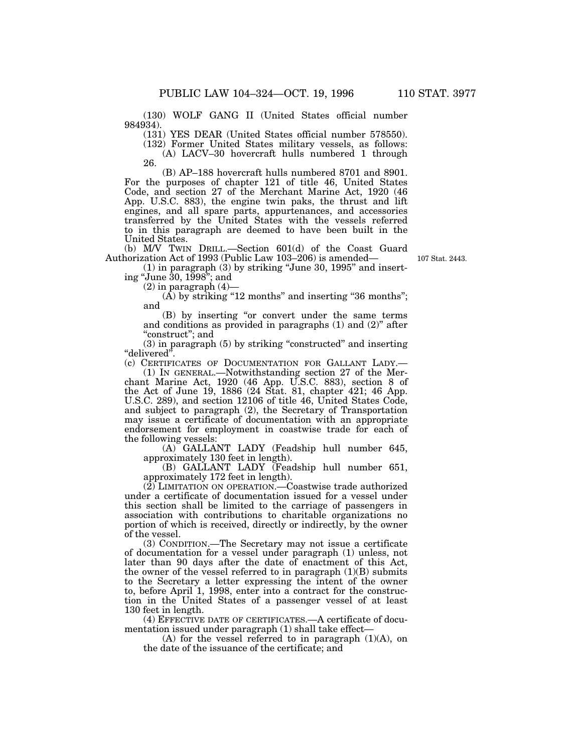(130) WOLF GANG II (United States official number 984934).

(131) YES DEAR (United States official number 578550).

(132) Former United States military vessels, as follows:

(A) LACV–30 hovercraft hulls numbered 1 through 26.

(B) AP–188 hovercraft hulls numbered 8701 and 8901.

For the purposes of chapter 121 of title 46, United States Code, and section 27 of the Merchant Marine Act, 1920 (46 App. U.S.C. 883), the engine twin paks, the thrust and lift engines, and all spare parts, appurtenances, and accessories transferred by the United States with the vessels referred to in this paragraph are deemed to have been built in the United States.

(b) M/V TWIN DRILL.—Section 601(d) of the Coast Guard Authorization Act of 1993 (Public Law 103–206) is amended—

107 Stat. 2443.

(1) in paragraph (3) by striking "June 30, 1995" and inserting "June 30, 1998"; and

(2) in paragraph (4)—

(A) by striking "12 months" and inserting "36 months"; and

(B) by inserting "or convert under the same terms and conditions as provided in paragraphs (1) and (2)" after "construct"; and

(3) in paragraph (5) by striking "constructed" and inserting "delivered".

(c) CERTIFICATES OF DOCUMENTATION FOR GALLANT LADY.—

(1) IN GENERAL.—Notwithstanding section 27 of the Merchant Marine Act, 1920 (46 App. U.S.C. 883), section 8 of the Act of June 19, 1886 (24 Stat. 81, chapter 421; 46 App. U.S.C. 289), and section 12106 of title 46, United States Code, and subject to paragraph (2), the Secretary of Transportation may issue a certificate of documentation with an appropriate endorsement for employment in coastwise trade for each of the following vessels:

(A) GALLANT LADY (Feadship hull number 645, approximately 130 feet in length).

(B) GALLANT LADY (Feadship hull number 651, approximately 172 feet in length).

(2) LIMITATION ON OPERATION.—Coastwise trade authorized under a certificate of documentation issued for a vessel under this section shall be limited to the carriage of passengers in association with contributions to charitable organizations no portion of which is received, directly or indirectly, by the owner of the vessel.

(3) CONDITION.—The Secretary may not issue a certificate of documentation for a vessel under paragraph (1) unless, not later than 90 days after the date of enactment of this Act, the owner of the vessel referred to in paragraph (1)(B) submits to the Secretary a letter expressing the intent of the owner to, before April 1, 1998, enter into a contract for the construction in the United States of a passenger vessel of at least 130 feet in length.

(4) EFFECTIVE DATE OF CERTIFICATES.—A certificate of documentation issued under paragraph (1) shall take effect—

(A) for the vessel referred to in paragraph (1)(A), on the date of the issuance of the certificate; and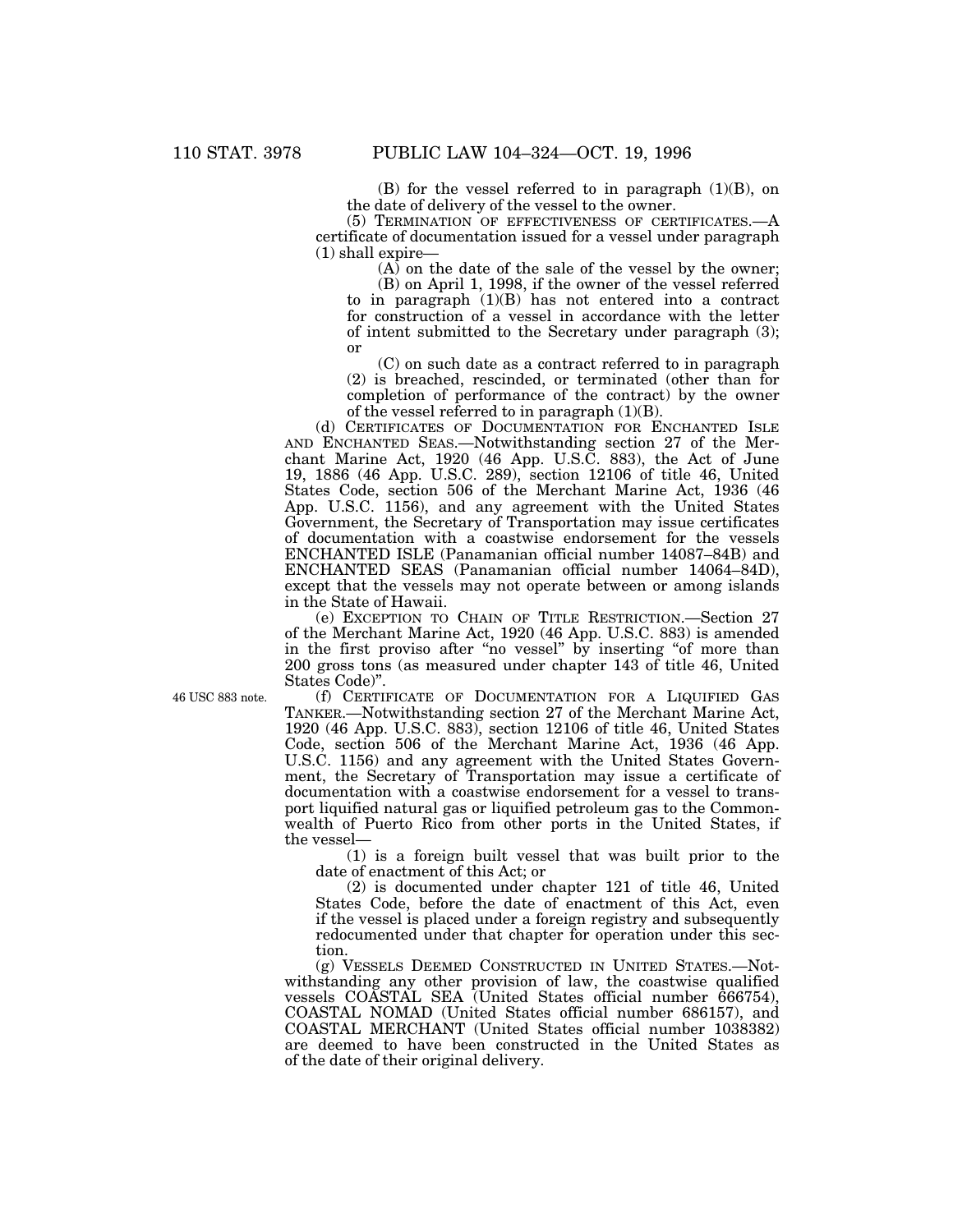(B) for the vessel referred to in paragraph (1)(B), on the date of delivery of the vessel to the owner.

(5) TERMINATION OF EFFECTIVENESS OF CERTIFICATES.—A certificate of documentation issued for a vessel under paragraph (1) shall expire—

(A) on the date of the sale of the vessel by the owner;

(B) on April 1, 1998, if the owner of the vessel referred to in paragraph (1)(B) has not entered into a contract for construction of a vessel in accordance with the letter of intent submitted to the Secretary under paragraph (3); or

(C) on such date as a contract referred to in paragraph (2) is breached, rescinded, or terminated (other than for completion of performance of the contract) by the owner of the vessel referred to in paragraph (1)(B).

(d) CERTIFICATES OF DOCUMENTATION FOR ENCHANTED ISLE AND ENCHANTED SEAS.—Notwithstanding section 27 of the Merchant Marine Act, 1920 (46 App. U.S.C. 883), the Act of June 19, 1886 (46 App. U.S.C. 289), section 12106 of title 46, United States Code, section 506 of the Merchant Marine Act, 1936 (46 App. U.S.C. 1156), and any agreement with the United States Government, the Secretary of Transportation may issue certificates of documentation with a coastwise endorsement for the vessels ENCHANTED ISLE (Panamanian official number 14087–84B) and ENCHANTED SEAS (Panamanian official number 14064–84D), except that the vessels may not operate between or among islands in the State of Hawaii.

(e) EXCEPTION TO CHAIN OF TITLE RESTRICTION.—Section 27 of the Merchant Marine Act, 1920 (46 App. U.S.C. 883) is amended in the first proviso after "no vessel" by inserting "of more than 200 gross tons (as measured under chapter 143 of title 46, United States Code)".

46 USC 883 note.

(f) CERTIFICATE OF DOCUMENTATION FOR A LIQUIFIED GAS TANKER.—Notwithstanding section 27 of the Merchant Marine Act, 1920 (46 App. U.S.C. 883), section 12106 of title 46, United States Code, section 506 of the Merchant Marine Act, 1936 (46 App. U.S.C. 1156) and any agreement with the United States Government, the Secretary of Transportation may issue a certificate of documentation with a coastwise endorsement for a vessel to transport liquified natural gas or liquified petroleum gas to the Commonwealth of Puerto Rico from other ports in the United States, if the vessel—

(1) is a foreign built vessel that was built prior to the date of enactment of this Act; or

(2) is documented under chapter 121 of title 46, United States Code, before the date of enactment of this Act, even if the vessel is placed under a foreign registry and subsequently redocumented under that chapter for operation under this section.

(g) VESSELS DEEMED CONSTRUCTED IN UNITED STATES.—Notwithstanding any other provision of law, the coastwise qualified vessels COASTAL SEA (United States official number 666754), COASTAL NOMAD (United States official number 686157), and COASTAL MERCHANT (United States official number 1038382) are deemed to have been constructed in the United States as of the date of their original delivery.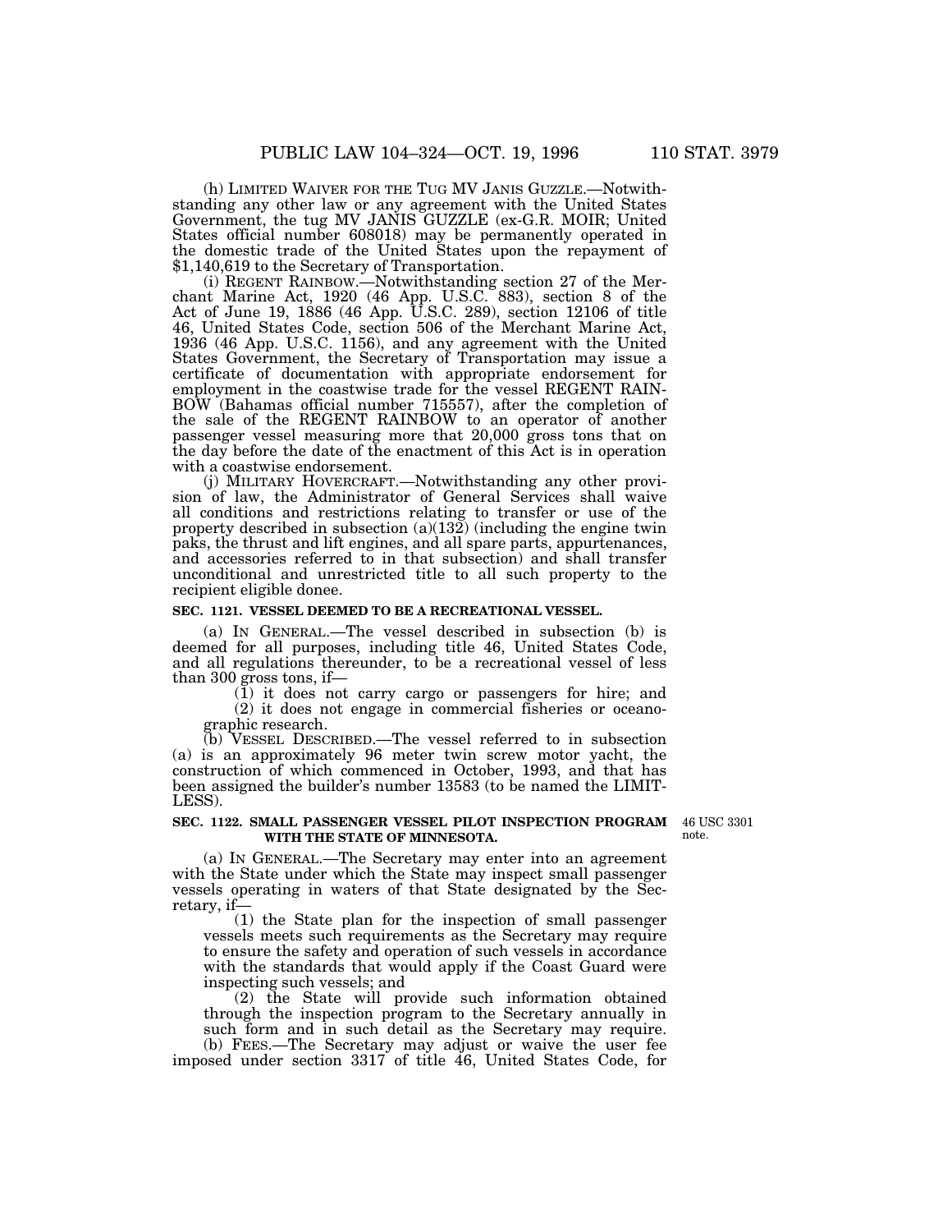(h) LIMITED WAIVER FOR THE TUG MV JANIS GUZZLE.—Notwithstanding any other law or any agreement with the United States Government, the tug MV JANIS GUZZLE (ex-G.R. MOIR; United States official number 608018) may be permanently operated in the domestic trade of the United States upon the repayment of $1,140,619 to the Secretary of Transportation.

(i) REGENT RAINBOW.—Notwithstanding section 27 of the Merchant Marine Act, 1920 (46 App. U.S.C. 883), section 8 of the Act of June 19, 1886 (46 App. U.S.C. 289), section 12106 of title 46, United States Code, section 506 of the Merchant Marine Act, 1936 (46 App. U.S.C. 1156), and any agreement with the United States Government, the Secretary of Transportation may issue a certificate of documentation with appropriate endorsement for employment in the coastwise trade for the vessel REGENT RAINBOW (Bahamas official number 715557), after the completion of the sale of the REGENT RAINBOW to an operator of another passenger vessel measuring more that 20,000 gross tons that on the day before the date of the enactment of this Act is in operation with a coastwise endorsement.

(j) MILITARY HOVERCRAFT.—Notwithstanding any other provision of law, the Administrator of General Services shall waive all conditions and restrictions relating to transfer or use of the property described in subsection (a)(132) (including the engine twin paks, the thrust and lift engines, and all spare parts, appurtenances, and accessories referred to in that subsection) and shall transfer unconditional and unrestricted title to all such property to the recipient eligible donee.

**SEC. 1121. VESSEL DEEMED TO BE A RECREATIONAL VESSEL.**

(a) IN GENERAL.—The vessel described in subsection (b) is deemed for all purposes, including title 46, United States Code, and all regulations thereunder, to be a recreational vessel of less than 300 gross tons, if—

(1) it does not carry cargo or passengers for hire; and

(2) it does not engage in commercial fisheries or oceanographic research.

(b) VESSEL DESCRIBED.—The vessel referred to in subsection (a) is an approximately 96 meter twin screw motor yacht, the construction of which commenced in October, 1993, and that has been assigned the builder's number 13583 (to be named the LIMITLESS).

**SEC. 1122. SMALL PASSENGER VESSEL PILOT INSPECTION PROGRAM WITH THE STATE OF MINNESOTA.**

46 USC 3301 note.

(a) IN GENERAL.—The Secretary may enter into an agreement with the State under which the State may inspect small passenger vessels operating in waters of that State designated by the Secretary, if—

(1) the State plan for the inspection of small passenger vessels meets such requirements as the Secretary may require to ensure the safety and operation of such vessels in accordance with the standards that would apply if the Coast Guard were inspecting such vessels; and

(2) the State will provide such information obtained through the inspection program to the Secretary annually in such form and in such detail as the Secretary may require.

(b) FEES.—The Secretary may adjust or waive the user fee imposed under section 3317 of title 46, United States Code, for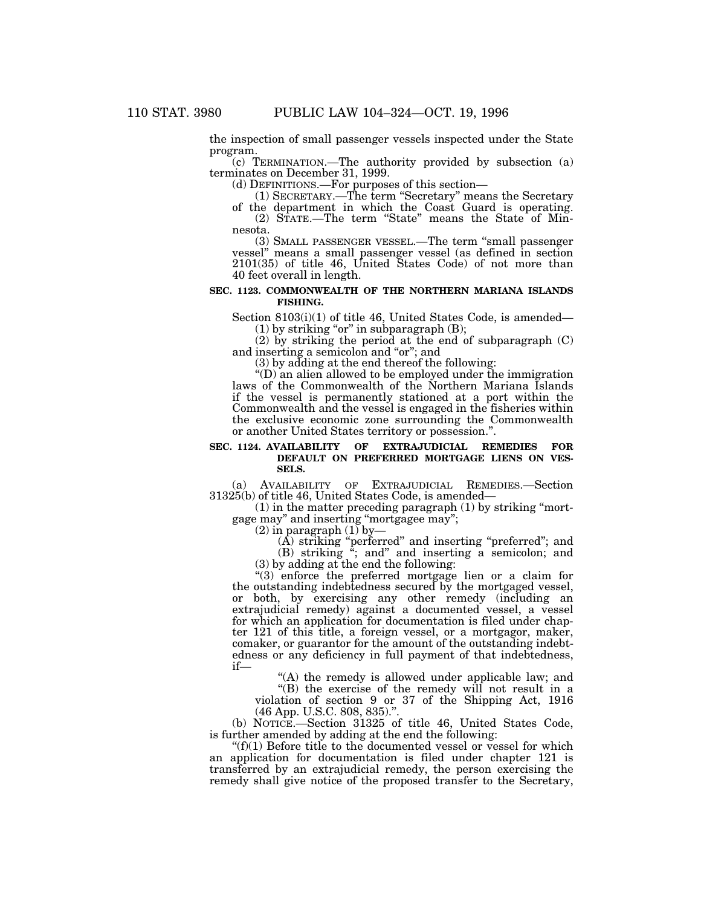the inspection of small passenger vessels inspected under the State program.

(c) TERMINATION.—The authority provided by subsection (a) terminates on December 31, 1999.

(d) DEFINITIONS.—For purposes of this section—

(1) SECRETARY.—The term "Secretary" means the Secretary of the department in which the Coast Guard is operating.

(2) STATE.—The term "State" means the State of Minnesota.

(3) SMALL PASSENGER VESSEL.—The term "small passenger vessel" means a small passenger vessel (as defined in section 2101(35) of title 46, United States Code) of not more than 40 feet overall in length.

**SEC. 1123. COMMONWEALTH OF THE NORTHERN MARIANA ISLANDS FISHING.**

Section 8103(i)(1) of title 46, United States Code, is amended—

(1) by striking "or" in subparagraph (B);

(2) by striking the period at the end of subparagraph (C) and inserting a semicolon and "or"; and

(3) by adding at the end thereof the following:

"(D) an alien allowed to be employed under the immigration laws of the Commonwealth of the Northern Mariana Islands if the vessel is permanently stationed at a port within the Commonwealth and the vessel is engaged in the fisheries within the exclusive economic zone surrounding the Commonwealth or another United States territory or possession.".

**SEC. 1124. AVAILABILITY OF EXTRAJUDICIAL REMEDIES FOR DEFAULT ON PREFERRED MORTGAGE LIENS ON VESSELS.**

(a) AVAILABILITY OF EXTRAJUDICIAL REMEDIES.—Section 31325(b) of title 46, United States Code, is amended—

(1) in the matter preceding paragraph (1) by striking "mortgage may" and inserting "mortgagee may";

(2) in paragraph (1) by—

(A) striking "perferred" and inserting "preferred"; and

(B) striking "; and" and inserting a semicolon; and

(3) by adding at the end the following:

"(3) enforce the preferred mortgage lien or a claim for the outstanding indebtedness secured by the mortgaged vessel, or both, by exercising any other remedy (including an extrajudicial remedy) against a documented vessel, a vessel for which an application for documentation is filed under chapter 121 of this title, a foreign vessel, or a mortgagor, maker, comaker, or guarantor for the amount of the outstanding indebtedness or any deficiency in full payment of that indebtedness, if—

"(A) the remedy is allowed under applicable law; and

"(B) the exercise of the remedy will not result in a violation of section 9 or 37 of the Shipping Act, 1916 (46 App. U.S.C. 808, 835).".

(b) NOTICE.—Section 31325 of title 46, United States Code, is further amended by adding at the end the following:

"(f)(1) Before title to the documented vessel or vessel for which an application for documentation is filed under chapter 121 is transferred by an extrajudicial remedy, the person exercising the remedy shall give notice of the proposed transfer to the Secretary,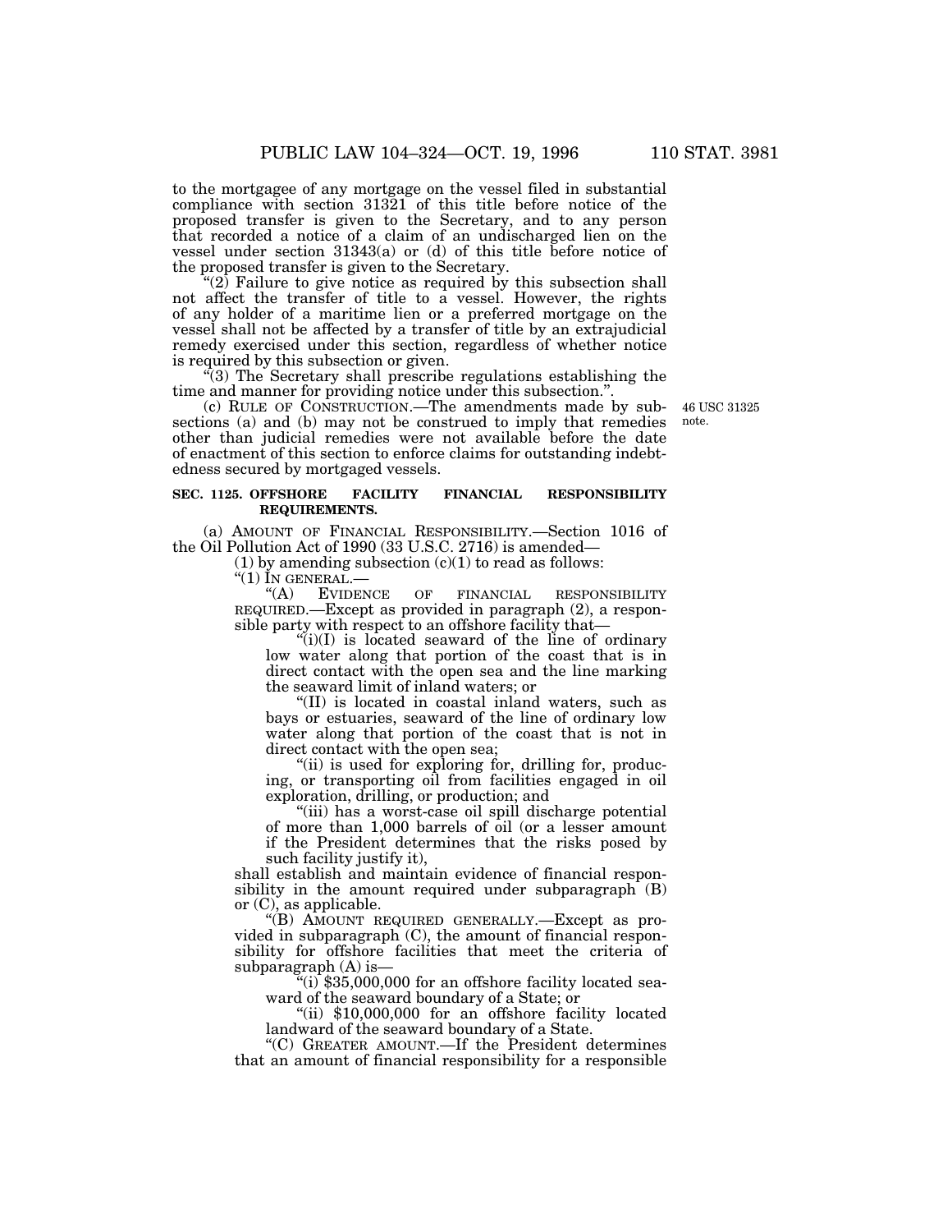to the mortgagee of any mortgage on the vessel filed in substantial compliance with section 31321 of this title before notice of the proposed transfer is given to the Secretary, and to any person that recorded a notice of a claim of an undischarged lien on the vessel under section 31343(a) or (d) of this title before notice of the proposed transfer is given to the Secretary.

"(2) Failure to give notice as required by this subsection shall not affect the transfer of title to a vessel. However, the rights of any holder of a maritime lien or a preferred mortgage on the vessel shall not be affected by a transfer of title by an extrajudicial remedy exercised under this section, regardless of whether notice is required by this subsection or given.

"(3) The Secretary shall prescribe regulations establishing the time and manner for providing notice under this subsection.".

(c) RULE OF CONSTRUCTION.—The amendments made by subsections (a) and (b) may not be construed to imply that remedies other than judicial remedies were not available before the date of enactment of this section to enforce claims for outstanding indebtedness secured by mortgaged vessels.

46 USC 31325 note.

**SEC. 1125. OFFSHORE FACILITY FINANCIAL RESPONSIBILITY REQUIREMENTS.**

(a) AMOUNT OF FINANCIAL RESPONSIBILITY.—Section 1016 of the Oil Pollution Act of 1990 (33 U.S.C. 2716) is amended—

(1) by amending subsection (c)(1) to read as follows:

"(1) IN GENERAL.—

"(A) EVIDENCE OF FINANCIAL RESPONSIBILITY REQUIRED.—Except as provided in paragraph (2), a responsible party with respect to an offshore facility that—

"(i)(I) is located seaward of the line of ordinary low water along that portion of the coast that is in direct contact with the open sea and the line marking the seaward limit of inland waters; or

"(II) is located in coastal inland waters, such as bays or estuaries, seaward of the line of ordinary low water along that portion of the coast that is not in direct contact with the open sea;

"(ii) is used for exploring for, drilling for, producing, or transporting oil from facilities engaged in oil exploration, drilling, or production; and

"(iii) has a worst-case oil spill discharge potential of more than 1,000 barrels of oil (or a lesser amount if the President determines that the risks posed by such facility justify it),

shall establish and maintain evidence of financial responsibility in the amount required under subparagraph (B) or (C), as applicable.

"(B) AMOUNT REQUIRED GENERALLY.—Except as provided in subparagraph (C), the amount of financial responsibility for offshore facilities that meet the criteria of subparagraph (A) is—

"(i) $35,000,000 for an offshore facility located seaward of the seaward boundary of a State; or

"(ii) $10,000,000 for an offshore facility located landward of the seaward boundary of a State.

"(C) GREATER AMOUNT.—If the President determines that an amount of financial responsibility for a responsible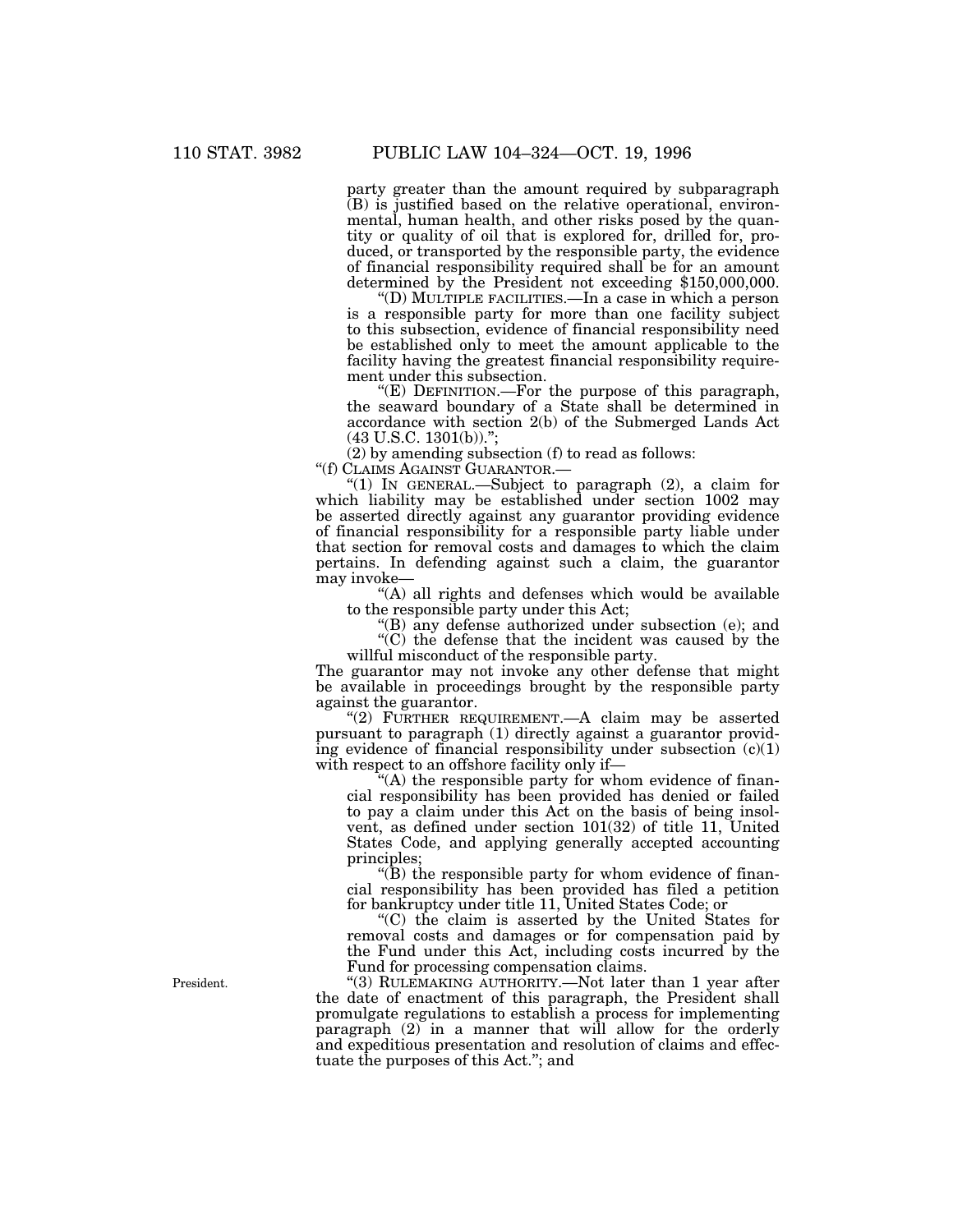party greater than the amount required by subparagraph (B) is justified based on the relative operational, environmental, human health, and other risks posed by the quantity or quality of oil that is explored for, drilled for, produced, or transported by the responsible party, the evidence of financial responsibility required shall be for an amount determined by the President not exceeding $150,000,000.

"(D) MULTIPLE FACILITIES.—In a case in which a person is a responsible party for more than one facility subject to this subsection, evidence of financial responsibility need be established only to meet the amount applicable to the facility having the greatest financial responsibility requirement under this subsection.

"(E) DEFINITION.—For the purpose of this paragraph, the seaward boundary of a State shall be determined in accordance with section 2(b) of the Submerged Lands Act (43 U.S.C. 1301(b)).";

(2) by amending subsection (f) to read as follows:

"(f) CLAIMS AGAINST GUARANTOR.—

"(1) IN GENERAL.—Subject to paragraph (2), a claim for which liability may be established under section 1002 may be asserted directly against any guarantor providing evidence of financial responsibility for a responsible party liable under that section for removal costs and damages to which the claim pertains. In defending against such a claim, the guarantor may invoke—

"(A) all rights and defenses which would be available to the responsible party under this Act;

"(B) any defense authorized under subsection (e); and

"(C) the defense that the incident was caused by the willful misconduct of the responsible party.

The guarantor may not invoke any other defense that might be available in proceedings brought by the responsible party against the guarantor.

"(2) FURTHER REQUIREMENT.—A claim may be asserted pursuant to paragraph (1) directly against a guarantor providing evidence of financial responsibility under subsection (c)(1) with respect to an offshore facility only if—

"(A) the responsible party for whom evidence of financial responsibility has been provided has denied or failed to pay a claim under this Act on the basis of being insolvent, as defined under section 101(32) of title 11, United States Code, and applying generally accepted accounting principles;

"(B) the responsible party for whom evidence of financial responsibility has been provided has filed a petition for bankruptcy under title 11, United States Code; or

"(C) the claim is asserted by the United States for removal costs and damages or for compensation paid by the Fund under this Act, including costs incurred by the Fund for processing compensation claims.

President.

"(3) RULEMAKING AUTHORITY.—Not later than 1 year after the date of enactment of this paragraph, the President shall promulgate regulations to establish a process for implementing paragraph (2) in a manner that will allow for the orderly and expeditious presentation and resolution of claims and effectuate the purposes of this Act."; and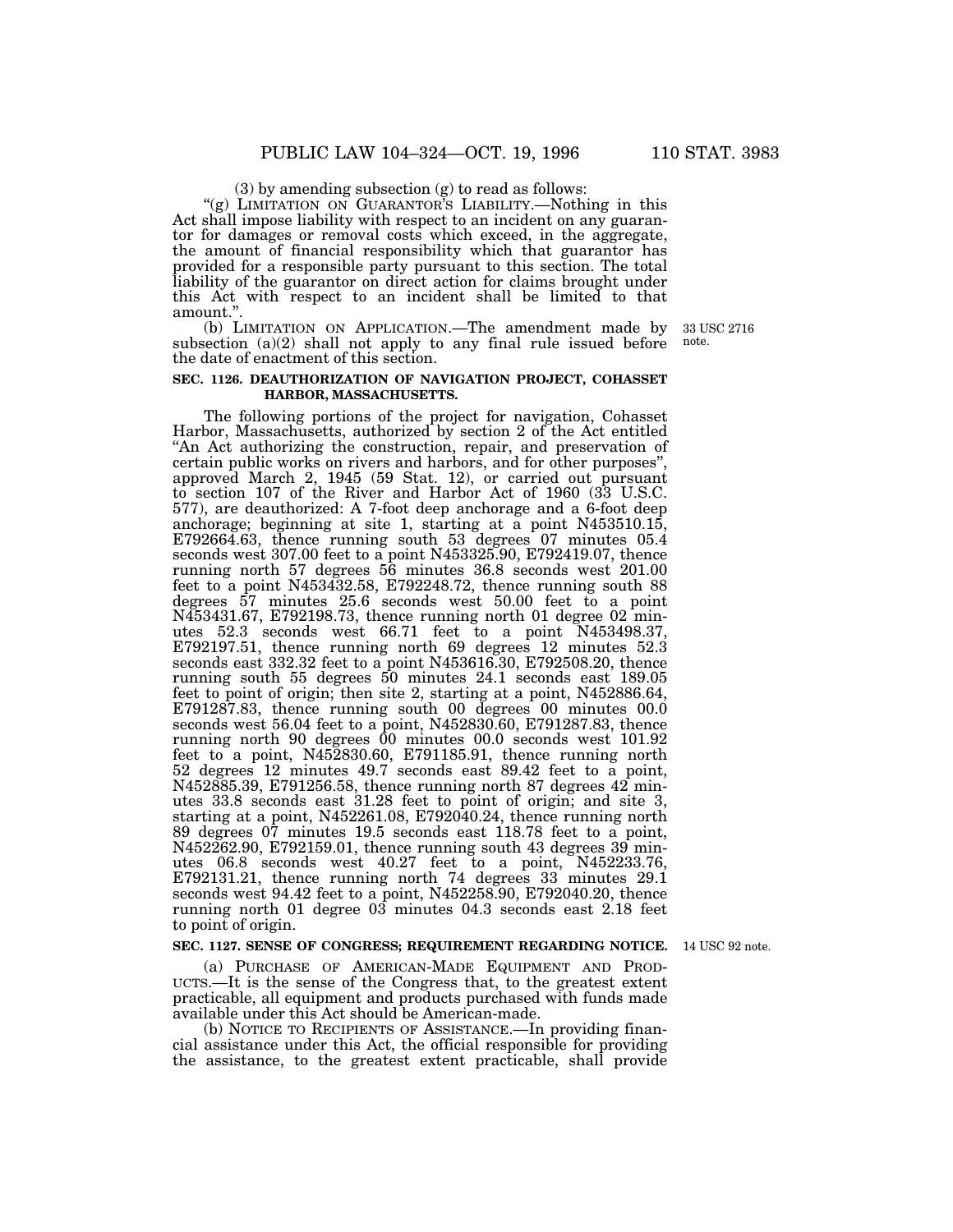(3) by amending subsection (g) to read as follows:

"(g) LIMITATION ON GUARANTOR'S LIABILITY.—Nothing in this Act shall impose liability with respect to an incident on any guarantor for damages or removal costs which exceed, in the aggregate, the amount of financial responsibility which that guarantor has provided for a responsible party pursuant to this section. The total liability of the guarantor on direct action for claims brought under this Act with respect to an incident shall be limited to that amount.".

(b) LIMITATION ON APPLICATION.—The amendment made by subsection (a)(2) shall not apply to any final rule issued before the date of enactment of this section.

33 USC 2716 note.

**SEC. 1126. DEAUTHORIZATION OF NAVIGATION PROJECT, COHASSET HARBOR, MASSACHUSETTS.**

The following portions of the project for navigation, Cohasset Harbor, Massachusetts, authorized by section 2 of the Act entitled "An Act authorizing the construction, repair, and preservation of certain public works on rivers and harbors, and for other purposes", approved March 2, 1945 (59 Stat. 12), or carried out pursuant to section 107 of the River and Harbor Act of 1960 (33 U.S.C. 577), are deauthorized: A 7-foot deep anchorage and a 6-foot deep anchorage; beginning at site 1, starting at a point N453510.15, E792664.63, thence running south 53 degrees 07 minutes 05.4 seconds west 307.00 feet to a point N453325.90, E792419.07, thence running north 57 degrees 56 minutes 36.8 seconds west 201.00 feet to a point N453432.58, E792248.72, thence running south 88 degrees 57 minutes 25.6 seconds west 50.00 feet to a point N453431.67, E792198.73, thence running north 01 degree 02 minutes 52.3 seconds west 66.71 feet to a point N453498.37, E792197.51, thence running north 69 degrees 12 minutes 52.3 seconds east 332.32 feet to a point N453616.30, E792508.20, thence running south 55 degrees 50 minutes 24.1 seconds east 189.05 feet to point of origin; then site 2, starting at a point, N452886.64, E791287.83, thence running south 00 degrees 00 minutes 00.0 seconds west 56.04 feet to a point, N452830.60, E791287.83, thence running north 90 degrees 00 minutes 00.0 seconds west 101.92 feet to a point, N452830.60, E791185.91, thence running north 52 degrees 12 minutes 49.7 seconds east 89.42 feet to a point, N452885.39, E791256.58, thence running north 87 degrees 42 minutes 33.8 seconds east 31.28 feet to point of origin; and site 3, starting at a point, N452261.08, E792040.24, thence running north 89 degrees 07 minutes 19.5 seconds east 118.78 feet to a point, N452262.90, E792159.01, thence running south 43 degrees 39 minutes 06.8 seconds west 40.27 feet to a point, N452233.76, E792131.21, thence running north 74 degrees 33 minutes 29.1 seconds west 94.42 feet to a point, N452258.90, E792040.20, thence running north 01 degree 03 minutes 04.3 seconds east 2.18 feet to point of origin.

**SEC. 1127. SENSE OF CONGRESS; REQUIREMENT REGARDING NOTICE.**

14 USC 92 note.

(a) PURCHASE OF AMERICAN-MADE EQUIPMENT AND PRODUCTS.—It is the sense of the Congress that, to the greatest extent practicable, all equipment and products purchased with funds made available under this Act should be American-made.

(b) NOTICE TO RECIPIENTS OF ASSISTANCE.—In providing financial assistance under this Act, the official responsible for providing the assistance, to the greatest extent practicable, shall provide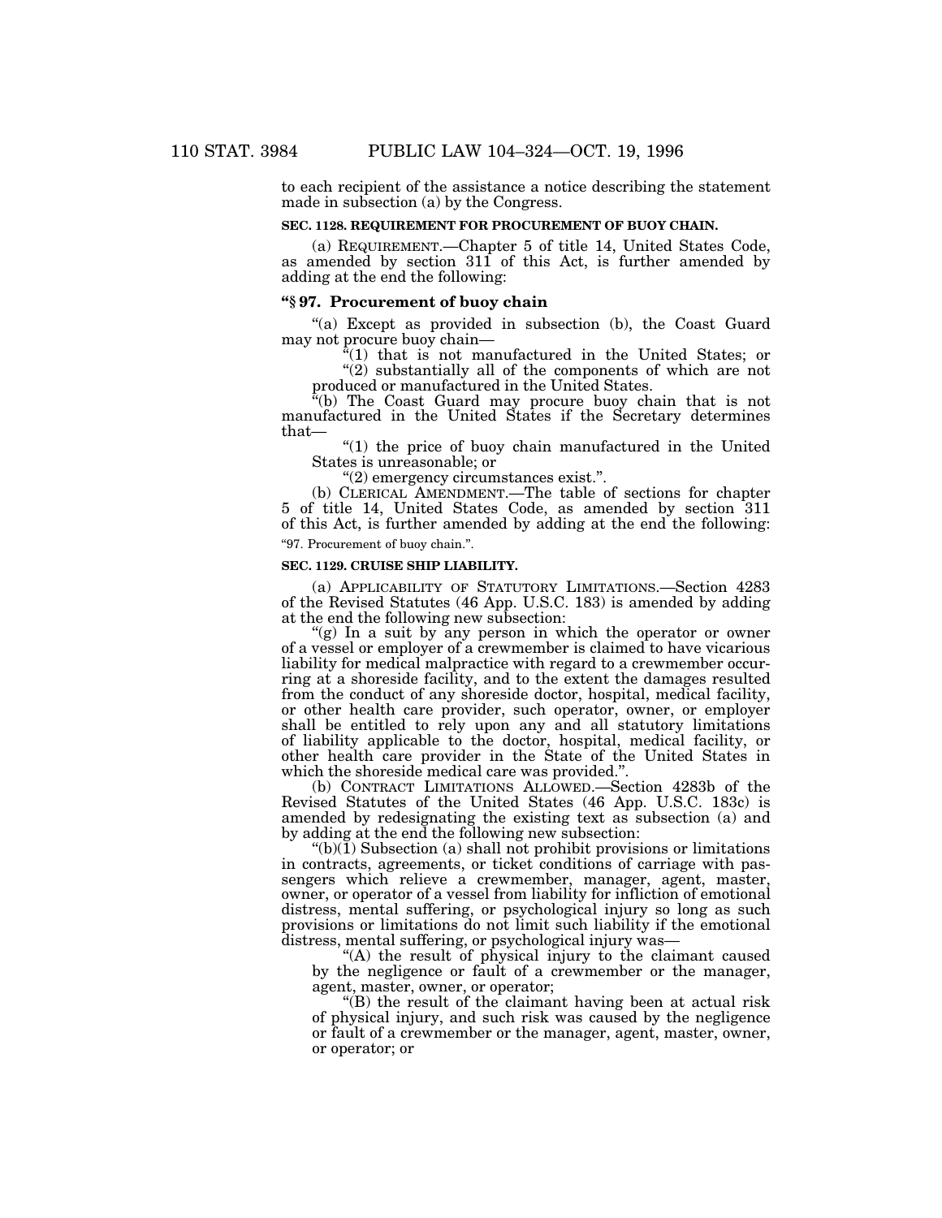to each recipient of the assistance a notice describing the statement made in subsection (a) by the Congress.

**SEC. 1128. REQUIREMENT FOR PROCUREMENT OF BUOY CHAIN.**

(a) REQUIREMENT.—Chapter 5 of title 14, United States Code, as amended by section 311 of this Act, is further amended by adding at the end the following:

**"§ 97. Procurement of buoy chain**

"(a) Except as provided in subsection (b), the Coast Guard may not procure buoy chain—

"(1) that is not manufactured in the United States; or

"(2) substantially all of the components of which are not produced or manufactured in the United States.

"(b) The Coast Guard may procure buoy chain that is not manufactured in the United States if the Secretary determines that—

"(1) the price of buoy chain manufactured in the United States is unreasonable; or

"(2) emergency circumstances exist.".

(b) CLERICAL AMENDMENT.—The table of sections for chapter 5 of title 14, United States Code, as amended by section 311 of this Act, is further amended by adding at the end the following:

"97. Procurement of buoy chain.".

**SEC. 1129. CRUISE SHIP LIABILITY.**

(a) APPLICABILITY OF STATUTORY LIMITATIONS.—Section 4283 of the Revised Statutes (46 App. U.S.C. 183) is amended by adding at the end the following new subsection:

"(g) In a suit by any person in which the operator or owner of a vessel or employer of a crewmember is claimed to have vicarious liability for medical malpractice with regard to a crewmember occurring at a shoreside facility, and to the extent the damages resulted from the conduct of any shoreside doctor, hospital, medical facility, or other health care provider, such operator, owner, or employer shall be entitled to rely upon any and all statutory limitations of liability applicable to the doctor, hospital, medical facility, or other health care provider in the State of the United States in which the shoreside medical care was provided.".

(b) CONTRACT LIMITATIONS ALLOWED.—Section 4283b of the Revised Statutes of the United States (46 App. U.S.C. 183c) is amended by redesignating the existing text as subsection (a) and by adding at the end the following new subsection:

"(b)(1) Subsection (a) shall not prohibit provisions or limitations in contracts, agreements, or ticket conditions of carriage with passengers which relieve a crewmember, manager, agent, master, owner, or operator of a vessel from liability for infliction of emotional distress, mental suffering, or psychological injury so long as such provisions or limitations do not limit such liability if the emotional distress, mental suffering, or psychological injury was—

"(A) the result of physical injury to the claimant caused by the negligence or fault of a crewmember or the manager, agent, master, owner, or operator;

"(B) the result of the claimant having been at actual risk of physical injury, and such risk was caused by the negligence or fault of a crewmember or the manager, agent, master, owner, or operator; or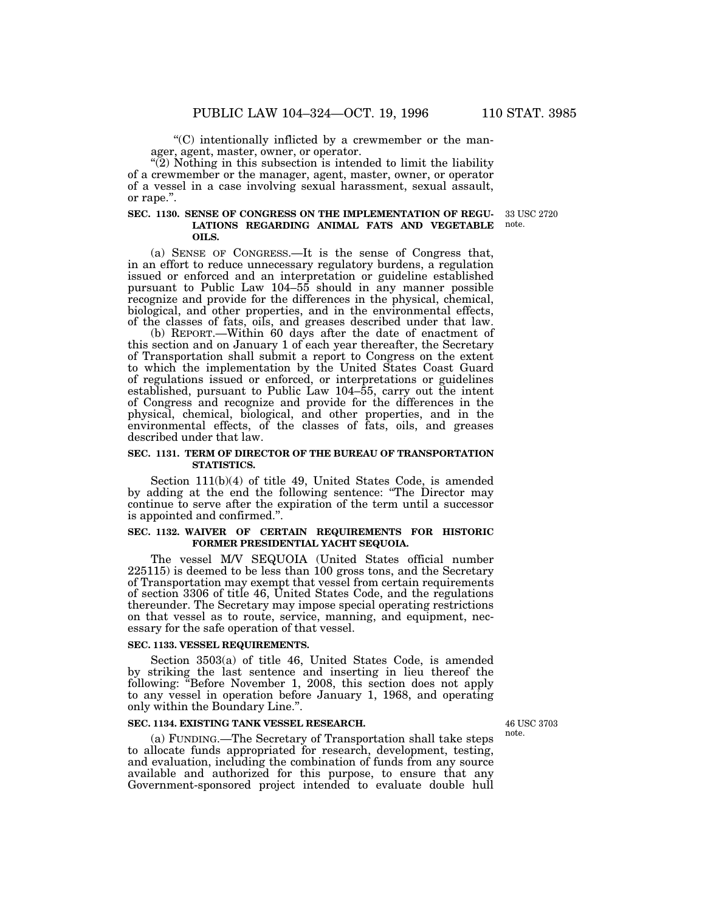"(C) intentionally inflicted by a crewmember or the manager, agent, master, owner, or operator.

"(2) Nothing in this subsection is intended to limit the liability of a crewmember or the manager, agent, master, owner, or operator of a vessel in a case involving sexual harassment, sexual assault, or rape.".

33 USC 2720 note.

**SEC. 1130. SENSE OF CONGRESS ON THE IMPLEMENTATION OF REGULATIONS REGARDING ANIMAL FATS AND VEGETABLE OILS.**

(a) SENSE OF CONGRESS.—It is the sense of Congress that, in an effort to reduce unnecessary regulatory burdens, a regulation issued or enforced and an interpretation or guideline established pursuant to Public Law 104–55 should in any manner possible recognize and provide for the differences in the physical, chemical, biological, and other properties, and in the environmental effects, of the classes of fats, oils, and greases described under that law.

(b) REPORT.—Within 60 days after the date of enactment of this section and on January 1 of each year thereafter, the Secretary of Transportation shall submit a report to Congress on the extent to which the implementation by the United States Coast Guard of regulations issued or enforced, or interpretations or guidelines established, pursuant to Public Law 104–55, carry out the intent of Congress and recognize and provide for the differences in the physical, chemical, biological, and other properties, and in the environmental effects, of the classes of fats, oils, and greases described under that law.

**SEC. 1131. TERM OF DIRECTOR OF THE BUREAU OF TRANSPORTATION STATISTICS.**

Section 111(b)(4) of title 49, United States Code, is amended by adding at the end the following sentence: "The Director may continue to serve after the expiration of the term until a successor is appointed and confirmed.".

**SEC. 1132. WAIVER OF CERTAIN REQUIREMENTS FOR HISTORIC FORMER PRESIDENTIAL YACHT SEQUOIA.**

The vessel M/V SEQUOIA (United States official number 225115) is deemed to be less than 100 gross tons, and the Secretary of Transportation may exempt that vessel from certain requirements of section 3306 of title 46, United States Code, and the regulations thereunder. The Secretary may impose special operating restrictions on that vessel as to route, service, manning, and equipment, necessary for the safe operation of that vessel.

**SEC. 1133. VESSEL REQUIREMENTS.**

Section 3503(a) of title 46, United States Code, is amended by striking the last sentence and inserting in lieu thereof the following: "Before November 1, 2008, this section does not apply to any vessel in operation before January 1, 1968, and operating only within the Boundary Line.".

46 USC 3703 note.

**SEC. 1134. EXISTING TANK VESSEL RESEARCH.**

(a) FUNDING.—The Secretary of Transportation shall take steps to allocate funds appropriated for research, development, testing, and evaluation, including the combination of funds from any source available and authorized for this purpose, to ensure that any Government-sponsored project intended to evaluate double hull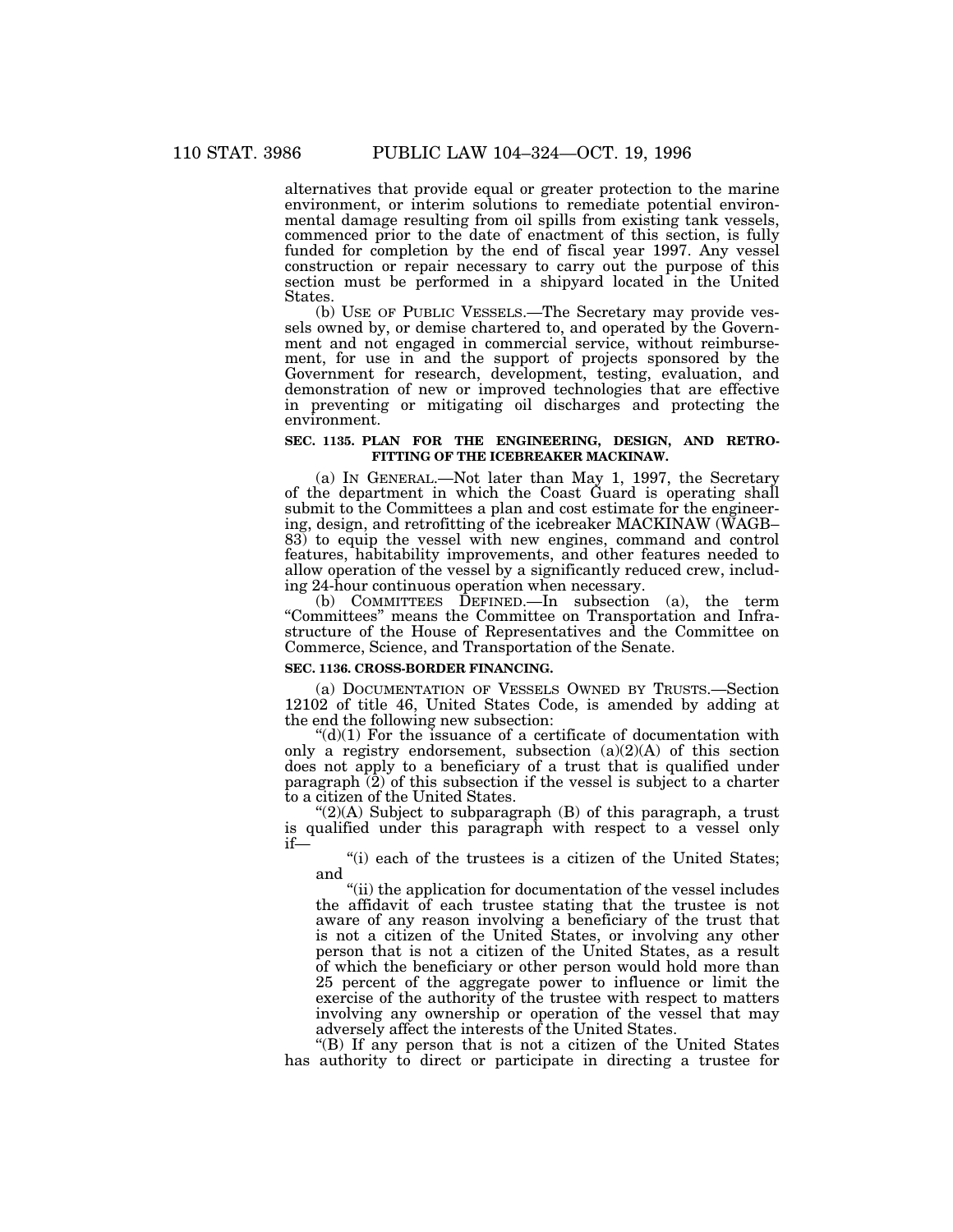alternatives that provide equal or greater protection to the marine environment, or interim solutions to remediate potential environmental damage resulting from oil spills from existing tank vessels, commenced prior to the date of enactment of this section, is fully funded for completion by the end of fiscal year 1997. Any vessel construction or repair necessary to carry out the purpose of this section must be performed in a shipyard located in the United States.

(b) USE OF PUBLIC VESSELS.—The Secretary may provide vessels owned by, or demise chartered to, and operated by the Government and not engaged in commercial service, without reimbursement, for use in and the support of projects sponsored by the Government for research, development, testing, evaluation, and demonstration of new or improved technologies that are effective in preventing or mitigating oil discharges and protecting the environment.

**SEC. 1135. PLAN FOR THE ENGINEERING, DESIGN, AND RETROFITTING OF THE ICEBREAKER MACKINAW.**

(a) IN GENERAL.—Not later than May 1, 1997, the Secretary of the department in which the Coast Guard is operating shall submit to the Committees a plan and cost estimate for the engineering, design, and retrofitting of the icebreaker MACKINAW (WAGB–83) to equip the vessel with new engines, command and control features, habitability improvements, and other features needed to allow operation of the vessel by a significantly reduced crew, including 24-hour continuous operation when necessary.

(b) COMMITTEES DEFINED.—In subsection (a), the term "Committees" means the Committee on Transportation and Infrastructure of the House of Representatives and the Committee on Commerce, Science, and Transportation of the Senate.

**SEC. 1136. CROSS-BORDER FINANCING.**

(a) DOCUMENTATION OF VESSELS OWNED BY TRUSTS.—Section 12102 of title 46, United States Code, is amended by adding at the end the following new subsection:

"(d)(1) For the issuance of a certificate of documentation with only a registry endorsement, subsection (a)(2)(A) of this section does not apply to a beneficiary of a trust that is qualified under paragraph (2) of this subsection if the vessel is subject to a charter to a citizen of the United States.

"(2)(A) Subject to subparagraph (B) of this paragraph, a trust is qualified under this paragraph with respect to a vessel only if—

"(i) each of the trustees is a citizen of the United States; and

"(ii) the application for documentation of the vessel includes the affidavit of each trustee stating that the trustee is not aware of any reason involving a beneficiary of the trust that is not a citizen of the United States, or involving any other person that is not a citizen of the United States, as a result of which the beneficiary or other person would hold more than 25 percent of the aggregate power to influence or limit the exercise of the authority of the trustee with respect to matters involving any ownership or operation of the vessel that may adversely affect the interests of the United States.

"(B) If any person that is not a citizen of the United States has authority to direct or participate in directing a trustee for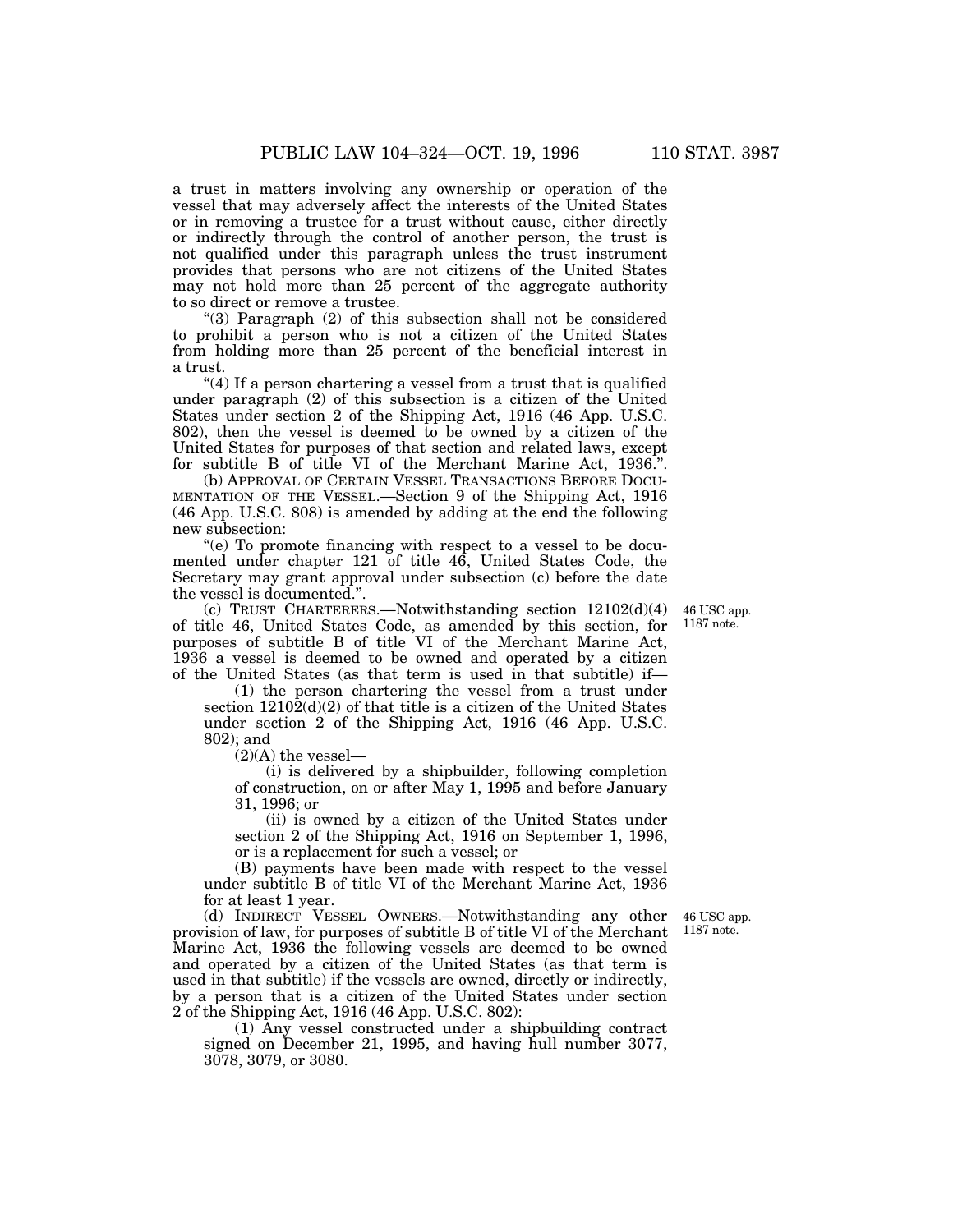a trust in matters involving any ownership or operation of the vessel that may adversely affect the interests of the United States or in removing a trustee for a trust without cause, either directly or indirectly through the control of another person, the trust is not qualified under this paragraph unless the trust instrument provides that persons who are not citizens of the United States may not hold more than 25 percent of the aggregate authority to so direct or remove a trustee.

"(3) Paragraph (2) of this subsection shall not be considered to prohibit a person who is not a citizen of the United States from holding more than 25 percent of the beneficial interest in a trust.

"(4) If a person chartering a vessel from a trust that is qualified under paragraph (2) of this subsection is a citizen of the United States under section 2 of the Shipping Act, 1916 (46 App. U.S.C. 802), then the vessel is deemed to be owned by a citizen of the United States for purposes of that section and related laws, except for subtitle B of title VI of the Merchant Marine Act, 1936.".

(b) APPROVAL OF CERTAIN VESSEL TRANSACTIONS BEFORE DOCUMENTATION OF THE VESSEL.—Section 9 of the Shipping Act, 1916 (46 App. U.S.C. 808) is amended by adding at the end the following new subsection:

"(e) To promote financing with respect to a vessel to be documented under chapter 121 of title 46, United States Code, the Secretary may grant approval under subsection (c) before the date the vessel is documented.".

46 USC app. 1187 note.

(c) TRUST CHARTERERS.—Notwithstanding section 12102(d)(4) of title 46, United States Code, as amended by this section, for purposes of subtitle B of title VI of the Merchant Marine Act, 1936 a vessel is deemed to be owned and operated by a citizen of the United States (as that term is used in that subtitle) if—

(1) the person chartering the vessel from a trust under section 12102(d)(2) of that title is a citizen of the United States under section 2 of the Shipping Act, 1916 (46 App. U.S.C. 802); and

(2)(A) the vessel—

(i) is delivered by a shipbuilder, following completion of construction, on or after May 1, 1995 and before January 31, 1996; or

(ii) is owned by a citizen of the United States under section 2 of the Shipping Act, 1916 on September 1, 1996, or is a replacement for such a vessel; or

(B) payments have been made with respect to the vessel under subtitle B of title VI of the Merchant Marine Act, 1936 for at least 1 year.

46 USC app. 1187 note.

(d) INDIRECT VESSEL OWNERS.—Notwithstanding any other provision of law, for purposes of subtitle B of title VI of the Merchant Marine Act, 1936 the following vessels are deemed to be owned and operated by a citizen of the United States (as that term is used in that subtitle) if the vessels are owned, directly or indirectly, by a person that is a citizen of the United States under section 2 of the Shipping Act, 1916 (46 App. U.S.C. 802):

(1) Any vessel constructed under a shipbuilding contract signed on December 21, 1995, and having hull number 3077, 3078, 3079, or 3080.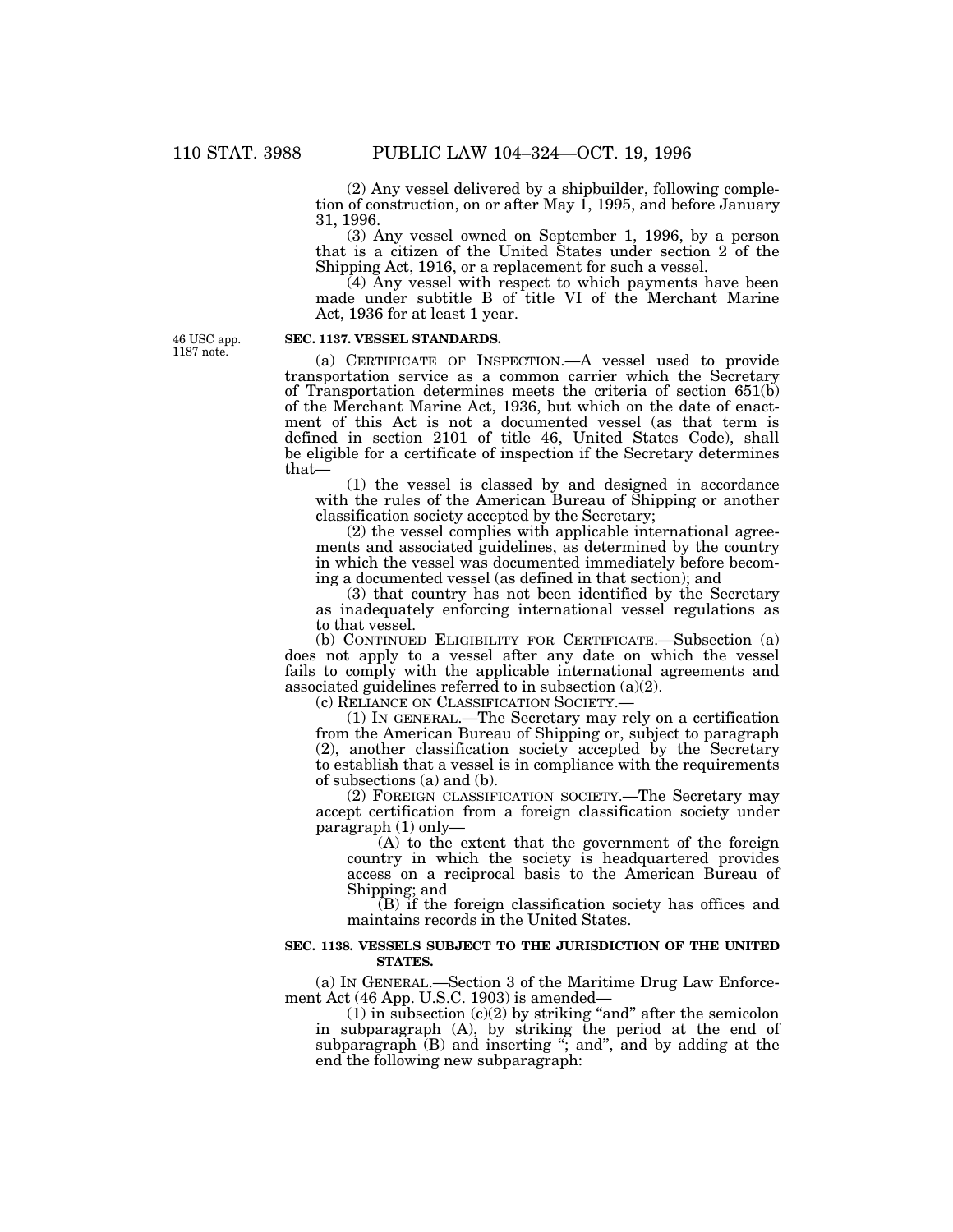(2) Any vessel delivered by a shipbuilder, following completion of construction, on or after May 1, 1995, and before January 31, 1996.

(3) Any vessel owned on September 1, 1996, by a person that is a citizen of the United States under section 2 of the Shipping Act, 1916, or a replacement for such a vessel.

(4) Any vessel with respect to which payments have been made under subtitle B of title VI of the Merchant Marine Act, 1936 for at least 1 year.

46 USC app. 1187 note.

**SEC. 1137. VESSEL STANDARDS.**

(a) CERTIFICATE OF INSPECTION.—A vessel used to provide transportation service as a common carrier which the Secretary of Transportation determines meets the criteria of section 651(b) of the Merchant Marine Act, 1936, but which on the date of enactment of this Act is not a documented vessel (as that term is defined in section 2101 of title 46, United States Code), shall be eligible for a certificate of inspection if the Secretary determines that—

(1) the vessel is classed by and designed in accordance with the rules of the American Bureau of Shipping or another classification society accepted by the Secretary;

(2) the vessel complies with applicable international agreements and associated guidelines, as determined by the country in which the vessel was documented immediately before becoming a documented vessel (as defined in that section); and

(3) that country has not been identified by the Secretary as inadequately enforcing international vessel regulations as to that vessel.

(b) CONTINUED ELIGIBILITY FOR CERTIFICATE.—Subsection (a) does not apply to a vessel after any date on which the vessel fails to comply with the applicable international agreements and associated guidelines referred to in subsection (a)(2).

(c) RELIANCE ON CLASSIFICATION SOCIETY.—

(1) IN GENERAL.—The Secretary may rely on a certification from the American Bureau of Shipping or, subject to paragraph (2), another classification society accepted by the Secretary to establish that a vessel is in compliance with the requirements of subsections (a) and (b).

(2) FOREIGN CLASSIFICATION SOCIETY.—The Secretary may accept certification from a foreign classification society under paragraph (1) only—

(A) to the extent that the government of the foreign country in which the society is headquartered provides access on a reciprocal basis to the American Bureau of Shipping; and

(B) if the foreign classification society has offices and maintains records in the United States.

**SEC. 1138. VESSELS SUBJECT TO THE JURISDICTION OF THE UNITED STATES.**

(a) IN GENERAL.—Section 3 of the Maritime Drug Law Enforcement Act (46 App. U.S.C. 1903) is amended—

(1) in subsection (c)(2) by striking "and" after the semicolon in subparagraph (A), by striking the period at the end of subparagraph (B) and inserting "; and", and by adding at the end the following new subparagraph: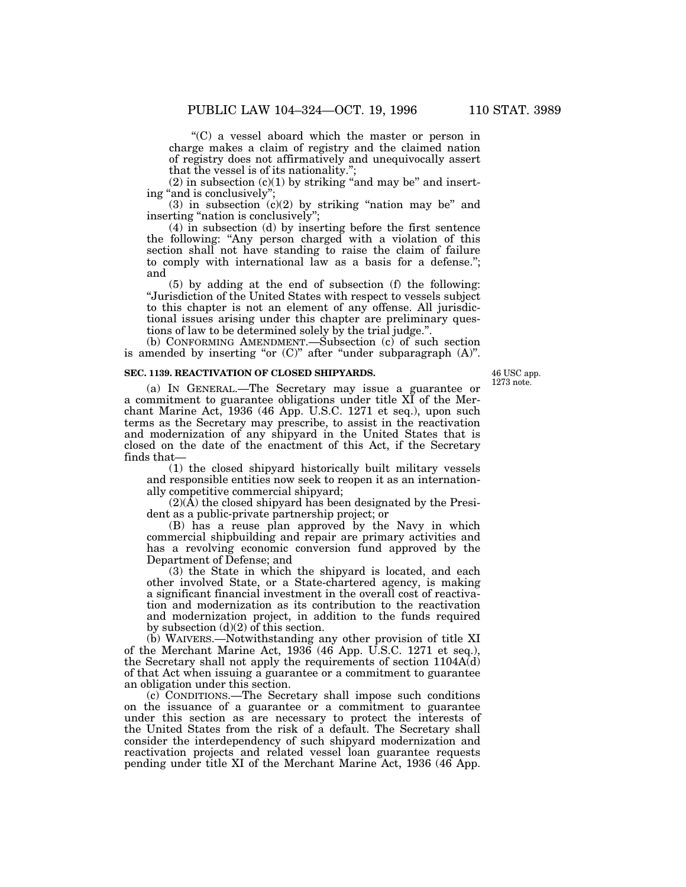"(C) a vessel aboard which the master or person in charge makes a claim of registry and the claimed nation of registry does not affirmatively and unequivocally assert that the vessel is of its nationality.";

(2) in subsection (c)(1) by striking "and may be" and inserting "and is conclusively";

(3) in subsection (c)(2) by striking "nation may be" and inserting "nation is conclusively";

(4) in subsection (d) by inserting before the first sentence the following: "Any person charged with a violation of this section shall not have standing to raise the claim of failure to comply with international law as a basis for a defense."; and

(5) by adding at the end of subsection (f) the following: "Jurisdiction of the United States with respect to vessels subject to this chapter is not an element of any offense. All jurisdictional issues arising under this chapter are preliminary questions of law to be determined solely by the trial judge.".

(b) CONFORMING AMENDMENT.—Subsection (c) of such section is amended by inserting "or (C)" after "under subparagraph (A)".

**SEC. 1139. REACTIVATION OF CLOSED SHIPYARDS.**

46 USC app. 1273 note.

(a) IN GENERAL.—The Secretary may issue a guarantee or a commitment to guarantee obligations under title XI of the Merchant Marine Act, 1936 (46 App. U.S.C. 1271 et seq.), upon such terms as the Secretary may prescribe, to assist in the reactivation and modernization of any shipyard in the United States that is closed on the date of the enactment of this Act, if the Secretary finds that—

(1) the closed shipyard historically built military vessels and responsible entities now seek to reopen it as an internationally competitive commercial shipyard;

(2)(A) the closed shipyard has been designated by the President as a public-private partnership project; or

(B) has a reuse plan approved by the Navy in which commercial shipbuilding and repair are primary activities and has a revolving economic conversion fund approved by the Department of Defense; and

(3) the State in which the shipyard is located, and each other involved State, or a State-chartered agency, is making a significant financial investment in the overall cost of reactivation and modernization as its contribution to the reactivation and modernization project, in addition to the funds required by subsection (d)(2) of this section.

(b) WAIVERS.—Notwithstanding any other provision of title XI of the Merchant Marine Act, 1936 (46 App. U.S.C. 1271 et seq.), the Secretary shall not apply the requirements of section 1104A(d) of that Act when issuing a guarantee or a commitment to guarantee an obligation under this section.

(c) CONDITIONS.—The Secretary shall impose such conditions on the issuance of a guarantee or a commitment to guarantee under this section as are necessary to protect the interests of the United States from the risk of a default. The Secretary shall consider the interdependency of such shipyard modernization and reactivation projects and related vessel loan guarantee requests pending under title XI of the Merchant Marine Act, 1936 (46 App.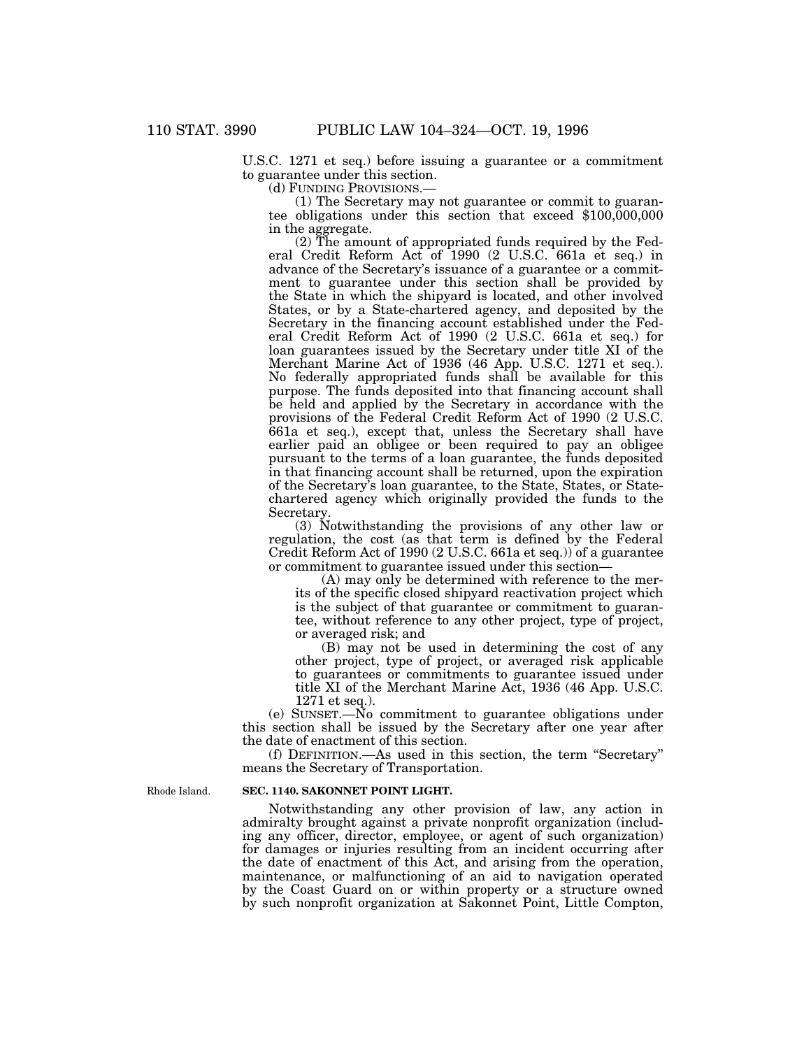U.S.C. 1271 et seq.) before issuing a guarantee or a commitment to guarantee under this section.

(d) FUNDING PROVISIONS.—

(1) The Secretary may not guarantee or commit to guarantee obligations under this section that exceed $100,000,000 in the aggregate.

(2) The amount of appropriated funds required by the Federal Credit Reform Act of 1990 (2 U.S.C. 661a et seq.) in advance of the Secretary's issuance of a guarantee or a commitment to guarantee under this section shall be provided by the State in which the shipyard is located, and other involved States, or by a State-chartered agency, and deposited by the Secretary in the financing account established under the Federal Credit Reform Act of 1990 (2 U.S.C. 661a et seq.) for loan guarantees issued by the Secretary under title XI of the Merchant Marine Act of 1936 (46 App. U.S.C. 1271 et seq.). No federally appropriated funds shall be available for this purpose. The funds deposited into that financing account shall be held and applied by the Secretary in accordance with the provisions of the Federal Credit Reform Act of 1990 (2 U.S.C. 661a et seq.), except that, unless the Secretary shall have earlier paid an obligee or been required to pay an obligee pursuant to the terms of a loan guarantee, the funds deposited in that financing account shall be returned, upon the expiration of the Secretary's loan guarantee, to the State, States, or State-chartered agency which originally provided the funds to the Secretary.

(3) Notwithstanding the provisions of any other law or regulation, the cost (as that term is defined by the Federal Credit Reform Act of 1990 (2 U.S.C. 661a et seq.)) of a guarantee or commitment to guarantee issued under this section—

(A) may only be determined with reference to the merits of the specific closed shipyard reactivation project which is the subject of that guarantee or commitment to guarantee, without reference to any other project, type of project, or averaged risk; and

(B) may not be used in determining the cost of any other project, type of project, or averaged risk applicable to guarantees or commitments to guarantee issued under title XI of the Merchant Marine Act, 1936 (46 App. U.S.C. 1271 et seq.).

(e) SUNSET.—No commitment to guarantee obligations under this section shall be issued by the Secretary after one year after the date of enactment of this section.

(f) DEFINITION.—As used in this section, the term "Secretary" means the Secretary of Transportation.

Rhode Island.

**SEC. 1140. SAKONNET POINT LIGHT.**

Notwithstanding any other provision of law, any action in admiralty brought against a private nonprofit organization (including any officer, director, employee, or agent of such organization) for damages or injuries resulting from an incident occurring after the date of enactment of this Act, and arising from the operation, maintenance, or malfunctioning of an aid to navigation operated by the Coast Guard on or within property or a structure owned by such nonprofit organization at Sakonnet Point, Little Compton,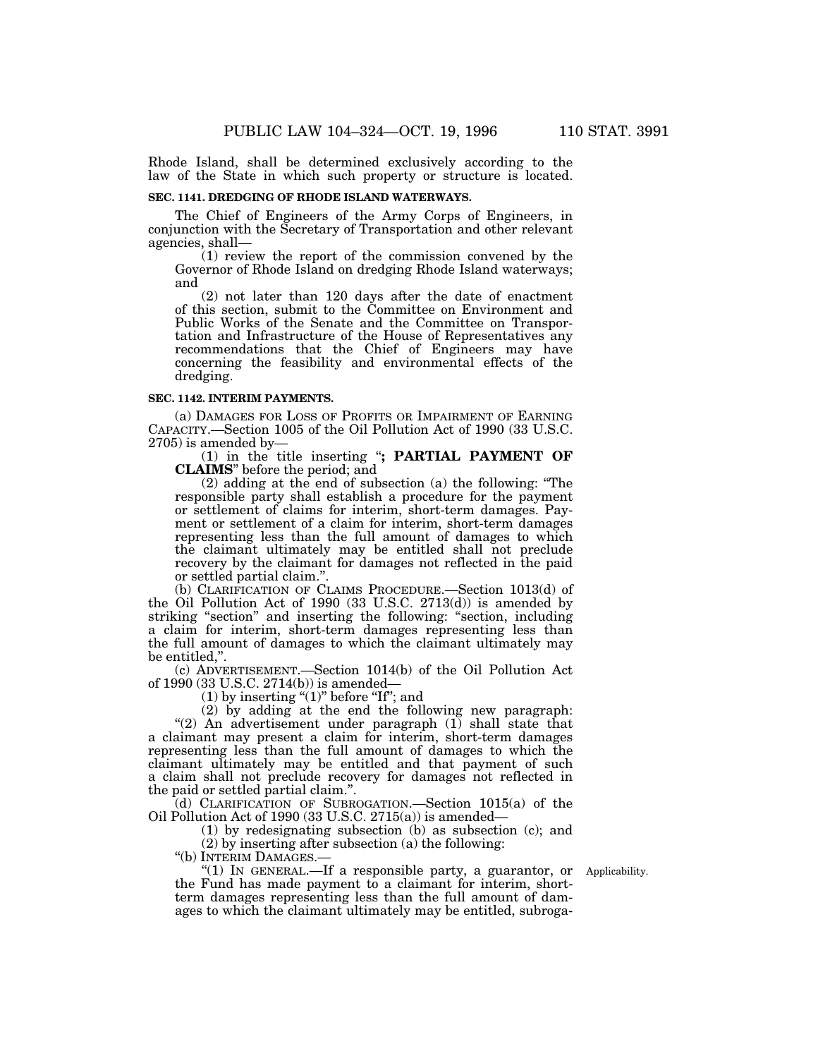Rhode Island, shall be determined exclusively according to the law of the State in which such property or structure is located.

**SEC. 1141. DREDGING OF RHODE ISLAND WATERWAYS.**

The Chief of Engineers of the Army Corps of Engineers, in conjunction with the Secretary of Transportation and other relevant agencies, shall—

(1) review the report of the commission convened by the Governor of Rhode Island on dredging Rhode Island waterways; and

(2) not later than 120 days after the date of enactment of this section, submit to the Committee on Environment and Public Works of the Senate and the Committee on Transportation and Infrastructure of the House of Representatives any recommendations that the Chief of Engineers may have concerning the feasibility and environmental effects of the dredging.

**SEC. 1142. INTERIM PAYMENTS.**

(a) DAMAGES FOR LOSS OF PROFITS OR IMPAIRMENT OF EARNING CAPACITY.—Section 1005 of the Oil Pollution Act of 1990 (33 U.S.C. 2705) is amended by—

(1) in the title inserting "**; PARTIAL PAYMENT OF CLAIMS**" before the period; and

(2) adding at the end of subsection (a) the following: "The responsible party shall establish a procedure for the payment or settlement of claims for interim, short-term damages. Payment or settlement of a claim for interim, short-term damages representing less than the full amount of damages to which the claimant ultimately may be entitled shall not preclude recovery by the claimant for damages not reflected in the paid or settled partial claim.".

(b) CLARIFICATION OF CLAIMS PROCEDURE.—Section 1013(d) of the Oil Pollution Act of 1990 (33 U.S.C. 2713(d)) is amended by striking "section" and inserting the following: "section, including a claim for interim, short-term damages representing less than the full amount of damages to which the claimant ultimately may be entitled,".

(c) ADVERTISEMENT.—Section 1014(b) of the Oil Pollution Act of 1990 (33 U.S.C. 2714(b)) is amended—

(1) by inserting "(1)" before "If"; and

(2) by adding at the end the following new paragraph:

"(2) An advertisement under paragraph (1) shall state that a claimant may present a claim for interim, short-term damages representing less than the full amount of damages to which the claimant ultimately may be entitled and that payment of such a claim shall not preclude recovery for damages not reflected in the paid or settled partial claim.".

(d) CLARIFICATION OF SUBROGATION.—Section 1015(a) of the Oil Pollution Act of 1990 (33 U.S.C. 2715(a)) is amended—

(1) by redesignating subsection (b) as subsection (c); and

(2) by inserting after subsection (a) the following:

"(b) INTERIM DAMAGES.—

"(1) IN GENERAL.—If a responsible party, a guarantor, or the Fund has made payment to a claimant for interim, short-term damages representing less than the full amount of damages to which the claimant ultimately may be entitled, subroga-

Applicability.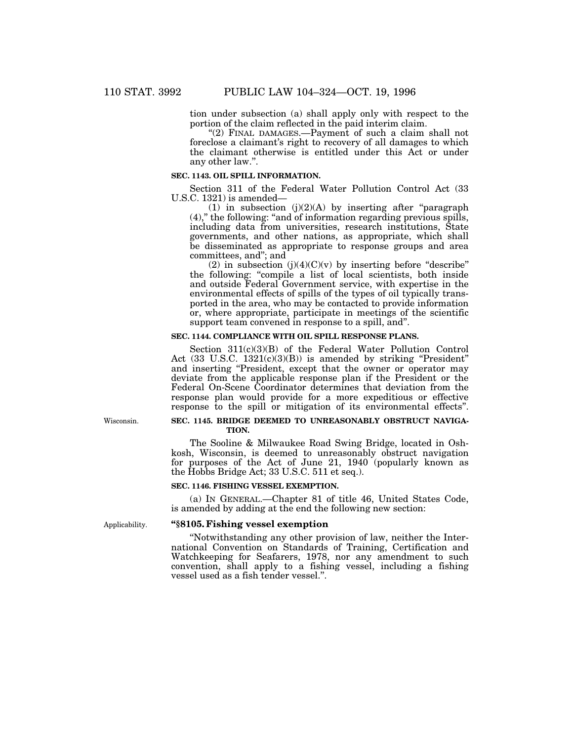tion under subsection (a) shall apply only with respect to the portion of the claim reflected in the paid interim claim.

"(2) FINAL DAMAGES.—Payment of such a claim shall not foreclose a claimant's right to recovery of all damages to which the claimant otherwise is entitled under this Act or under any other law.".

**SEC. 1143. OIL SPILL INFORMATION.**

Section 311 of the Federal Water Pollution Control Act (33 U.S.C. 1321) is amended—

(1) in subsection (j)(2)(A) by inserting after "paragraph (4)," the following: "and of information regarding previous spills, including data from universities, research institutions, State governments, and other nations, as appropriate, which shall be disseminated as appropriate to response groups and area committees, and"; and

(2) in subsection (j)(4)(C)(v) by inserting before "describe" the following: "compile a list of local scientists, both inside and outside Federal Government service, with expertise in the environmental effects of spills of the types of oil typically transported in the area, who may be contacted to provide information or, where appropriate, participate in meetings of the scientific support team convened in response to a spill, and".

**SEC. 1144. COMPLIANCE WITH OIL SPILL RESPONSE PLANS.**

Section 311(c)(3)(B) of the Federal Water Pollution Control Act (33 U.S.C. 1321(c)(3)(B)) is amended by striking "President" and inserting "President, except that the owner or operator may deviate from the applicable response plan if the President or the Federal On-Scene Coordinator determines that deviation from the response plan would provide for a more expeditious or effective response to the spill or mitigation of its environmental effects".

Wisconsin.

**SEC. 1145. BRIDGE DEEMED TO UNREASONABLY OBSTRUCT NAVIGATION.**

The Sooline & Milwaukee Road Swing Bridge, located in Oshkosh, Wisconsin, is deemed to unreasonably obstruct navigation for purposes of the Act of June 21, 1940 (popularly known as the Hobbs Bridge Act; 33 U.S.C. 511 et seq.).

**SEC. 1146. FISHING VESSEL EXEMPTION.**

(a) IN GENERAL.—Chapter 81 of title 46, United States Code, is amended by adding at the end the following new section:

Applicability.

**"§8105. Fishing vessel exemption**

"Notwithstanding any other provision of law, neither the International Convention on Standards of Training, Certification and Watchkeeping for Seafarers, 1978, nor any amendment to such convention, shall apply to a fishing vessel, including a fishing vessel used as a fish tender vessel.".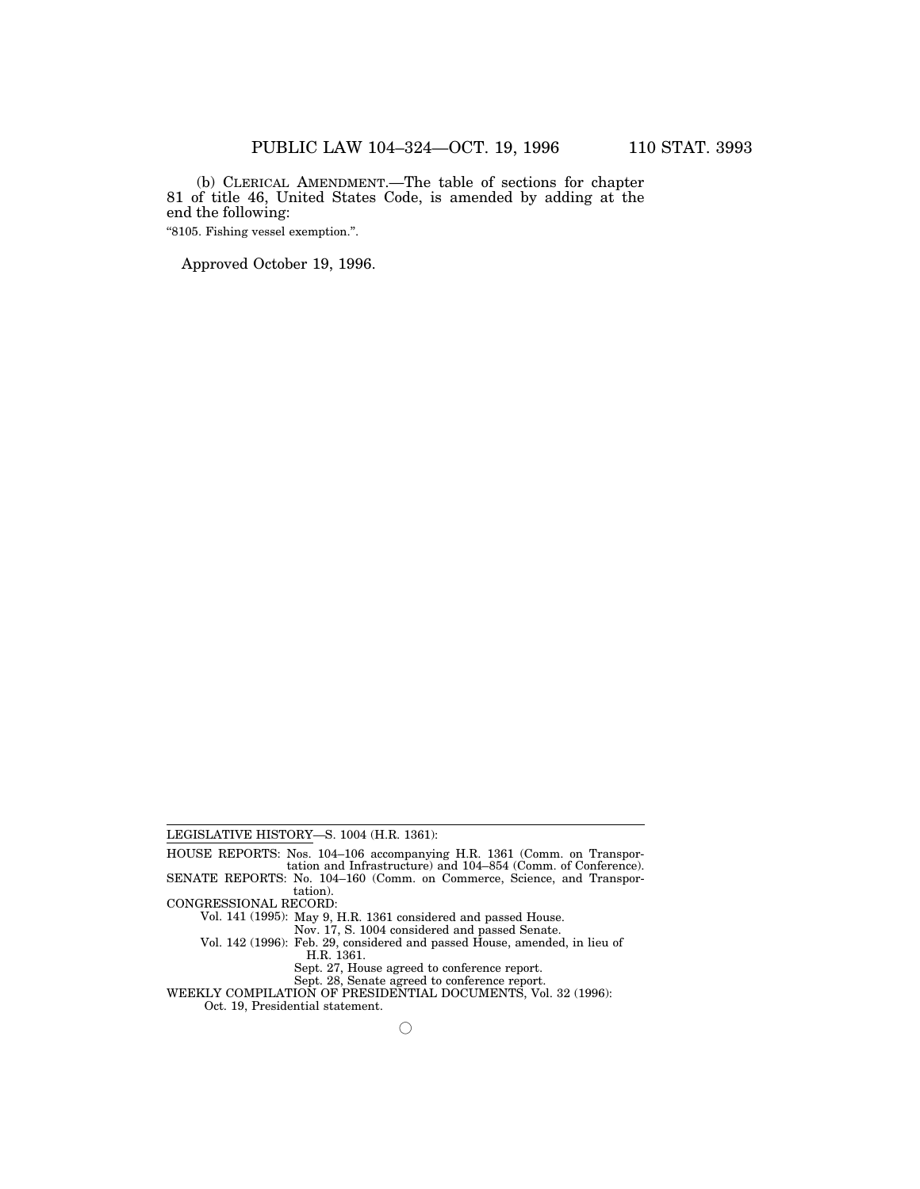(b) CLERICAL AMENDMENT.—The table of sections for chapter 81 of title 46, United States Code, is amended by adding at the end the following:

"8105. Fishing vessel exemption.".

Approved October 19, 1996.

---

LEGISLATIVE HISTORY—S. 1004 (H.R. 1361):

HOUSE REPORTS: Nos. 104–106 accompanying H.R. 1361 (Comm. on Transportation and Infrastructure) and 104–854 (Comm. of Conference).

SENATE REPORTS: No. 104–160 (Comm. on Commerce, Science, and Transportation).

CONGRESSIONAL RECORD:

Vol. 141 (1995): May 9, H.R. 1361 considered and passed House.
Nov. 17, S. 1004 considered and passed Senate.

Vol. 142 (1996): Feb. 29, considered and passed House, amended, in lieu of H.R. 1361.
Sept. 27, House agreed to conference report.
Sept. 28, Senate agreed to conference report.

WEEKLY COMPILATION OF PRESIDENTIAL DOCUMENTS, Vol. 32 (1996):
Oct. 19, Presidential statement.